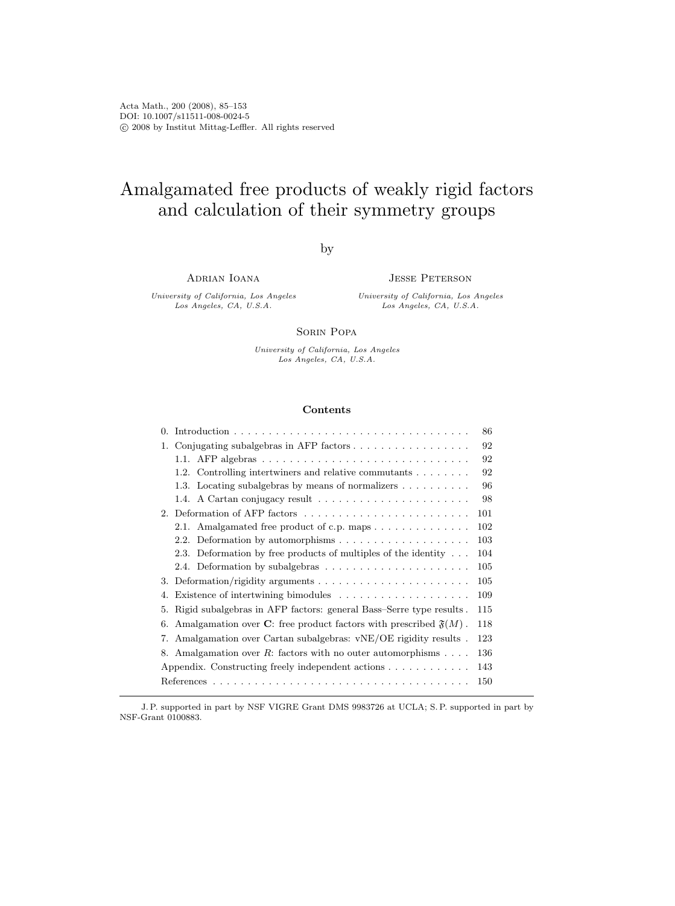Acta Math., 200 (2008), 85–153
DOI: 10.1007/s11511-008-0024-5
© 2008 by Institut Mittag-Leffler. All rights reserved

# Amalgamated free products of weakly rigid factors and calculation of their symmetry groups

by

Adrian Ioana
*University of California, Los Angeles*
*Los Angeles, CA, U.S.A.*

Jesse Peterson
*University of California, Los Angeles*
*Los Angeles, CA, U.S.A.*

Sorin Popa
*University of California, Los Angeles*
*Los Angeles, CA, U.S.A.*

### Contents

| | |
|---|---|
| 0. Introduction | 86 |
| 1. Conjugating subalgebras in AFP factors | 92 |
| 1.1. AFP algebras | 92 |
| 1.2. Controlling intertwiners and relative commutants | 92 |
| 1.3. Locating subalgebras by means of normalizers | 96 |
| 1.4. A Cartan conjugacy result | 98 |
| 2. Deformation of AFP factors | 101 |
| 2.1. Amalgamated free product of c.p. maps | 102 |
| 2.2. Deformation by automorphisms | 103 |
| 2.3. Deformation by free products of multiples of the identity | 104 |
| 2.4. Deformation by subalgebras | 105 |
| 3. Deformation/rigidity arguments | 105 |
| 4. Existence of intertwining bimodules | 109 |
| 5. Rigid subalgebras in AFP factors: general Bass–Serre type results | 115 |
| 6. Amalgamation over **C**: free product factors with prescribed $\mathfrak{F}(M)$ | 118 |
| 7. Amalgamation over Cartan subalgebras: vNE/OE rigidity results | 123 |
| 8. Amalgamation over $R$: factors with no outer automorphisms | 136 |
| Appendix. Constructing freely independent actions | 143 |
| References | 150 |

J. P. supported in part by NSF VIGRE Grant DMS 9983726 at UCLA; S. P. supported in part by NSF-Grant 0100883.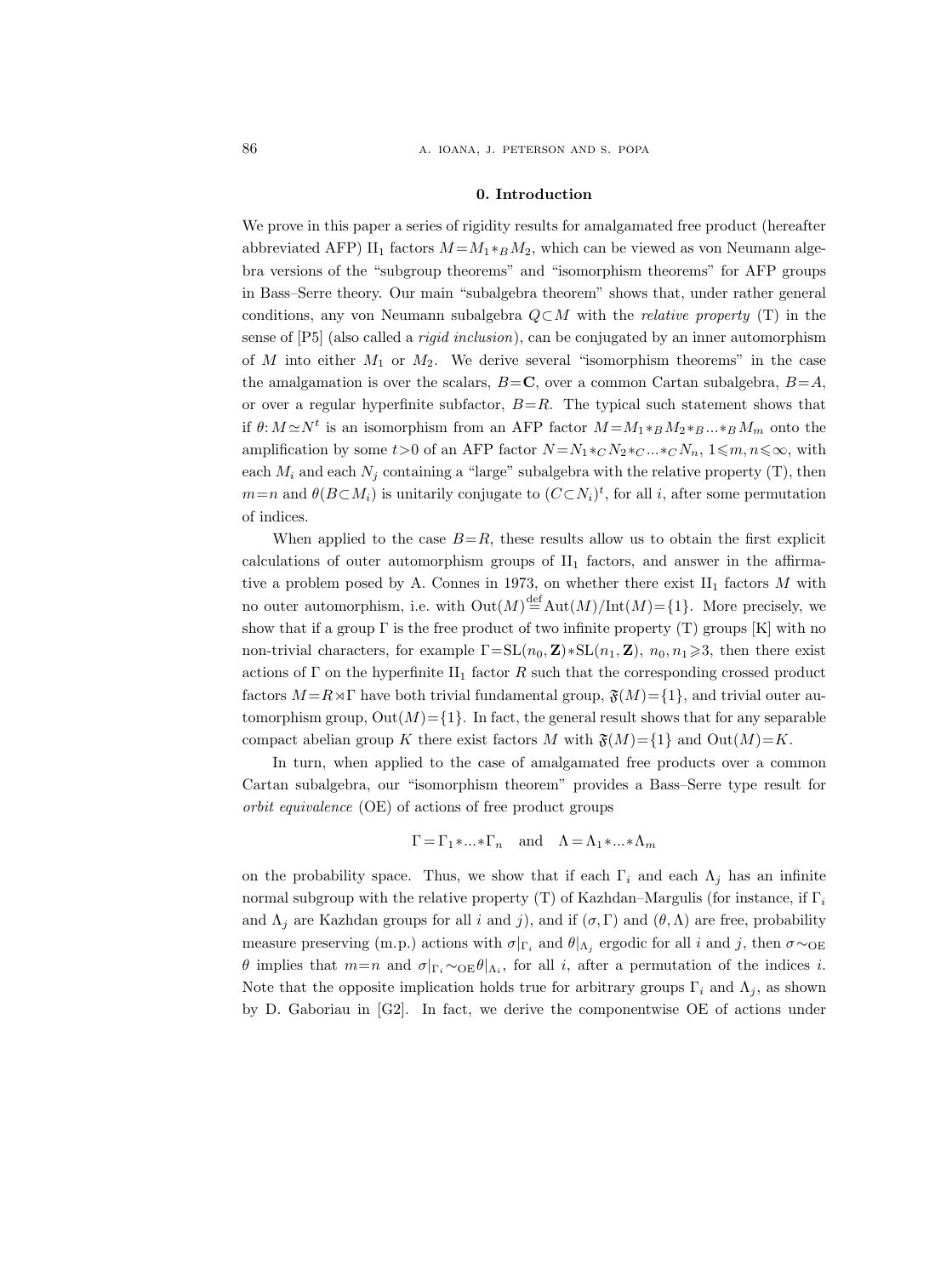## 0. Introduction

We prove in this paper a series of rigidity results for amalgamated free product (hereafter abbreviated AFP) $\mathrm{II}_1$ factors $M=M_1*_B M_2$, which can be viewed as von Neumann algebra versions of the "subgroup theorems" and "isomorphism theorems" for AFP groups in Bass–Serre theory. Our main "subalgebra theorem" shows that, under rather general conditions, any von Neumann subalgebra $Q\subset M$ with the *relative property* (T) in the sense of [P5] (also called a *rigid inclusion*), can be conjugated by an inner automorphism of $M$ into either $M_1$ or $M_2$. We derive several "isomorphism theorems" in the case the amalgamation is over the scalars, $B=\mathbf{C}$, over a common Cartan subalgebra, $B=A$, or over a regular hyperfinite subfactor, $B=R$. The typical such statement shows that if $\theta: M\simeq N^t$ is an isomorphism from an AFP factor $M=M_1*_B M_2*_B...*_B M_m$ onto the amplification by some $t>0$ of an AFP factor $N=N_1*_C N_2*_C...*_C N_n$, $1\leqslant m,n\leqslant\infty$, with each $M_i$ and each $N_j$ containing a "large" subalgebra with the relative property (T), then $m=n$ and $\theta(B\subset M_i)$ is unitarily conjugate to $(C\subset N_i)^t$, for all $i$, after some permutation of indices.

When applied to the case $B=R$, these results allow us to obtain the first explicit calculations of outer automorphism groups of $\mathrm{II}_1$ factors, and answer in the affirmative a problem posed by A. Connes in 1973, on whether there exist $\mathrm{II}_1$ factors $M$ with no outer automorphism, i.e. with $\mathrm{Out}(M)\overset{\mathrm{def}}{=}\mathrm{Aut}(M)/\mathrm{Int}(M)=\{1\}$. More precisely, we show that if a group $\Gamma$ is the free product of two infinite property (T) groups [K] with no non-trivial characters, for example $\Gamma=\mathrm{SL}(n_0,\mathbf{Z})*\mathrm{SL}(n_1,\mathbf{Z})$, $n_0,n_1\geqslant 3$, then there exist actions of $\Gamma$ on the hyperfinite $\mathrm{II}_1$ factor $R$ such that the corresponding crossed product factors $M=R\rtimes\Gamma$ have both trivial fundamental group, $\mathfrak{F}(M)=\{1\}$, and trivial outer automorphism group, $\mathrm{Out}(M)=\{1\}$. In fact, the general result shows that for any separable compact abelian group $K$ there exist factors $M$ with $\mathfrak{F}(M)=\{1\}$ and $\mathrm{Out}(M)=K$.

In turn, when applied to the case of amalgamated free products over a common Cartan subalgebra, our "isomorphism theorem" provides a Bass–Serre type result for *orbit equivalence* (OE) of actions of free product groups

$$\Gamma=\Gamma_1*...*\Gamma_n \quad\text{and}\quad \Lambda=\Lambda_1*...*\Lambda_m$$

on the probability space. Thus, we show that if each $\Gamma_i$ and each $\Lambda_j$ has an infinite normal subgroup with the relative property (T) of Kazhdan–Margulis (for instance, if $\Gamma_i$ and $\Lambda_j$ are Kazhdan groups for all $i$ and $j$), and if $(\sigma,\Gamma)$ and $(\theta,\Lambda)$ are free, probability measure preserving (m.p.) actions with $\sigma|_{\Gamma_i}$ and $\theta|_{\Lambda_j}$ ergodic for all $i$ and $j$, then $\sigma\sim_{\mathrm{OE}}\theta$ implies that $m=n$ and $\sigma|_{\Gamma_i}\sim_{\mathrm{OE}}\theta|_{\Lambda_i}$, for all $i$, after a permutation of the indices $i$. Note that the opposite implication holds true for arbitrary groups $\Gamma_i$ and $\Lambda_j$, as shown by D. Gaboriau in [G2]. In fact, we derive the componentwise OE of actions under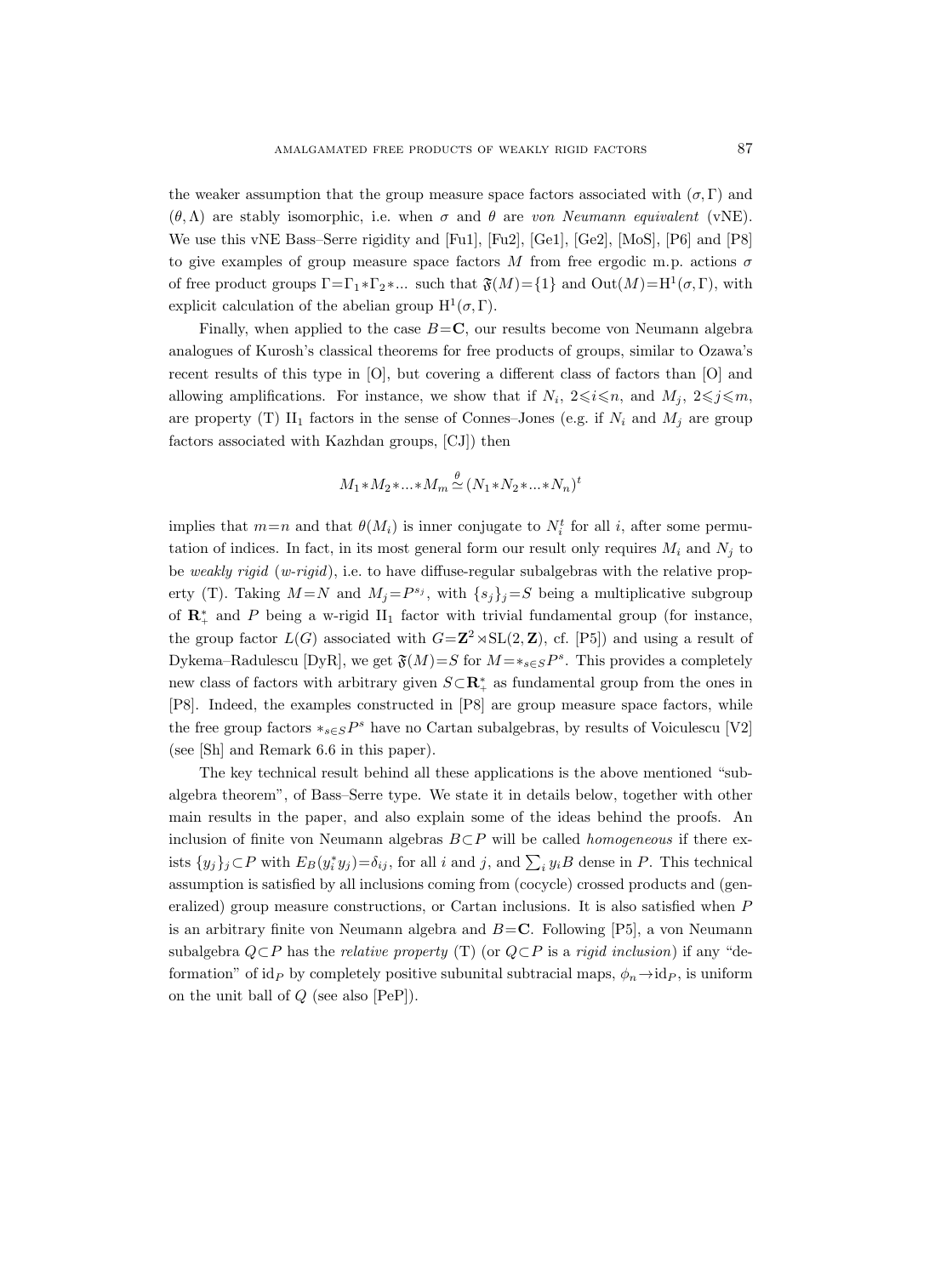the weaker assumption that the group measure space factors associated with $(\sigma, \Gamma)$ and $(\theta, \Lambda)$ are stably isomorphic, i.e. when $\sigma$ and $\theta$ are *von Neumann equivalent* (vNE). We use this vNE Bass–Serre rigidity and [Fu1], [Fu2], [Ge1], [Ge2], [MoS], [P6] and [P8] to give examples of group measure space factors $M$ from free ergodic m.p. actions $\sigma$ of free product groups $\Gamma = \Gamma_1 * \Gamma_2 * ...$ such that $\mathfrak{F}(M) = \{1\}$ and $\mathrm{Out}(M) = \mathrm{H}^1(\sigma, \Gamma)$, with explicit calculation of the abelian group $\mathrm{H}^1(\sigma, \Gamma)$.

Finally, when applied to the case $B = \mathbf{C}$, our results become von Neumann algebra analogues of Kurosh's classical theorems for free products of groups, similar to Ozawa's recent results of this type in [O], but covering a different class of factors than [O] and allowing amplifications. For instance, we show that if $N_i$, $2 \leqslant i \leqslant n$, and $M_j$, $2 \leqslant j \leqslant m$, are property (T) $\mathrm{II}_1$ factors in the sense of Connes–Jones (e.g. if $N_i$ and $M_j$ are group factors associated with Kazhdan groups, [CJ]) then

$$M_1 * M_2 * ... * M_m \overset{\theta}{\simeq} (N_1 * N_2 * ... * N_n)^t$$

implies that $m = n$ and that $\theta(M_i)$ is inner conjugate to $N_i^t$ for all $i$, after some permutation of indices. In fact, in its most general form our result only requires $M_i$ and $N_j$ to be *weakly rigid* (*w-rigid*), i.e. to have diffuse-regular subalgebras with the relative property (T). Taking $M = N$ and $M_j = P^{s_j}$, with $\{s_j\}_j = S$ being a multiplicative subgroup of $\mathbf{R}_+^*$ and $P$ being a w-rigid $\mathrm{II}_1$ factor with trivial fundamental group (for instance, the group factor $L(G)$ associated with $G = \mathbf{Z}^2 \rtimes \mathrm{SL}(2, \mathbf{Z})$, cf. [P5]) and using a result of Dykema–Radulescu [DyR], we get $\mathfrak{F}(M) = S$ for $M = *_{s \in S} P^s$. This provides a completely new class of factors with arbitrary given $S \subset \mathbf{R}_+^*$ as fundamental group from the ones in [P8]. Indeed, the examples constructed in [P8] are group measure space factors, while the free group factors $*_{s \in S} P^s$ have no Cartan subalgebras, by results of Voiculescu [V2] (see [Sh] and Remark 6.6 in this paper).

The key technical result behind all these applications is the above mentioned "subalgebra theorem", of Bass–Serre type. We state it in details below, together with other main results in the paper, and also explain some of the ideas behind the proofs. An inclusion of finite von Neumann algebras $B \subset P$ will be called *homogeneous* if there exists $\{y_j\}_j \subset P$ with $E_B(y_i^* y_j) = \delta_{ij}$, for all $i$ and $j$, and $\sum_i y_i B$ dense in $P$. This technical assumption is satisfied by all inclusions coming from (cocycle) crossed products and (generalized) group measure constructions, or Cartan inclusions. It is also satisfied when $P$ is an arbitrary finite von Neumann algebra and $B = \mathbf{C}$. Following [P5], a von Neumann subalgebra $Q \subset P$ has the *relative property* (T) (or $Q \subset P$ is a *rigid inclusion*) if any "deformation" of $\mathrm{id}_P$ by completely positive subunital subtracial maps, $\phi_n \to \mathrm{id}_P$, is uniform on the unit ball of $Q$ (see also [PeP]).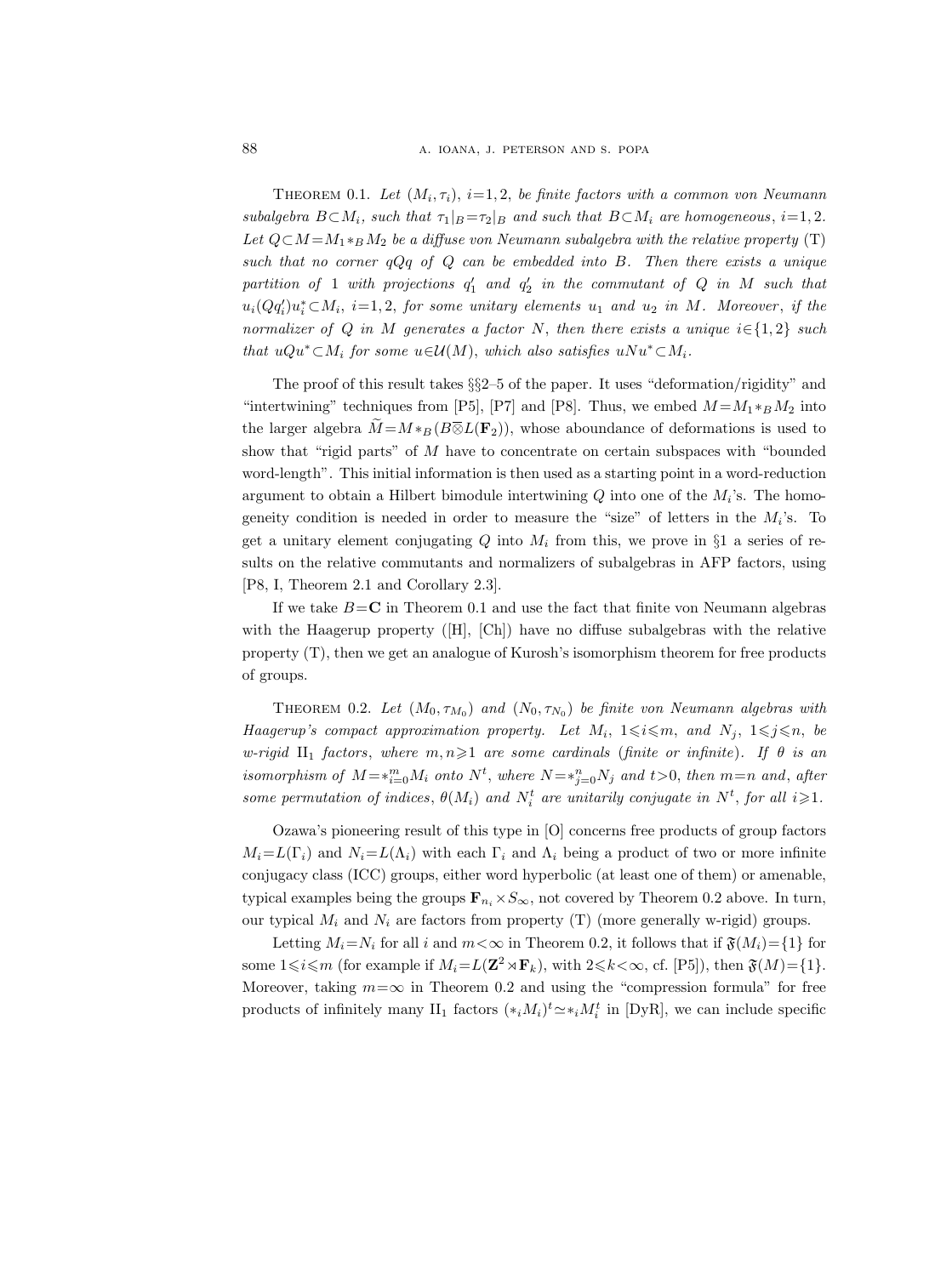Theorem 0.1. *Let $(M_i,\tau_i)$, $i=1,2$, be finite factors with a common von Neumann subalgebra $B\subset M_i$, such that $\tau_1|_B=\tau_2|_B$ and such that $B\subset M_i$ are homogeneous*, $i=1,2$. *Let $Q\subset M=M_1*_B M_2$ be a diffuse von Neumann subalgebra with the relative property* (T) *such that no corner $qQq$ of $Q$ can be embedded into $B$. Then there exists a unique partition of* 1 *with projections $q_1'$ and $q_2'$ in the commutant of $Q$ in $M$ such that $u_i(Qq_i')u_i^*\subset M_i$, $i=1,2$, for some unitary elements $u_1$ and $u_2$ in $M$. Moreover*, *if the normalizer of $Q$ in $M$ generates a factor $N$, then there exists a unique $i\in\{1,2\}$ such that $uQu^*\subset M_i$ for some $u\in\mathcal{U}(M)$, which also satisfies $uNu^*\subset M_i$.*

The proof of this result takes §§2–5 of the paper. It uses "deformation/rigidity" and "intertwining" techniques from [P5], [P7] and [P8]. Thus, we embed $M=M_1*_B M_2$ into the larger algebra $\widetilde{M}=M*_B(B\overline{\otimes}L(\mathbf{F}_2))$, whose aboundance of deformations is used to show that "rigid parts" of $M$ have to concentrate on certain subspaces with "bounded word-length". This initial information is then used as a starting point in a word-reduction argument to obtain a Hilbert bimodule intertwining $Q$ into one of the $M_i$'s. The homogeneity condition is needed in order to measure the "size" of letters in the $M_i$'s. To get a unitary element conjugating $Q$ into $M_i$ from this, we prove in §1 a series of results on the relative commutants and normalizers of subalgebras in AFP factors, using [P8, I, Theorem 2.1 and Corollary 2.3].

If we take $B=\mathbf{C}$ in Theorem 0.1 and use the fact that finite von Neumann algebras with the Haagerup property ([H], [Ch]) have no diffuse subalgebras with the relative property (T), then we get an analogue of Kurosh's isomorphism theorem for free products of groups.

Theorem 0.2. *Let $(M_0,\tau_{M_0})$ and $(N_0,\tau_{N_0})$ be finite von Neumann algebras with Haagerup's compact approximation property. Let $M_i$, $1\leqslant i\leqslant m$, and $N_j$, $1\leqslant j\leqslant n$, be w-rigid* $\mathrm{II}_1$ *factors, where $m,n\geqslant 1$ are some cardinals* (*finite or infinite*). *If $\theta$ is an isomorphism of $M=*_{i=0}^m M_i$ onto $N^t$, where $N=*_{j=0}^n N_j$ and $t>0$, then $m=n$ and*, *after some permutation of indices*, *$\theta(M_i)$ and $N_i^t$ are unitarily conjugate in $N^t$, for all $i\geqslant 1$.*

Ozawa's pioneering result of this type in [O] concerns free products of group factors $M_i=L(\Gamma_i)$ and $N_i=L(\Lambda_i)$ with each $\Gamma_i$ and $\Lambda_i$ being a product of two or more infinite conjugacy class (ICC) groups, either word hyperbolic (at least one of them) or amenable, typical examples being the groups $\mathbf{F}_{n_i}\times S_\infty$, not covered by Theorem 0.2 above. In turn, our typical $M_i$ and $N_i$ are factors from property (T) (more generally w-rigid) groups.

Letting $M_i=N_i$ for all $i$ and $m<\infty$ in Theorem 0.2, it follows that if $\mathfrak{F}(M_i)=\{1\}$ for some $1\leqslant i\leqslant m$ (for example if $M_i=L(\mathbf{Z}^2\rtimes\mathbf{F}_k)$, with $2\leqslant k<\infty$, cf. [P5]), then $\mathfrak{F}(M)=\{1\}$. Moreover, taking $m=\infty$ in Theorem 0.2 and using the "compression formula" for free products of infinitely many $\mathrm{II}_1$ factors $(*_i M_i)^t\simeq *_i M_i^t$ in [DyR], we can include specific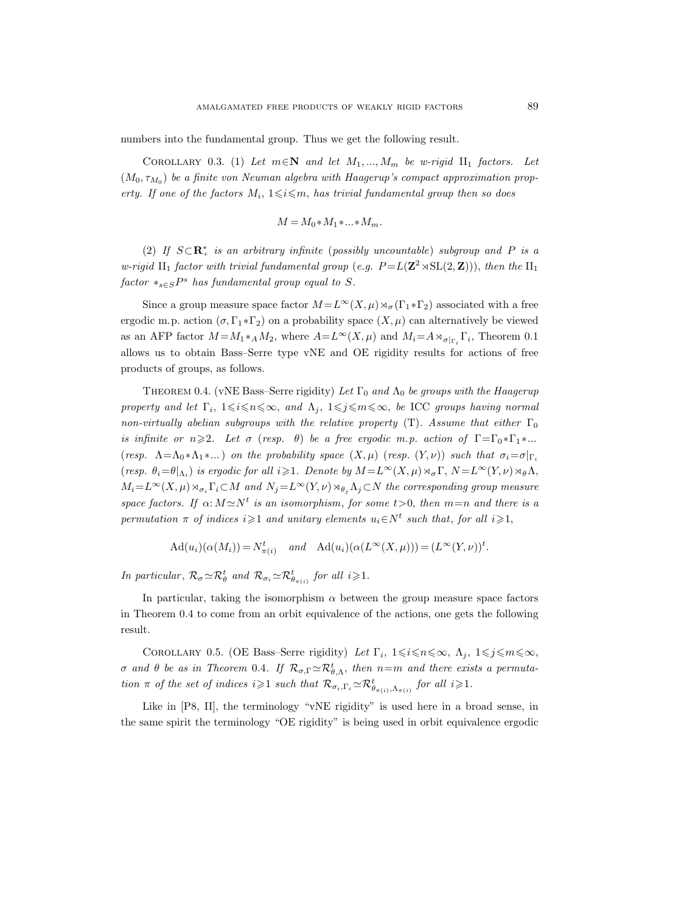numbers into the fundamental group. Thus we get the following result.

Corollary 0.3. (1) *Let $m\in\mathbf{N}$ and let $M_1, ..., M_m$ be w-rigid* $\mathrm{II}_1$ *factors. Let $(M_0, \tau_{M_0})$ be a finite von Neuman algebra with Haagerup's compact approximation property. If one of the factors $M_i$, $1\leqslant i\leqslant m$, has trivial fundamental group then so does*

$$M = M_0 * M_1 * ... * M_m.$$

(2) *If $S\subset\mathbf{R}_+^*$ is an arbitrary infinite* (*possibly uncountable*) *subgroup and $P$ is a w-rigid* $\mathrm{II}_1$ *factor with trivial fundamental group* (*e.g.* $P = L(\mathbf{Z}^2\rtimes \mathrm{SL}(2,\mathbf{Z}))$), *then the* $\mathrm{II}_1$ *factor* $*_{s\in S}P^s$ *has fundamental group equal to $S$.*

Since a group measure space factor $M = L^\infty(X,\mu)\rtimes_\sigma(\Gamma_1 * \Gamma_2)$ associated with a free ergodic m.p. action $(\sigma, \Gamma_1 * \Gamma_2)$ on a probability space $(X,\mu)$ can alternatively be viewed as an AFP factor $M = M_1 *_A M_2$, where $A = L^\infty(X,\mu)$ and $M_i = A\rtimes_{\sigma|_{\Gamma_i}}\Gamma_i$, Theorem 0.1 allows us to obtain Bass–Serre type vNE and OE rigidity results for actions of free products of groups, as follows.

Theorem 0.4. (vNE Bass–Serre rigidity) *Let $\Gamma_0$ and $\Lambda_0$ be groups with the Haagerup property and let $\Gamma_i$, $1\leqslant i\leqslant n\leqslant\infty$, and $\Lambda_j$, $1\leqslant j\leqslant m\leqslant\infty$, be* ICC *groups having normal non-virtually abelian subgroups with the relative property* (T). *Assume that either $\Gamma_0$ is infinite or $n\geqslant 2$. Let $\sigma$* (*resp.* $\theta$) *be a free ergodic m.p. action of $\Gamma = \Gamma_0 * \Gamma_1 * ...$* (*resp.* $\Lambda = \Lambda_0 * \Lambda_1 * ...$) *on the probability space $(X,\mu)$* (*resp.* $(Y,\nu)$) *such that $\sigma_i = \sigma|_{\Gamma_i}$* (*resp.* $\theta_i = \theta|_{\Lambda_i}$) *is ergodic for all $i\geqslant 1$. Denote by $M = L^\infty(X,\mu)\rtimes_\sigma\Gamma$, $N = L^\infty(Y,\nu)\rtimes_\theta\Lambda$, $M_i = L^\infty(X,\mu)\rtimes_{\sigma_i}\Gamma_i\subset M$ and $N_j = L^\infty(Y,\nu)\rtimes_{\theta_j}\Lambda_j\subset N$ the corresponding group measure space factors. If $\alpha\colon M\simeq N^t$ is an isomorphism, for some $t>0$, then $m=n$ and there is a permutation $\pi$ of indices $i\geqslant 1$ and unitary elements $u_i\in N^t$ such that, for all $i\geqslant 1$,*

$$\mathrm{Ad}(u_i)(\alpha(M_i)) = N^t_{\pi(i)} \quad \textit{and} \quad \mathrm{Ad}(u_i)(\alpha(L^\infty(X,\mu))) = (L^\infty(Y,\nu))^t.$$

*In particular, $\mathcal{R}_\sigma\simeq\mathcal{R}_\theta^t$ and $\mathcal{R}_{\sigma_i}\simeq\mathcal{R}^t_{\theta_{\pi(i)}}$ for all $i\geqslant 1$.*

In particular, taking the isomorphism $\alpha$ between the group measure space factors in Theorem 0.4 to come from an orbit equivalence of the actions, one gets the following result.

Corollary 0.5. (OE Bass–Serre rigidity) *Let $\Gamma_i$, $1\leqslant i\leqslant n\leqslant\infty$, $\Lambda_j$, $1\leqslant j\leqslant m\leqslant\infty$, $\sigma$ and $\theta$ be as in Theorem 0.4. If $\mathcal{R}_{\sigma,\Gamma}\simeq\mathcal{R}^t_{\theta,\Lambda}$, then $n=m$ and there exists a permutation $\pi$ of the set of indices $i\geqslant 1$ such that $\mathcal{R}_{\sigma_i,\Gamma_i}\simeq\mathcal{R}^t_{\theta_{\pi(i)},\Lambda_{\pi(i)}}$ for all $i\geqslant 1$.*

Like in [P8, II], the terminology "vNE rigidity" is used here in a broad sense, in the same spirit the terminology "OE rigidity" is being used in orbit equivalence ergodic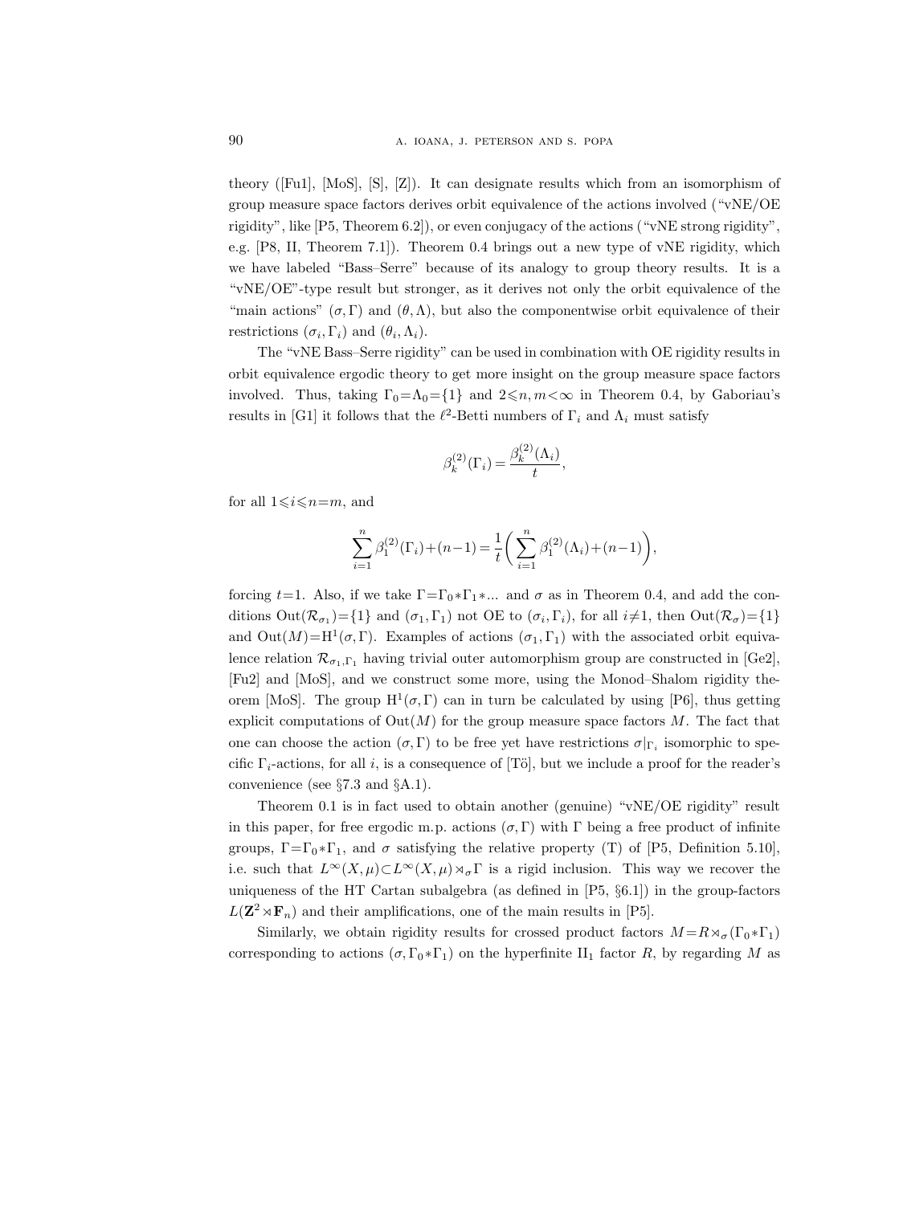theory ([Fu1], [MoS], [S], [Z]). It can designate results which from an isomorphism of group measure space factors derives orbit equivalence of the actions involved ("vNE/OE rigidity", like [P5, Theorem 6.2]), or even conjugacy of the actions ("vNE strong rigidity", e.g. [P8, II, Theorem 7.1]). Theorem 0.4 brings out a new type of vNE rigidity, which we have labeled "Bass–Serre" because of its analogy to group theory results. It is a "vNE/OE"-type result but stronger, as it derives not only the orbit equivalence of the "main actions" $(\sigma, \Gamma)$ and $(\theta, \Lambda)$, but also the componentwise orbit equivalence of their restrictions $(\sigma_i, \Gamma_i)$ and $(\theta_i, \Lambda_i)$.

The "vNE Bass–Serre rigidity" can be used in combination with OE rigidity results in orbit equivalence ergodic theory to get more insight on the group measure space factors involved. Thus, taking $\Gamma_0=\Lambda_0=\{1\}$ and $2\leqslant n, m<\infty$ in Theorem 0.4, by Gaboriau's results in [G1] it follows that the $\ell^2$-Betti numbers of $\Gamma_i$ and $\Lambda_i$ must satisfy

$$\beta_k^{(2)}(\Gamma_i) = \frac{\beta_k^{(2)}(\Lambda_i)}{t},$$

for all $1\leqslant i\leqslant n=m$, and

$$\sum_{i=1}^{n} \beta_1^{(2)}(\Gamma_i)+(n-1) = \frac{1}{t}\bigg(\sum_{i=1}^{n} \beta_1^{(2)}(\Lambda_i)+(n-1)\bigg),$$

forcing $t=1$. Also, if we take $\Gamma=\Gamma_0*\Gamma_1*...$ and $\sigma$ as in Theorem 0.4, and add the conditions $\mathrm{Out}(\mathcal{R}_{\sigma_1})=\{1\}$ and $(\sigma_1, \Gamma_1)$ not OE to $(\sigma_i, \Gamma_i)$, for all $i\neq 1$, then $\mathrm{Out}(\mathcal{R}_\sigma)=\{1\}$ and $\mathrm{Out}(M)=\mathrm{H}^1(\sigma, \Gamma)$. Examples of actions $(\sigma_1, \Gamma_1)$ with the associated orbit equivalence relation $\mathcal{R}_{\sigma_1, \Gamma_1}$ having trivial outer automorphism group are constructed in [Ge2], [Fu2] and [MoS], and we construct some more, using the Monod–Shalom rigidity theorem [MoS]. The group $\mathrm{H}^1(\sigma, \Gamma)$ can in turn be calculated by using [P6], thus getting explicit computations of $\mathrm{Out}(M)$ for the group measure space factors $M$. The fact that one can choose the action $(\sigma, \Gamma)$ to be free yet have restrictions $\sigma|_{\Gamma_i}$ isomorphic to specific $\Gamma_i$-actions, for all $i$, is a consequence of [Tö], but we include a proof for the reader's convenience (see §7.3 and §A.1).

Theorem 0.1 is in fact used to obtain another (genuine) "vNE/OE rigidity" result in this paper, for free ergodic m.p. actions $(\sigma, \Gamma)$ with $\Gamma$ being a free product of infinite groups, $\Gamma=\Gamma_0*\Gamma_1$, and $\sigma$ satisfying the relative property (T) of [P5, Definition 5.10], i.e. such that $L^\infty(X,\mu)\subset L^\infty(X,\mu)\rtimes_\sigma\Gamma$ is a rigid inclusion. This way we recover the uniqueness of the HT Cartan subalgebra (as defined in [P5, §6.1]) in the group-factors $L(\mathbf{Z}^2\rtimes\mathbf{F}_n)$ and their amplifications, one of the main results in [P5].

Similarly, we obtain rigidity results for crossed product factors $M=R\rtimes_\sigma(\Gamma_0*\Gamma_1)$ corresponding to actions $(\sigma, \Gamma_0*\Gamma_1)$ on the hyperfinite $\mathrm{II}_1$ factor $R$, by regarding $M$ as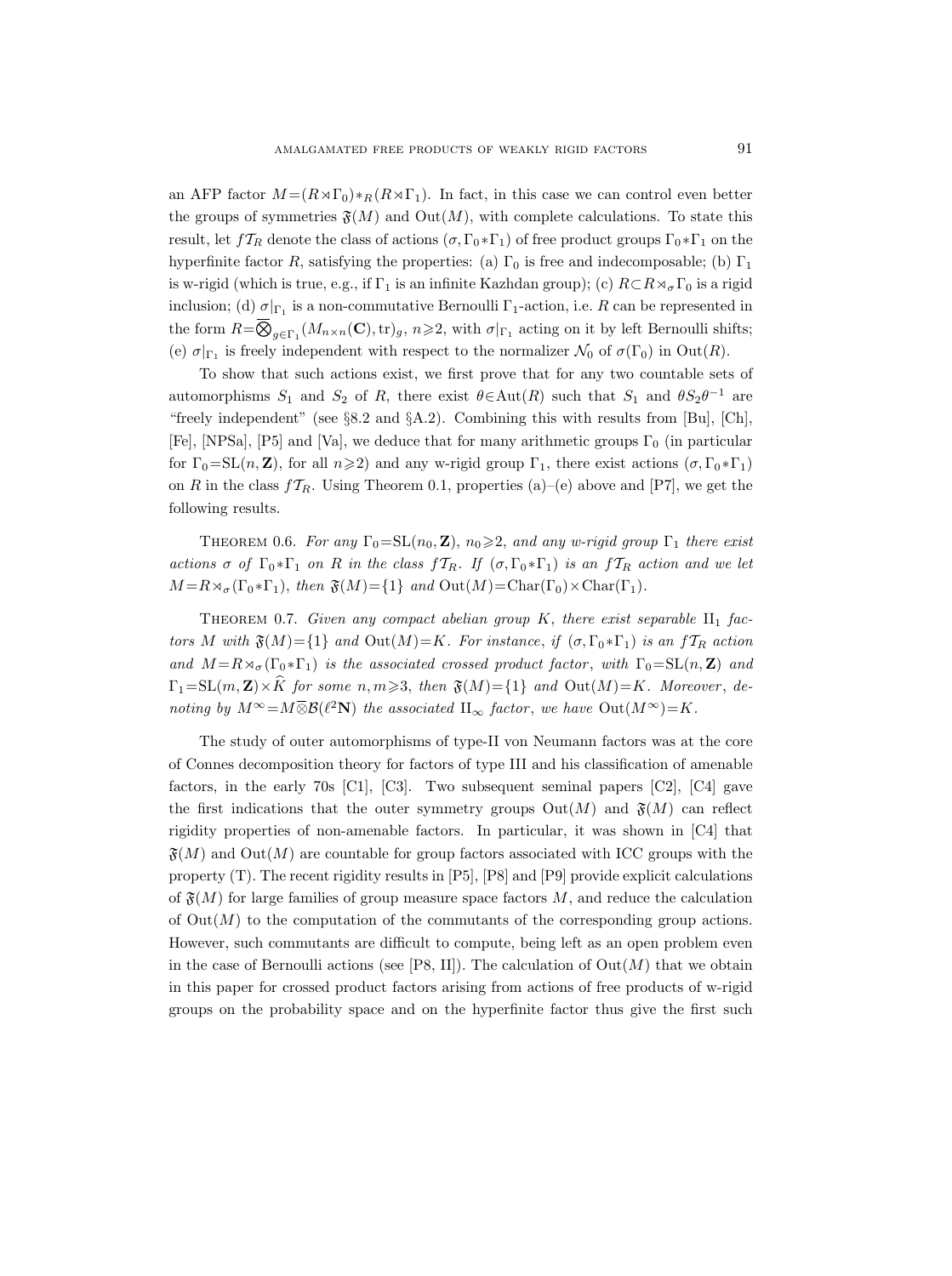an AFP factor $M=(R\rtimes\Gamma_0)*_R(R\rtimes\Gamma_1)$. In fact, in this case we can control even better the groups of symmetries $\mathfrak{F}(M)$ and $\operatorname{Out}(M)$, with complete calculations. To state this result, let $f\mathcal{T}_R$ denote the class of actions $(\sigma, \Gamma_0*\Gamma_1)$ of free product groups $\Gamma_0*\Gamma_1$ on the hyperfinite factor $R$, satisfying the properties: (a) $\Gamma_0$ is free and indecomposable; (b) $\Gamma_1$ is w-rigid (which is true, e.g., if $\Gamma_1$ is an infinite Kazhdan group); (c) $R\subset R\rtimes_\sigma\Gamma_0$ is a rigid inclusion; (d) $\sigma|_{\Gamma_1}$ is a non-commutative Bernoulli $\Gamma_1$-action, i.e. $R$ can be represented in the form $R=\overline{\bigotimes}_{g\in\Gamma_1}(M_{n\times n}(\mathbf{C}), \operatorname{tr})_g$, $n\geqslant 2$, with $\sigma|_{\Gamma_1}$ acting on it by left Bernoulli shifts; (e) $\sigma|_{\Gamma_1}$ is freely independent with respect to the normalizer $\mathcal{N}_0$ of $\sigma(\Gamma_0)$ in $\operatorname{Out}(R)$.

To show that such actions exist, we first prove that for any two countable sets of automorphisms $S_1$ and $S_2$ of $R$, there exist $\theta\in\operatorname{Aut}(R)$ such that $S_1$ and $\theta S_2\theta^{-1}$ are "freely independent" (see §8.2 and §A.2). Combining this with results from [Bu], [Ch], [Fe], [NPSa], [P5] and [Va], we deduce that for many arithmetic groups $\Gamma_0$ (in particular for $\Gamma_0=\mathrm{SL}(n,\mathbf{Z})$, for all $n\geqslant 2$) and any w-rigid group $\Gamma_1$, there exist actions $(\sigma, \Gamma_0*\Gamma_1)$ on $R$ in the class $f\mathcal{T}_R$. Using Theorem 0.1, properties (a)–(e) above and [P7], we get the following results.

Theorem 0.6. *For any $\Gamma_0=\mathrm{SL}(n_0,\mathbf{Z})$, $n_0\geqslant 2$, and any w-rigid group $\Gamma_1$ there exist actions $\sigma$ of $\Gamma_0*\Gamma_1$ on $R$ in the class $f\mathcal{T}_R$. If $(\sigma,\Gamma_0*\Gamma_1)$ is an $f\mathcal{T}_R$ action and we let $M=R\rtimes_\sigma(\Gamma_0*\Gamma_1)$, then $\mathfrak{F}(M)=\{1\}$ and $\operatorname{Out}(M)=\operatorname{Char}(\Gamma_0)\times\operatorname{Char}(\Gamma_1)$.*

Theorem 0.7. *Given any compact abelian group $K$, there exist separable $\mathrm{II}_1$ factors $M$ with $\mathfrak{F}(M)=\{1\}$ and $\operatorname{Out}(M)=K$. For instance, if $(\sigma,\Gamma_0*\Gamma_1)$ is an $f\mathcal{T}_R$ action and $M=R\rtimes_\sigma(\Gamma_0*\Gamma_1)$ is the associated crossed product factor, with $\Gamma_0=\mathrm{SL}(n,\mathbf{Z})$ and $\Gamma_1=\mathrm{SL}(m,\mathbf{Z})\times\widehat{K}$ for some $n,m\geqslant 3$, then $\mathfrak{F}(M)=\{1\}$ and $\operatorname{Out}(M)=K$. Moreover, denoting by $M^\infty=M\overline{\otimes}\mathcal{B}(\ell^2\mathbf{N})$ the associated $\mathrm{II}_\infty$ factor, we have $\operatorname{Out}(M^\infty)=K$.*

The study of outer automorphisms of type-II von Neumann factors was at the core of Connes decomposition theory for factors of type III and his classification of amenable factors, in the early 70s [C1], [C3]. Two subsequent seminal papers [C2], [C4] gave the first indications that the outer symmetry groups $\operatorname{Out}(M)$ and $\mathfrak{F}(M)$ can reflect rigidity properties of non-amenable factors. In particular, it was shown in [C4] that $\mathfrak{F}(M)$ and $\operatorname{Out}(M)$ are countable for group factors associated with ICC groups with the property (T). The recent rigidity results in [P5], [P8] and [P9] provide explicit calculations of $\mathfrak{F}(M)$ for large families of group measure space factors $M$, and reduce the calculation of $\operatorname{Out}(M)$ to the computation of the commutants of the corresponding group actions. However, such commutants are difficult to compute, being left as an open problem even in the case of Bernoulli actions (see [P8, II]). The calculation of $\operatorname{Out}(M)$ that we obtain in this paper for crossed product factors arising from actions of free products of w-rigid groups on the probability space and on the hyperfinite factor thus give the first such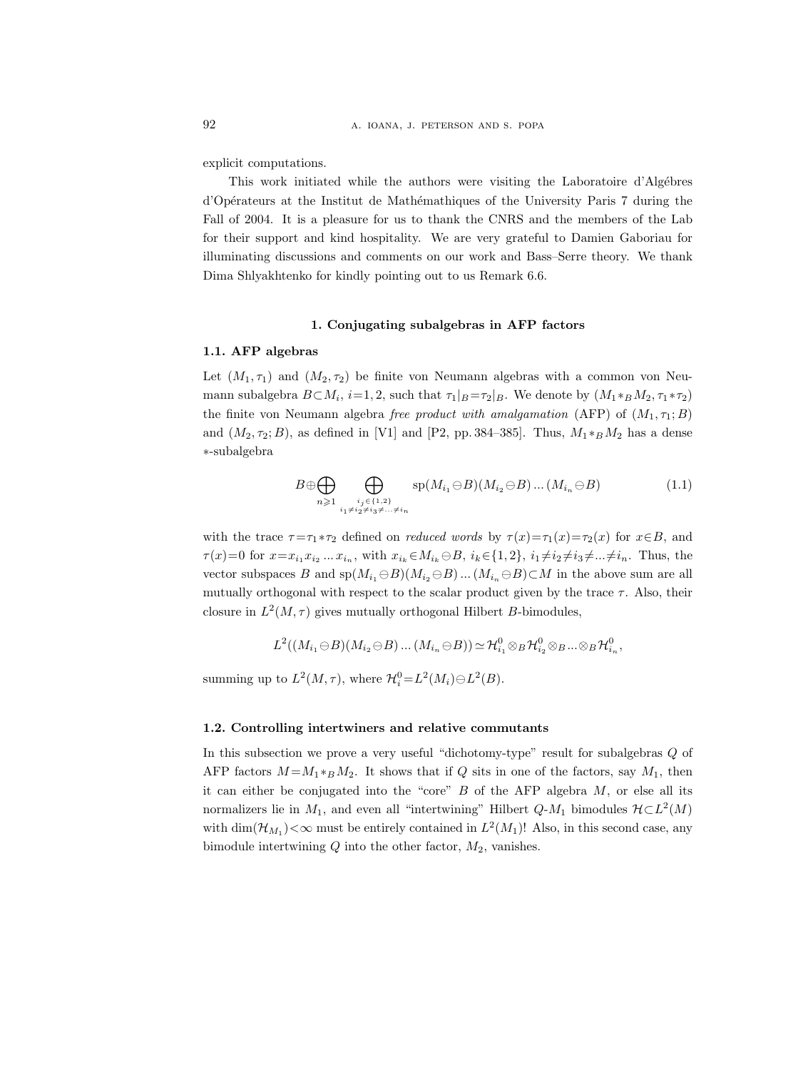explicit computations.

This work initiated while the authors were visiting the Laboratoire d'Algébres d'Opérateurs at the Institut de Mathémathiques of the University Paris 7 during the Fall of 2004. It is a pleasure for us to thank the CNRS and the members of the Lab for their support and kind hospitality. We are very grateful to Damien Gaboriau for illuminating discussions and comments on our work and Bass–Serre theory. We thank Dima Shlyakhtenko for kindly pointing out to us Remark 6.6.

## 1. Conjugating subalgebras in AFP factors

### 1.1. AFP algebras

Let $(M_1, \tau_1)$ and $(M_2, \tau_2)$ be finite von Neumann algebras with a common von Neumann subalgebra $B \subset M_i$, $i=1,2$, such that $\tau_1|_B = \tau_2|_B$. We denote by $(M_1 *_B M_2, \tau_1 * \tau_2)$ the finite von Neumann algebra *free product with amalgamation* (AFP) of $(M_1, \tau_1; B)$ and $(M_2, \tau_2; B)$, as defined in [V1] and [P2, pp. 384–385]. Thus, $M_1 *_B M_2$ has a dense $*$-subalgebra

$$B \oplus \bigoplus_{n \geqslant 1} \bigoplus_{\substack{i_j \in \{1,2\} \\ i_1 \neq i_2 \neq i_3 \neq \ldots \neq i_n}} \operatorname{sp}(M_{i_1} \ominus B)(M_{i_2} \ominus B) \ldots (M_{i_n} \ominus B) \tag{1.1}$$

with the trace $\tau = \tau_1 * \tau_2$ defined on *reduced words* by $\tau(x) = \tau_1(x) = \tau_2(x)$ for $x \in B$, and $\tau(x) = 0$ for $x = x_{i_1} x_{i_2} \ldots x_{i_n}$, with $x_{i_k} \in M_{i_k} \ominus B$, $i_k \in \{1,2\}$, $i_1 \neq i_2 \neq i_3 \neq \ldots \neq i_n$. Thus, the vector subspaces $B$ and $\operatorname{sp}(M_{i_1} \ominus B)(M_{i_2} \ominus B) \ldots (M_{i_n} \ominus B) \subset M$ in the above sum are all mutually orthogonal with respect to the scalar product given by the trace $\tau$. Also, their closure in $L^2(M, \tau)$ gives mutually orthogonal Hilbert $B$-bimodules,

$$L^2((M_{i_1} \ominus B)(M_{i_2} \ominus B) \ldots (M_{i_n} \ominus B)) \simeq \mathcal{H}^0_{i_1} \otimes_B \mathcal{H}^0_{i_2} \otimes_B \ldots \otimes_B \mathcal{H}^0_{i_n},$$

summing up to $L^2(M, \tau)$, where $\mathcal{H}^0_i = L^2(M_i) \ominus L^2(B)$.

### 1.2. Controlling intertwiners and relative commutants

In this subsection we prove a very useful "dichotomy-type" result for subalgebras $Q$ of AFP factors $M = M_1 *_B M_2$. It shows that if $Q$ sits in one of the factors, say $M_1$, then it can either be conjugated into the "core" $B$ of the AFP algebra $M$, or else all its normalizers lie in $M_1$, and even all "intertwining" Hilbert $Q$-$M_1$ bimodules $\mathcal{H} \subset L^2(M)$ with $\dim(\mathcal{H}_{M_1}) < \infty$ must be entirely contained in $L^2(M_1)$! Also, in this second case, any bimodule intertwining $Q$ into the other factor, $M_2$, vanishes.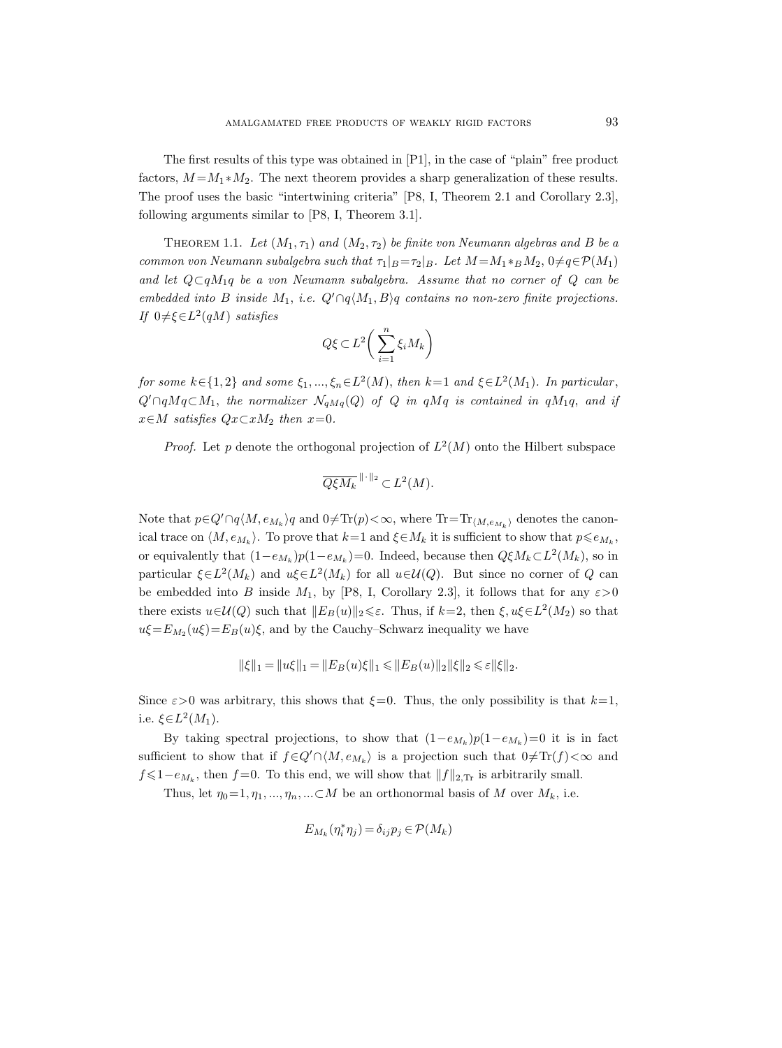The first results of this type was obtained in [P1], in the case of "plain" free product factors, $M=M_1*M_2$. The next theorem provides a sharp generalization of these results. The proof uses the basic "intertwining criteria" [P8, I, Theorem 2.1 and Corollary 2.3], following arguments similar to [P8, I, Theorem 3.1].

Theorem 1.1. *Let $(M_1,\tau_1)$ and $(M_2,\tau_2)$ be finite von Neumann algebras and $B$ be a common von Neumann subalgebra such that $\tau_1|_B=\tau_2|_B$. Let $M=M_1*_B M_2$, $0\neq q\in\mathcal{P}(M_1)$ and let $Q\subset qM_1q$ be a von Neumann subalgebra. Assume that no corner of $Q$ can be embedded into $B$ inside $M_1$, i.e. $Q'\cap q\langle M_1,B\rangle q$ contains no non-zero finite projections. If $0\neq\xi\in L^2(qM)$ satisfies*

$$Q\xi\subset L^2\biggl(\sum_{i=1}^n \xi_i M_k\biggr)$$

*for some $k\in\{1,2\}$ and some $\xi_1,...,\xi_n\in L^2(M)$, then $k=1$ and $\xi\in L^2(M_1)$. In particular, $Q'\cap qMq\subset M_1$, the normalizer $\mathcal{N}_{qMq}(Q)$ of $Q$ in $qMq$ is contained in $qM_1q$, and if $x\in M$ satisfies $Qx\subset xM_2$ then $x=0$.*

*Proof.* Let $p$ denote the orthogonal projection of $L^2(M)$ onto the Hilbert subspace

$$\overline{Q\xi M_k}^{\|\cdot\|_2}\subset L^2(M).$$

Note that $p\in Q'\cap q\langle M,e_{M_k}\rangle q$ and $0\neq\mathrm{Tr}(p)<\infty$, where $\mathrm{Tr}=\mathrm{Tr}_{\langle M,e_{M_k}\rangle}$ denotes the canonical trace on $\langle M,e_{M_k}\rangle$. To prove that $k=1$ and $\xi\in M_k$ it is sufficient to show that $p\leqslant e_{M_k}$, or equivalently that $(1-e_{M_k})p(1-e_{M_k})=0$. Indeed, because then $Q\xi M_k\subset L^2(M_k)$, so in particular $\xi\in L^2(M_k)$ and $u\xi\in L^2(M_k)$ for all $u\in\mathcal{U}(Q)$. But since no corner of $Q$ can be embedded into $B$ inside $M_1$, by [P8, I, Corollary 2.3], it follows that for any $\varepsilon>0$ there exists $u\in\mathcal{U}(Q)$ such that $\|E_B(u)\|_2\leqslant\varepsilon$. Thus, if $k=2$, then $\xi,u\xi\in L^2(M_2)$ so that $u\xi=E_{M_2}(u\xi)=E_B(u)\xi$, and by the Cauchy–Schwarz inequality we have

$$\|\xi\|_1=\|u\xi\|_1=\|E_B(u)\xi\|_1\leqslant\|E_B(u)\|_2\|\xi\|_2\leqslant\varepsilon\|\xi\|_2.$$

Since $\varepsilon>0$ was arbitrary, this shows that $\xi=0$. Thus, the only possibility is that $k=1$, i.e. $\xi\in L^2(M_1)$.

By taking spectral projections, to show that $(1-e_{M_k})p(1-e_{M_k})=0$ it is in fact sufficient to show that if $f\in Q'\cap\langle M,e_{M_k}\rangle$ is a projection such that $0\neq\mathrm{Tr}(f)<\infty$ and $f\leqslant 1-e_{M_k}$, then $f=0$. To this end, we will show that $\|f\|_{2,\mathrm{Tr}}$ is arbitrarily small.

Thus, let $\eta_0=1,\eta_1,...,\eta_n,...\subset M$ be an orthonormal basis of $M$ over $M_k$, i.e.

$$E_{M_k}(\eta_i^*\eta_j)=\delta_{ij}p_j\in\mathcal{P}(M_k)$$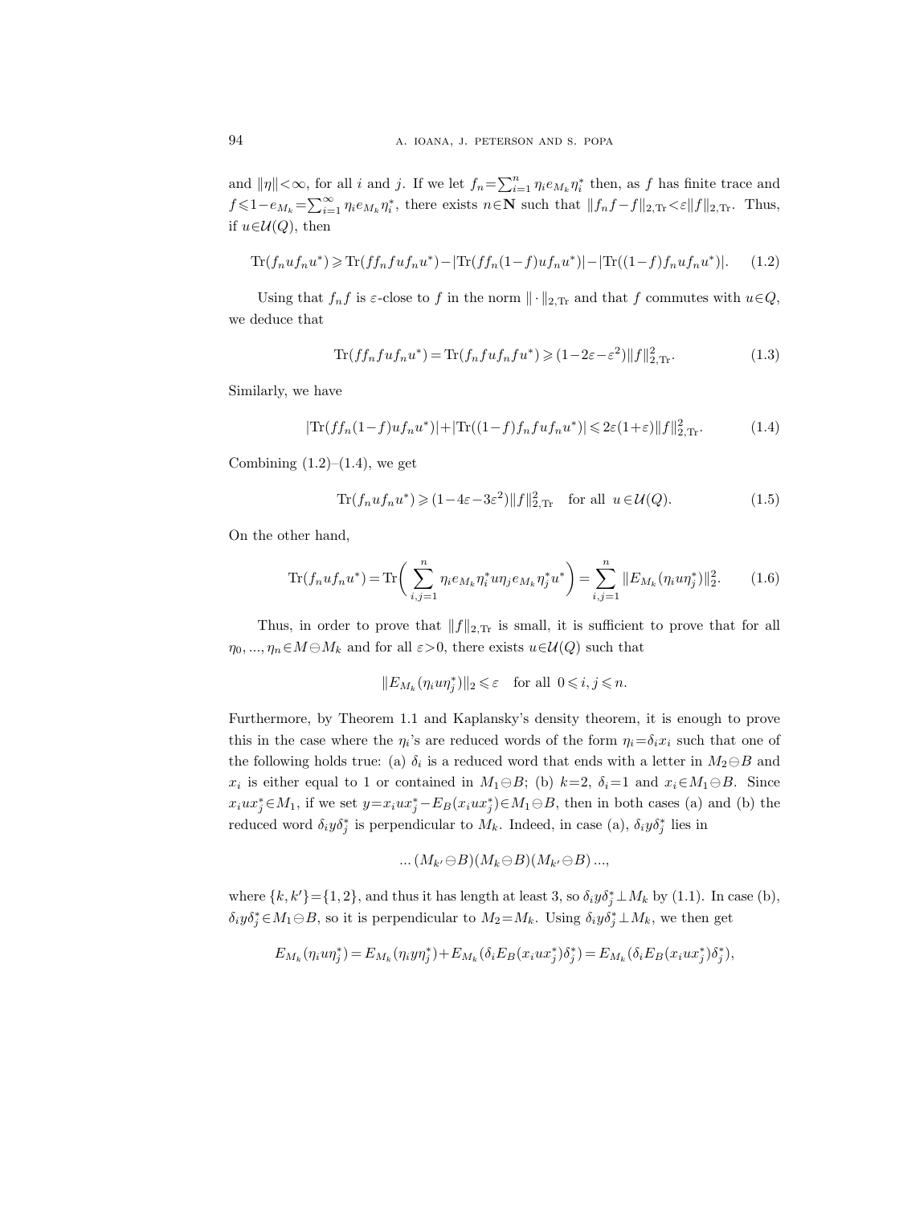and $\|\eta\|<\infty$, for all $i$ and $j$. If we let $f_n=\sum_{i=1}^n \eta_i e_{M_k}\eta_i^*$ then, as $f$ has finite trace and $f\leqslant 1-e_{M_k}=\sum_{i=1}^\infty \eta_i e_{M_k}\eta_i^*$, there exists $n\in\mathbf{N}$ such that $\|f_nf-f\|_{2,\mathrm{Tr}}<\varepsilon\|f\|_{2,\mathrm{Tr}}$. Thus, if $u\in\mathcal{U}(Q)$, then

$$\mathrm{Tr}(f_nuf_nu^*)\geqslant \mathrm{Tr}(ff_nfuf_nu^*)-|\mathrm{Tr}(ff_n(1-f)uf_nu^*)|-|\mathrm{Tr}((1-f)f_nuf_nu^*)|. \tag{1.2}$$

Using that $f_nf$ is $\varepsilon$-close to $f$ in the norm $\|\cdot\|_{2,\mathrm{Tr}}$ and that $f$ commutes with $u\in Q$, we deduce that

$$\mathrm{Tr}(ff_nfuf_nu^*)=\mathrm{Tr}(f_nfuf_nfu^*)\geqslant(1-2\varepsilon-\varepsilon^2)\|f\|_{2,\mathrm{Tr}}^2. \tag{1.3}$$

Similarly, we have

$$|\mathrm{Tr}(ff_n(1-f)uf_nu^*)|+|\mathrm{Tr}((1-f)f_nfuf_nu^*)|\leqslant 2\varepsilon(1+\varepsilon)\|f\|_{2,\mathrm{Tr}}^2. \tag{1.4}$$

Combining (1.2)–(1.4), we get

$$\mathrm{Tr}(f_nuf_nu^*)\geqslant(1-4\varepsilon-3\varepsilon^2)\|f\|_{2,\mathrm{Tr}}^2 \quad \text{for all } u\in\mathcal{U}(Q). \tag{1.5}$$

On the other hand,

$$\mathrm{Tr}(f_nuf_nu^*)=\mathrm{Tr}\biggl(\sum_{i,j=1}^n \eta_ie_{M_k}\eta_i^*u\eta_je_{M_k}\eta_j^*u^*\biggr)=\sum_{i,j=1}^n\|E_{M_k}(\eta_iu\eta_j^*)\|_2^2. \tag{1.6}$$

Thus, in order to prove that $\|f\|_{2,\mathrm{Tr}}$ is small, it is sufficient to prove that for all $\eta_0,...,\eta_n\in M\ominus M_k$ and for all $\varepsilon>0$, there exists $u\in\mathcal{U}(Q)$ such that

$$\|E_{M_k}(\eta_iu\eta_j^*)\|_2\leqslant\varepsilon \quad \text{for all } 0\leqslant i,j\leqslant n.$$

Furthermore, by Theorem 1.1 and Kaplansky's density theorem, it is enough to prove this in the case where the $\eta_i$'s are reduced words of the form $\eta_i=\delta_ix_i$ such that one of the following holds true: (a) $\delta_i$ is a reduced word that ends with a letter in $M_2\ominus B$ and $x_i$ is either equal to 1 or contained in $M_1\ominus B$; (b) $k=2$, $\delta_i=1$ and $x_i\in M_1\ominus B$. Since $x_iux_j^*\in M_1$, if we set $y=x_iux_j^*-E_B(x_iux_j^*)\in M_1\ominus B$, then in both cases (a) and (b) the reduced word $\delta_iy\delta_j^*$ is perpendicular to $M_k$. Indeed, in case (a), $\delta_iy\delta_j^*$ lies in

$$...\,(M_{k'}\ominus B)(M_k\ominus B)(M_{k'}\ominus B)\,...,$$

where $\{k,k'\}=\{1,2\}$, and thus it has length at least 3, so $\delta_iy\delta_j^*\perp M_k$ by (1.1). In case (b), $\delta_iy\delta_j^*\in M_1\ominus B$, so it is perpendicular to $M_2=M_k$. Using $\delta_iy\delta_j^*\perp M_k$, we then get

$$E_{M_k}(\eta_iu\eta_j^*)=E_{M_k}(\eta_iy\eta_j^*)+E_{M_k}(\delta_iE_B(x_iux_j^*)\delta_j^*)=E_{M_k}(\delta_iE_B(x_iux_j^*)\delta_j^*),$$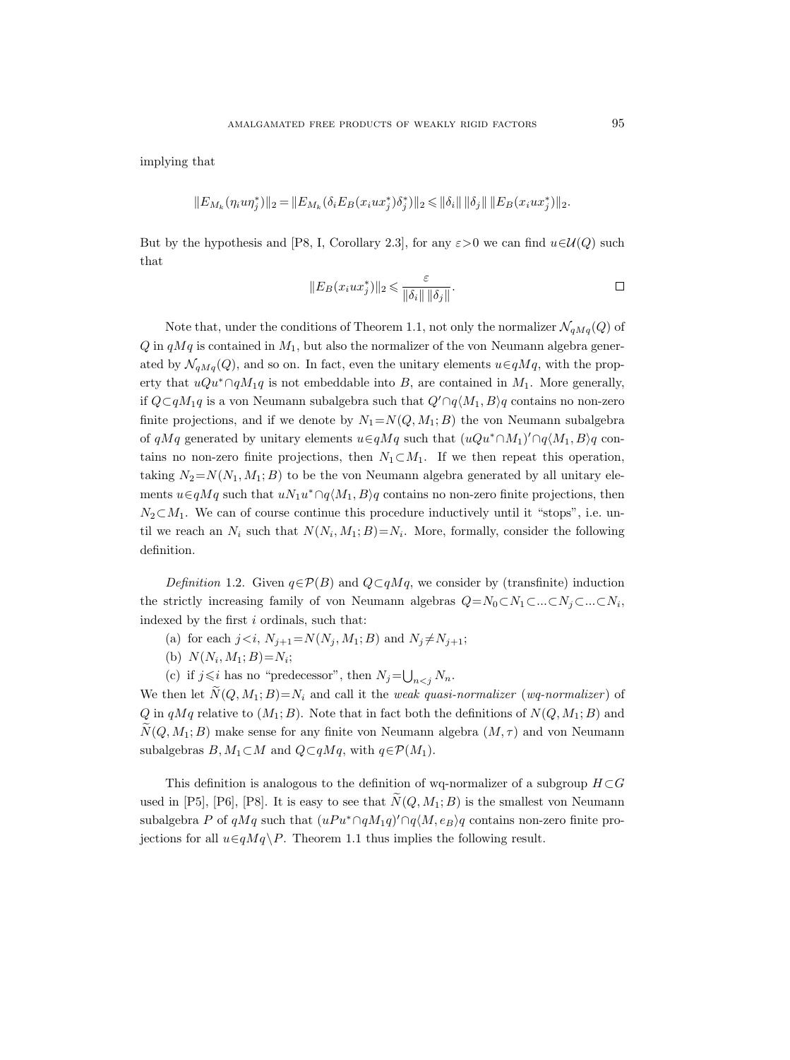implying that

$$\|E_{M_k}(\eta_i u \eta_j^*)\|_2 = \|E_{M_k}(\delta_i E_B(x_i u x_j^*)\delta_j^*)\|_2 \leqslant \|\delta_i\|\,\|\delta_j\|\,\|E_B(x_i u x_j^*)\|_2.$$

But by the hypothesis and [P8, I, Corollary 2.3], for any $\varepsilon > 0$ we can find $u \in \mathcal{U}(Q)$ such that

$$\|E_B(x_i u x_j^*)\|_2 \leqslant \frac{\varepsilon}{\|\delta_i\|\,\|\delta_j\|}. \qquad \square$$

Note that, under the conditions of Theorem 1.1, not only the normalizer $\mathcal{N}_{qMq}(Q)$ of $Q$ in $qMq$ is contained in $M_1$, but also the normalizer of the von Neumann algebra generated by $\mathcal{N}_{qMq}(Q)$, and so on. In fact, even the unitary elements $u \in qMq$, with the property that $uQu^* \cap qM_1q$ is not embeddable into $B$, are contained in $M_1$. More generally, if $Q \subset qM_1q$ is a von Neumann subalgebra such that $Q' \cap q\langle M_1, B\rangle q$ contains no non-zero finite projections, and if we denote by $N_1 = N(Q, M_1; B)$ the von Neumann subalgebra of $qMq$ generated by unitary elements $u \in qMq$ such that $(uQu^* \cap M_1)' \cap q\langle M_1, B\rangle q$ contains no non-zero finite projections, then $N_1 \subset M_1$. If we then repeat this operation, taking $N_2 = N(N_1, M_1; B)$ to be the von Neumann algebra generated by all unitary elements $u \in qMq$ such that $uN_1u^* \cap q\langle M_1, B\rangle q$ contains no non-zero finite projections, then $N_2 \subset M_1$. We can of course continue this procedure inductively until it "stops", i.e. until we reach an $N_i$ such that $N(N_i, M_1; B) = N_i$. More, formally, consider the following definition.

*Definition* 1.2. Given $q \in \mathcal{P}(B)$ and $Q \subset qMq$, we consider by (transfinite) induction the strictly increasing family of von Neumann algebras $Q = N_0 \subset N_1 \subset \ldots \subset N_j \subset \ldots \subset N_i$, indexed by the first $i$ ordinals, such that:

(a) for each $j < i$, $N_{j+1} = N(N_j, M_1; B)$ and $N_j \neq N_{j+1}$;

(b) $N(N_i, M_1; B) = N_i$;

(c) if $j \leqslant i$ has no "predecessor", then $N_j = \bigcup_{n<j} N_n$.

We then let $\widetilde{N}(Q, M_1; B) = N_i$ and call it the *weak quasi-normalizer* (*wq-normalizer*) of $Q$ in $qMq$ relative to $(M_1; B)$. Note that in fact both the definitions of $N(Q, M_1; B)$ and $\widetilde{N}(Q, M_1; B)$ make sense for any finite von Neumann algebra $(M, \tau)$ and von Neumann subalgebras $B, M_1 \subset M$ and $Q \subset qMq$, with $q \in \mathcal{P}(M_1)$.

This definition is analogous to the definition of wq-normalizer of a subgroup $H \subset G$ used in [P5], [P6], [P8]. It is easy to see that $\widetilde{N}(Q, M_1; B)$ is the smallest von Neumann subalgebra $P$ of $qMq$ such that $(uPu^* \cap qM_1q)' \cap q\langle M, e_B\rangle q$ contains non-zero finite projections for all $u \in qMq \setminus P$. Theorem 1.1 thus implies the following result.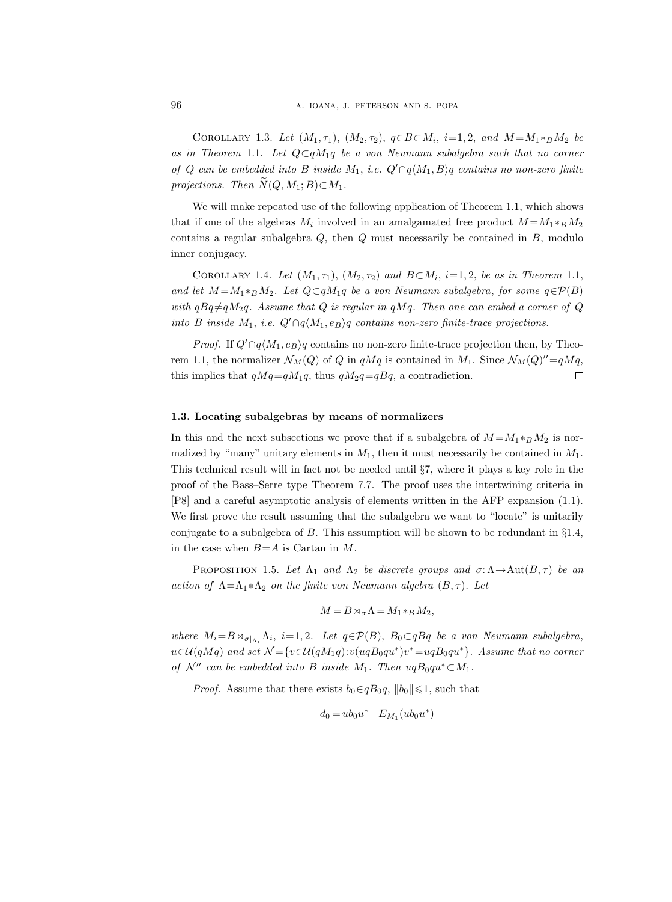Corollary 1.3. *Let $(M_1, \tau_1)$, $(M_2, \tau_2)$, $q \in B \subset M_i$, $i=1,2$, and $M = M_1 *_B M_2$ be as in Theorem* 1.1. *Let $Q \subset qM_1q$ be a von Neumann subalgebra such that no corner of $Q$ can be embedded into $B$ inside $M_1$, i.e. $Q' \cap q\langle M_1, B\rangle q$ contains no non-zero finite projections. Then $\widetilde{N}(Q, M_1; B) \subset M_1$.*

We will make repeated use of the following application of Theorem 1.1, which shows that if one of the algebras $M_i$ involved in an amalgamated free product $M = M_1 *_B M_2$ contains a regular subalgebra $Q$, then $Q$ must necessarily be contained in $B$, modulo inner conjugacy.

Corollary 1.4. *Let $(M_1, \tau_1)$, $(M_2, \tau_2)$ and $B \subset M_i$, $i=1,2$, be as in Theorem* 1.1, *and let $M = M_1 *_B M_2$. Let $Q \subset qM_1q$ be a von Neumann subalgebra, for some $q \in \mathcal{P}(B)$ with $qBq \neq qM_2q$. Assume that $Q$ is regular in $qMq$. Then one can embed a corner of $Q$ into $B$ inside $M_1$, i.e. $Q' \cap q\langle M_1, e_B\rangle q$ contains non-zero finite-trace projections.*

*Proof.* If $Q' \cap q\langle M_1, e_B\rangle q$ contains no non-zero finite-trace projection then, by Theorem 1.1, the normalizer $\mathcal{N}_M(Q)$ of $Q$ in $qMq$ is contained in $M_1$. Since $\mathcal{N}_M(Q)'' = qMq$, this implies that $qMq = qM_1q$, thus $qM_2q = qBq$, a contradiction. $\square$

### 1.3. Locating subalgebras by means of normalizers

In this and the next subsections we prove that if a subalgebra of $M = M_1 *_B M_2$ is normalized by "many" unitary elements in $M_1$, then it must necessarily be contained in $M_1$. This technical result will in fact not be needed until §7, where it plays a key role in the proof of the Bass–Serre type Theorem 7.7. The proof uses the intertwining criteria in [P8] and a careful asymptotic analysis of elements written in the AFP expansion (1.1). We first prove the result assuming that the subalgebra we want to "locate" is unitarily conjugate to a subalgebra of $B$. This assumption will be shown to be redundant in §1.4, in the case when $B = A$ is Cartan in $M$.

Proposition 1.5. *Let $\Lambda_1$ and $\Lambda_2$ be discrete groups and $\sigma: \Lambda \to \operatorname{Aut}(B, \tau)$ be an action of $\Lambda = \Lambda_1 * \Lambda_2$ on the finite von Neumann algebra $(B, \tau)$. Let*

$$M = B \rtimes_\sigma \Lambda = M_1 *_B M_2,$$

*where $M_i = B \rtimes_{\sigma|_{\Lambda_i}} \Lambda_i$, $i=1,2$. Let $q \in \mathcal{P}(B)$, $B_0 \subset qBq$ be a von Neumann subalgebra, $u \in \mathcal{U}(qMq)$ and set $\mathcal{N} = \{v \in \mathcal{U}(qM_1q) : v(uqB_0qu^*)v^* = uqB_0qu^*\}$. Assume that no corner of $\mathcal{N}''$ can be embedded into $B$ inside $M_1$. Then $uqB_0qu^* \subset M_1$.*

*Proof.* Assume that there exists $b_0 \in qB_0q$, $\|b_0\| \leqslant 1$, such that

$$d_0 = ub_0u^* - E_{M_1}(ub_0u^*)$$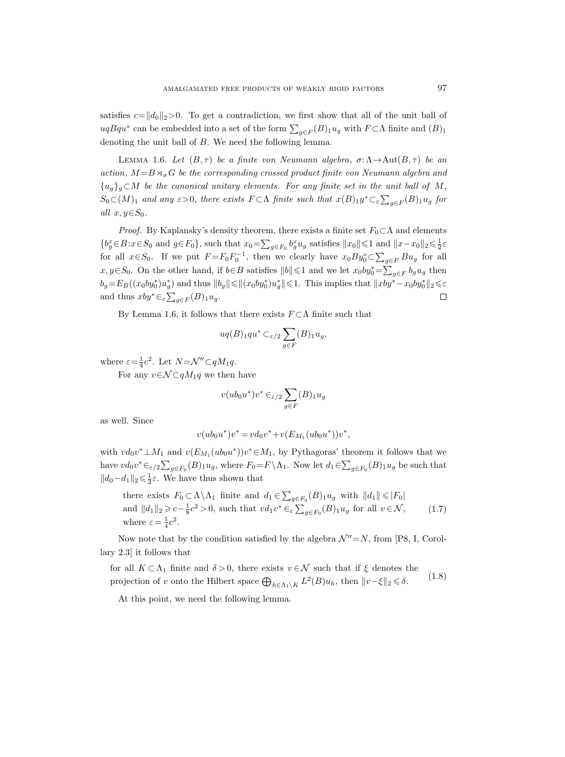satisfies $c=\|d_0\|_2>0$. To get a contradiction, we first show that all of the unit ball of $uqBqu^*$ can be embedded into a set of the form $\sum_{g\in F}(B)_1u_g$ with $F\subset\Lambda$ finite and $(B)_1$ denoting the unit ball of $B$. We need the following lemma.

LEMMA 1.6. *Let $(B,\tau)$ be a finite von Neumann algebra, $\sigma:\Lambda\to\mathrm{Aut}(B,\tau)$ be an action, $M=B\rtimes_\sigma G$ be the corresponding crossed product finite von Neumann algebra and $\{u_g\}_g\subset M$ be the canonical unitary elements. For any finite set in the unit ball of $M$, $S_0\subset(M)_1$ and any $\varepsilon>0$, there exists $F\subset\Lambda$ finite such that $x(B)_1y^*\subset_\varepsilon\sum_{g\in F}(B)_1u_g$ for all $x,y\in S_0$.*

*Proof.* By Kaplansky's density theorem, there exists a finite set $F_0\subset\Lambda$ and elements $\{b_g^x\in B:x\in S_0 \text{ and } g\in F_0\}$, such that $x_0=\sum_{g\in F_0}b_g^xu_g$ satisfies $\|x_0\|\leqslant 1$ and $\|x-x_0\|_2\leqslant\frac{1}{2}\varepsilon$ for all $x\in S_0$. If we put $F=F_0F_0^{-1}$, then we clearly have $x_0By_0^*\subset\sum_{g\in F}Bu_g$ for all $x,y\in S_0$. On the other hand, if $b\in B$ satisfies $\|b\|\leqslant 1$ and we let $x_0by_0^*=\sum_{g\in F}b_gu_g$ then $b_g=E_B((x_0by_0^*)u_g^*)$ and thus $\|b_g\|\leqslant\|(x_0by_0^*)u_g^*\|\leqslant 1$. This implies that $\|xby^*-x_0by_0^*\|_2\leqslant\varepsilon$ and thus $xby^*\in_\varepsilon\sum_{g\in F}(B)_1u_g$. $\square$

By Lemma 1.6, it follows that there exists $F\subset\Lambda$ finite such that

$$uq(B)_1qu^*\subset_{\varepsilon/2}\sum_{g\in F}(B)_1u_g,$$

where $\varepsilon=\frac{1}{4}c^2$. Let $N=\mathcal{N}''\subset qM_1q$.

For any $v\in\mathcal{N}\subset qM_1q$ we then have

$$v(ub_0u^*)v^*\in_{\varepsilon/2}\sum_{g\in F}(B)_1u_g$$

as well. Since

$$v(ub_0u^*)v^*=vd_0v^*+v(E_{M_1}(ub_0u^*))v^*,$$

with $vd_0v^*\perp M_1$ and $v(E_{M_1}(ub_0u^*))v^*\in M_1$, by Pythagoras' theorem it follows that we have $vd_0v^*\in_{\varepsilon/2}\sum_{g\in F_0}(B)_1u_g$, where $F_0=F\setminus\Lambda_1$. Now let $d_1\in\sum_{g\in F_0}(B)_1u_g$ be such that $\|d_0-d_1\|_2\leqslant\frac{1}{2}\varepsilon$. We have thus shown that

$$\begin{aligned}&\text{there exists } F_0\subset\Lambda\setminus\Lambda_1 \text{ finite and } d_1\in\textstyle\sum_{g\in F_0}(B)_1u_g \text{ with } \|d_1\|\leqslant|F_0|\\ &\text{and } \|d_1\|_2\geqslant c-\tfrac{1}{8}c^2>0, \text{ such that } vd_1v^*\in_\varepsilon\textstyle\sum_{g\in F_0}(B)_1u_g \text{ for all } v\in\mathcal{N},\\ &\text{where } \varepsilon=\tfrac{1}{4}c^2.\end{aligned}\tag{1.7}$$

Now note that by the condition satisfied by the algebra $\mathcal{N}''=N$, from [P8, I, Corollary 2.3] it follows that

$$\begin{aligned}&\text{for all } K\subset\Lambda_1 \text{ finite and } \delta>0, \text{ there exists } v\in\mathcal{N} \text{ such that if } \xi \text{ denotes the}\\ &\text{projection of } v \text{ onto the Hilbert space } \textstyle\bigoplus_{h\in\Lambda_1\setminus K}L^2(B)u_h, \text{ then } \|v-\xi\|_2\leqslant\delta.\end{aligned}\tag{1.8}$$

At this point, we need the following lemma.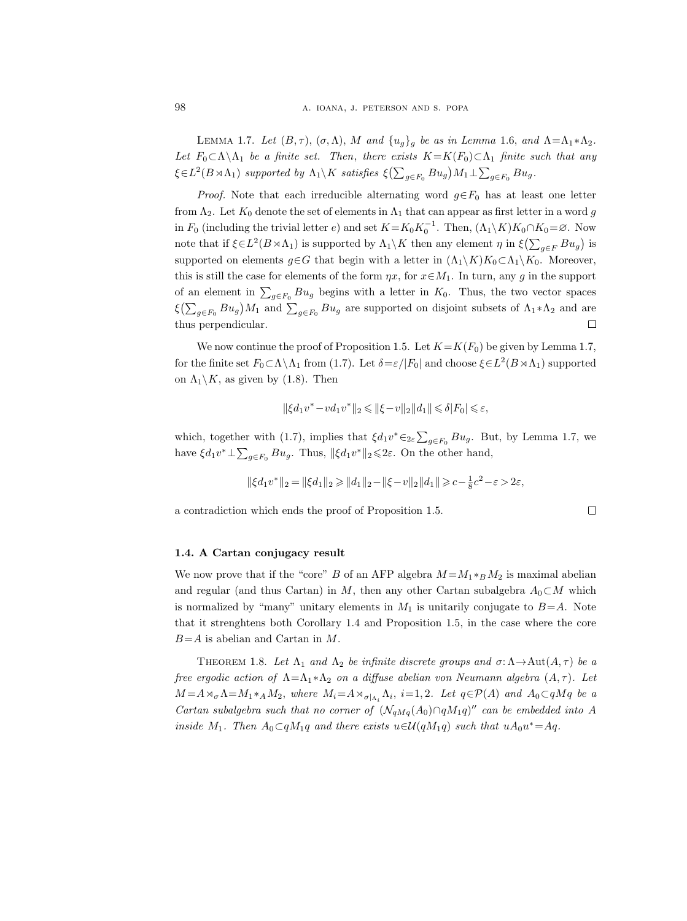Lemma 1.7. *Let $(B,\tau)$, $(\sigma,\Lambda)$, $M$ and $\{u_g\}_g$ be as in Lemma 1.6, and $\Lambda=\Lambda_1*\Lambda_2$. Let $F_0\subset\Lambda\setminus\Lambda_1$ be a finite set. Then, there exists $K=K(F_0)\subset\Lambda_1$ finite such that any $\xi\in L^2(B\rtimes\Lambda_1)$ supported by $\Lambda_1\setminus K$ satisfies $\xi\big(\sum_{g\in F_0}Bu_g\big)M_1\perp\sum_{g\in F_0}Bu_g$.*

*Proof.* Note that each irreducible alternating word $g\in F_0$ has at least one letter from $\Lambda_2$. Let $K_0$ denote the set of elements in $\Lambda_1$ that can appear as first letter in a word $g$ in $F_0$ (including the trivial letter $e$) and set $K=K_0K_0^{-1}$. Then, $(\Lambda_1\setminus K)K_0\cap K_0=\varnothing$. Now note that if $\xi\in L^2(B\rtimes\Lambda_1)$ is supported by $\Lambda_1\setminus K$ then any element $\eta$ in $\xi\big(\sum_{g\in F}Bu_g\big)$ is supported on elements $g\in G$ that begin with a letter in $(\Lambda_1\setminus K)K_0\subset\Lambda_1\setminus K_0$. Moreover, this is still the case for elements of the form $\eta x$, for $x\in M_1$. In turn, any $g$ in the support of an element in $\sum_{g\in F_0}Bu_g$ begins with a letter in $K_0$. Thus, the two vector spaces $\xi\big(\sum_{g\in F_0}Bu_g\big)M_1$ and $\sum_{g\in F_0}Bu_g$ are supported on disjoint subsets of $\Lambda_1*\Lambda_2$ and are thus perpendicular. $\square$

We now continue the proof of Proposition 1.5. Let $K=K(F_0)$ be given by Lemma 1.7, for the finite set $F_0\subset\Lambda\setminus\Lambda_1$ from (1.7). Let $\delta=\varepsilon/|F_0|$ and choose $\xi\in L^2(B\rtimes\Lambda_1)$ supported on $\Lambda_1\setminus K$, as given by (1.8). Then

$$\|\xi d_1v^*-vd_1v^*\|_2\leqslant\|\xi-v\|_2\|d_1\|\leqslant\delta|F_0|\leqslant\varepsilon,$$

which, together with (1.7), implies that $\xi d_1v^*\in_{2\varepsilon}\sum_{g\in F_0}Bu_g$. But, by Lemma 1.7, we have $\xi d_1v^*\perp\sum_{g\in F_0}Bu_g$. Thus, $\|\xi d_1v^*\|_2\leqslant 2\varepsilon$. On the other hand,

$$\|\xi d_1v^*\|_2=\|\xi d_1\|_2\geqslant\|d_1\|_2-\|\xi-v\|_2\|d_1\|\geqslant c-\tfrac{1}{8}c^2-\varepsilon>2\varepsilon,$$

a contradiction which ends the proof of Proposition 1.5. $\square$

### 1.4. A Cartan conjugacy result

We now prove that if the "core" $B$ of an AFP algebra $M=M_1*_BM_2$ is maximal abelian and regular (and thus Cartan) in $M$, then any other Cartan subalgebra $A_0\subset M$ which is normalized by "many" unitary elements in $M_1$ is unitarily conjugate to $B=A$. Note that it strenghtens both Corollary 1.4 and Proposition 1.5, in the case where the core $B=A$ is abelian and Cartan in $M$.

Theorem 1.8. *Let $\Lambda_1$ and $\Lambda_2$ be infinite discrete groups and $\sigma:\Lambda\to\operatorname{Aut}(A,\tau)$ be a free ergodic action of $\Lambda=\Lambda_1*\Lambda_2$ on a diffuse abelian von Neumann algebra $(A,\tau)$. Let $M=A\rtimes_\sigma\Lambda=M_1*_AM_2$, where $M_i=A\rtimes_{\sigma|_{\Lambda_i}}\Lambda_i$, $i=1,2$. Let $q\in\mathcal{P}(A)$ and $A_0\subset qMq$ be a Cartan subalgebra such that no corner of $(\mathcal{N}_{qMq}(A_0)\cap qM_1q)''$ can be embedded into $A$ inside $M_1$. Then $A_0\subset qM_1q$ and there exists $u\in\mathcal{U}(qM_1q)$ such that $uA_0u^*=Aq$.*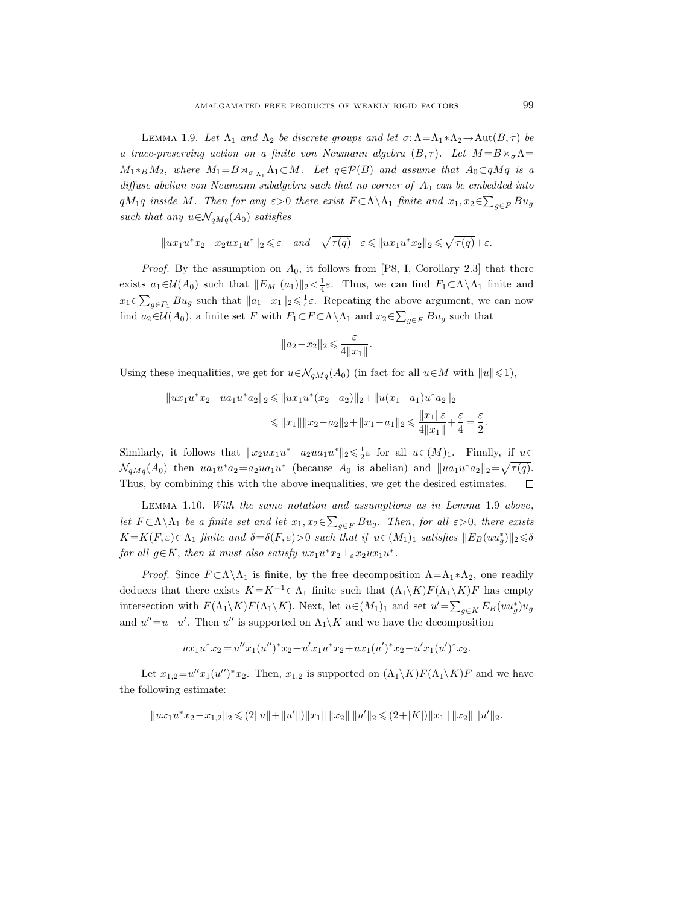Lemma 1.9. *Let $\Lambda_1$ and $\Lambda_2$ be discrete groups and let $\sigma:\Lambda=\Lambda_1*\Lambda_2\to\mathrm{Aut}(B,\tau)$ be a trace-preserving action on a finite von Neumann algebra $(B,\tau)$. Let $M=B\rtimes_\sigma\Lambda=M_1*_B M_2$, where $M_1=B\rtimes_{\sigma|_{\Lambda_1}}\Lambda_1\subset M$. Let $q\in\mathcal{P}(B)$ and assume that $A_0\subset qMq$ is a diffuse abelian von Neumann subalgebra such that no corner of $A_0$ can be embedded into $qM_1q$ inside $M$. Then for any $\varepsilon>0$ there exist $F\subset\Lambda\setminus\Lambda_1$ finite and $x_1,x_2\in\sum_{g\in F}Bu_g$ such that any $u\in\mathcal{N}_{qMq}(A_0)$ satisfies*

$$\|ux_1u^*x_2-x_2ux_1u^*\|_2\leqslant\varepsilon\quad\text{and}\quad\sqrt{\tau(q)}-\varepsilon\leqslant\|ux_1u^*x_2\|_2\leqslant\sqrt{\tau(q)}+\varepsilon.$$

*Proof.* By the assumption on $A_0$, it follows from [P8, I, Corollary 2.3] that there exists $a_1\in\mathcal{U}(A_0)$ such that $\|E_{M_1}(a_1)\|_2<\frac{1}{4}\varepsilon$. Thus, we can find $F_1\subset\Lambda\setminus\Lambda_1$ finite and $x_1\in\sum_{g\in F_1}Bu_g$ such that $\|a_1-x_1\|_2\leqslant\frac{1}{4}\varepsilon$. Repeating the above argument, we can now find $a_2\in\mathcal{U}(A_0)$, a finite set $F$ with $F_1\subset F\subset\Lambda\setminus\Lambda_1$ and $x_2\in\sum_{g\in F}Bu_g$ such that

$$\|a_2-x_2\|_2\leqslant\frac{\varepsilon}{4\|x_1\|}.$$

Using these inequalities, we get for $u\in\mathcal{N}_{qMq}(A_0)$ (in fact for all $u\in M$ with $\|u\|\leqslant1$),

$$\begin{aligned}\|ux_1u^*x_2-ua_1u^*a_2\|_2&\leqslant\|ux_1u^*(x_2-a_2)\|_2+\|u(x_1-a_1)u^*a_2\|_2\\&\leqslant\|x_1\|\|x_2-a_2\|_2+\|x_1-a_1\|_2\leqslant\frac{\|x_1\|\varepsilon}{4\|x_1\|}+\frac{\varepsilon}{4}=\frac{\varepsilon}{2}.\end{aligned}$$

Similarly, it follows that $\|x_2ux_1u^*-a_2ua_1u^*\|_2\leqslant\frac{1}{2}\varepsilon$ for all $u\in(M)_1$. Finally, if $u\in\mathcal{N}_{qMq}(A_0)$ then $ua_1u^*a_2=a_2ua_1u^*$ (because $A_0$ is abelian) and $\|ua_1u^*a_2\|_2=\sqrt{\tau(q)}$. Thus, by combining this with the above inequalities, we get the desired estimates. $\square$

Lemma 1.10. *With the same notation and assumptions as in Lemma 1.9 above, let $F\subset\Lambda\setminus\Lambda_1$ be a finite set and let $x_1,x_2\in\sum_{g\in F}Bu_g$. Then, for all $\varepsilon>0$, there exists $K=K(F,\varepsilon)\subset\Lambda_1$ finite and $\delta=\delta(F,\varepsilon)>0$ such that if $u\in(M_1)_1$ satisfies $\|E_B(uu_g^*)\|_2\leqslant\delta$ for all $g\in K$, then it must also satisfy $ux_1u^*x_2\perp_\varepsilon x_2ux_1u^*$.*

*Proof.* Since $F\subset\Lambda\setminus\Lambda_1$ is finite, by the free decomposition $\Lambda=\Lambda_1*\Lambda_2$, one readily deduces that there exists $K=K^{-1}\subset\Lambda_1$ finite such that $(\Lambda_1\setminus K)F(\Lambda_1\setminus K)F$ has empty intersection with $F(\Lambda_1\setminus K)F(\Lambda_1\setminus K)$. Next, let $u\in(M_1)_1$ and set $u'=\sum_{g\in K}E_B(uu_g^*)u_g$ and $u''=u-u'$. Then $u''$ is supported on $\Lambda_1\setminus K$ and we have the decomposition

$$ux_1u^*x_2=u''x_1(u'')^*x_2+u'x_1u^*x_2+ux_1(u')^*x_2-u'x_1(u')^*x_2.$$

Let $x_{1,2}=u''x_1(u'')^*x_2$. Then, $x_{1,2}$ is supported on $(\Lambda_1\setminus K)F(\Lambda_1\setminus K)F$ and we have the following estimate:

$$\|ux_1u^*x_2-x_{1,2}\|_2\leqslant(2\|u\|+\|u'\|)\|x_1\|\,\|x_2\|\,\|u'\|_2\leqslant(2+|K|)\|x_1\|\,\|x_2\|\,\|u'\|_2.$$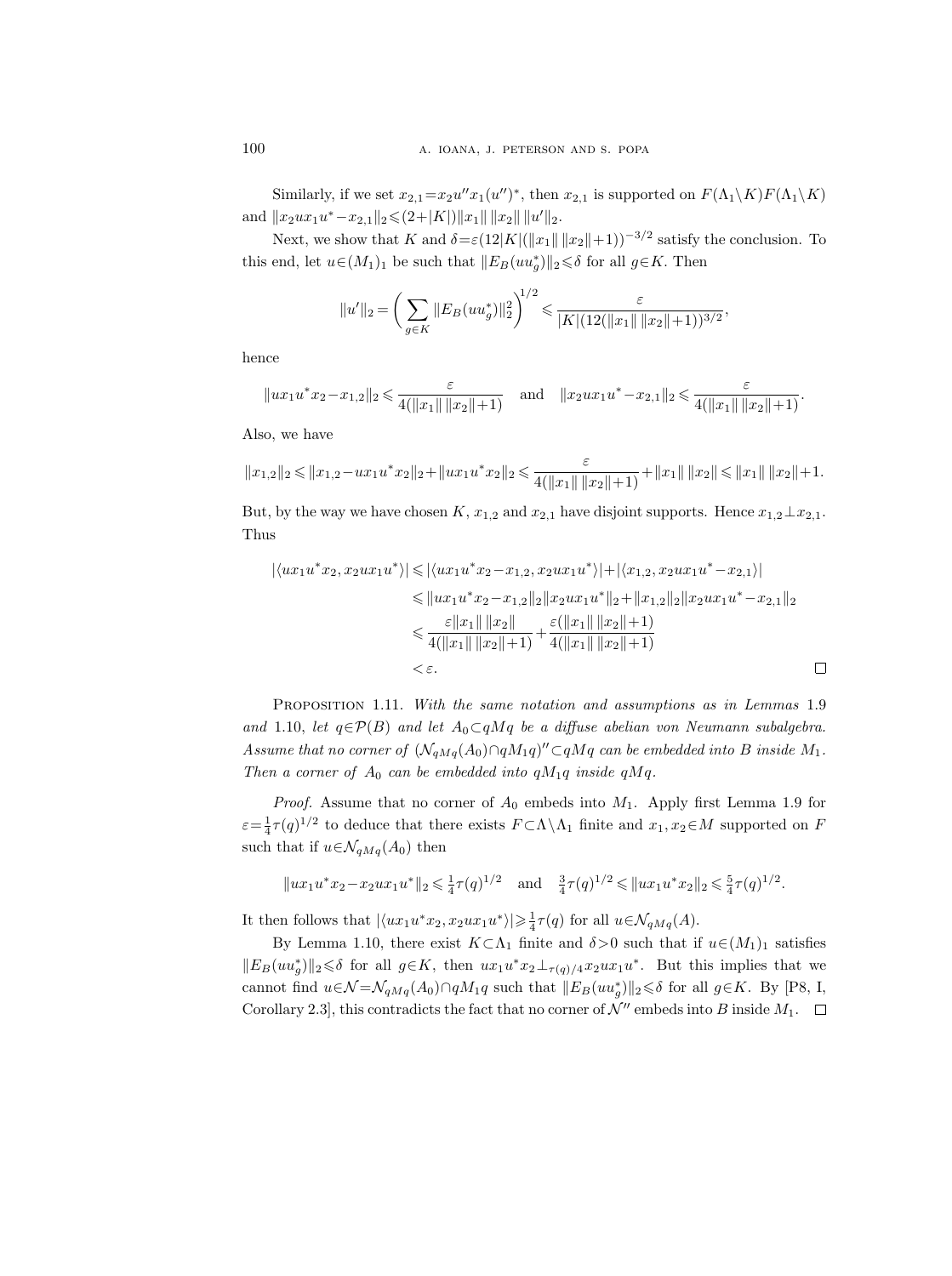Similarly, if we set $x_{2,1}=x_2u''x_1(u'')^*$, then $x_{2,1}$ is supported on $F(\Lambda_1\setminus K)F(\Lambda_1\setminus K)$ and $\|x_2ux_1u^*-x_{2,1}\|_2\leqslant(2+|K|)\|x_1\|\,\|x_2\|\,\|u'\|_2$.

Next, we show that $K$ and $\delta=\varepsilon(12|K|(\|x_1\|\,\|x_2\|+1))^{-3/2}$ satisfy the conclusion. To this end, let $u\in(M_1)_1$ be such that $\|E_B(uu_g^*)\|_2\leqslant\delta$ for all $g\in K$. Then

$$\|u'\|_2=\bigg(\sum_{g\in K}\|E_B(uu_g^*)\|_2^2\bigg)^{1/2}\leqslant\frac{\varepsilon}{|K|(12(\|x_1\|\,\|x_2\|+1))^{3/2}},$$

hence

$$\|ux_1u^*x_2-x_{1,2}\|_2\leqslant\frac{\varepsilon}{4(\|x_1\|\,\|x_2\|+1)}\quad\text{and}\quad\|x_2ux_1u^*-x_{2,1}\|_2\leqslant\frac{\varepsilon}{4(\|x_1\|\,\|x_2\|+1)}.$$

Also, we have

$$\|x_{1,2}\|_2\leqslant\|x_{1,2}-ux_1u^*x_2\|_2+\|ux_1u^*x_2\|_2\leqslant\frac{\varepsilon}{4(\|x_1\|\,\|x_2\|+1)}+\|x_1\|\,\|x_2\|\leqslant\|x_1\|\,\|x_2\|+1.$$

But, by the way we have chosen $K$, $x_{1,2}$ and $x_{2,1}$ have disjoint supports. Hence $x_{1,2}\perp x_{2,1}$. Thus

$$\begin{aligned}|\langle ux_1u^*x_2,x_2ux_1u^*\rangle|&\leqslant|\langle ux_1u^*x_2-x_{1,2},x_2ux_1u^*\rangle|+|\langle x_{1,2},x_2ux_1u^*-x_{2,1}\rangle|\\&\leqslant\|ux_1u^*x_2-x_{1,2}\|_2\|x_2ux_1u^*\|_2+\|x_{1,2}\|_2\|x_2ux_1u^*-x_{2,1}\|_2\\&\leqslant\frac{\varepsilon\|x_1\|\,\|x_2\|}{4(\|x_1\|\,\|x_2\|+1)}+\frac{\varepsilon(\|x_1\|\,\|x_2\|+1)}{4(\|x_1\|\,\|x_2\|+1)}\\&<\varepsilon.\end{aligned}$$

∎

PROPOSITION 1.11. *With the same notation and assumptions as in Lemmas 1.9 and 1.10, let $q\in\mathcal{P}(B)$ and let $A_0\subset qMq$ be a diffuse abelian von Neumann subalgebra. Assume that no corner of $(\mathcal{N}_{qMq}(A_0)\cap qM_1q)''\subset qMq$ can be embedded into $B$ inside $M_1$. Then a corner of $A_0$ can be embedded into $qM_1q$ inside $qMq$.*

*Proof.* Assume that no corner of $A_0$ embeds into $M_1$. Apply first Lemma 1.9 for $\varepsilon=\frac{1}{4}\tau(q)^{1/2}$ to deduce that there exists $F\subset\Lambda\setminus\Lambda_1$ finite and $x_1,x_2\in M$ supported on $F$ such that if $u\in\mathcal{N}_{qMq}(A_0)$ then

$$\|ux_1u^*x_2-x_2ux_1u^*\|_2\leqslant\tfrac{1}{4}\tau(q)^{1/2}\quad\text{and}\quad\tfrac{3}{4}\tau(q)^{1/2}\leqslant\|ux_1u^*x_2\|_2\leqslant\tfrac{5}{4}\tau(q)^{1/2}.$$

It then follows that $|\langle ux_1u^*x_2,x_2ux_1u^*\rangle|\geqslant\frac{1}{4}\tau(q)$ for all $u\in\mathcal{N}_{qMq}(A)$.

By Lemma 1.10, there exist $K\subset\Lambda_1$ finite and $\delta>0$ such that if $u\in(M_1)_1$ satisfies $\|E_B(uu_g^*)\|_2\leqslant\delta$ for all $g\in K$, then $ux_1u^*x_2\perp_{\tau(q)/4}x_2ux_1u^*$. But this implies that we cannot find $u\in\mathcal{N}=\mathcal{N}_{qMq}(A_0)\cap qM_1q$ such that $\|E_B(uu_g^*)\|_2\leqslant\delta$ for all $g\in K$. By [P8, I, Corollary 2.3], this contradicts the fact that no corner of $\mathcal{N}''$ embeds into $B$ inside $M_1$. ∎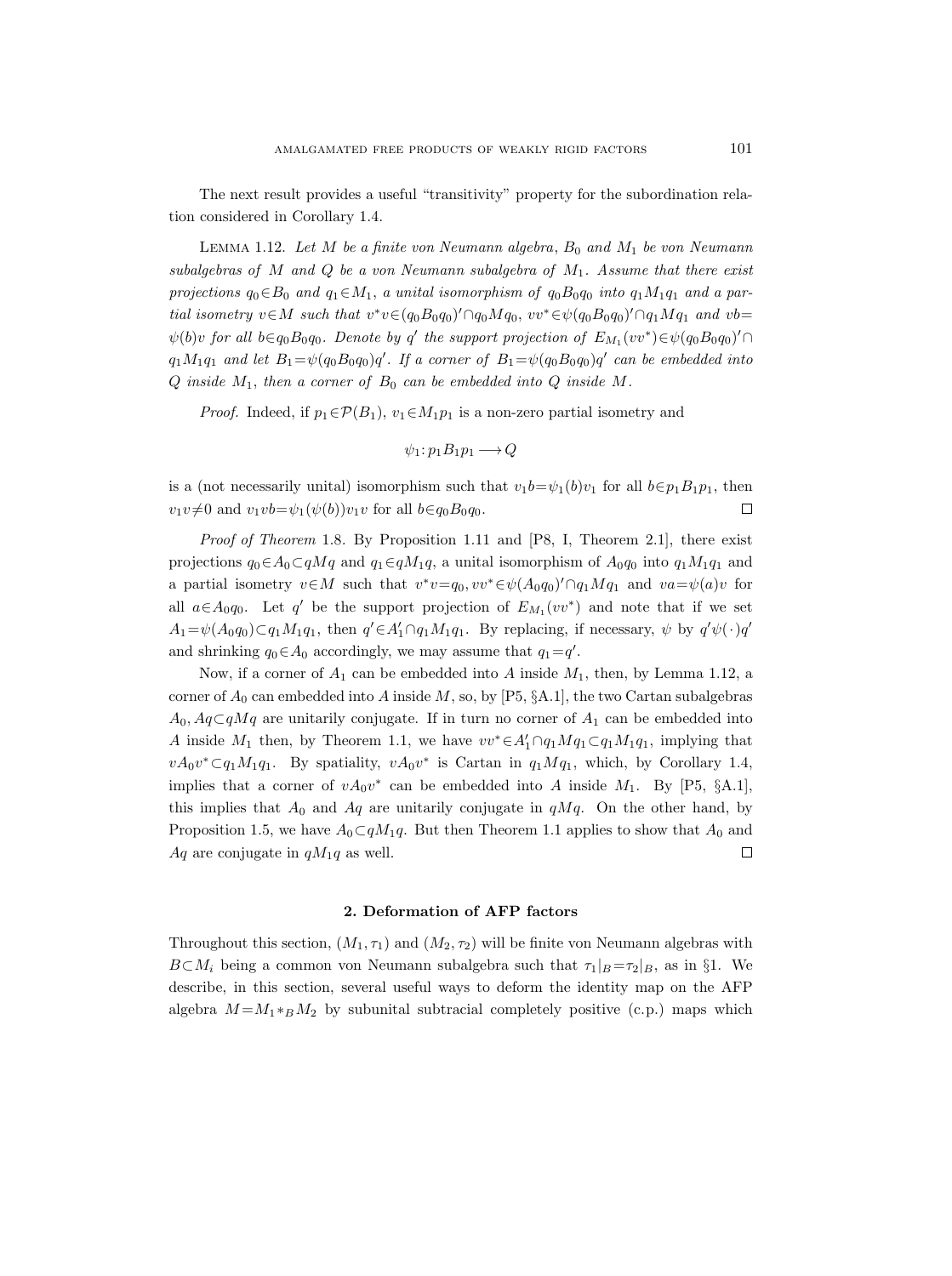The next result provides a useful "transitivity" property for the subordination relation considered in Corollary 1.4.

Lemma 1.12. *Let $M$ be a finite von Neumann algebra, $B_0$ and $M_1$ be von Neumann subalgebras of $M$ and $Q$ be a von Neumann subalgebra of $M_1$. Assume that there exist projections $q_0 \in B_0$ and $q_1 \in M_1$, a unital isomorphism of $q_0 B_0 q_0$ into $q_1 M_1 q_1$ and a partial isometry $v \in M$ such that $v^* v \in (q_0 B_0 q_0)' \cap q_0 M q_0$, $vv^* \in \psi(q_0 B_0 q_0)' \cap q_1 M q_1$ and $vb = \psi(b) v$ for all $b \in q_0 B_0 q_0$. Denote by $q'$ the support projection of $E_{M_1}(vv^*) \in \psi(q_0 B_0 q_0)' \cap q_1 M_1 q_1$ and let $B_1 = \psi(q_0 B_0 q_0) q'$. If a corner of $B_1 = \psi(q_0 B_0 q_0) q'$ can be embedded into $Q$ inside $M_1$, then a corner of $B_0$ can be embedded into $Q$ inside $M$.*

*Proof.* Indeed, if $p_1 \in \mathcal{P}(B_1)$, $v_1 \in M_1 p_1$ is a non-zero partial isometry and

$$\psi_1 : p_1 B_1 p_1 \longrightarrow Q$$

is a (not necessarily unital) isomorphism such that $v_1 b = \psi_1(b) v_1$ for all $b \in p_1 B_1 p_1$, then $v_1 v \neq 0$ and $v_1 v b = \psi_1(\psi(b)) v_1 v$ for all $b \in q_0 B_0 q_0$. $\square$

*Proof of Theorem* 1.8. By Proposition 1.11 and [P8, I, Theorem 2.1], there exist projections $q_0 \in A_0 \subset qMq$ and $q_1 \in qM_1 q$, a unital isomorphism of $A_0 q_0$ into $q_1 M_1 q_1$ and a partial isometry $v \in M$ such that $v^* v = q_0$, $vv^* \in \psi(A_0 q_0)' \cap q_1 M q_1$ and $va = \psi(a) v$ for all $a \in A_0 q_0$. Let $q'$ be the support projection of $E_{M_1}(vv^*)$ and note that if we set $A_1 = \psi(A_0 q_0) \subset q_1 M_1 q_1$, then $q' \in A_1' \cap q_1 M_1 q_1$. By replacing, if necessary, $\psi$ by $q' \psi(\cdot) q'$ and shrinking $q_0 \in A_0$ accordingly, we may assume that $q_1 = q'$.

Now, if a corner of $A_1$ can be embedded into $A$ inside $M_1$, then, by Lemma 1.12, a corner of $A_0$ can embedded into $A$ inside $M$, so, by [P5, §A.1], the two Cartan subalgebras $A_0, Aq \subset qMq$ are unitarily conjugate. If in turn no corner of $A_1$ can be embedded into $A$ inside $M_1$ then, by Theorem 1.1, we have $vv^* \in A_1' \cap q_1 M q_1 \subset q_1 M_1 q_1$, implying that $v A_0 v^* \subset q_1 M_1 q_1$. By spatiality, $v A_0 v^*$ is Cartan in $q_1 M q_1$, which, by Corollary 1.4, implies that a corner of $v A_0 v^*$ can be embedded into $A$ inside $M_1$. By [P5, §A.1], this implies that $A_0$ and $Aq$ are unitarily conjugate in $qMq$. On the other hand, by Proposition 1.5, we have $A_0 \subset qM_1 q$. But then Theorem 1.1 applies to show that $A_0$ and $Aq$ are conjugate in $qM_1 q$ as well. $\square$

## 2. Deformation of AFP factors

Throughout this section, $(M_1, \tau_1)$ and $(M_2, \tau_2)$ will be finite von Neumann algebras with $B \subset M_i$ being a common von Neumann subalgebra such that $\tau_1|_B = \tau_2|_B$, as in §1. We describe, in this section, several useful ways to deform the identity map on the AFP algebra $M = M_1 *_B M_2$ by subunital subtracial completely positive (c.p.) maps which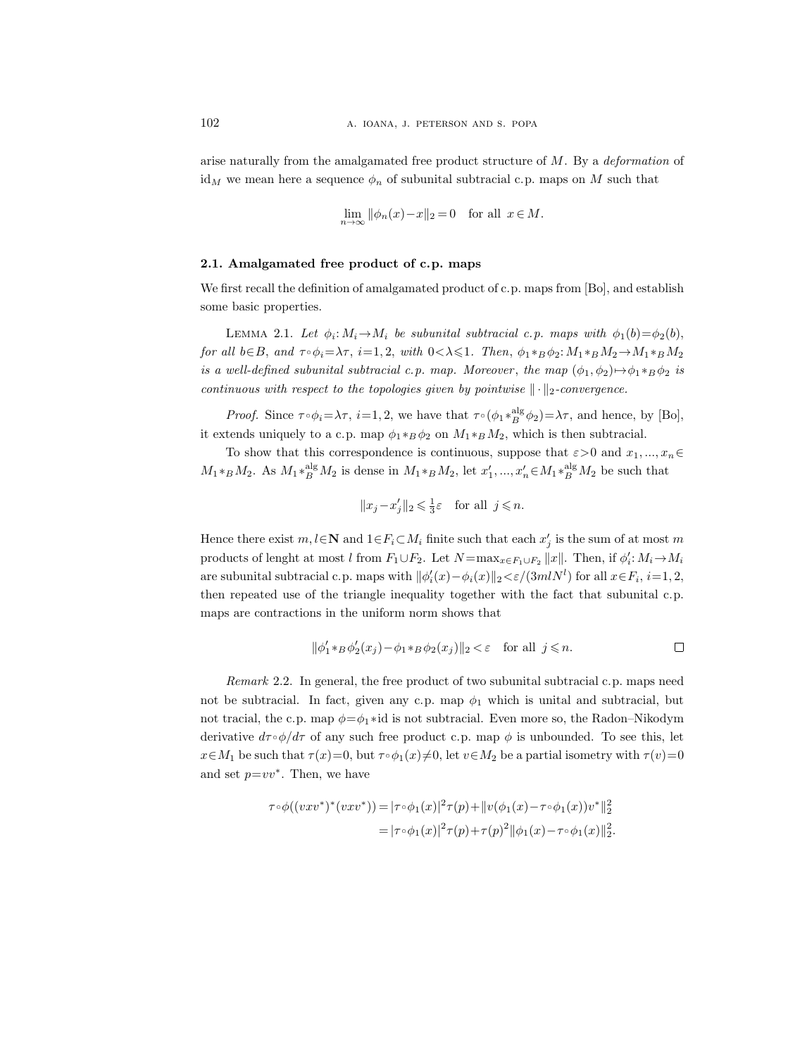arise naturally from the amalgamated free product structure of $M$. By a *deformation* of $\mathrm{id}_M$ we mean here a sequence $\phi_n$ of subunital subtracial c.p. maps on $M$ such that

$$\lim_{n\to\infty} \|\phi_n(x)-x\|_2 = 0 \quad \text{for all } x \in M.$$

### 2.1. Amalgamated free product of c.p. maps

We first recall the definition of amalgamated product of c.p. maps from [Bo], and establish some basic properties.

LEMMA 2.1. *Let $\phi_i: M_i \to M_i$ be subunital subtracial c.p. maps with $\phi_1(b)=\phi_2(b)$, for all $b\in B$, and $\tau\circ\phi_i=\lambda\tau$, $i=1,2$, with $0<\lambda\leqslant 1$. Then, $\phi_1 *_B \phi_2: M_1 *_B M_2 \to M_1 *_B M_2$ is a well-defined subunital subtracial c.p. map. Moreover, the map $(\phi_1,\phi_2)\mapsto\phi_1 *_B \phi_2$ is continuous with respect to the topologies given by pointwise $\|\cdot\|_2$-convergence.*

*Proof.* Since $\tau\circ\phi_i=\lambda\tau$, $i=1,2$, we have that $\tau\circ(\phi_1 *_B^{\mathrm{alg}} \phi_2)=\lambda\tau$, and hence, by [Bo], it extends uniquely to a c.p. map $\phi_1 *_B \phi_2$ on $M_1 *_B M_2$, which is then subtracial.

To show that this correspondence is continuous, suppose that $\varepsilon>0$ and $x_1,...,x_n\in M_1 *_B M_2$. As $M_1 *_B^{\mathrm{alg}} M_2$ is dense in $M_1 *_B M_2$, let $x_1',...,x_n' \in M_1 *_B^{\mathrm{alg}} M_2$ be such that

$$\|x_j - x_j'\|_2 \leqslant \tfrac{1}{3}\varepsilon \quad \text{for all } j \leqslant n.$$

Hence there exist $m,l\in\mathbf{N}$ and $1\in F_i\subset M_i$ finite such that each $x_j'$ is the sum of at most $m$ products of lenght at most $l$ from $F_1\cup F_2$. Let $N=\max_{x\in F_1\cup F_2}\|x\|$. Then, if $\phi_i': M_i\to M_i$ are subunital subtracial c.p. maps with $\|\phi_i'(x)-\phi_i(x)\|_2<\varepsilon/(3mlN^l)$ for all $x\in F_i$, $i=1,2$, then repeated use of the triangle inequality together with the fact that subunital c.p. maps are contractions in the uniform norm shows that

$$\|\phi_1' *_B \phi_2'(x_j) - \phi_1 *_B \phi_2(x_j)\|_2 < \varepsilon \quad \text{for all } j \leqslant n. \qquad \square$$

*Remark* 2.2. In general, the free product of two subunital subtracial c.p. maps need not be subtracial. In fact, given any c.p. map $\phi_1$ which is unital and subtracial, but not tracial, the c.p. map $\phi=\phi_1 * \mathrm{id}$ is not subtracial. Even more so, the Radon–Nikodym derivative $d\tau\circ\phi/d\tau$ of any such free product c.p. map $\phi$ is unbounded. To see this, let $x\in M_1$ be such that $\tau(x)=0$, but $\tau\circ\phi_1(x)\neq 0$, let $v\in M_2$ be a partial isometry with $\tau(v)=0$ and set $p=vv^*$. Then, we have

$$\begin{aligned}
\tau\circ\phi((vxv^*)^*(vxv^*)) &= |\tau\circ\phi_1(x)|^2\tau(p) + \|v(\phi_1(x)-\tau\circ\phi_1(x))v^*\|_2^2 \\
&= |\tau\circ\phi_1(x)|^2\tau(p) + \tau(p)^2\|\phi_1(x)-\tau\circ\phi_1(x)\|_2^2.
\end{aligned}$$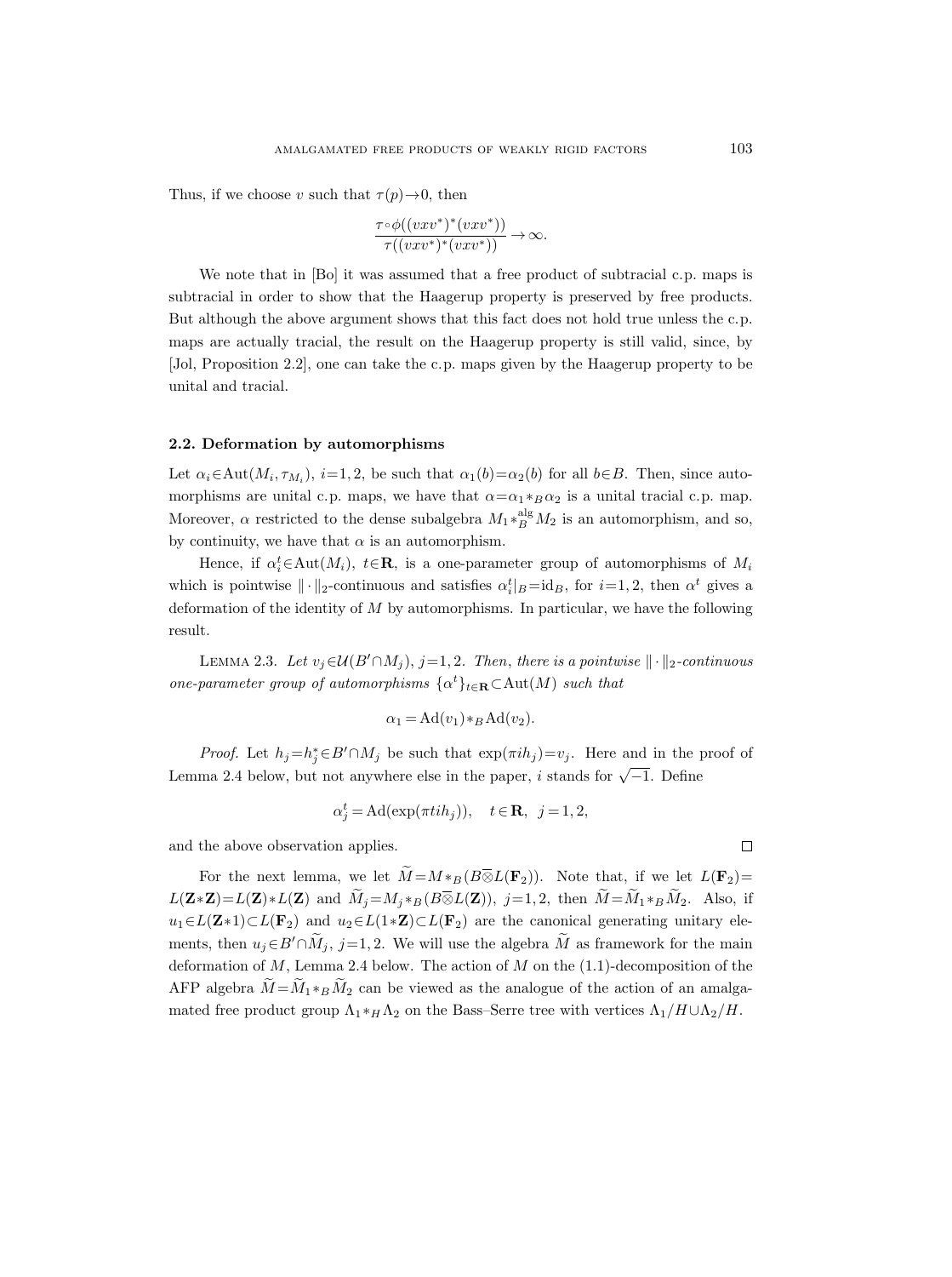Thus, if we choose $v$ such that $\tau(p)\to 0$, then

$$\frac{\tau\circ\phi((vxv^*)^*(vxv^*))}{\tau((vxv^*)^*(vxv^*))}\to\infty.$$

We note that in [Bo] it was assumed that a free product of subtracial c.p. maps is subtracial in order to show that the Haagerup property is preserved by free products. But although the above argument shows that this fact does not hold true unless the c.p. maps are actually tracial, the result on the Haagerup property is still valid, since, by [Jol, Proposition 2.2], one can take the c.p. maps given by the Haagerup property to be unital and tracial.

### 2.2. Deformation by automorphisms

Let $\alpha_i\in\operatorname{Aut}(M_i,\tau_{M_i})$, $i=1,2$, be such that $\alpha_1(b)=\alpha_2(b)$ for all $b\in B$. Then, since automorphisms are unital c.p. maps, we have that $\alpha=\alpha_1*_B\alpha_2$ is a unital tracial c.p. map. Moreover, $\alpha$ restricted to the dense subalgebra $M_1*_B^{\mathrm{alg}}M_2$ is an automorphism, and so, by continuity, we have that $\alpha$ is an automorphism.

Hence, if $\alpha_i^t\in\operatorname{Aut}(M_i)$, $t\in\mathbf{R}$, is a one-parameter group of automorphisms of $M_i$ which is pointwise $\|\cdot\|_2$-continuous and satisfies $\alpha_i^t|_B=\mathrm{id}_B$, for $i=1,2$, then $\alpha^t$ gives a deformation of the identity of $M$ by automorphisms. In particular, we have the following result.

Lemma 2.3. *Let $v_j\in\mathcal{U}(B'\cap M_j)$, $j=1,2$. Then, there is a pointwise $\|\cdot\|_2$-continuous one-parameter group of automorphisms $\{\alpha^t\}_{t\in\mathbf{R}}\subset\operatorname{Aut}(M)$ such that*

$$\alpha_1=\operatorname{Ad}(v_1)*_B\operatorname{Ad}(v_2).$$

*Proof.* Let $h_j=h_j^*\in B'\cap M_j$ be such that $\exp(\pi i h_j)=v_j$. Here and in the proof of Lemma 2.4 below, but not anywhere else in the paper, $i$ stands for $\sqrt{-1}$. Define

$$\alpha_j^t=\operatorname{Ad}(\exp(\pi t i h_j)),\quad t\in\mathbf{R},\ \ j=1,2,$$

and the above observation applies. □

For the next lemma, we let $\widetilde{M}=M*_B(B\overline{\otimes}L(\mathbf{F}_2))$. Note that, if we let $L(\mathbf{F}_2)=L(\mathbf{Z}*\mathbf{Z})=L(\mathbf{Z})*L(\mathbf{Z})$ and $\widetilde{M}_j=M_j*_B(B\overline{\otimes}L(\mathbf{Z}))$, $j=1,2$, then $\widetilde{M}=\widetilde{M}_1*_B\widetilde{M}_2$. Also, if $u_1\in L(\mathbf{Z}*1)\subset L(\mathbf{F}_2)$ and $u_2\in L(1*\mathbf{Z})\subset L(\mathbf{F}_2)$ are the canonical generating unitary elements, then $u_j\in B'\cap\widetilde{M}_j$, $j=1,2$. We will use the algebra $\widetilde{M}$ as framework for the main deformation of $M$, Lemma 2.4 below. The action of $M$ on the (1.1)-decomposition of the AFP algebra $\widetilde{M}=\widetilde{M}_1*_B\widetilde{M}_2$ can be viewed as the analogue of the action of an amalgamated free product group $\Lambda_1*_H\Lambda_2$ on the Bass–Serre tree with vertices $\Lambda_1/H\cup\Lambda_2/H$.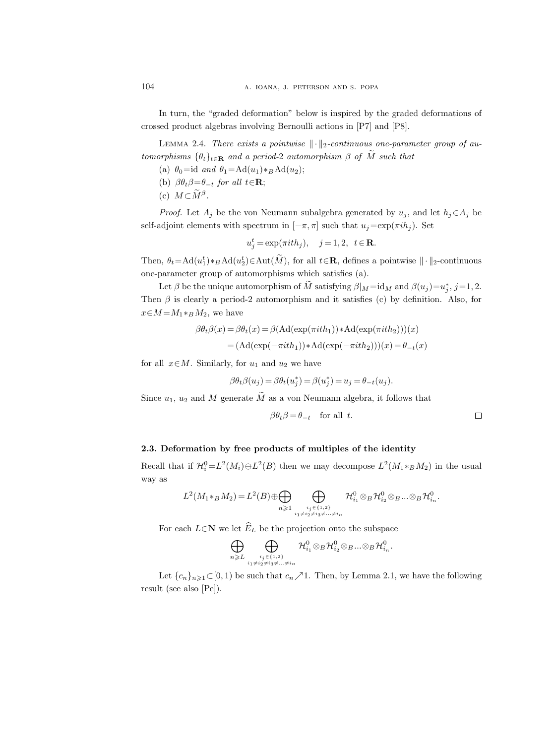In turn, the "graded deformation" below is inspired by the graded deformations of crossed product algebras involving Bernoulli actions in [P7] and [P8].

Lemma 2.4. *There exists a pointwise $\|\cdot\|_2$-continuous one-parameter group of automorphisms $\{\theta_t\}_{t\in\mathbf{R}}$ and a period-2 automorphism $\beta$ of $\widetilde{M}$ such that*

(a) $\theta_0 = \mathrm{id}$ *and* $\theta_1 = \mathrm{Ad}(u_1) *_B \mathrm{Ad}(u_2)$;

(b) $\beta\theta_t\beta = \theta_{-t}$ *for all* $t\in\mathbf{R}$;

(c) $M\subset \widetilde{M}^\beta$.

*Proof.* Let $A_j$ be the von Neumann subalgebra generated by $u_j$, and let $h_j\in A_j$ be self-adjoint elements with spectrum in $[-\pi,\pi]$ such that $u_j = \exp(\pi i h_j)$. Set

$$u_j^t = \exp(\pi i t h_j), \quad j=1,2, \ \ t\in\mathbf{R}.$$

Then, $\theta_t = \mathrm{Ad}(u_1^t) *_B \mathrm{Ad}(u_2^t) \in \mathrm{Aut}(\widetilde{M})$, for all $t\in\mathbf{R}$, defines a pointwise $\|\cdot\|_2$-continuous one-parameter group of automorphisms which satisfies (a).

Let $\beta$ be the unique automorphism of $\widetilde{M}$ satisfying $\beta|_M = \mathrm{id}_M$ and $\beta(u_j) = u_j^*$, $j=1,2$. Then $\beta$ is clearly a period-2 automorphism and it satisfies (c) by definition. Also, for $x\in M = M_1 *_B M_2$, we have

$$\begin{aligned}\beta\theta_t\beta(x) &= \beta\theta_t(x) = \beta(\mathrm{Ad}(\exp(\pi i t h_1)) * \mathrm{Ad}(\exp(\pi i t h_2)))(x)\\ &= (\mathrm{Ad}(\exp(-\pi i t h_1)) * \mathrm{Ad}(\exp(-\pi i t h_2)))(x) = \theta_{-t}(x)\end{aligned}$$

for all $x\in M$. Similarly, for $u_1$ and $u_2$ we have

$$\beta\theta_t\beta(u_j) = \beta\theta_t(u_j^*) = \beta(u_j^*) = u_j = \theta_{-t}(u_j).$$

Since $u_1$, $u_2$ and $M$ generate $\widetilde{M}$ as a von Neumann algebra, it follows that

$$\beta\theta_t\beta = \theta_{-t} \quad \text{for all } t. \qquad \square$$

### 2.3. Deformation by free products of multiples of the identity

Recall that if $\mathcal{H}_i^0 = L^2(M_i)\ominus L^2(B)$ then we may decompose $L^2(M_1 *_B M_2)$ in the usual way as

$$L^2(M_1 *_B M_2) = L^2(B) \oplus \bigoplus_{n\geqslant 1} \bigoplus_{\substack{i_j\in\{1,2\}\\ i_1\neq i_2\neq i_3\neq\ldots\neq i_n}} \mathcal{H}_{i_1}^0 \otimes_B \mathcal{H}_{i_2}^0 \otimes_B \ldots \otimes_B \mathcal{H}_{i_n}^0.$$

For each $L\in\mathbf{N}$ we let $\widehat{E}_L$ be the projection onto the subspace

$$\bigoplus_{n\geqslant L} \bigoplus_{\substack{i_j\in\{1,2\}\\ i_1\neq i_2\neq i_3\neq\ldots\neq i_n}} \mathcal{H}_{i_1}^0 \otimes_B \mathcal{H}_{i_2}^0 \otimes_B \ldots \otimes_B \mathcal{H}_{i_n}^0.$$

Let $\{c_n\}_{n\geqslant 1}\subset [0,1)$ be such that $c_n \nearrow 1$. Then, by Lemma 2.1, we have the following result (see also [Pe]).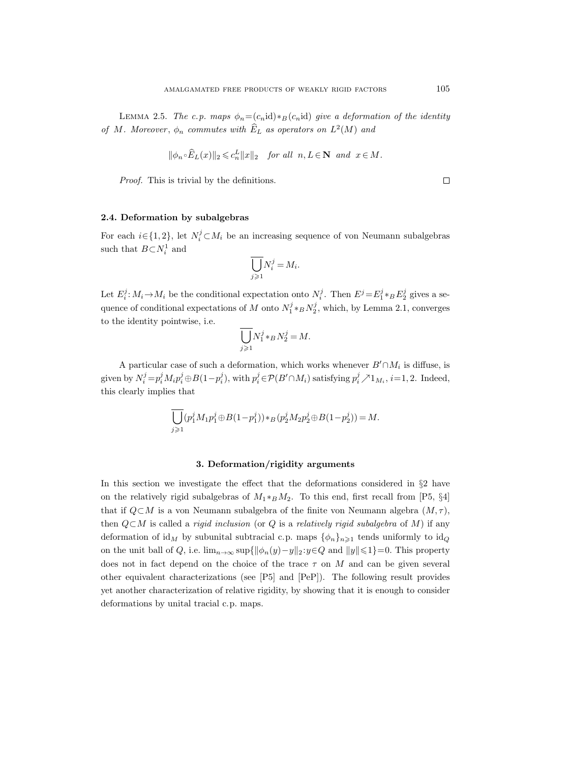Lemma 2.5. *The c.p. maps* $\phi_n = (c_n \mathrm{id}) *_B (c_n \mathrm{id})$ *give a deformation of the identity of* $M$. *Moreover*, $\phi_n$ *commutes with* $\widehat{E}_L$ *as operators on* $L^2(M)$ *and*

$$\|\phi_n \circ \widehat{E}_L(x)\|_2 \leqslant c_n^L \|x\|_2 \quad \text{for all } n, L \in \mathbf{N} \text{ and } x \in M.$$

*Proof.* This is trivial by the definitions. □

### 2.4. Deformation by subalgebras

For each $i \in \{1, 2\}$, let $N_i^j \subset M_i$ be an increasing sequence of von Neumann subalgebras such that $B \subset N_i^1$ and

$$\overline{\bigcup_{j \geqslant 1} N_i^j} = M_i.$$

Let $E_i^j : M_i \to M_i$ be the conditional expectation onto $N_i^j$. Then $E^j = E_1^j *_B E_2^j$ gives a sequence of conditional expectations of $M$ onto $N_1^j *_B N_2^j$, which, by Lemma 2.1, converges to the identity pointwise, i.e.

$$\overline{\bigcup_{j \geqslant 1} N_1^j *_B N_2^j} = M.$$

A particular case of such a deformation, which works whenever $B' \cap M_i$ is diffuse, is given by $N_i^j = p_i^j M_i p_i^j \oplus B(1 - p_i^j)$, with $p_i^j \in \mathcal{P}(B' \cap M_i)$ satisfying $p_i^j \nearrow 1_{M_i}$, $i = 1, 2$. Indeed, this clearly implies that

$$\overline{\bigcup_{j \geqslant 1} (p_1^j M_1 p_1^j \oplus B(1 - p_1^j)) *_B (p_2^j M_2 p_2^j \oplus B(1 - p_2^j))} = M.$$

## 3. Deformation/rigidity arguments

In this section we investigate the effect that the deformations considered in §2 have on the relatively rigid subalgebras of $M_1 *_B M_2$. To this end, first recall from [P5, §4] that if $Q \subset M$ is a von Neumann subalgebra of the finite von Neumann algebra $(M, \tau)$, then $Q \subset M$ is called a *rigid inclusion* (or $Q$ is a *relatively rigid subalgebra* of $M$) if any deformation of $\mathrm{id}_M$ by subunital subtracial c.p. maps $\{\phi_n\}_{n \geqslant 1}$ tends uniformly to $\mathrm{id}_Q$ on the unit ball of $Q$, i.e. $\lim_{n \to \infty} \sup\{\|\phi_n(y) - y\|_2 : y \in Q \text{ and } \|y\| \leqslant 1\} = 0$. This property does not in fact depend on the choice of the trace $\tau$ on $M$ and can be given several other equivalent characterizations (see [P5] and [PeP]). The following result provides yet another characterization of relative rigidity, by showing that it is enough to consider deformations by unital tracial c.p. maps.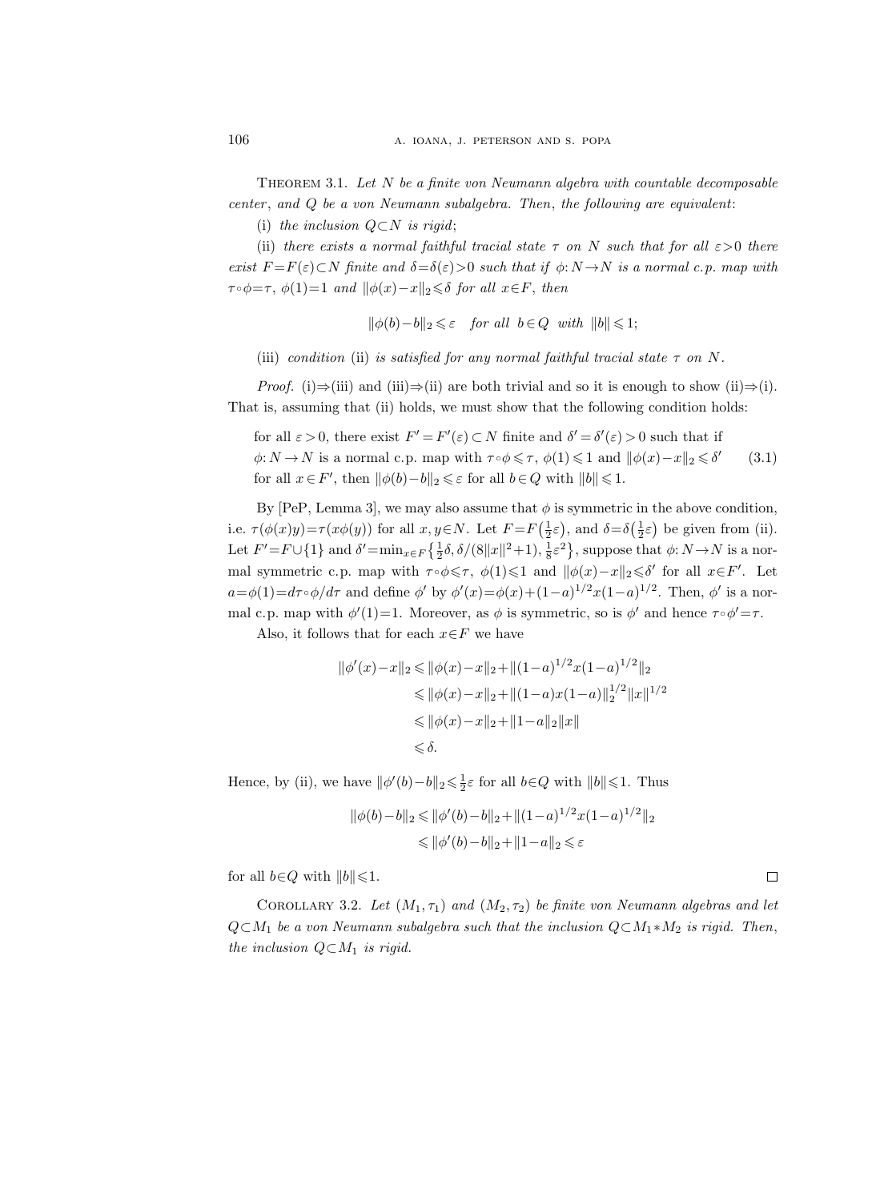Theorem 3.1. *Let $N$ be a finite von Neumann algebra with countable decomposable center, and $Q$ be a von Neumann subalgebra. Then, the following are equivalent*:

(i) *the inclusion $Q \subset N$ is rigid*;

(ii) *there exists a normal faithful tracial state $\tau$ on $N$ such that for all $\varepsilon > 0$ there exist $F = F(\varepsilon) \subset N$ finite and $\delta = \delta(\varepsilon) > 0$ such that if $\phi: N \to N$ is a normal c.p. map with $\tau \circ \phi = \tau$, $\phi(1) = 1$ and $\|\phi(x) - x\|_2 \leqslant \delta$ for all $x \in F$, then*

$$\|\phi(b) - b\|_2 \leqslant \varepsilon \quad \text{for all } b \in Q \text{ with } \|b\| \leqslant 1;$$

(iii) *condition* (ii) *is satisfied for any normal faithful tracial state $\tau$ on $N$.*

*Proof.* (i)$\Rightarrow$(iii) and (iii)$\Rightarrow$(ii) are both trivial and so it is enough to show (ii)$\Rightarrow$(i). That is, assuming that (ii) holds, we must show that the following condition holds:

$$\begin{aligned}
&\text{for all } \varepsilon > 0, \text{ there exist } F' = F'(\varepsilon) \subset N \text{ finite and } \delta' = \delta'(\varepsilon) > 0 \text{ such that if} \\
&\phi: N \to N \text{ is a normal c.p. map with } \tau \circ \phi \leqslant \tau,\ \phi(1) \leqslant 1 \text{ and } \|\phi(x) - x\|_2 \leqslant \delta' \\
&\text{for all } x \in F', \text{ then } \|\phi(b) - b\|_2 \leqslant \varepsilon \text{ for all } b \in Q \text{ with } \|b\| \leqslant 1.
\end{aligned} \tag{3.1}$$

By [PeP, Lemma 3], we may also assume that $\phi$ is symmetric in the above condition, i.e. $\tau(\phi(x)y) = \tau(x\phi(y))$ for all $x, y \in N$. Let $F = F\big(\frac{1}{2}\varepsilon\big)$, and $\delta = \delta\big(\frac{1}{2}\varepsilon\big)$ be given from (ii). Let $F' = F \cup \{1\}$ and $\delta' = \min_{x \in F}\big\{\frac{1}{2}\delta, \delta/(8\|x\|^2 + 1), \frac{1}{8}\varepsilon^2\big\}$, suppose that $\phi: N \to N$ is a normal symmetric c.p. map with $\tau \circ \phi \leqslant \tau$, $\phi(1) \leqslant 1$ and $\|\phi(x) - x\|_2 \leqslant \delta'$ for all $x \in F'$. Let $a = \phi(1) = d\tau \circ \phi / d\tau$ and define $\phi'$ by $\phi'(x) = \phi(x) + (1-a)^{1/2} x (1-a)^{1/2}$. Then, $\phi'$ is a normal c.p. map with $\phi'(1) = 1$. Moreover, as $\phi$ is symmetric, so is $\phi'$ and hence $\tau \circ \phi' = \tau$.

Also, it follows that for each $x \in F$ we have

$$\begin{aligned}
\|\phi'(x) - x\|_2 &\leqslant \|\phi(x) - x\|_2 + \|(1-a)^{1/2} x (1-a)^{1/2}\|_2 \\
&\leqslant \|\phi(x) - x\|_2 + \|(1-a) x (1-a)\|_2^{1/2} \|x\|^{1/2} \\
&\leqslant \|\phi(x) - x\|_2 + \|1-a\|_2 \|x\| \\
&\leqslant \delta.
\end{aligned}$$

Hence, by (ii), we have $\|\phi'(b) - b\|_2 \leqslant \frac{1}{2}\varepsilon$ for all $b \in Q$ with $\|b\| \leqslant 1$. Thus

$$\begin{aligned}
\|\phi(b) - b\|_2 &\leqslant \|\phi'(b) - b\|_2 + \|(1-a)^{1/2} x (1-a)^{1/2}\|_2 \\
&\leqslant \|\phi'(b) - b\|_2 + \|1-a\|_2 \leqslant \varepsilon
\end{aligned}$$

for all $b \in Q$ with $\|b\| \leqslant 1$. $\square$

Corollary 3.2. *Let $(M_1, \tau_1)$ and $(M_2, \tau_2)$ be finite von Neumann algebras and let $Q \subset M_1$ be a von Neumann subalgebra such that the inclusion $Q \subset M_1 * M_2$ is rigid. Then, the inclusion $Q \subset M_1$ is rigid.*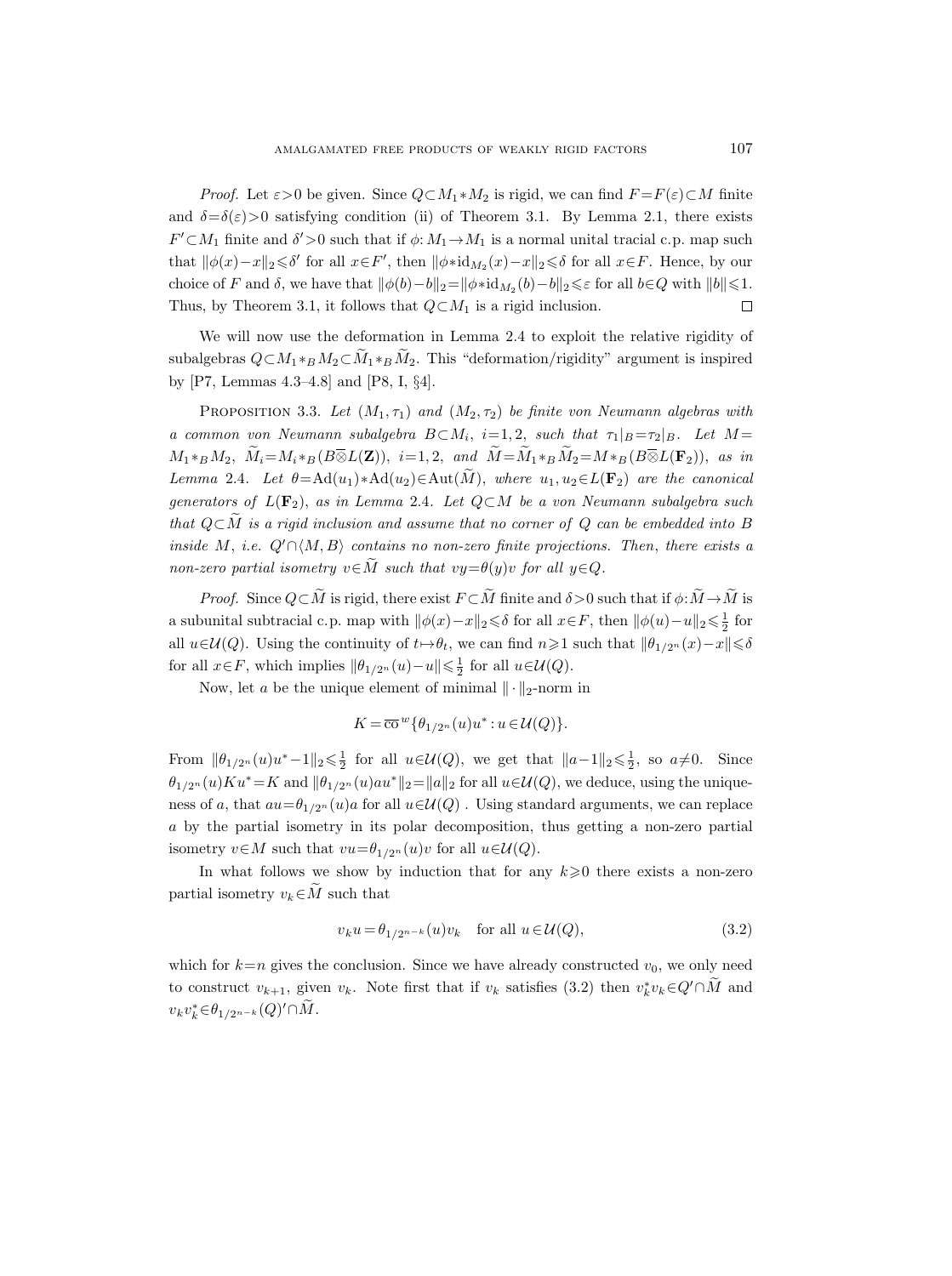*Proof.* Let $\varepsilon > 0$ be given. Since $Q \subset M_1 * M_2$ is rigid, we can find $F = F(\varepsilon) \subset M$ finite and $\delta = \delta(\varepsilon) > 0$ satisfying condition (ii) of Theorem 3.1. By Lemma 2.1, there exists $F' \subset M_1$ finite and $\delta' > 0$ such that if $\phi: M_1 \to M_1$ is a normal unital tracial c.p. map such that $\|\phi(x) - x\|_2 \leqslant \delta'$ for all $x \in F'$, then $\|\phi * \mathrm{id}_{M_2}(x) - x\|_2 \leqslant \delta$ for all $x \in F$. Hence, by our choice of $F$ and $\delta$, we have that $\|\phi(b) - b\|_2 = \|\phi * \mathrm{id}_{M_2}(b) - b\|_2 \leqslant \varepsilon$ for all $b \in Q$ with $\|b\| \leqslant 1$. Thus, by Theorem 3.1, it follows that $Q \subset M_1$ is a rigid inclusion. $\square$

We will now use the deformation in Lemma 2.4 to exploit the relative rigidity of subalgebras $Q \subset M_1 *_B M_2 \subset \widetilde{M}_1 *_B \widetilde{M}_2$. This "deformation/rigidity" argument is inspired by [P7, Lemmas 4.3–4.8] and [P8, I, §4].

Proposition 3.3. *Let $(M_1, \tau_1)$ and $(M_2, \tau_2)$ be finite von Neumann algebras with a common von Neumann subalgebra $B \subset M_i$, $i = 1, 2$, such that $\tau_1|_B = \tau_2|_B$. Let $M = M_1 *_B M_2$, $\widetilde{M}_i = M_i *_B (B \overline{\otimes} L(\mathbf{Z}))$, $i = 1, 2$, and $\widetilde{M} = \widetilde{M}_1 *_B \widetilde{M}_2 = M *_B (B \overline{\otimes} L(\mathbf{F}_2))$, as in Lemma 2.4. Let $\theta = \mathrm{Ad}(u_1) * \mathrm{Ad}(u_2) \in \mathrm{Aut}(\widetilde{M})$, where $u_1, u_2 \in L(\mathbf{F}_2)$ are the canonical generators of $L(\mathbf{F}_2)$, as in Lemma 2.4. Let $Q \subset M$ be a von Neumann subalgebra such that $Q \subset \widetilde{M}$ is a rigid inclusion and assume that no corner of $Q$ can be embedded into $B$ inside $M$, i.e. $Q' \cap \langle M, B \rangle$ contains no non-zero finite projections. Then, there exists a non-zero partial isometry $v \in \widetilde{M}$ such that $vy = \theta(y)v$ for all $y \in Q$.*

*Proof.* Since $Q \subset \widetilde{M}$ is rigid, there exist $F \subset \widetilde{M}$ finite and $\delta > 0$ such that if $\phi: \widetilde{M} \to \widetilde{M}$ is a subunital subtracial c.p. map with $\|\phi(x) - x\|_2 \leqslant \delta$ for all $x \in F$, then $\|\phi(u) - u\|_2 \leqslant \frac{1}{2}$ for all $u \in \mathcal{U}(Q)$. Using the continuity of $t \mapsto \theta_t$, we can find $n \geqslant 1$ such that $\|\theta_{1/2^n}(x) - x\| \leqslant \delta$ for all $x \in F$, which implies $\|\theta_{1/2^n}(u) - u\| \leqslant \frac{1}{2}$ for all $u \in \mathcal{U}(Q)$.

Now, let $a$ be the unique element of minimal $\|\cdot\|_2$-norm in

$$K = \overline{\mathrm{co}}^{\,w} \{\theta_{1/2^n}(u)u^* : u \in \mathcal{U}(Q)\}.$$

From $\|\theta_{1/2^n}(u)u^* - 1\|_2 \leqslant \frac{1}{2}$ for all $u \in \mathcal{U}(Q)$, we get that $\|a - 1\|_2 \leqslant \frac{1}{2}$, so $a \neq 0$. Since $\theta_{1/2^n}(u) K u^* = K$ and $\|\theta_{1/2^n}(u) a u^*\|_2 = \|a\|_2$ for all $u \in \mathcal{U}(Q)$, we deduce, using the uniqueness of $a$, that $au = \theta_{1/2^n}(u)a$ for all $u \in \mathcal{U}(Q)$ . Using standard arguments, we can replace $a$ by the partial isometry in its polar decomposition, thus getting a non-zero partial isometry $v \in M$ such that $vu = \theta_{1/2^n}(u)v$ for all $u \in \mathcal{U}(Q)$.

In what follows we show by induction that for any $k \geqslant 0$ there exists a non-zero partial isometry $v_k \in \widetilde{M}$ such that

$$v_k u = \theta_{1/2^{n-k}}(u) v_k \quad \text{for all } u \in \mathcal{U}(Q), \tag{3.2}$$

which for $k = n$ gives the conclusion. Since we have already constructed $v_0$, we only need to construct $v_{k+1}$, given $v_k$. Note first that if $v_k$ satisfies (3.2) then $v_k^* v_k \in Q' \cap \widetilde{M}$ and $v_k v_k^* \in \theta_{1/2^{n-k}}(Q)' \cap \widetilde{M}$.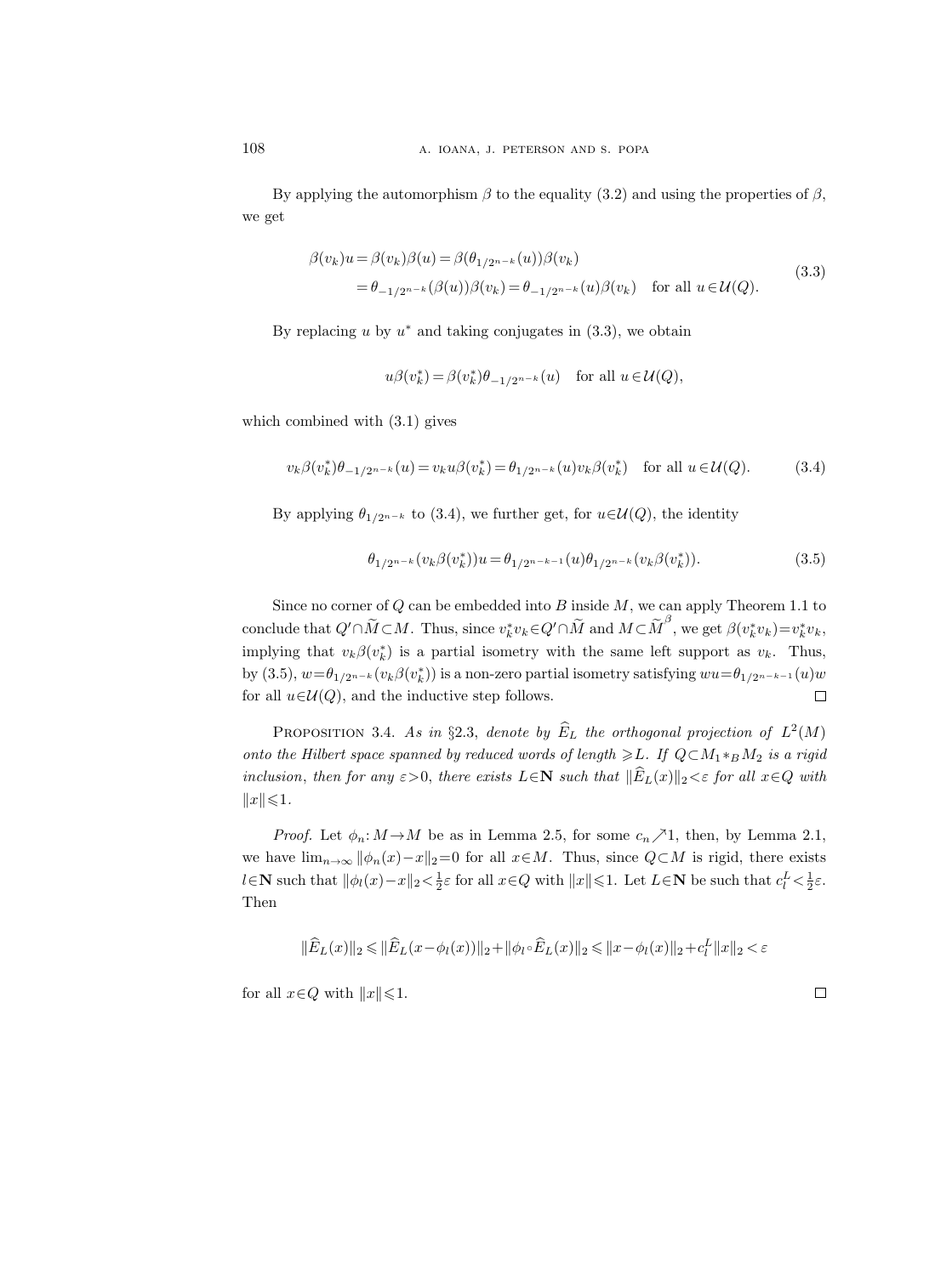By applying the automorphism $\beta$ to the equality (3.2) and using the properties of $\beta$, we get

$$\begin{aligned}\beta(v_k)u=\beta(v_k)\beta(u)&=\beta(\theta_{1/2^{n-k}}(u))\beta(v_k)\\&=\theta_{-1/2^{n-k}}(\beta(u))\beta(v_k)=\theta_{-1/2^{n-k}}(u)\beta(v_k)\quad\text{for all } u\in\mathcal{U}(Q).\end{aligned}\tag{3.3}$$

By replacing $u$ by $u^*$ and taking conjugates in (3.3), we obtain

$$u\beta(v_k^*)=\beta(v_k^*)\theta_{-1/2^{n-k}}(u)\quad\text{for all } u\in\mathcal{U}(Q),$$

which combined with (3.1) gives

$$v_k\beta(v_k^*)\theta_{-1/2^{n-k}}(u)=v_ku\beta(v_k^*)=\theta_{1/2^{n-k}}(u)v_k\beta(v_k^*)\quad\text{for all } u\in\mathcal{U}(Q).\tag{3.4}$$

By applying $\theta_{1/2^{n-k}}$ to (3.4), we further get, for $u\in\mathcal{U}(Q)$, the identity

$$\theta_{1/2^{n-k}}(v_k\beta(v_k^*))u=\theta_{1/2^{n-k-1}}(u)\theta_{1/2^{n-k}}(v_k\beta(v_k^*)).\tag{3.5}$$

Since no corner of $Q$ can be embedded into $B$ inside $M$, we can apply Theorem 1.1 to conclude that $Q'\cap\widetilde{M}\subset M$. Thus, since $v_k^*v_k\in Q'\cap\widetilde{M}$ and $M\subset\widetilde{M}^{\beta}$, we get $\beta(v_k^*v_k)=v_k^*v_k$, implying that $v_k\beta(v_k^*)$ is a partial isometry with the same left support as $v_k$. Thus, by (3.5), $w=\theta_{1/2^{n-k}}(v_k\beta(v_k^*))$ is a non-zero partial isometry satisfying $wu=\theta_{1/2^{n-k-1}}(u)w$ for all $u\in\mathcal{U}(Q)$, and the inductive step follows. $\square$

Proposition 3.4. *As in §2.3, denote by $\widehat{E}_L$ the orthogonal projection of $L^2(M)$ onto the Hilbert space spanned by reduced words of length $\geqslant L$. If $Q\subset M_1*_BM_2$ is a rigid inclusion, then for any $\varepsilon>0$, there exists $L\in\mathbf{N}$ such that $\|\widehat{E}_L(x)\|_2<\varepsilon$ for all $x\in Q$ with $\|x\|\leqslant 1$.*

*Proof.* Let $\phi_n: M\to M$ be as in Lemma 2.5, for some $c_n\nearrow 1$, then, by Lemma 2.1, we have $\lim_{n\to\infty}\|\phi_n(x)-x\|_2=0$ for all $x\in M$. Thus, since $Q\subset M$ is rigid, there exists $l\in\mathbf{N}$ such that $\|\phi_l(x)-x\|_2<\frac{1}{2}\varepsilon$ for all $x\in Q$ with $\|x\|\leqslant 1$. Let $L\in\mathbf{N}$ be such that $c_l^L<\frac{1}{2}\varepsilon$. Then

$$\|\widehat{E}_L(x)\|_2\leqslant\|\widehat{E}_L(x-\phi_l(x))\|_2+\|\phi_l\circ\widehat{E}_L(x)\|_2\leqslant\|x-\phi_l(x)\|_2+c_l^L\|x\|_2<\varepsilon$$

for all $x\in Q$ with $\|x\|\leqslant 1$. $\square$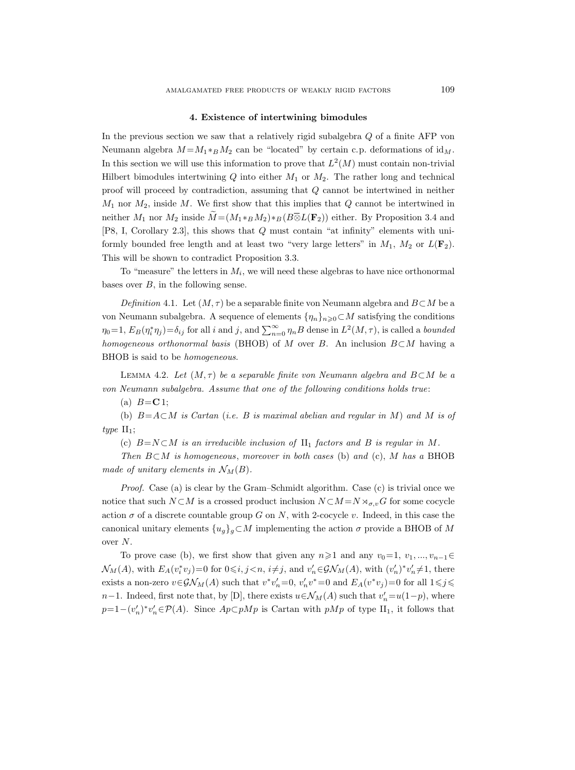## 4. Existence of intertwining bimodules

In the previous section we saw that a relatively rigid subalgebra $Q$ of a finite AFP von Neumann algebra $M=M_1*_B M_2$ can be "located" by certain c.p. deformations of $\mathrm{id}_M$. In this section we will use this information to prove that $L^2(M)$ must contain non-trivial Hilbert bimodules intertwining $Q$ into either $M_1$ or $M_2$. The rather long and technical proof will proceed by contradiction, assuming that $Q$ cannot be intertwined in neither $M_1$ nor $M_2$, inside $M$. We first show that this implies that $Q$ cannot be intertwined in neither $M_1$ nor $M_2$ inside $\widetilde{M}=(M_1*_B M_2)*_B(B\overline{\otimes}L(\mathbf{F}_2))$ either. By Proposition 3.4 and [P8, I, Corollary 2.3], this shows that $Q$ must contain "at infinity" elements with uniformly bounded free length and at least two "very large letters" in $M_1$, $M_2$ or $L(\mathbf{F}_2)$. This will be shown to contradict Proposition 3.3.

To "measure" the letters in $M_i$, we will need these algebras to have nice orthonormal bases over $B$, in the following sense.

*Definition* 4.1. Let $(M,\tau)$ be a separable finite von Neumann algebra and $B\subset M$ be a von Neumann subalgebra. A sequence of elements $\{\eta_n\}_{n\geqslant 0}\subset M$ satisfying the conditions $\eta_0=1$, $E_B(\eta_i^*\eta_j)=\delta_{ij}$ for all $i$ and $j$, and $\sum_{n=0}^{\infty}\eta_n B$ dense in $L^2(M,\tau)$, is called a *bounded homogeneous orthonormal basis* (BHOB) of $M$ over $B$. An inclusion $B\subset M$ having a BHOB is said to be *homogeneous*.

LEMMA 4.2. *Let $(M,\tau)$ be a separable finite von Neumann algebra and $B\subset M$ be a von Neumann subalgebra. Assume that one of the following conditions holds true*:

(a) $B=\mathbf{C}1$;

(b) $B=A\subset M$ *is Cartan* (*i.e. $B$ is maximal abelian and regular in $M$*) *and $M$ is of type* $\mathrm{II}_1$;

(c) $B=N\subset M$ *is an irreducible inclusion of* $\mathrm{II}_1$ *factors and $B$ is regular in $M$.*

*Then $B\subset M$ is homogeneous*, *moreover in both cases* (b) *and* (c), *$M$ has a* BHOB *made of unitary elements in $\mathcal{N}_M(B)$.*

*Proof.* Case (a) is clear by the Gram–Schmidt algorithm. Case (c) is trivial once we notice that such $N\subset M$ is a crossed product inclusion $N\subset M=N\rtimes_{\sigma,v}G$ for some cocycle action $\sigma$ of a discrete countable group $G$ on $N$, with 2-cocycle $v$. Indeed, in this case the canonical unitary elements $\{u_g\}_g\subset M$ implementing the action $\sigma$ provide a BHOB of $M$ over $N$.

To prove case (b), we first show that given any $n\geqslant 1$ and any $v_0=1, v_1,\dots,v_{n-1}\in\mathcal{N}_M(A)$, with $E_A(v_i^*v_j)=0$ for $0\leqslant i,j<n$, $i\neq j$, and $v_n'\in\mathcal{GN}_M(A)$, with $(v_n')^*v_n'\neq 1$, there exists a non-zero $v\in\mathcal{GN}_M(A)$ such that $v^*v_n'=0$, $v_n'v^*=0$ and $E_A(v^*v_j)=0$ for all $1\leqslant j\leqslant n-1$. Indeed, first note that, by [D], there exists $u\in\mathcal{N}_M(A)$ such that $v_n'=u(1-p)$, where $p=1-(v_n')^*v_n'\in\mathcal{P}(A)$. Since $Ap\subset pMp$ is Cartan with $pMp$ of type $\mathrm{II}_1$, it follows that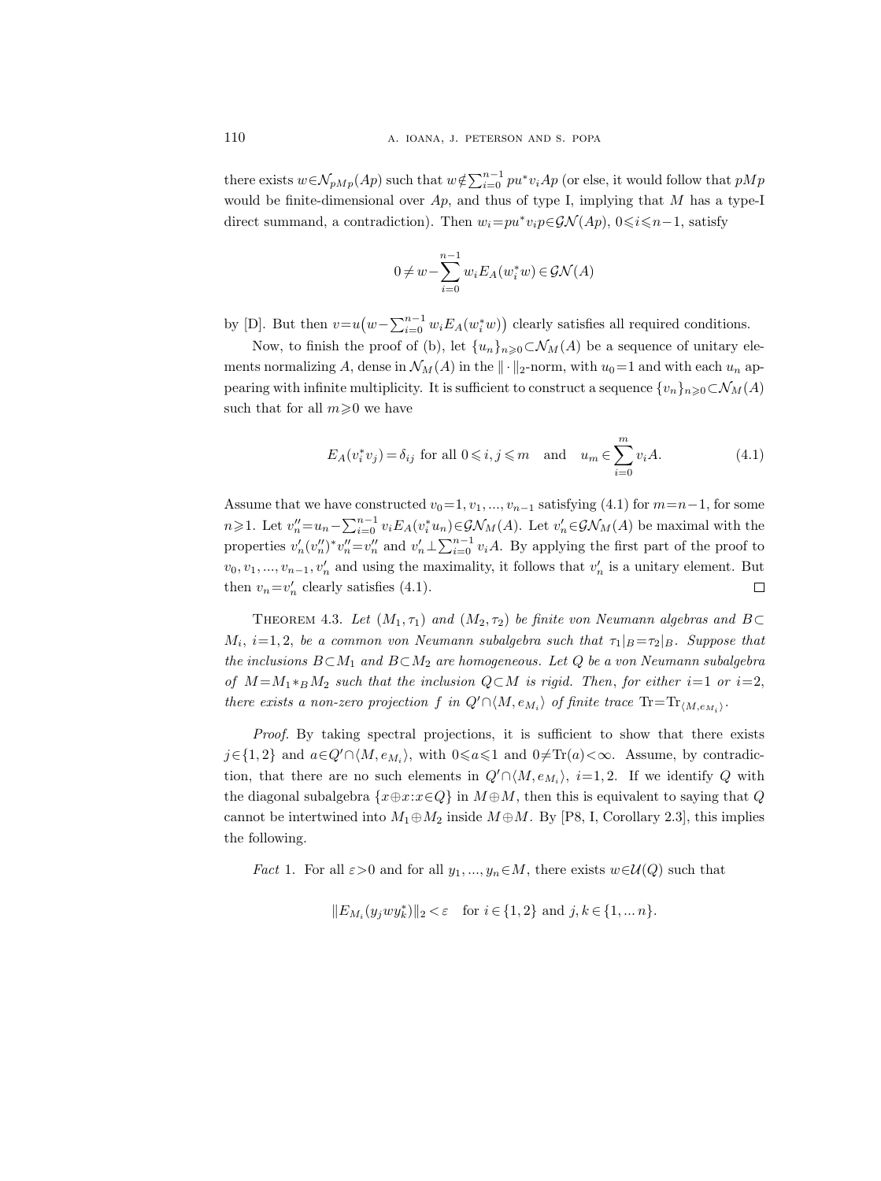there exists $w \in \mathcal{N}_{pMp}(Ap)$ such that $w \notin \sum_{i=0}^{n-1} pu^* v_i Ap$ (or else, it would follow that $pMp$ would be finite-dimensional over $Ap$, and thus of type I, implying that $M$ has a type-I direct summand, a contradiction). Then $w_i = pu^* v_i p \in \mathcal{GN}(Ap)$, $0 \leqslant i \leqslant n-1$, satisfy

$$0 \neq w - \sum_{i=0}^{n-1} w_i E_A(w_i^* w) \in \mathcal{GN}(A)$$

by [D]. But then $v = u\big(w - \sum_{i=0}^{n-1} w_i E_A(w_i^* w)\big)$ clearly satisfies all required conditions.

Now, to finish the proof of (b), let $\{u_n\}_{n \geqslant 0} \subset \mathcal{N}_M(A)$ be a sequence of unitary elements normalizing $A$, dense in $\mathcal{N}_M(A)$ in the $\|\cdot\|_2$-norm, with $u_0 = 1$ and with each $u_n$ appearing with infinite multiplicity. It is sufficient to construct a sequence $\{v_n\}_{n \geqslant 0} \subset \mathcal{N}_M(A)$ such that for all $m \geqslant 0$ we have

$$E_A(v_i^* v_j) = \delta_{ij} \text{ for all } 0 \leqslant i, j \leqslant m \quad \text{and} \quad u_m \in \sum_{i=0}^{m} v_i A. \tag{4.1}$$

Assume that we have constructed $v_0 = 1, v_1, ..., v_{n-1}$ satisfying (4.1) for $m = n-1$, for some $n \geqslant 1$. Let $v_n'' = u_n - \sum_{i=0}^{n-1} v_i E_A(v_i^* u_n) \in \mathcal{GN}_M(A)$. Let $v_n' \in \mathcal{GN}_M(A)$ be maximal with the properties $v_n'(v_n'')^* v_n'' = v_n''$ and $v_n' \perp \sum_{i=0}^{n-1} v_i A$. By applying the first part of the proof to $v_0, v_1, ..., v_{n-1}, v_n'$ and using the maximality, it follows that $v_n'$ is a unitary element. But then $v_n = v_n'$ clearly satisfies (4.1). $\square$

Theorem 4.3. *Let $(M_1, \tau_1)$ and $(M_2, \tau_2)$ be finite von Neumann algebras and $B \subset M_i$, $i = 1, 2$, be a common von Neumann subalgebra such that $\tau_1|_B = \tau_2|_B$. Suppose that the inclusions $B \subset M_1$ and $B \subset M_2$ are homogeneous. Let $Q$ be a von Neumann subalgebra of $M = M_1 *_B M_2$ such that the inclusion $Q \subset M$ is rigid. Then, for either $i = 1$ or $i = 2$, there exists a non-zero projection $f$ in $Q' \cap \langle M, e_{M_i} \rangle$ of finite trace $\mathrm{Tr} = \mathrm{Tr}_{\langle M, e_{M_i} \rangle}$.*

*Proof.* By taking spectral projections, it is sufficient to show that there exists $j \in \{1, 2\}$ and $a \in Q' \cap \langle M, e_{M_i} \rangle$, with $0 \leqslant a \leqslant 1$ and $0 \neq \mathrm{Tr}(a) < \infty$. Assume, by contradiction, that there are no such elements in $Q' \cap \langle M, e_{M_i} \rangle$, $i = 1, 2$. If we identify $Q$ with the diagonal subalgebra $\{x \oplus x : x \in Q\}$ in $M \oplus M$, then this is equivalent to saying that $Q$ cannot be intertwined into $M_1 \oplus M_2$ inside $M \oplus M$. By [P8, I, Corollary 2.3], this implies the following.

*Fact* 1. For all $\varepsilon > 0$ and for all $y_1, ..., y_n \in M$, there exists $w \in \mathcal{U}(Q)$ such that

$$\|E_{M_i}(y_j w y_k^*)\|_2 < \varepsilon \quad \text{for } i \in \{1, 2\} \text{ and } j, k \in \{1, ... n\}.$$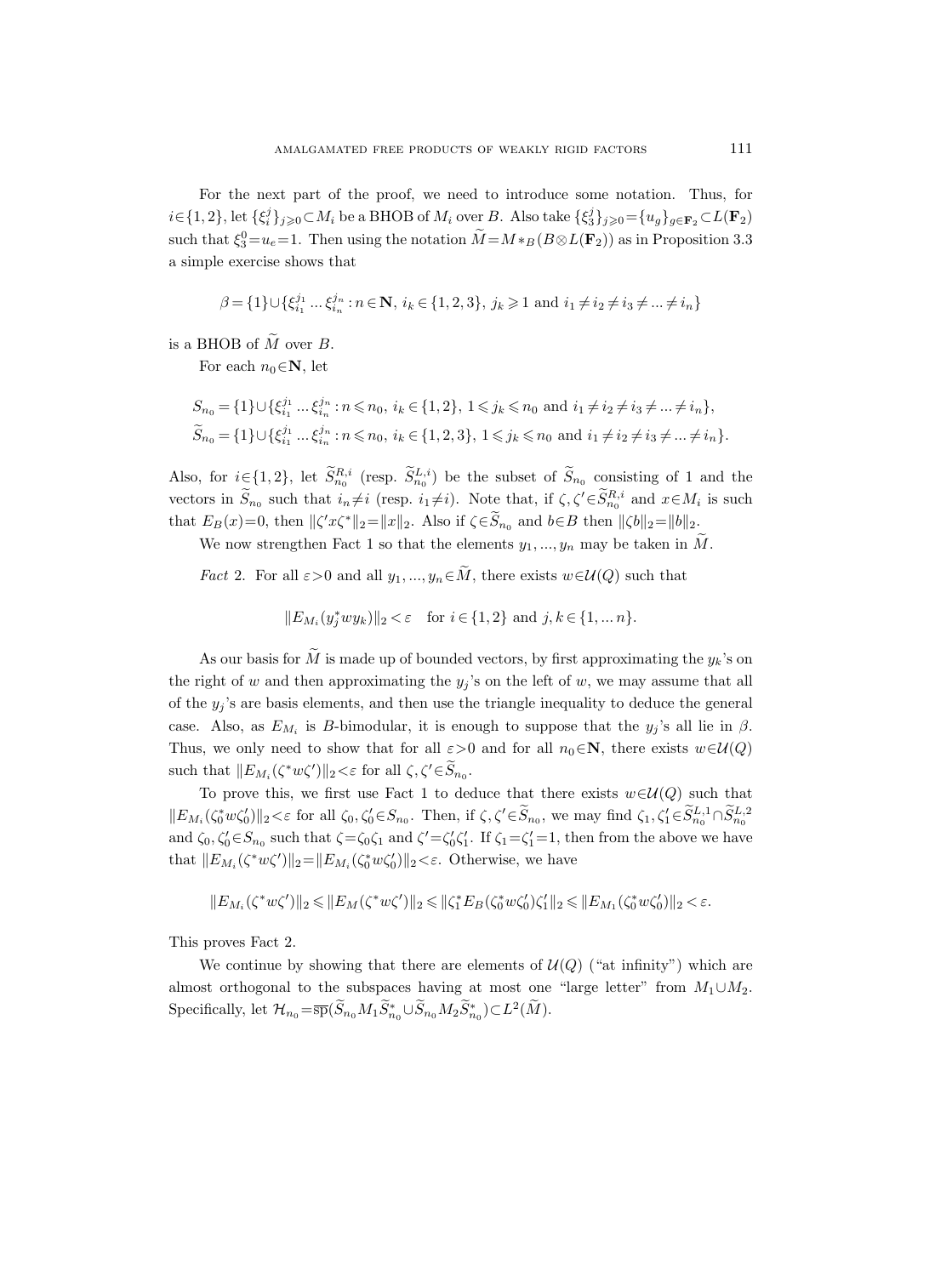For the next part of the proof, we need to introduce some notation. Thus, for $i\in\{1,2\}$, let $\{\xi_i^j\}_{j\geqslant 0}\subset M_i$ be a BHOB of $M_i$ over $B$. Also take $\{\xi_3^j\}_{j\geqslant 0}=\{u_g\}_{g\in\mathbf{F}_2}\subset L(\mathbf{F}_2)$ such that $\xi_3^0=u_e=1$. Then using the notation $\widetilde{M}=M*_B(B\otimes L(\mathbf{F}_2))$ as in Proposition 3.3 a simple exercise shows that

$$\beta=\{1\}\cup\{\xi_{i_1}^{j_1}\dots\xi_{i_n}^{j_n}:n\in\mathbf{N},\ i_k\in\{1,2,3\},\ j_k\geqslant 1 \text{ and } i_1\neq i_2\neq i_3\neq\dots\neq i_n\}$$

is a BHOB of $\widetilde{M}$ over $B$.

For each $n_0\in\mathbf{N}$, let

$$S_{n_0}=\{1\}\cup\{\xi_{i_1}^{j_1}\dots\xi_{i_n}^{j_n}:n\leqslant n_0,\ i_k\in\{1,2\},\ 1\leqslant j_k\leqslant n_0 \text{ and } i_1\neq i_2\neq i_3\neq\dots\neq i_n\},$$
$$\widetilde{S}_{n_0}=\{1\}\cup\{\xi_{i_1}^{j_1}\dots\xi_{i_n}^{j_n}:n\leqslant n_0,\ i_k\in\{1,2,3\},\ 1\leqslant j_k\leqslant n_0 \text{ and } i_1\neq i_2\neq i_3\neq\dots\neq i_n\}.$$

Also, for $i\in\{1,2\}$, let $\widetilde{S}_{n_0}^{R,i}$ (resp. $\widetilde{S}_{n_0}^{L,i}$) be the subset of $\widetilde{S}_{n_0}$ consisting of 1 and the vectors in $\widetilde{S}_{n_0}$ such that $i_n\neq i$ (resp. $i_1\neq i$). Note that, if $\zeta,\zeta'\in\widetilde{S}_{n_0}^{R,i}$ and $x\in M_i$ is such that $E_B(x)=0$, then $\|\zeta' x\zeta^*\|_2=\|x\|_2$. Also if $\zeta\in\widetilde{S}_{n_0}$ and $b\in B$ then $\|\zeta b\|_2=\|b\|_2$.

We now strengthen Fact 1 so that the elements $y_1,\dots,y_n$ may be taken in $\widetilde{M}$.

*Fact* 2. For all $\varepsilon>0$ and all $y_1,\dots,y_n\in\widetilde{M}$, there exists $w\in\mathcal{U}(Q)$ such that

$$\|E_{M_i}(y_j^* w y_k)\|_2<\varepsilon \quad \text{for } i\in\{1,2\} \text{ and } j,k\in\{1,\dots n\}.$$

As our basis for $\widetilde{M}$ is made up of bounded vectors, by first approximating the $y_k$'s on the right of $w$ and then approximating the $y_j$'s on the left of $w$, we may assume that all of the $y_j$'s are basis elements, and then use the triangle inequality to deduce the general case. Also, as $E_{M_i}$ is $B$-bimodular, it is enough to suppose that the $y_j$'s all lie in $\beta$. Thus, we only need to show that for all $\varepsilon>0$ and for all $n_0\in\mathbf{N}$, there exists $w\in\mathcal{U}(Q)$ such that $\|E_{M_i}(\zeta^* w\zeta')\|_2<\varepsilon$ for all $\zeta,\zeta'\in\widetilde{S}_{n_0}$.

To prove this, we first use Fact 1 to deduce that there exists $w\in\mathcal{U}(Q)$ such that $\|E_{M_i}(\zeta_0^* w\zeta_0')\|_2<\varepsilon$ for all $\zeta_0,\zeta_0'\in S_{n_0}$. Then, if $\zeta,\zeta'\in\widetilde{S}_{n_0}$, we may find $\zeta_1,\zeta_1'\in\widetilde{S}_{n_0}^{L,1}\cap\widetilde{S}_{n_0}^{L,2}$ and $\zeta_0,\zeta_0'\in S_{n_0}$ such that $\zeta=\zeta_0\zeta_1$ and $\zeta'=\zeta_0'\zeta_1'$. If $\zeta_1=\zeta_1'=1$, then from the above we have that $\|E_{M_i}(\zeta^* w\zeta')\|_2=\|E_{M_i}(\zeta_0^* w\zeta_0')\|_2<\varepsilon$. Otherwise, we have

$$\|E_{M_i}(\zeta^* w\zeta')\|_2\leqslant\|E_M(\zeta^* w\zeta')\|_2\leqslant\|\zeta_1^* E_B(\zeta_0^* w\zeta_0')\zeta_1'\|_2\leqslant\|E_{M_1}(\zeta_0^* w\zeta_0')\|_2<\varepsilon.$$

This proves Fact 2.

We continue by showing that there are elements of $\mathcal{U}(Q)$ ("at infinity") which are almost orthogonal to the subspaces having at most one "large letter" from $M_1\cup M_2$. Specifically, let $\mathcal{H}_{n_0}=\overline{\mathrm{sp}}(\widetilde{S}_{n_0}M_1\widetilde{S}_{n_0}^*\cup\widetilde{S}_{n_0}M_2\widetilde{S}_{n_0}^*)\subset L^2(\widetilde{M})$.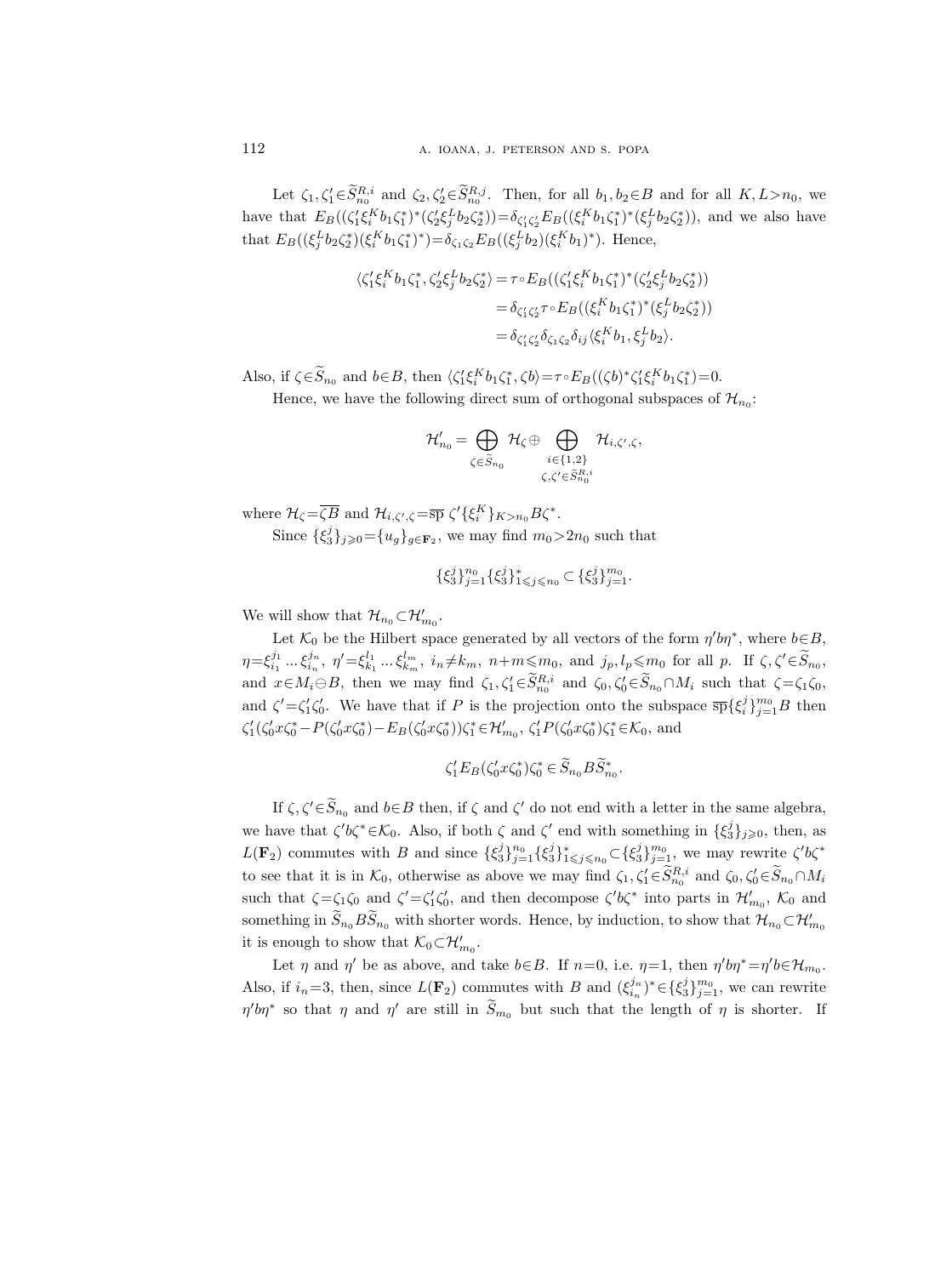Let $\zeta_1, \zeta_1' \in \widetilde{S}_{n_0}^{R,i}$ and $\zeta_2, \zeta_2' \in \widetilde{S}_{n_0}^{R,j}$. Then, for all $b_1, b_2 \in B$ and for all $K, L > n_0$, we have that $E_B((\zeta_1'\xi_i^K b_1 \zeta_1^*)^*(\zeta_2'\xi_j^L b_2 \zeta_2^*)) = \delta_{\zeta_1'\zeta_2'} E_B((\xi_i^K b_1 \zeta_1^*)^*(\xi_j^L b_2 \zeta_2^*))$, and we also have that $E_B((\xi_j^L b_2 \zeta_2^*)(\xi_i^K b_1 \zeta_1^*)^*) = \delta_{\zeta_1\zeta_2} E_B((\xi_j^L b_2)(\xi_i^K b_1)^*)$. Hence,

$$
\begin{aligned}
\langle \zeta_1'\xi_i^K b_1 \zeta_1^*, \zeta_2'\xi_j^L b_2 \zeta_2^* \rangle &= \tau \circ E_B((\zeta_1'\xi_i^K b_1 \zeta_1^*)^*(\zeta_2'\xi_j^L b_2 \zeta_2^*)) \\
&= \delta_{\zeta_1'\zeta_2'} \tau \circ E_B((\xi_i^K b_1 \zeta_1^*)^*(\xi_j^L b_2 \zeta_2^*)) \\
&= \delta_{\zeta_1'\zeta_2'} \delta_{\zeta_1\zeta_2} \delta_{ij} \langle \xi_i^K b_1, \xi_j^L b_2 \rangle.
\end{aligned}
$$

Also, if $\zeta \in \widetilde{S}_{n_0}$ and $b \in B$, then $\langle \zeta_1'\xi_i^K b_1 \zeta_1^*, \zeta b \rangle = \tau \circ E_B((\zeta b)^* \zeta_1'\xi_i^K b_1 \zeta_1^*) = 0$.

Hence, we have the following direct sum of orthogonal subspaces of $\mathcal{H}_{n_0}$:

$$
\mathcal{H}_{n_0}' = \bigoplus_{\zeta \in \widetilde{S}_{n_0}} \mathcal{H}_\zeta \oplus \bigoplus_{\substack{i \in \{1,2\} \\ \zeta, \zeta' \in \widetilde{S}_{n_0}^{R,i}}} \mathcal{H}_{i,\zeta',\zeta},
$$

where $\mathcal{H}_\zeta = \overline{\zeta B}$ and $\mathcal{H}_{i,\zeta',\zeta} = \overline{\mathrm{sp}}\ \zeta' \{\xi_i^K\}_{K > n_0} B \zeta^*$.

Since $\{\xi_3^j\}_{j \geqslant 0} = \{u_g\}_{g \in \mathbf{F}_2}$, we may find $m_0 > 2n_0$ such that

$$
\{\xi_3^j\}_{j=1}^{n_0} \{\xi_3^j\}_{1 \leqslant j \leqslant n_0}^* \subset \{\xi_3^j\}_{j=1}^{m_0}.
$$

We will show that $\mathcal{H}_{n_0} \subset \mathcal{H}_{m_0}'$.

Let $\mathcal{K}_0$ be the Hilbert space generated by all vectors of the form $\eta' b \eta^*$, where $b \in B$, $\eta = \xi_{i_1}^{j_1} \dots \xi_{i_n}^{j_n}$, $\eta' = \xi_{k_1}^{l_1} \dots \xi_{k_m}^{l_m}$, $i_n \neq k_m$, $n+m \leqslant m_0$, and $j_p, l_p \leqslant m_0$ for all $p$. If $\zeta, \zeta' \in \widetilde{S}_{n_0}$, and $x \in M_i \ominus B$, then we may find $\zeta_1, \zeta_1' \in \widetilde{S}_{n_0}^{R,i}$ and $\zeta_0, \zeta_0' \in \widetilde{S}_{n_0} \cap M_i$ such that $\zeta = \zeta_1 \zeta_0$, and $\zeta' = \zeta_1' \zeta_0'$. We have that if $P$ is the projection onto the subspace $\overline{\mathrm{sp}}\{\xi_i^j\}_{j=1}^{m_0} B$ then $\zeta_1'(\zeta_0' x \zeta_0^* - P(\zeta_0' x \zeta_0^*) - E_B(\zeta_0' x \zeta_0^*))\zeta_1^* \in \mathcal{H}_{m_0}'$, $\zeta_1' P(\zeta_0' x \zeta_0^*) \zeta_1^* \in \mathcal{K}_0$, and

$$
\zeta_1' E_B(\zeta_0' x \zeta_0^*) \zeta_0^* \in \widetilde{S}_{n_0} B \widetilde{S}_{n_0}^*.
$$

If $\zeta, \zeta' \in \widetilde{S}_{n_0}$ and $b \in B$ then, if $\zeta$ and $\zeta'$ do not end with a letter in the same algebra, we have that $\zeta' b \zeta^* \in \mathcal{K}_0$. Also, if both $\zeta$ and $\zeta'$ end with something in $\{\xi_3^j\}_{j \geqslant 0}$, then, as $L(\mathbf{F}_2)$ commutes with $B$ and since $\{\xi_3^j\}_{j=1}^{n_0} \{\xi_3^j\}_{1 \leqslant j \leqslant n_0}^* \subset \{\xi_3^j\}_{j=1}^{m_0}$, we may rewrite $\zeta' b \zeta^*$ to see that it is in $\mathcal{K}_0$, otherwise as above we may find $\zeta_1, \zeta_1' \in \widetilde{S}_{n_0}^{R,i}$ and $\zeta_0, \zeta_0' \in \widetilde{S}_{n_0} \cap M_i$ such that $\zeta = \zeta_1 \zeta_0$ and $\zeta' = \zeta_1' \zeta_0'$, and then decompose $\zeta' b \zeta^*$ into parts in $\mathcal{H}_{m_0}'$, $\mathcal{K}_0$ and something in $\widetilde{S}_{n_0} B \widetilde{S}_{n_0}$ with shorter words. Hence, by induction, to show that $\mathcal{H}_{n_0} \subset \mathcal{H}_{m_0}'$ it is enough to show that $\mathcal{K}_0 \subset \mathcal{H}_{m_0}'$.

Let $\eta$ and $\eta'$ be as above, and take $b \in B$. If $n=0$, i.e. $\eta = 1$, then $\eta' b \eta^* = \eta' b \in \mathcal{H}_{m_0}$. Also, if $i_n = 3$, then, since $L(\mathbf{F}_2)$ commutes with $B$ and $(\xi_{i_n}^{j_n})^* \in \{\xi_3^j\}_{j=1}^{m_0}$, we can rewrite $\eta' b \eta^*$ so that $\eta$ and $\eta'$ are still in $\widetilde{S}_{m_0}$ but such that the length of $\eta$ is shorter. If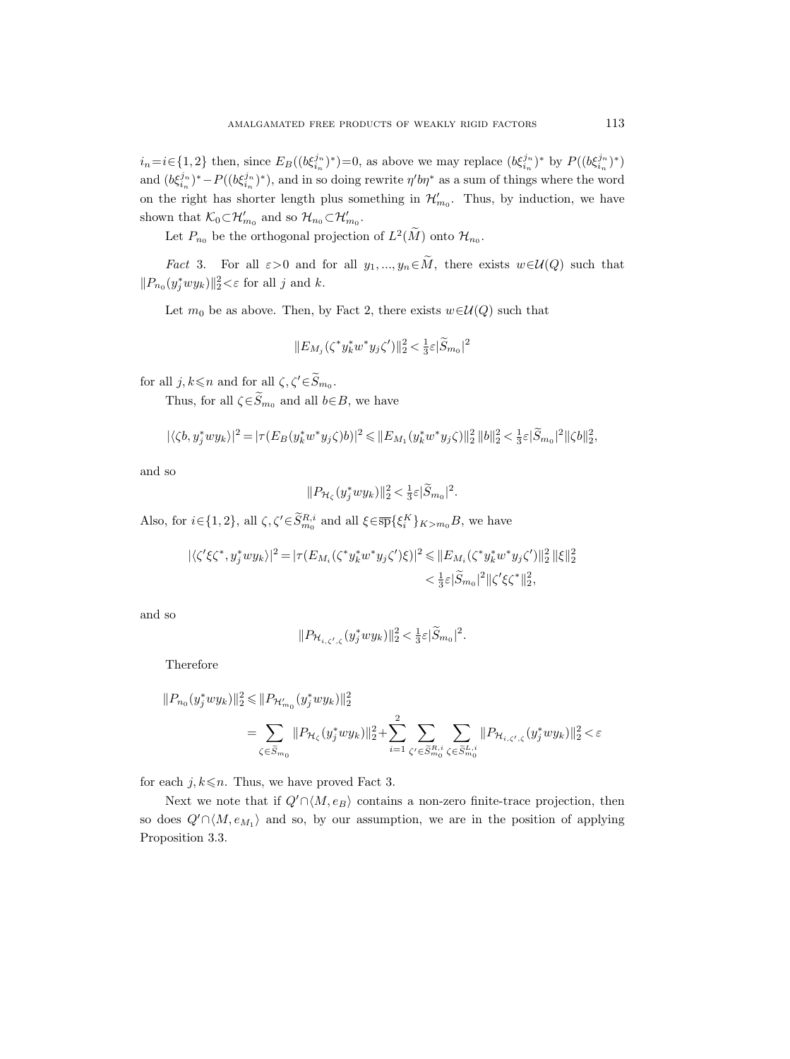$i_n = i \in \{1,2\}$ then, since $E_B((b\xi_{i_n}^{j_n})^*)=0$, as above we may replace $(b\xi_{i_n}^{j_n})^*$ by $P((b\xi_{i_n}^{j_n})^*)$ and $(b\xi_{i_n}^{j_n})^* - P((b\xi_{i_n}^{j_n})^*)$, and in so doing rewrite $\eta' b \eta^*$ as a sum of things where the word on the right has shorter length plus something in $\mathcal{H}'_{m_0}$. Thus, by induction, we have shown that $\mathcal{K}_0 \subset \mathcal{H}'_{m_0}$ and so $\mathcal{H}_{n_0} \subset \mathcal{H}'_{m_0}$.

Let $P_{n_0}$ be the orthogonal projection of $L^2(\widetilde{M})$ onto $\mathcal{H}_{n_0}$.

*Fact* 3. For all $\varepsilon > 0$ and for all $y_1, ..., y_n \in \widetilde{M}$, there exists $w \in \mathcal{U}(Q)$ such that $\|P_{n_0}(y_j^* w y_k)\|_2^2 < \varepsilon$ for all $j$ and $k$.

Let $m_0$ be as above. Then, by Fact 2, there exists $w \in \mathcal{U}(Q)$ such that

$$\|E_{M_j}(\zeta^* y_k^* w^* y_j \zeta')\|_2^2 < \tfrac{1}{3}\varepsilon |\widetilde{S}_{m_0}|^2$$

for all $j, k \leqslant n$ and for all $\zeta, \zeta' \in \widetilde{S}_{m_0}$.

Thus, for all $\zeta \in \widetilde{S}_{m_0}$ and all $b \in B$, we have

$$|\langle \zeta b, y_j^* w y_k \rangle|^2 = |\tau(E_B(y_k^* w^* y_j \zeta) b)|^2 \leqslant \|E_{M_1}(y_k^* w^* y_j \zeta)\|_2^2 \, \|b\|_2^2 < \tfrac{1}{3}\varepsilon |\widetilde{S}_{m_0}|^2 \|\zeta b\|_2^2,$$

and so

$$\|P_{\mathcal{H}_\zeta}(y_j^* w y_k)\|_2^2 < \tfrac{1}{3}\varepsilon |\widetilde{S}_{m_0}|^2.$$

Also, for $i \in \{1,2\}$, all $\zeta, \zeta' \in \widetilde{S}_{m_0}^{R,i}$ and all $\xi \in \overline{\mathrm{sp}}\{\xi_i^K\}_{K > m_0} B$, we have

$$\begin{aligned} |\langle \zeta' \xi \zeta^*, y_j^* w y_k \rangle|^2 = |\tau(E_{M_i}(\zeta^* y_k^* w^* y_j \zeta') \xi)|^2 &\leqslant \|E_{M_i}(\zeta^* y_k^* w^* y_j \zeta')\|_2^2 \, \|\xi\|_2^2 \\ &< \tfrac{1}{3}\varepsilon |\widetilde{S}_{m_0}|^2 \|\zeta' \xi \zeta^*\|_2^2, \end{aligned}$$

and so

$$\|P_{\mathcal{H}_{i,\zeta',\zeta}}(y_j^* w y_k)\|_2^2 < \tfrac{1}{3}\varepsilon |\widetilde{S}_{m_0}|^2.$$

Therefore

$$\begin{aligned} \|P_{n_0}(y_j^* w y_k)\|_2^2 &\leqslant \|P_{\mathcal{H}'_{m_0}}(y_j^* w y_k)\|_2^2 \\ &= \sum_{\zeta \in \widetilde{S}_{m_0}} \|P_{\mathcal{H}_\zeta}(y_j^* w y_k)\|_2^2 + \sum_{i=1}^{2} \sum_{\zeta' \in \widetilde{S}_{m_0}^{R,i}} \sum_{\zeta \in \widetilde{S}_{m_0}^{L,i}} \|P_{\mathcal{H}_{i,\zeta',\zeta}}(y_j^* w y_k)\|_2^2 < \varepsilon \end{aligned}$$

for each $j, k \leqslant n$. Thus, we have proved Fact 3.

Next we note that if $Q' \cap \langle M, e_B \rangle$ contains a non-zero finite-trace projection, then so does $Q' \cap \langle M, e_{M_1} \rangle$ and so, by our assumption, we are in the position of applying Proposition 3.3.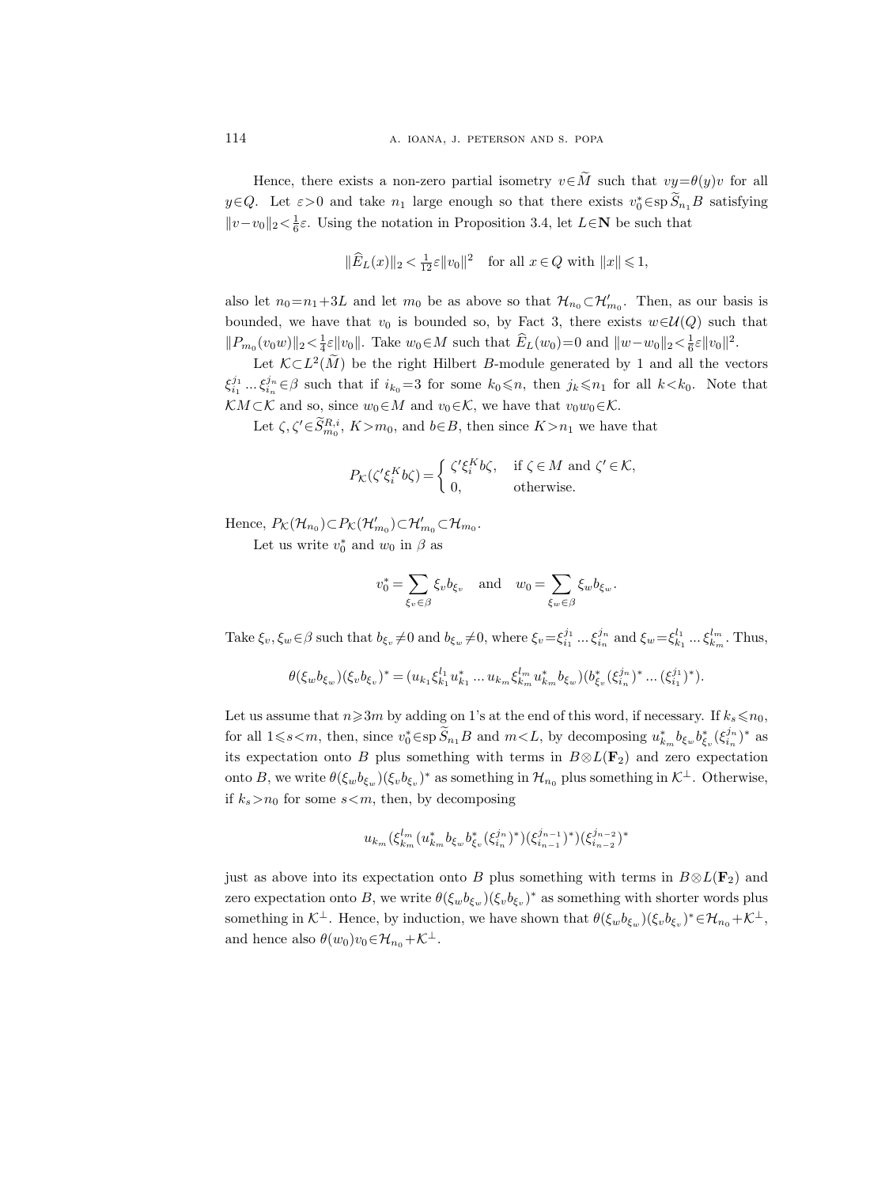Hence, there exists a non-zero partial isometry $v\in\widetilde{M}$ such that $vy=\theta(y)v$ for all $y\in Q$. Let $\varepsilon>0$ and take $n_1$ large enough so that there exists $v_0^*\in\operatorname{sp}\widetilde{S}_{n_1}B$ satisfying $\|v-v_0\|_2<\frac{1}{6}\varepsilon$. Using the notation in Proposition 3.4, let $L\in\mathbf{N}$ be such that

$$\|\widehat{E}_L(x)\|_2<\tfrac{1}{12}\varepsilon\|v_0\|^2 \quad \text{for all } x\in Q \text{ with } \|x\|\leqslant 1,$$

also let $n_0=n_1+3L$ and let $m_0$ be as above so that $\mathcal{H}_{n_0}\subset\mathcal{H}'_{m_0}$. Then, as our basis is bounded, we have that $v_0$ is bounded so, by Fact 3, there exists $w\in\mathcal{U}(Q)$ such that $\|P_{m_0}(v_0w)\|_2<\frac{1}{4}\varepsilon\|v_0\|$. Take $w_0\in M$ such that $\widehat{E}_L(w_0)=0$ and $\|w-w_0\|_2<\frac{1}{6}\varepsilon\|v_0\|^2$.

Let $\mathcal{K}\subset L^2(\widetilde{M})$ be the right Hilbert $B$-module generated by 1 and all the vectors $\xi_{i_1}^{j_1}\ldots\xi_{i_n}^{j_n}\in\beta$ such that if $i_{k_0}=3$ for some $k_0\leqslant n$, then $j_k\leqslant n_1$ for all $k<k_0$. Note that $\mathcal{K}M\subset\mathcal{K}$ and so, since $w_0\in M$ and $v_0\in\mathcal{K}$, we have that $v_0w_0\in\mathcal{K}$.

Let $\zeta,\zeta'\in\widetilde{S}_{m_0}^{R,i}$, $K>m_0$, and $b\in B$, then since $K>n_1$ we have that

$$P_{\mathcal{K}}(\zeta'\xi_i^K b\zeta)=\begin{cases}\zeta'\xi_i^K b\zeta, & \text{if } \zeta\in M \text{ and } \zeta'\in\mathcal{K},\\ 0, & \text{otherwise.}\end{cases}$$

Hence, $P_{\mathcal{K}}(\mathcal{H}_{n_0})\subset P_{\mathcal{K}}(\mathcal{H}'_{m_0})\subset\mathcal{H}'_{m_0}\subset\mathcal{H}_{m_0}$.

Let us write $v_0^*$ and $w_0$ in $\beta$ as

$$v_0^*=\sum_{\xi_v\in\beta}\xi_v b_{\xi_v} \quad\text{and}\quad w_0=\sum_{\xi_w\in\beta}\xi_w b_{\xi_w}.$$

Take $\xi_v,\xi_w\in\beta$ such that $b_{\xi_v}\neq0$ and $b_{\xi_w}\neq0$, where $\xi_v=\xi_{i_1}^{j_1}\ldots\xi_{i_n}^{j_n}$ and $\xi_w=\xi_{k_1}^{l_1}\ldots\xi_{k_m}^{l_m}$. Thus,

$$\theta(\xi_w b_{\xi_w})(\xi_v b_{\xi_v})^*=(u_{k_1}\xi_{k_1}^{l_1}u_{k_1}^*\ldots u_{k_m}\xi_{k_m}^{l_m}u_{k_m}^* b_{\xi_w})(b_{\xi_v}^*(\xi_{i_n}^{j_n})^*\ldots(\xi_{i_1}^{j_1})^*).$$

Let us assume that $n\geqslant 3m$ by adding on 1's at the end of this word, if necessary. If $k_s\leqslant n_0$, for all $1\leqslant s<m$, then, since $v_0^*\in\operatorname{sp}\widetilde{S}_{n_1}B$ and $m<L$, by decomposing $u_{k_m}^* b_{\xi_w} b_{\xi_v}^*(\xi_{i_n}^{j_n})^*$ as its expectation onto $B$ plus something with terms in $B\otimes L(\mathbf{F}_2)$ and zero expectation onto $B$, we write $\theta(\xi_w b_{\xi_w})(\xi_v b_{\xi_v})^*$ as something in $\mathcal{H}_{n_0}$ plus something in $\mathcal{K}^\perp$. Otherwise, if $k_s>n_0$ for some $s<m$, then, by decomposing

$$u_{k_m}(\xi_{k_m}^{l_m}(u_{k_m}^* b_{\xi_w} b_{\xi_v}^*(\xi_{i_n}^{j_n})^*)(\xi_{i_{n-1}}^{j_{n-1}})^*)(\xi_{i_{n-2}}^{j_{n-2}})^*$$

just as above into its expectation onto $B$ plus something with terms in $B\otimes L(\mathbf{F}_2)$ and zero expectation onto $B$, we write $\theta(\xi_w b_{\xi_w})(\xi_v b_{\xi_v})^*$ as something with shorter words plus something in $\mathcal{K}^\perp$. Hence, by induction, we have shown that $\theta(\xi_w b_{\xi_w})(\xi_v b_{\xi_v})^*\in\mathcal{H}_{n_0}+\mathcal{K}^\perp$, and hence also $\theta(w_0)v_0\in\mathcal{H}_{n_0}+\mathcal{K}^\perp$.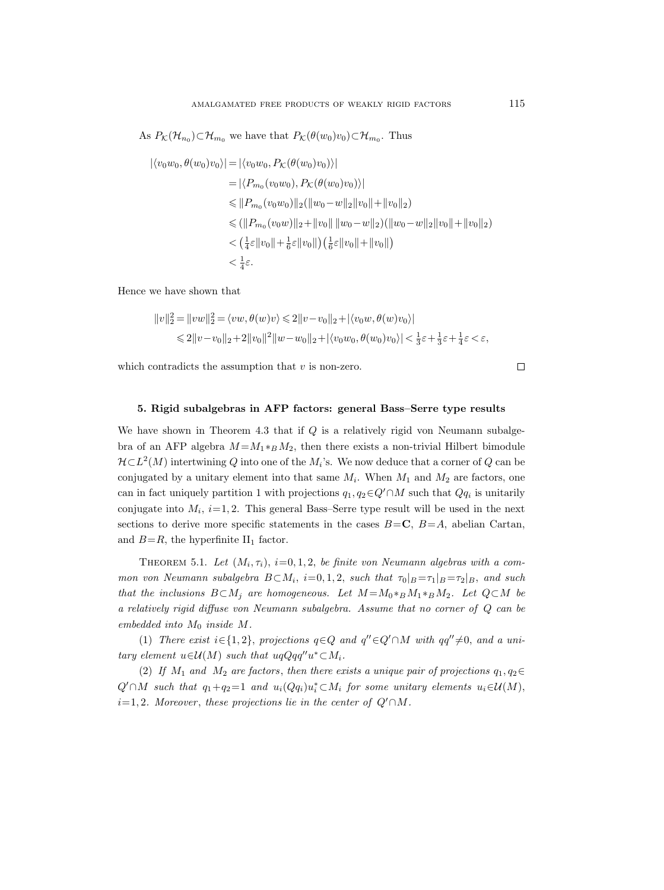As $P_{\mathcal{K}}(\mathcal{H}_{n_0}) \subset \mathcal{H}_{m_0}$ we have that $P_{\mathcal{K}}(\theta(w_0)v_0) \subset \mathcal{H}_{m_0}$. Thus

$$
\begin{aligned}
|\langle v_0 w_0, \theta(w_0) v_0 \rangle| &= |\langle v_0 w_0, P_{\mathcal{K}}(\theta(w_0) v_0) \rangle| \\
&= |\langle P_{m_0}(v_0 w_0), P_{\mathcal{K}}(\theta(w_0) v_0) \rangle| \\
&\leqslant \|P_{m_0}(v_0 w_0)\|_2 (\|w_0 - w\|_2 \|v_0\| + \|v_0\|_2) \\
&\leqslant (\|P_{m_0}(v_0 w)\|_2 + \|v_0\| \, \|w_0 - w\|_2)(\|w_0 - w\|_2 \|v_0\| + \|v_0\|_2) \\
&< \left(\tfrac{1}{4}\varepsilon \|v_0\| + \tfrac{1}{6}\varepsilon \|v_0\|\right)\left(\tfrac{1}{6}\varepsilon \|v_0\| + \|v_0\|\right) \\
&< \tfrac{1}{4}\varepsilon.
\end{aligned}
$$

Hence we have shown that

$$
\begin{aligned}
\|v\|_2^2 = \|vw\|_2^2 = \langle vw, \theta(w) v \rangle &\leqslant 2\|v - v_0\|_2 + |\langle v_0 w, \theta(w) v_0 \rangle| \\
&\leqslant 2\|v - v_0\|_2 + 2\|v_0\|^2 \|w - w_0\|_2 + |\langle v_0 w_0, \theta(w_0) v_0 \rangle| < \tfrac{1}{3}\varepsilon + \tfrac{1}{3}\varepsilon + \tfrac{1}{4}\varepsilon < \varepsilon,
\end{aligned}
$$

which contradicts the assumption that $v$ is non-zero. □

## 5. Rigid subalgebras in AFP factors: general Bass–Serre type results

We have shown in Theorem 4.3 that if $Q$ is a relatively rigid von Neumann subalgebra of an AFP algebra $M = M_1 *_B M_2$, then there exists a non-trivial Hilbert bimodule $\mathcal{H} \subset L^2(M)$ intertwining $Q$ into one of the $M_i$'s. We now deduce that a corner of $Q$ can be conjugated by a unitary element into that same $M_i$. When $M_1$ and $M_2$ are factors, one can in fact uniquely partition 1 with projections $q_1, q_2 \in Q' \cap M$ such that $Qq_i$ is unitarily conjugate into $M_i$, $i = 1, 2$. This general Bass–Serre type result will be used in the next sections to derive more specific statements in the cases $B = \mathbf{C}$, $B = A$, abelian Cartan, and $B = R$, the hyperfinite II$_1$ factor.

Theorem 5.1. *Let $(M_i, \tau_i)$, $i = 0, 1, 2$, be finite von Neumann algebras with a common von Neumann subalgebra $B \subset M_i$, $i = 0, 1, 2$, such that $\tau_0|_B = \tau_1|_B = \tau_2|_B$, and such that the inclusions $B \subset M_j$ are homogeneous. Let $M = M_0 *_B M_1 *_B M_2$. Let $Q \subset M$ be a relatively rigid diffuse von Neumann subalgebra. Assume that no corner of $Q$ can be embedded into $M_0$ inside $M$.*

(1) *There exist $i \in \{1, 2\}$, projections $q \in Q$ and $q'' \in Q' \cap M$ with $qq'' \neq 0$, and a unitary element $u \in \mathcal{U}(M)$ such that $uqQqq''u^* \subset M_i$.*

(2) *If $M_1$ and $M_2$ are factors, then there exists a unique pair of projections $q_1, q_2 \in Q' \cap M$ such that $q_1 + q_2 = 1$ and $u_i(Qq_i)u_i^* \subset M_i$ for some unitary elements $u_i \in \mathcal{U}(M)$, $i = 1, 2$. Moreover, these projections lie in the center of $Q' \cap M$.*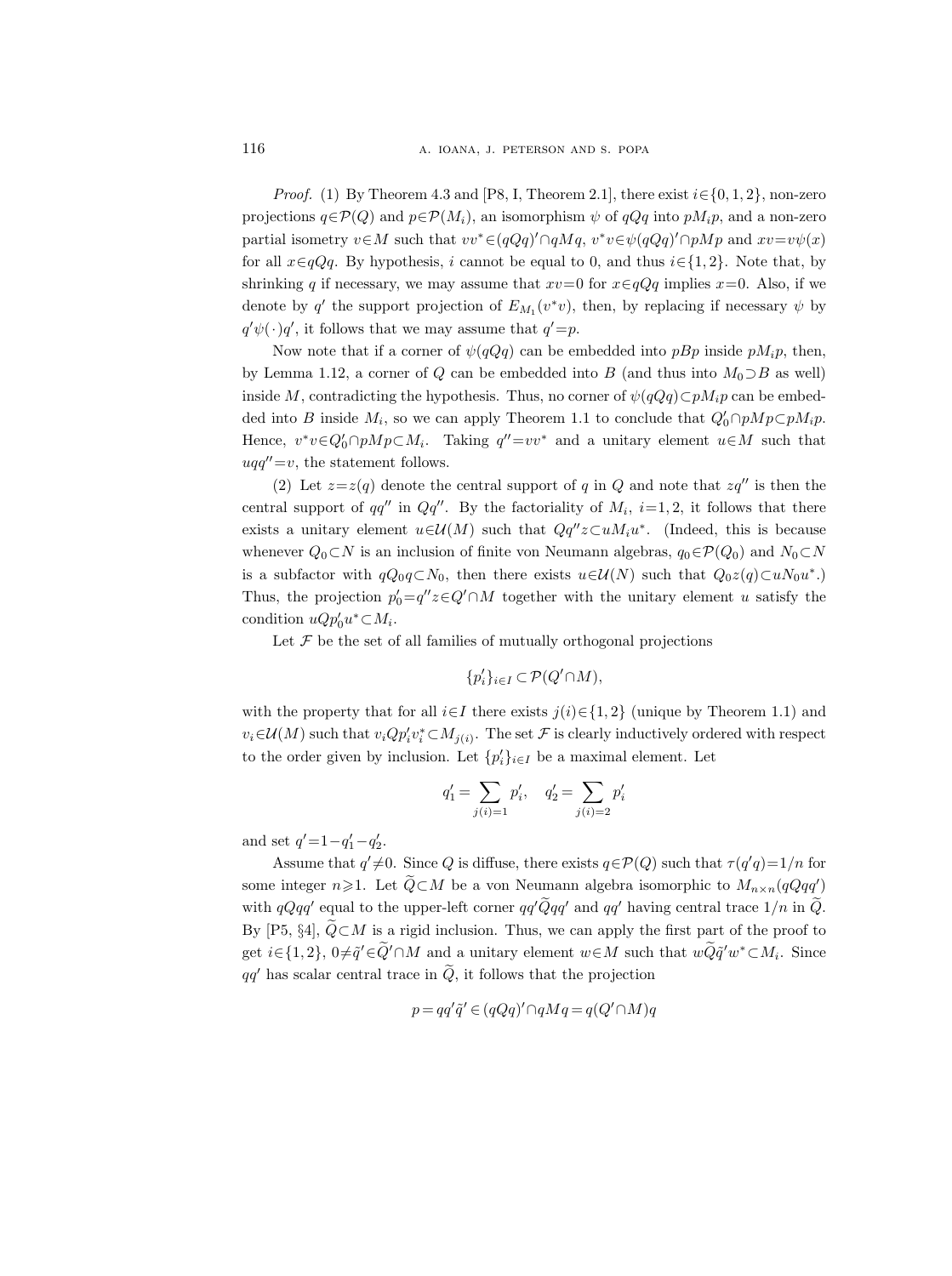*Proof.* (1) By Theorem 4.3 and [P8, I, Theorem 2.1], there exist $i\in\{0,1,2\}$, non-zero projections $q\in\mathcal{P}(Q)$ and $p\in\mathcal{P}(M_i)$, an isomorphism $\psi$ of $qQq$ into $pM_ip$, and a non-zero partial isometry $v\in M$ such that $vv^*\in(qQq)'\cap qMq$, $v^*v\in\psi(qQq)'\cap pMp$ and $xv=v\psi(x)$ for all $x\in qQq$. By hypothesis, $i$ cannot be equal to 0, and thus $i\in\{1,2\}$. Note that, by shrinking $q$ if necessary, we may assume that $xv=0$ for $x\in qQq$ implies $x=0$. Also, if we denote by $q'$ the support projection of $E_{M_1}(v^*v)$, then, by replacing if necessary $\psi$ by $q'\psi(\cdot)q'$, it follows that we may assume that $q'=p$.

Now note that if a corner of $\psi(qQq)$ can be embedded into $pBp$ inside $pM_ip$, then, by Lemma 1.12, a corner of $Q$ can be embedded into $B$ (and thus into $M_0\supset B$ as well) inside $M$, contradicting the hypothesis. Thus, no corner of $\psi(qQq)\subset pM_ip$ can be embedded into $B$ inside $M_i$, so we can apply Theorem 1.1 to conclude that $Q_0'\cap pMp\subset pM_ip$. Hence, $v^*v\in Q_0'\cap pMp\subset M_i$. Taking $q''=vv^*$ and a unitary element $u\in M$ such that $uqq''=v$, the statement follows.

(2) Let $z=z(q)$ denote the central support of $q$ in $Q$ and note that $zq''$ is then the central support of $qq''$ in $Qq''$. By the factoriality of $M_i$, $i=1,2$, it follows that there exists a unitary element $u\in\mathcal{U}(M)$ such that $Qq''z\subset uM_iu^*$. (Indeed, this is because whenever $Q_0\subset N$ is an inclusion of finite von Neumann algebras, $q_0\in\mathcal{P}(Q_0)$ and $N_0\subset N$ is a subfactor with $qQ_0q\subset N_0$, then there exists $u\in\mathcal{U}(N)$ such that $Q_0z(q)\subset uN_0u^*$.) Thus, the projection $p_0'=q''z\in Q'\cap M$ together with the unitary element $u$ satisfy the condition $uQp_0'u^*\subset M_i$.

Let $\mathcal{F}$ be the set of all families of mutually orthogonal projections

$$\{p_i'\}_{i\in I}\subset\mathcal{P}(Q'\cap M),$$

with the property that for all $i\in I$ there exists $j(i)\in\{1,2\}$ (unique by Theorem 1.1) and $v_i\in\mathcal{U}(M)$ such that $v_iQp_i'v_i^*\subset M_{j(i)}$. The set $\mathcal{F}$ is clearly inductively ordered with respect to the order given by inclusion. Let $\{p_i'\}_{i\in I}$ be a maximal element. Let

$$q_1'=\sum_{j(i)=1}p_i',\quad q_2'=\sum_{j(i)=2}p_i'$$

and set $q'=1-q_1'-q_2'$.

Assume that $q'\neq0$. Since $Q$ is diffuse, there exists $q\in\mathcal{P}(Q)$ such that $\tau(q'q)=1/n$ for some integer $n\geqslant1$. Let $\widetilde{Q}\subset M$ be a von Neumann algebra isomorphic to $M_{n\times n}(qQqq')$ with $qQqq'$ equal to the upper-left corner $qq'\widetilde{Q}qq'$ and $qq'$ having central trace $1/n$ in $\widetilde{Q}$. By [P5, §4], $\widetilde{Q}\subset M$ is a rigid inclusion. Thus, we can apply the first part of the proof to get $i\in\{1,2\}$, $0\neq\tilde{q}'\in\widetilde{Q}'\cap M$ and a unitary element $w\in M$ such that $w\widetilde{Q}\tilde{q}'w^*\subset M_i$. Since $qq'$ has scalar central trace in $\widetilde{Q}$, it follows that the projection

$$p=qq'\tilde{q}'\in(qQq)'\cap qMq=q(Q'\cap M)q$$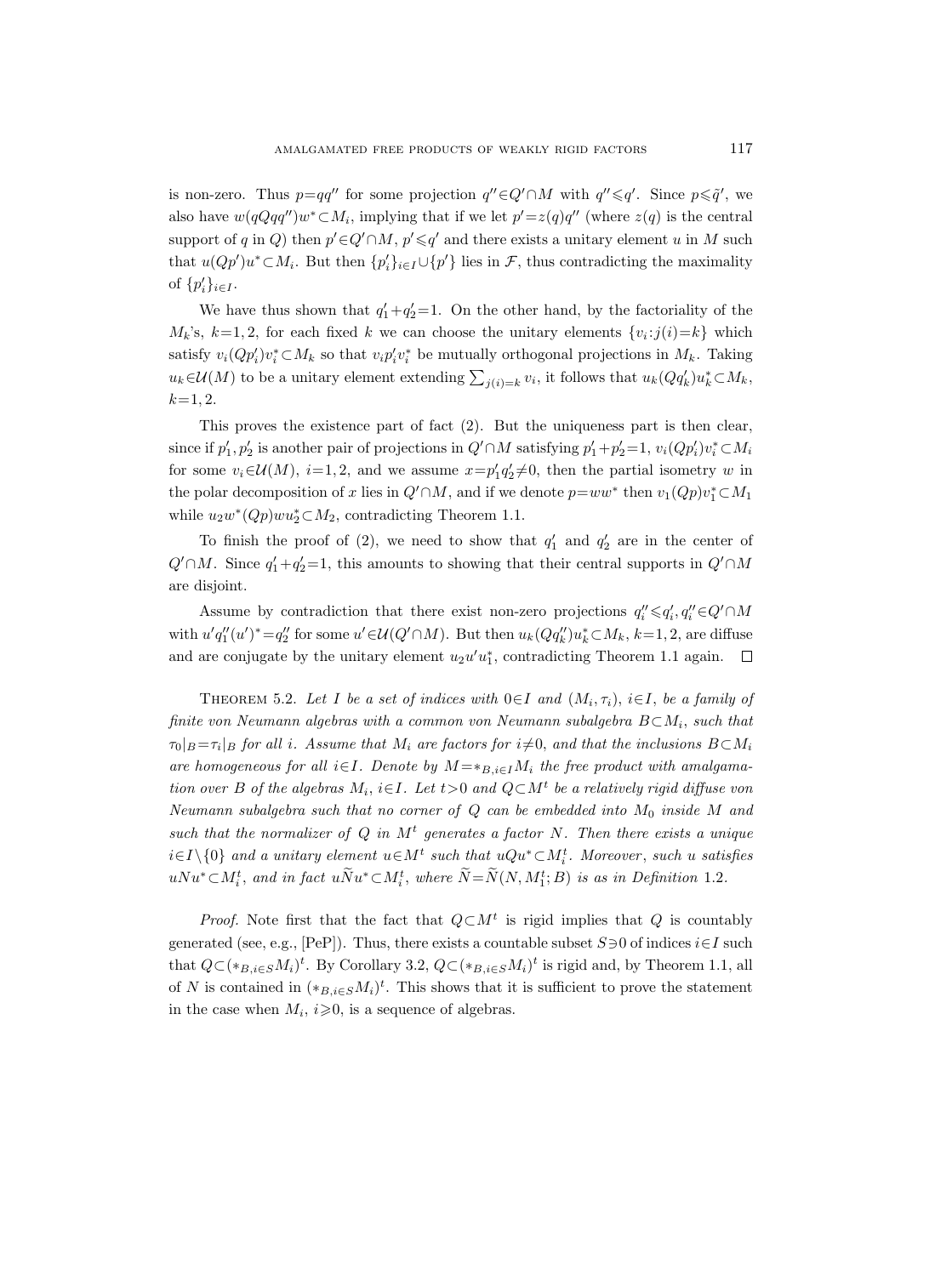is non-zero. Thus $p=qq''$ for some projection $q''\in Q'\cap M$ with $q''\leqslant q'$. Since $p\leqslant \tilde{q}'$, we also have $w(qQqq'')w^*\subset M_i$, implying that if we let $p'=z(q)q''$ (where $z(q)$ is the central support of $q$ in $Q$) then $p'\in Q'\cap M$, $p'\leqslant q'$ and there exists a unitary element $u$ in $M$ such that $u(Qp')u^*\subset M_i$. But then $\{p'_i\}_{i\in I}\cup\{p'\}$ lies in $\mathcal{F}$, thus contradicting the maximality of $\{p'_i\}_{i\in I}$.

We have thus shown that $q'_1+q'_2=1$. On the other hand, by the factoriality of the $M_k$'s, $k=1,2$, for each fixed $k$ we can choose the unitary elements $\{v_i : j(i)=k\}$ which satisfy $v_i(Qp'_i)v_i^*\subset M_k$ so that $v_ip'_iv_i^*$ be mutually orthogonal projections in $M_k$. Taking $u_k\in\mathcal{U}(M)$ to be a unitary element extending $\sum_{j(i)=k} v_i$, it follows that $u_k(Qq'_k)u_k^*\subset M_k$, $k=1,2$.

This proves the existence part of fact (2). But the uniqueness part is then clear, since if $p'_1,p'_2$ is another pair of projections in $Q'\cap M$ satisfying $p'_1+p'_2=1$, $v_i(Qp'_i)v_i^*\subset M_i$ for some $v_i\in\mathcal{U}(M)$, $i=1,2$, and we assume $x=p'_1q'_2\neq 0$, then the partial isometry $w$ in the polar decomposition of $x$ lies in $Q'\cap M$, and if we denote $p=ww^*$ then $v_1(Qp)v_1^*\subset M_1$ while $u_2w^*(Qp)wu_2^*\subset M_2$, contradicting Theorem 1.1.

To finish the proof of (2), we need to show that $q'_1$ and $q'_2$ are in the center of $Q'\cap M$. Since $q'_1+q'_2=1$, this amounts to showing that their central supports in $Q'\cap M$ are disjoint.

Assume by contradiction that there exist non-zero projections $q''_i\leqslant q'_i$, $q''_i\in Q'\cap M$ with $u'q''_1(u')^*=q''_2$ for some $u'\in\mathcal{U}(Q'\cap M)$. But then $u_k(Qq''_k)u_k^*\subset M_k$, $k=1,2$, are diffuse and are conjugate by the unitary element $u_2u'u_1^*$, contradicting Theorem 1.1 again. $\square$

THEOREM 5.2. *Let $I$ be a set of indices with $0\in I$ and $(M_i,\tau_i)$, $i\in I$, be a family of finite von Neumann algebras with a common von Neumann subalgebra $B\subset M_i$, such that $\tau_0|_B=\tau_i|_B$ for all $i$. Assume that $M_i$ are factors for $i\neq 0$, and that the inclusions $B\subset M_i$ are homogeneous for all $i\in I$. Denote by $M=*_{B,i\in I}M_i$ the free product with amalgamation over $B$ of the algebras $M_i$, $i\in I$. Let $t>0$ and $Q\subset M^t$ be a relatively rigid diffuse von Neumann subalgebra such that no corner of $Q$ can be embedded into $M_0$ inside $M$ and such that the normalizer of $Q$ in $M^t$ generates a factor $N$. Then there exists a unique $i\in I\setminus\{0\}$ and a unitary element $u\in M^t$ such that $uQu^*\subset M_i^t$. Moreover, such $u$ satisfies $uNu^*\subset M_i^t$, and in fact $u\widetilde{N}u^*\subset M_i^t$, where $\widetilde{N}=\widetilde{N}(N,M_1^t;B)$ is as in Definition* 1.2.

*Proof.* Note first that the fact that $Q\subset M^t$ is rigid implies that $Q$ is countably generated (see, e.g., [PeP]). Thus, there exists a countable subset $S\ni 0$ of indices $i\in I$ such that $Q\subset(*_{B,i\in S}M_i)^t$. By Corollary 3.2, $Q\subset(*_{B,i\in S}M_i)^t$ is rigid and, by Theorem 1.1, all of $N$ is contained in $(*_{B,i\in S}M_i)^t$. This shows that it is sufficient to prove the statement in the case when $M_i$, $i\geqslant 0$, is a sequence of algebras.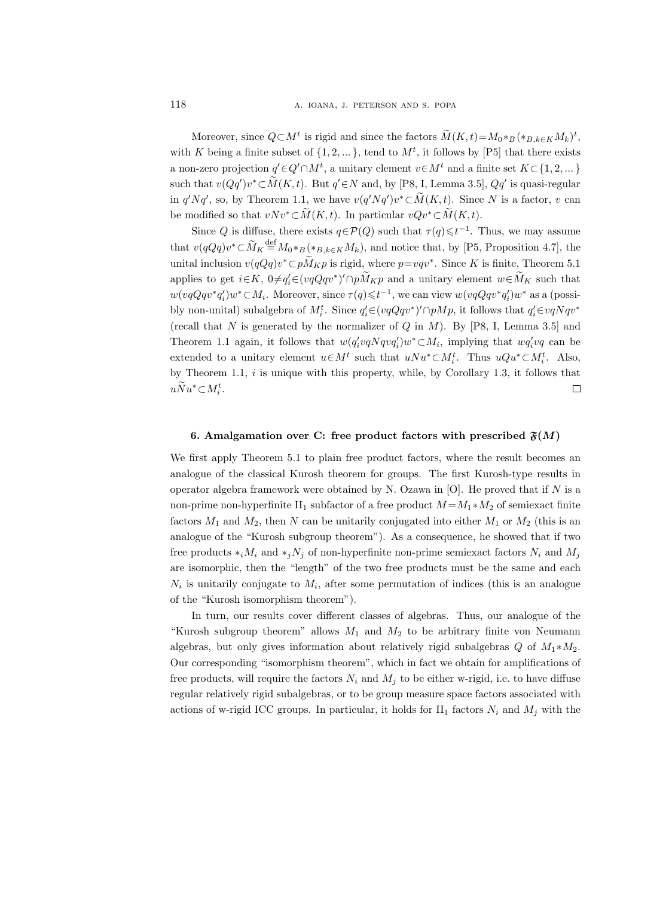Moreover, since $Q\subset M^t$ is rigid and since the factors $\widetilde{M}(K,t)=M_0*_B(*_{B,k\in K}M_k)^t$, with $K$ being a finite subset of $\{1,2,...\}$, tend to $M^t$, it follows by [P5] that there exists a non-zero projection $q'\in Q'\cap M^t$, a unitary element $v\in M^t$ and a finite set $K\subset\{1,2,...\}$ such that $v(Qq')v^*\subset\widetilde{M}(K,t)$. But $q'\in N$ and, by [P8, I, Lemma 3.5], $Qq'$ is quasi-regular in $q'Nq'$, so, by Theorem 1.1, we have $v(q'Nq')v^*\subset\widetilde{M}(K,t)$. Since $N$ is a factor, $v$ can be modified so that $vNv^*\subset\widetilde{M}(K,t)$. In particular $vQv^*\subset\widetilde{M}(K,t)$.

Since $Q$ is diffuse, there exists $q\in\mathcal{P}(Q)$ such that $\tau(q)\leqslant t^{-1}$. Thus, we may assume that $v(qQq)v^*\subset\widetilde{M}_K\stackrel{\text{def}}{=}M_0*_B(*_{B,k\in K}M_k)$, and notice that, by [P5, Proposition 4.7], the unital inclusion $v(qQq)v^*\subset p\widetilde{M}_Kp$ is rigid, where $p=vqv^*$. Since $K$ is finite, Theorem 5.1 applies to get $i\in K$, $0\neq q_i'\in(vqQqv^*)'\cap p\widetilde{M}_Kp$ and a unitary element $w\in\widetilde{M}_K$ such that $w(vqQqv^*q_i')w^*\subset M_i$. Moreover, since $\tau(q)\leqslant t^{-1}$, we can view $w(vqQqv^*q_i')w^*$ as a (possibly non-unital) subalgebra of $M_i^t$. Since $q_i'\in(vqQqv^*)'\cap pMp$, it follows that $q_i'\in vqNqv^*$ (recall that $N$ is generated by the normalizer of $Q$ in $M$). By [P8, I, Lemma 3.5] and Theorem 1.1 again, it follows that $w(q_i'vqNqvq_i')w^*\subset M_i$, implying that $wq_i'vq$ can be extended to a unitary element $u\in M^t$ such that $uNu^*\subset M_i^t$. Thus $uQu^*\subset M_i^t$. Also, by Theorem 1.1, $i$ is unique with this property, while, by Corollary 1.3, it follows that $u\widetilde{N}u^*\subset M_i^t$. $\square$

## 6. Amalgamation over C: free product factors with prescribed $\mathfrak{F}(M)$

We first apply Theorem 5.1 to plain free product factors, where the result becomes an analogue of the classical Kurosh theorem for groups. The first Kurosh-type results in operator algebra framework were obtained by N. Ozawa in [O]. He proved that if $N$ is a non-prime non-hyperfinite $\mathrm{II}_1$ subfactor of a free product $M=M_1*M_2$ of semiexact finite factors $M_1$ and $M_2$, then $N$ can be unitarily conjugated into either $M_1$ or $M_2$ (this is an analogue of the "Kurosh subgroup theorem"). As a consequence, he showed that if two free products $*_iM_i$ and $*_jN_j$ of non-hyperfinite non-prime semiexact factors $N_i$ and $M_j$ are isomorphic, then the "length" of the two free products must be the same and each $N_i$ is unitarily conjugate to $M_i$, after some permutation of indices (this is an analogue of the "Kurosh isomorphism theorem").

In turn, our results cover different classes of algebras. Thus, our analogue of the "Kurosh subgroup theorem" allows $M_1$ and $M_2$ to be arbitrary finite von Neumann algebras, but only gives information about relatively rigid subalgebras $Q$ of $M_1*M_2$. Our corresponding "isomorphism theorem", which in fact we obtain for amplifications of free products, will require the factors $N_i$ and $M_j$ to be either w-rigid, i.e. to have diffuse regular relatively rigid subalgebras, or to be group measure space factors associated with actions of w-rigid ICC groups. In particular, it holds for $\mathrm{II}_1$ factors $N_i$ and $M_j$ with the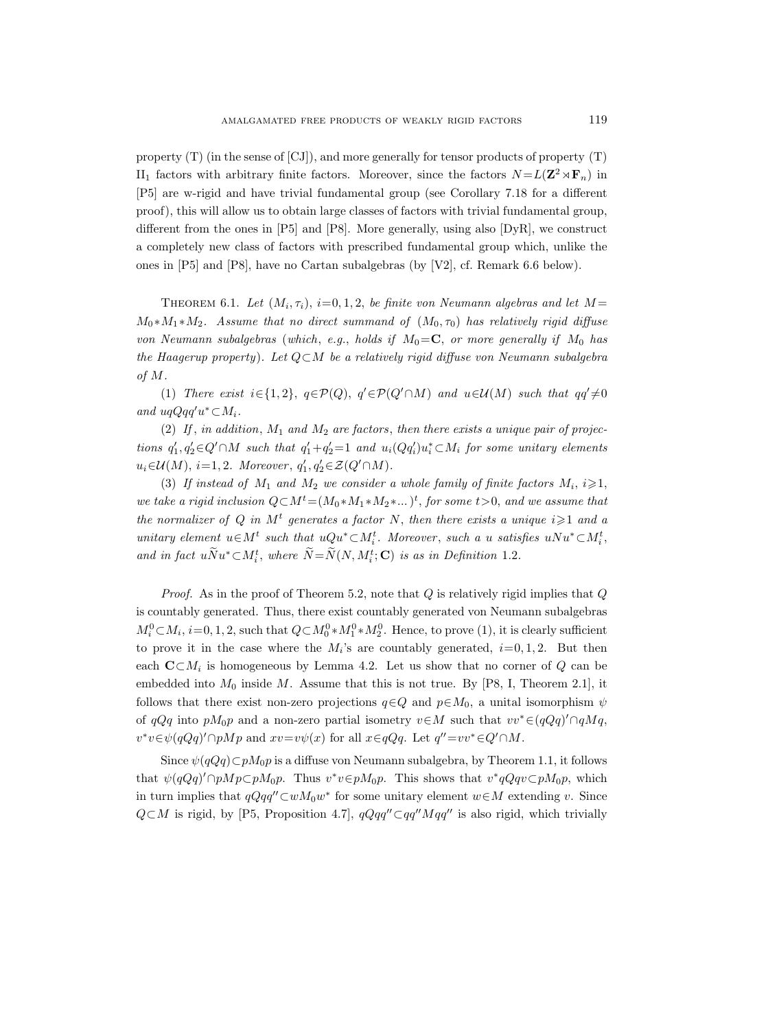property (T) (in the sense of [CJ]), and more generally for tensor products of property (T) $\mathrm{II}_1$ factors with arbitrary finite factors. Moreover, since the factors $N=L(\mathbf{Z}^2\rtimes\mathbf{F}_n)$ in [P5] are w-rigid and have trivial fundamental group (see Corollary 7.18 for a different proof), this will allow us to obtain large classes of factors with trivial fundamental group, different from the ones in [P5] and [P8]. More generally, using also [DyR], we construct a completely new class of factors with prescribed fundamental group which, unlike the ones in [P5] and [P8], have no Cartan subalgebras (by [V2], cf. Remark 6.6 below).

Theorem 6.1. *Let $(M_i,\tau_i)$, $i=0,1,2$, be finite von Neumann algebras and let $M=M_0*M_1*M_2$. Assume that no direct summand of $(M_0,\tau_0)$ has relatively rigid diffuse von Neumann subalgebras (which, e.g., holds if $M_0=\mathbf{C}$, or more generally if $M_0$ has the Haagerup property). Let $Q\subset M$ be a relatively rigid diffuse von Neumann subalgebra of $M$.*

*(1) There exist $i\in\{1,2\}$, $q\in\mathcal{P}(Q)$, $q'\in\mathcal{P}(Q'\cap M)$ and $u\in\mathcal{U}(M)$ such that $qq'\neq 0$ and $uQqq'u^*\subset M_i$.*

*(2) If, in addition, $M_1$ and $M_2$ are factors, then there exists a unique pair of projections $q_1',q_2'\in Q'\cap M$ such that $q_1'+q_2'=1$ and $u_i(Qq_i')u_i^*\subset M_i$ for some unitary elements $u_i\in\mathcal{U}(M)$, $i=1,2$. Moreover, $q_1',q_2'\in\mathcal{Z}(Q'\cap M)$.*

*(3) If instead of $M_1$ and $M_2$ we consider a whole family of finite factors $M_i$, $i\geqslant 1$, we take a rigid inclusion $Q\subset M^t=(M_0*M_1*M_2*...)^t$, for some $t>0$, and we assume that the normalizer of $Q$ in $M^t$ generates a factor $N$, then there exists a unique $i\geqslant 1$ and a unitary element $u\in M^t$ such that $uQu^*\subset M_i^t$. Moreover, such a $u$ satisfies $uNu^*\subset M_i^t$, and in fact $u\widetilde{N}u^*\subset M_i^t$, where $\widetilde{N}=\widetilde{N}(N,M_i^t;\mathbf{C})$ is as in Definition 1.2.*

*Proof.* As in the proof of Theorem 5.2, note that $Q$ is relatively rigid implies that $Q$ is countably generated. Thus, there exist countably generated von Neumann subalgebras $M_i^0\subset M_i$, $i=0,1,2$, such that $Q\subset M_0^0*M_1^0*M_2^0$. Hence, to prove (1), it is clearly sufficient to prove it in the case where the $M_i$'s are countably generated, $i=0,1,2$. But then each $\mathbf{C}\subset M_i$ is homogeneous by Lemma 4.2. Let us show that no corner of $Q$ can be embedded into $M_0$ inside $M$. Assume that this is not true. By [P8, I, Theorem 2.1], it follows that there exist non-zero projections $q\in Q$ and $p\in M_0$, a unital isomorphism $\psi$ of $qQq$ into $pM_0p$ and a non-zero partial isometry $v\in M$ such that $vv^*\in(qQq)'\cap qMq$, $v^*v\in\psi(qQq)'\cap pMp$ and $xv=v\psi(x)$ for all $x\in qQq$. Let $q''=vv^*\in Q'\cap M$.

Since $\psi(qQq)\subset pM_0p$ is a diffuse von Neumann subalgebra, by Theorem 1.1, it follows that $\psi(qQq)'\cap pMp\subset pM_0p$. Thus $v^*v\in pM_0p$. This shows that $v^*qQqv\subset pM_0p$, which in turn implies that $qQqq''\subset wM_0w^*$ for some unitary element $w\in M$ extending $v$. Since $Q\subset M$ is rigid, by [P5, Proposition 4.7], $qQqq''\subset qq''Mqq''$ is also rigid, which trivially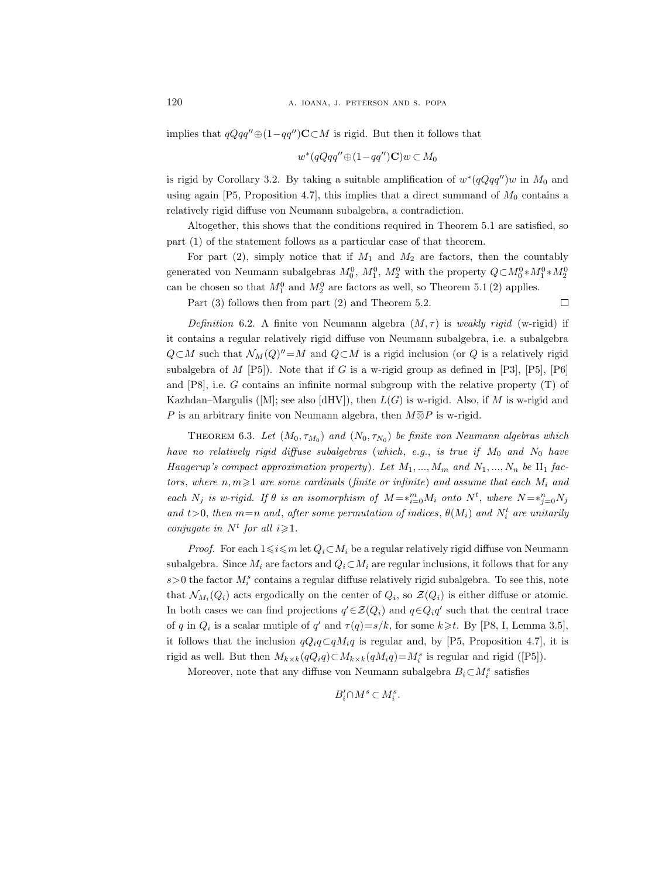implies that $qQqq'' \oplus (1-qq'')\mathbf{C} \subset M$ is rigid. But then it follows that

$$w^*(qQqq'' \oplus (1-qq'')\mathbf{C})w \subset M_0$$

is rigid by Corollary 3.2. By taking a suitable amplification of $w^*(qQqq'')w$ in $M_0$ and using again [P5, Proposition 4.7], this implies that a direct summand of $M_0$ contains a relatively rigid diffuse von Neumann subalgebra, a contradiction.

Altogether, this shows that the conditions required in Theorem 5.1 are satisfied, so part (1) of the statement follows as a particular case of that theorem.

For part (2), simply notice that if $M_1$ and $M_2$ are factors, then the countably generated von Neumann subalgebras $M_0^0$, $M_1^0$, $M_2^0$ with the property $Q \subset M_0^0 * M_1^0 * M_2^0$ can be chosen so that $M_1^0$ and $M_2^0$ are factors as well, so Theorem 5.1 (2) applies.

Part (3) follows then from part (2) and Theorem 5.2. $\square$

*Definition* 6.2. A finite von Neumann algebra $(M, \tau)$ is *weakly rigid* (w-rigid) if it contains a regular relatively rigid diffuse von Neumann subalgebra, i.e. a subalgebra $Q \subset M$ such that $\mathcal{N}_M(Q)'' = M$ and $Q \subset M$ is a rigid inclusion (or $Q$ is a relatively rigid subalgebra of $M$ [P5]). Note that if $G$ is a w-rigid group as defined in [P3], [P5], [P6] and [P8], i.e. $G$ contains an infinite normal subgroup with the relative property (T) of Kazhdan–Margulis ([M]; see also [dHV]), then $L(G)$ is w-rigid. Also, if $M$ is w-rigid and $P$ is an arbitrary finite von Neumann algebra, then $M \overline{\otimes} P$ is w-rigid.

THEOREM 6.3. *Let* $(M_0, \tau_{M_0})$ *and* $(N_0, \tau_{N_0})$ *be finite von Neumann algebras which have no relatively rigid diffuse subalgebras* (*which, e.g., is true if* $M_0$ *and* $N_0$ *have Haagerup's compact approximation property*). *Let* $M_1, ..., M_m$ *and* $N_1, ..., N_n$ *be* $\mathrm{II}_1$ *factors, where* $n, m \geqslant 1$ *are some cardinals* (*finite or infinite*) *and assume that each* $M_i$ *and each* $N_j$ *is w-rigid. If* $\theta$ *is an isomorphism of* $M = *_{i=0}^m M_i$ *onto* $N^t$, *where* $N = *_{j=0}^n N_j$ *and* $t > 0$, *then* $m = n$ *and, after some permutation of indices,* $\theta(M_i)$ *and* $N_i^t$ *are unitarily conjugate in* $N^t$ *for all* $i \geqslant 1$.

*Proof.* For each $1 \leqslant i \leqslant m$ let $Q_i \subset M_i$ be a regular relatively rigid diffuse von Neumann subalgebra. Since $M_i$ are factors and $Q_i \subset M_i$ are regular inclusions, it follows that for any $s > 0$ the factor $M_i^s$ contains a regular diffuse relatively rigid subalgebra. To see this, note that $\mathcal{N}_{M_i}(Q_i)$ acts ergodically on the center of $Q_i$, so $\mathcal{Z}(Q_i)$ is either diffuse or atomic. In both cases we can find projections $q' \in \mathcal{Z}(Q_i)$ and $q \in Q_i q'$ such that the central trace of $q$ in $Q_i$ is a scalar mutiple of $q'$ and $\tau(q) = s/k$, for some $k \geqslant t$. By [P8, I, Lemma 3.5], it follows that the inclusion $qQ_iq \subset qM_iq$ is regular and, by [P5, Proposition 4.7], it is rigid as well. But then $M_{k\times k}(qQ_iq) \subset M_{k\times k}(qM_iq) = M_i^s$ is regular and rigid ([P5]).

Moreover, note that any diffuse von Neumann subalgebra $B_i \subset M_i^s$ satisfies

$$B_i' \cap M^s \subset M_i^s.$$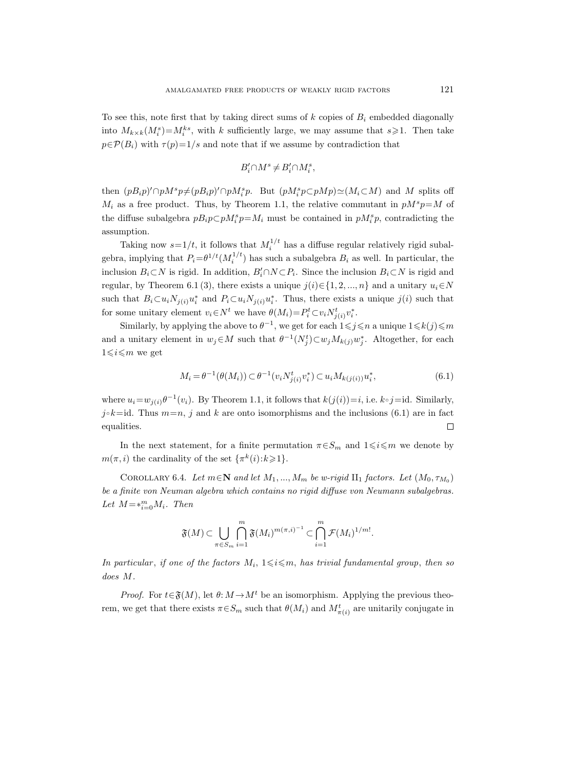To see this, note first that by taking direct sums of $k$ copies of $B_i$ embedded diagonally into $M_{k\times k}(M_i^s)=M_i^{ks}$, with $k$ sufficiently large, we may assume that $s\geqslant 1$. Then take $p\in\mathcal{P}(B_i)$ with $\tau(p)=1/s$ and note that if we assume by contradiction that

$$B_i'\cap M^s \neq B_i'\cap M_i^s,$$

then $(pB_ip)'\cap pM^sp\neq(pB_ip)'\cap pM_i^sp$. But $(pM_i^sp\subset pMp)\simeq(M_i\subset M)$ and $M$ splits off $M_i$ as a free product. Thus, by Theorem 1.1, the relative commutant in $pM^sp=M$ of the diffuse subalgebra $pB_ip\subset pM_i^sp=M_i$ must be contained in $pM_i^sp$, contradicting the assumption.

Taking now $s=1/t$, it follows that $M_i^{1/t}$ has a diffuse regular relatively rigid subalgebra, implying that $P_i=\theta^{1/t}(M_i^{1/t})$ has such a subalgebra $B_i$ as well. In particular, the inclusion $B_i\subset N$ is rigid. In addition, $B_i'\cap N\subset P_i$. Since the inclusion $B_i\subset N$ is rigid and regular, by Theorem 6.1 (3), there exists a unique $j(i)\in\{1,2,...,n\}$ and a unitary $u_i\in N$ such that $B_i\subset u_iN_{j(i)}u_i^*$ and $P_i\subset u_iN_{j(i)}u_i^*$. Thus, there exists a unique $j(i)$ such that for some unitary element $v_i\in N^t$ we have $\theta(M_i)=P_i^t\subset v_iN_{j(i)}^tv_i^*$.

Similarly, by applying the above to $\theta^{-1}$, we get for each $1\leqslant j\leqslant n$ a unique $1\leqslant k(j)\leqslant m$ and a unitary element in $w_j\in M$ such that $\theta^{-1}(N_j^t)\subset w_jM_{k(j)}w_j^*$. Altogether, for each $1\leqslant i\leqslant m$ we get

$$M_i=\theta^{-1}(\theta(M_i))\subset\theta^{-1}(v_iN_{j(i)}^tv_i^*)\subset u_iM_{k(j(i))}u_i^*, \tag{6.1}$$

where $u_i=w_{j(i)}\theta^{-1}(v_i)$. By Theorem 1.1, it follows that $k(j(i))=i$, i.e. $k\circ j=\mathrm{id}$. Similarly, $j\circ k=\mathrm{id}$. Thus $m=n$, $j$ and $k$ are onto isomorphisms and the inclusions (6.1) are in fact equalities. $\square$

In the next statement, for a finite permutation $\pi\in S_m$ and $1\leqslant i\leqslant m$ we denote by $m(\pi,i)$ the cardinality of the set $\{\pi^k(i):k\geqslant 1\}$.

Corollary 6.4. *Let $m\in\mathbf{N}$ and let $M_1,...,M_m$ be w-rigid $\mathrm{II}_1$ factors. Let $(M_0,\tau_{M_0})$ be a finite von Neuman algebra which contains no rigid diffuse von Neumann subalgebras. Let $M=*_{i=0}^mM_i$. Then*

$$\mathfrak{F}(M)\subset\bigcup_{\pi\in S_m}\bigcap_{i=1}^m\mathfrak{F}(M_i)^{m(\pi,i)^{-1}}\subset\bigcap_{i=1}^m\mathcal{F}(M_i)^{1/m!}.$$

*In particular, if one of the factors $M_i$, $1\leqslant i\leqslant m$, has trivial fundamental group, then so does $M$.*

*Proof.* For $t\in\mathfrak{F}(M)$, let $\theta\colon M\to M^t$ be an isomorphism. Applying the previous theorem, we get that there exists $\pi\in S_m$ such that $\theta(M_i)$ and $M_{\pi(i)}^t$ are unitarily conjugate in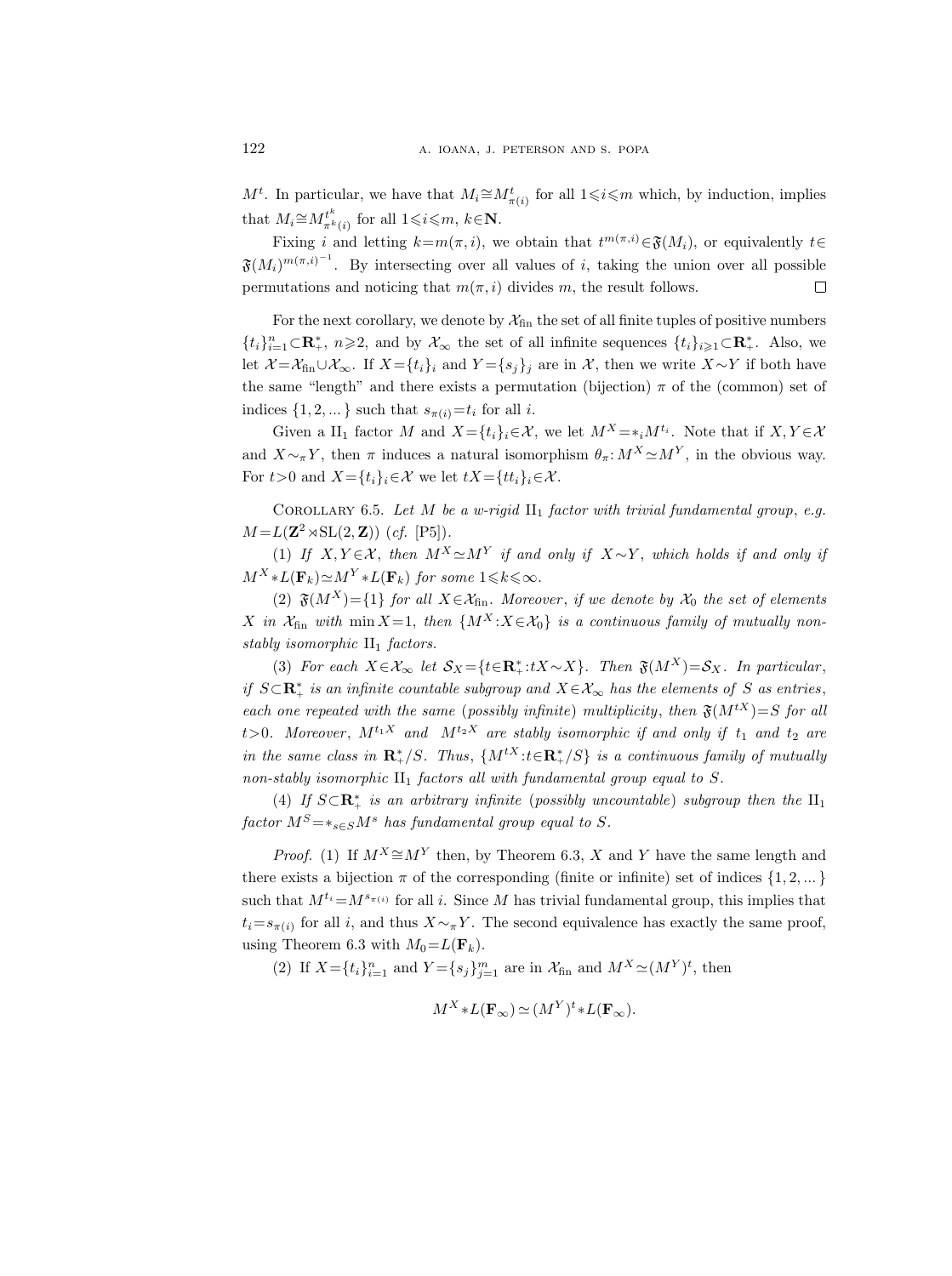$M^t$. In particular, we have that $M_i \cong M^t_{\pi(i)}$ for all $1 \leqslant i \leqslant m$ which, by induction, implies that $M_i \cong M^{t^k}_{\pi^k(i)}$ for all $1 \leqslant i \leqslant m$, $k \in \mathbf{N}$.

Fixing $i$ and letting $k = m(\pi, i)$, we obtain that $t^{m(\pi,i)} \in \mathfrak{F}(M_i)$, or equivalently $t \in \mathfrak{F}(M_i)^{m(\pi,i)^{-1}}$. By intersecting over all values of $i$, taking the union over all possible permutations and noticing that $m(\pi, i)$ divides $m$, the result follows. $\square$

For the next corollary, we denote by $\mathcal{X}_{\text{fin}}$ the set of all finite tuples of positive numbers $\{t_i\}_{i=1}^n \subset \mathbf{R}_+^*$, $n \geqslant 2$, and by $\mathcal{X}_\infty$ the set of all infinite sequences $\{t_i\}_{i \geqslant 1} \subset \mathbf{R}_+^*$. Also, we let $\mathcal{X} = \mathcal{X}_{\text{fin}} \cup \mathcal{X}_\infty$. If $X = \{t_i\}_i$ and $Y = \{s_j\}_j$ are in $\mathcal{X}$, then we write $X \sim Y$ if both have the same "length" and there exists a permutation (bijection) $\pi$ of the (common) set of indices $\{1, 2, ...\}$ such that $s_{\pi(i)} = t_i$ for all $i$.

Given a $\mathrm{II}_1$ factor $M$ and $X = \{t_i\}_i \in \mathcal{X}$, we let $M^X = *_i M^{t_i}$. Note that if $X, Y \in \mathcal{X}$ and $X \sim_\pi Y$, then $\pi$ induces a natural isomorphism $\theta_\pi : M^X \simeq M^Y$, in the obvious way. For $t > 0$ and $X = \{t_i\}_i \in \mathcal{X}$ we let $tX = \{tt_i\}_i \in \mathcal{X}$.

Corollary 6.5. *Let $M$ be a w-rigid $\mathrm{II}_1$ factor with trivial fundamental group, e.g. $M = L(\mathbf{Z}^2 \rtimes \mathrm{SL}(2, \mathbf{Z}))$ (cf. [P5]).*

*(1) If $X, Y \in \mathcal{X}$, then $M^X \simeq M^Y$ if and only if $X \sim Y$, which holds if and only if $M^X * L(\mathbf{F}_k) \simeq M^Y * L(\mathbf{F}_k)$ for some $1 \leqslant k \leqslant \infty$.*

*(2) $\mathfrak{F}(M^X) = \{1\}$ for all $X \in \mathcal{X}_{\text{fin}}$. Moreover, if we denote by $\mathcal{X}_0$ the set of elements $X$ in $\mathcal{X}_{\text{fin}}$ with $\min X = 1$, then $\{M^X : X \in \mathcal{X}_0\}$ is a continuous family of mutually non-stably isomorphic $\mathrm{II}_1$ factors.*

*(3) For each $X \in \mathcal{X}_\infty$ let $\mathcal{S}_X = \{t \in \mathbf{R}_+^* : tX \sim X\}$. Then $\mathfrak{F}(M^X) = \mathcal{S}_X$. In particular, if $S \subset \mathbf{R}_+^*$ is an infinite countable subgroup and $X \in \mathcal{X}_\infty$ has the elements of $S$ as entries, each one repeated with the same (possibly infinite) multiplicity, then $\mathfrak{F}(M^{tX}) = S$ for all $t > 0$. Moreover, $M^{t_1 X}$ and $M^{t_2 X}$ are stably isomorphic if and only if $t_1$ and $t_2$ are in the same class in $\mathbf{R}_+^*/S$. Thus, $\{M^{tX} : t \in \mathbf{R}_+^*/S\}$ is a continuous family of mutually non-stably isomorphic $\mathrm{II}_1$ factors all with fundamental group equal to $S$.*

*(4) If $S \subset \mathbf{R}_+^*$ is an arbitrary infinite (possibly uncountable) subgroup then the $\mathrm{II}_1$ factor $M^S = *_{s \in S} M^s$ has fundamental group equal to $S$.*

*Proof.* (1) If $M^X \cong M^Y$ then, by Theorem 6.3, $X$ and $Y$ have the same length and there exists a bijection $\pi$ of the corresponding (finite or infinite) set of indices $\{1, 2, ...\}$ such that $M^{t_i} = M^{s_{\pi(i)}}$ for all $i$. Since $M$ has trivial fundamental group, this implies that $t_i = s_{\pi(i)}$ for all $i$, and thus $X \sim_\pi Y$. The second equivalence has exactly the same proof, using Theorem 6.3 with $M_0 = L(\mathbf{F}_k)$.

(2) If $X = \{t_i\}_{i=1}^n$ and $Y = \{s_j\}_{j=1}^m$ are in $\mathcal{X}_{\text{fin}}$ and $M^X \simeq (M^Y)^t$, then

$$M^X * L(\mathbf{F}_\infty) \simeq (M^Y)^t * L(\mathbf{F}_\infty).$$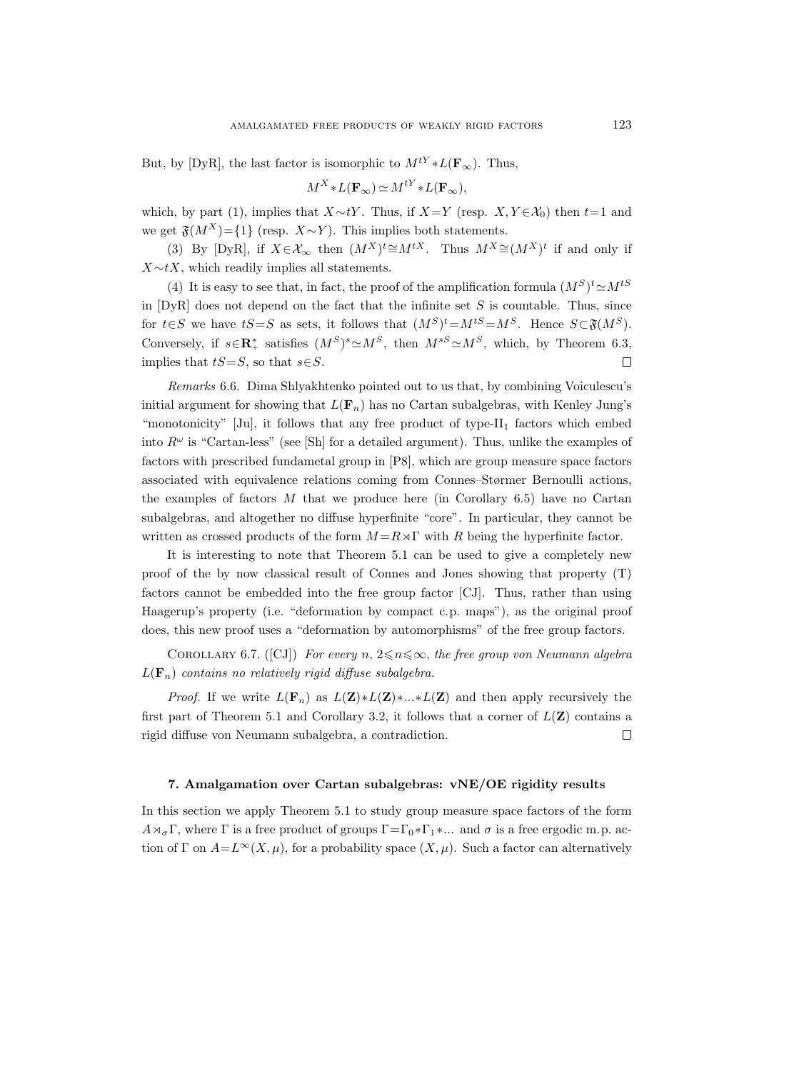But, by [DyR], the last factor is isomorphic to $M^{tY} * L(\mathbf{F}_\infty)$. Thus,

$$M^X * L(\mathbf{F}_\infty) \simeq M^{tY} * L(\mathbf{F}_\infty),$$

which, by part (1), implies that $X \sim tY$. Thus, if $X = Y$ (resp. $X, Y \in \mathcal{X}_0$) then $t = 1$ and we get $\mathfrak{F}(M^X) = \{1\}$ (resp. $X \sim Y$). This implies both statements.

(3) By [DyR], if $X \in \mathcal{X}_\infty$ then $(M^X)^t \cong M^{tX}$. Thus $M^X \cong (M^X)^t$ if and only if $X \sim tX$, which readily implies all statements.

(4) It is easy to see that, in fact, the proof of the amplification formula $(M^S)^t \simeq M^{tS}$ in [DyR] does not depend on the fact that the infinite set $S$ is countable. Thus, since for $t \in S$ we have $tS = S$ as sets, it follows that $(M^S)^t = M^{tS} = M^S$. Hence $S \subset \mathfrak{F}(M^S)$. Conversely, if $s \in \mathbf{R}_+^*$ satisfies $(M^S)^s \simeq M^S$, then $M^{sS} \simeq M^S$, which, by Theorem 6.3, implies that $tS = S$, so that $s \in S$. □

*Remarks* 6.6. Dima Shlyakhtenko pointed out to us that, by combining Voiculescu's initial argument for showing that $L(\mathbf{F}_n)$ has no Cartan subalgebras, with Kenley Jung's "monotonicity" [Ju], it follows that any free product of type-II$_1$ factors which embed into $R^\omega$ is "Cartan-less" (see [Sh] for a detailed argument). Thus, unlike the examples of factors with prescribed fundametal group in [P8], which are group measure space factors associated with equivalence relations coming from Connes–Størmer Bernoulli actions, the examples of factors $M$ that we produce here (in Corollary 6.5) have no Cartan subalgebras, and altogether no diffuse hyperfinite "core". In particular, they cannot be written as crossed products of the form $M = R \rtimes \Gamma$ with $R$ being the hyperfinite factor.

It is interesting to note that Theorem 5.1 can be used to give a completely new proof of the by now classical result of Connes and Jones showing that property (T) factors cannot be embedded into the free group factor [CJ]. Thus, rather than using Haagerup's property (i.e. "deformation by compact c.p. maps"), as the original proof does, this new proof uses a "deformation by automorphisms" of the free group factors.

Corollary 6.7. ([CJ]) *For every $n$, $2 \leqslant n \leqslant \infty$, the free group von Neumann algebra $L(\mathbf{F}_n)$ contains no relatively rigid diffuse subalgebra.*

*Proof.* If we write $L(\mathbf{F}_n)$ as $L(\mathbf{Z}) * L(\mathbf{Z}) * ... * L(\mathbf{Z})$ and then apply recursively the first part of Theorem 5.1 and Corollary 3.2, it follows that a corner of $L(\mathbf{Z})$ contains a rigid diffuse von Neumann subalgebra, a contradiction. □

## 7. Amalgamation over Cartan subalgebras: vNE/OE rigidity results

In this section we apply Theorem 5.1 to study group measure space factors of the form $A \rtimes_\sigma \Gamma$, where $\Gamma$ is a free product of groups $\Gamma = \Gamma_0 * \Gamma_1 * ...$ and $\sigma$ is a free ergodic m.p. action of $\Gamma$ on $A = L^\infty(X, \mu)$, for a probability space $(X, \mu)$. Such a factor can alternatively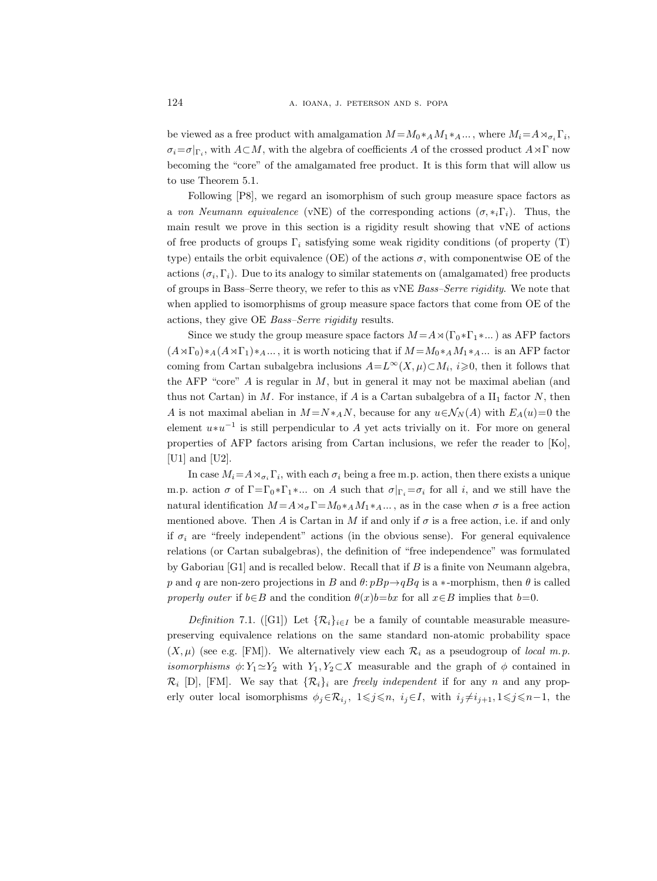be viewed as a free product with amalgamation $M=M_0*_A M_1*_A\dots$, where $M_i=A\rtimes_{\sigma_i}\Gamma_i$, $\sigma_i=\sigma|_{\Gamma_i}$, with $A\subset M$, with the algebra of coefficients $A$ of the crossed product $A\rtimes\Gamma$ now becoming the "core" of the amalgamated free product. It is this form that will allow us to use Theorem 5.1.

Following [P8], we regard an isomorphism of such group measure space factors as a *von Neumann equivalence* (vNE) of the corresponding actions $(\sigma, *_i\Gamma_i)$. Thus, the main result we prove in this section is a rigidity result showing that vNE of actions of free products of groups $\Gamma_i$ satisfying some weak rigidity conditions (of property (T) type) entails the orbit equivalence (OE) of the actions $\sigma$, with componentwise OE of the actions $(\sigma_i, \Gamma_i)$. Due to its analogy to similar statements on (amalgamated) free products of groups in Bass–Serre theory, we refer to this as vNE *Bass–Serre rigidity*. We note that when applied to isomorphisms of group measure space factors that come from OE of the actions, they give OE *Bass–Serre rigidity* results.

Since we study the group measure space factors $M=A\rtimes(\Gamma_0*\Gamma_1*\dots)$ as AFP factors $(A\rtimes\Gamma_0)*_A(A\rtimes\Gamma_1)*_A\dots$, it is worth noticing that if $M=M_0*_A M_1*_A\dots$ is an AFP factor coming from Cartan subalgebra inclusions $A=L^\infty(X,\mu)\subset M_i$, $i\geqslant 0$, then it follows that the AFP "core" $A$ is regular in $M$, but in general it may not be maximal abelian (and thus not Cartan) in $M$. For instance, if $A$ is a Cartan subalgebra of a $\mathrm{II}_1$ factor $N$, then $A$ is not maximal abelian in $M=N*_A N$, because for any $u\in\mathcal{N}_N(A)$ with $E_A(u)=0$ the element $u*u^{-1}$ is still perpendicular to $A$ yet acts trivially on it. For more on general properties of AFP factors arising from Cartan inclusions, we refer the reader to [Ko], [U1] and [U2].

In case $M_i=A\rtimes_{\sigma_i}\Gamma_i$, with each $\sigma_i$ being a free m.p. action, then there exists a unique m.p. action $\sigma$ of $\Gamma=\Gamma_0*\Gamma_1*\dots$ on $A$ such that $\sigma|_{\Gamma_i}=\sigma_i$ for all $i$, and we still have the natural identification $M=A\rtimes_\sigma\Gamma=M_0*_A M_1*_A\dots$, as in the case when $\sigma$ is a free action mentioned above. Then $A$ is Cartan in $M$ if and only if $\sigma$ is a free action, i.e. if and only if $\sigma_i$ are "freely independent" actions (in the obvious sense). For general equivalence relations (or Cartan subalgebras), the definition of "free independence" was formulated by Gaboriau [G1] and is recalled below. Recall that if $B$ is a finite von Neumann algebra, $p$ and $q$ are non-zero projections in $B$ and $\theta: pBp\to qBq$ is a $*$-morphism, then $\theta$ is called *properly outer* if $b\in B$ and the condition $\theta(x)b=bx$ for all $x\in B$ implies that $b=0$.

*Definition* 7.1. ([G1]) Let $\{\mathcal{R}_i\}_{i\in I}$ be a family of countable measurable measure-preserving equivalence relations on the same standard non-atomic probability space $(X,\mu)$ (see e.g. [FM]). We alternatively view each $\mathcal{R}_i$ as a pseudogroup of *local m.p. isomorphisms* $\phi: Y_1\simeq Y_2$ with $Y_1, Y_2\subset X$ measurable and the graph of $\phi$ contained in $\mathcal{R}_i$ [D], [FM]. We say that $\{\mathcal{R}_i\}_i$ are *freely independent* if for any $n$ and any properly outer local isomorphisms $\phi_j\in\mathcal{R}_{i_j}$, $1\leqslant j\leqslant n$, $i_j\in I$, with $i_j\neq i_{j+1}, 1\leqslant j\leqslant n-1$, the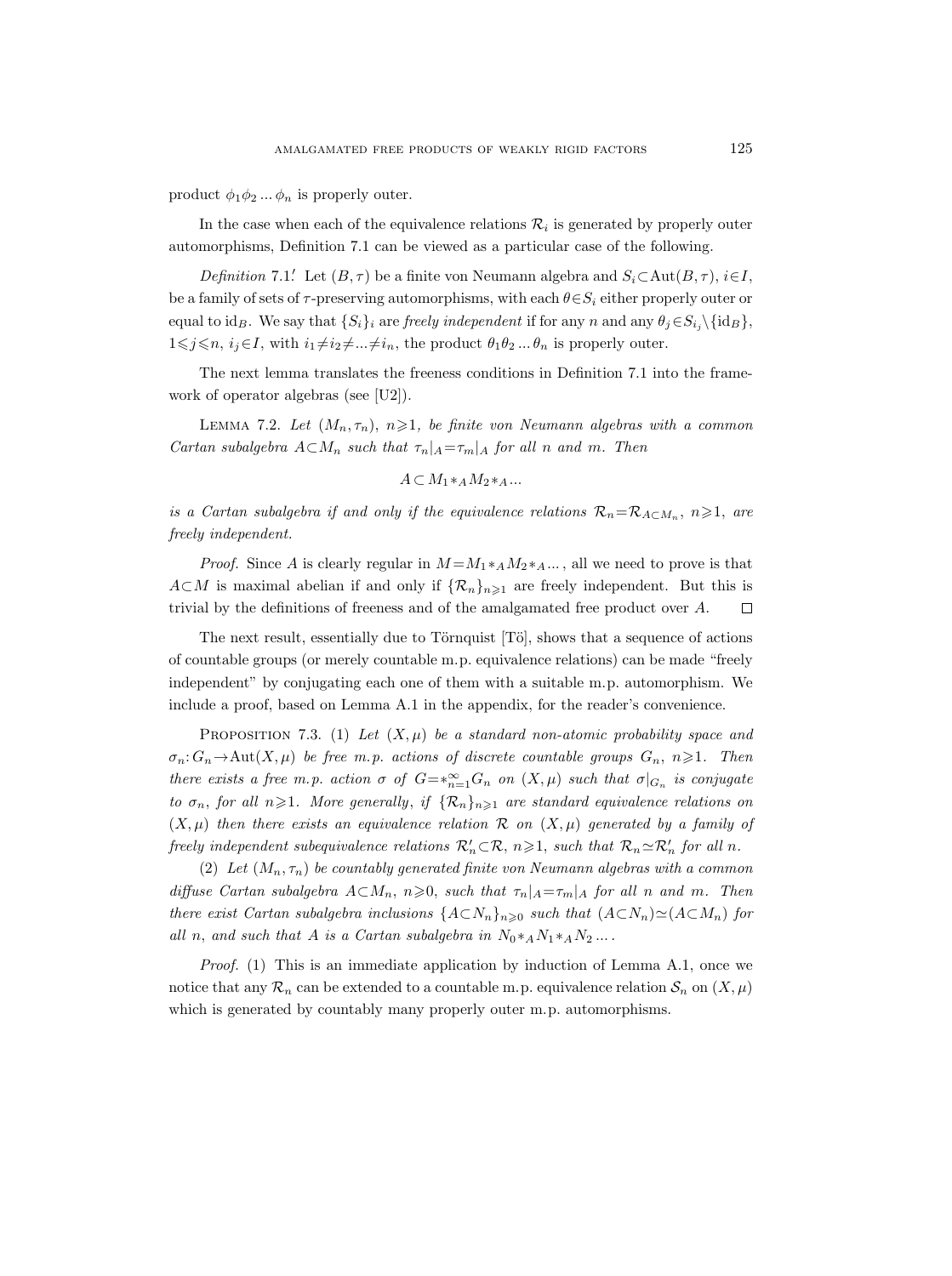product $\phi_1\phi_2 \dots \phi_n$ is properly outer.

In the case when each of the equivalence relations $\mathcal{R}_i$ is generated by properly outer automorphisms, Definition 7.1 can be viewed as a particular case of the following.

*Definition* 7.1.′ Let $(B,\tau)$ be a finite von Neumann algebra and $S_i \subset \mathrm{Aut}(B,\tau)$, $i \in I$, be a family of sets of $\tau$-preserving automorphisms, with each $\theta \in S_i$ either properly outer or equal to $\mathrm{id}_B$. We say that $\{S_i\}_i$ are *freely independent* if for any $n$ and any $\theta_j \in S_{i_j} \setminus \{\mathrm{id}_B\}$, $1 \leqslant j \leqslant n$, $i_j \in I$, with $i_1 \neq i_2 \neq \dots \neq i_n$, the product $\theta_1\theta_2 \dots \theta_n$ is properly outer.

The next lemma translates the freeness conditions in Definition 7.1 into the framework of operator algebras (see [U2]).

LEMMA 7.2. *Let $(M_n, \tau_n)$, $n \geqslant 1$, be finite von Neumann algebras with a common Cartan subalgebra $A \subset M_n$ such that $\tau_n|_A = \tau_m|_A$ for all $n$ and $m$. Then*

$$A \subset M_1 *_A M_2 *_A \dots$$

*is a Cartan subalgebra if and only if the equivalence relations $\mathcal{R}_n = \mathcal{R}_{A \subset M_n}$, $n \geqslant 1$, are freely independent.*

*Proof.* Since $A$ is clearly regular in $M = M_1 *_A M_2 *_A \dots$, all we need to prove is that $A \subset M$ is maximal abelian if and only if $\{\mathcal{R}_n\}_{n \geqslant 1}$ are freely independent. But this is trivial by the definitions of freeness and of the amalgamated free product over $A$. □

The next result, essentially due to Törnquist [Tö], shows that a sequence of actions of countable groups (or merely countable m.p. equivalence relations) can be made "freely independent" by conjugating each one of them with a suitable m.p. automorphism. We include a proof, based on Lemma A.1 in the appendix, for the reader's convenience.

PROPOSITION 7.3. (1) *Let $(X,\mu)$ be a standard non-atomic probability space and $\sigma_n: G_n \to \mathrm{Aut}(X,\mu)$ be free m.p. actions of discrete countable groups $G_n$, $n \geqslant 1$. Then there exists a free m.p. action $\sigma$ of $G = *_{n=1}^{\infty} G_n$ on $(X,\mu)$ such that $\sigma|_{G_n}$ is conjugate to $\sigma_n$, for all $n \geqslant 1$. More generally, if $\{\mathcal{R}_n\}_{n \geqslant 1}$ are standard equivalence relations on $(X,\mu)$ then there exists an equivalence relation $\mathcal{R}$ on $(X,\mu)$ generated by a family of freely independent subequivalence relations $\mathcal{R}'_n \subset \mathcal{R}$, $n \geqslant 1$, such that $\mathcal{R}_n \simeq \mathcal{R}'_n$ for all $n$.*

(2) *Let $(M_n, \tau_n)$ be countably generated finite von Neumann algebras with a common diffuse Cartan subalgebra $A \subset M_n$, $n \geqslant 0$, such that $\tau_n|_A = \tau_m|_A$ for all $n$ and $m$. Then there exist Cartan subalgebra inclusions $\{A \subset N_n\}_{n \geqslant 0}$ such that $(A \subset N_n) \simeq (A \subset M_n)$ for all $n$, and such that $A$ is a Cartan subalgebra in $N_0 *_A N_1 *_A N_2 \dots$.*

*Proof.* (1) This is an immediate application by induction of Lemma A.1, once we notice that any $\mathcal{R}_n$ can be extended to a countable m.p. equivalence relation $\mathcal{S}_n$ on $(X,\mu)$ which is generated by countably many properly outer m.p. automorphisms.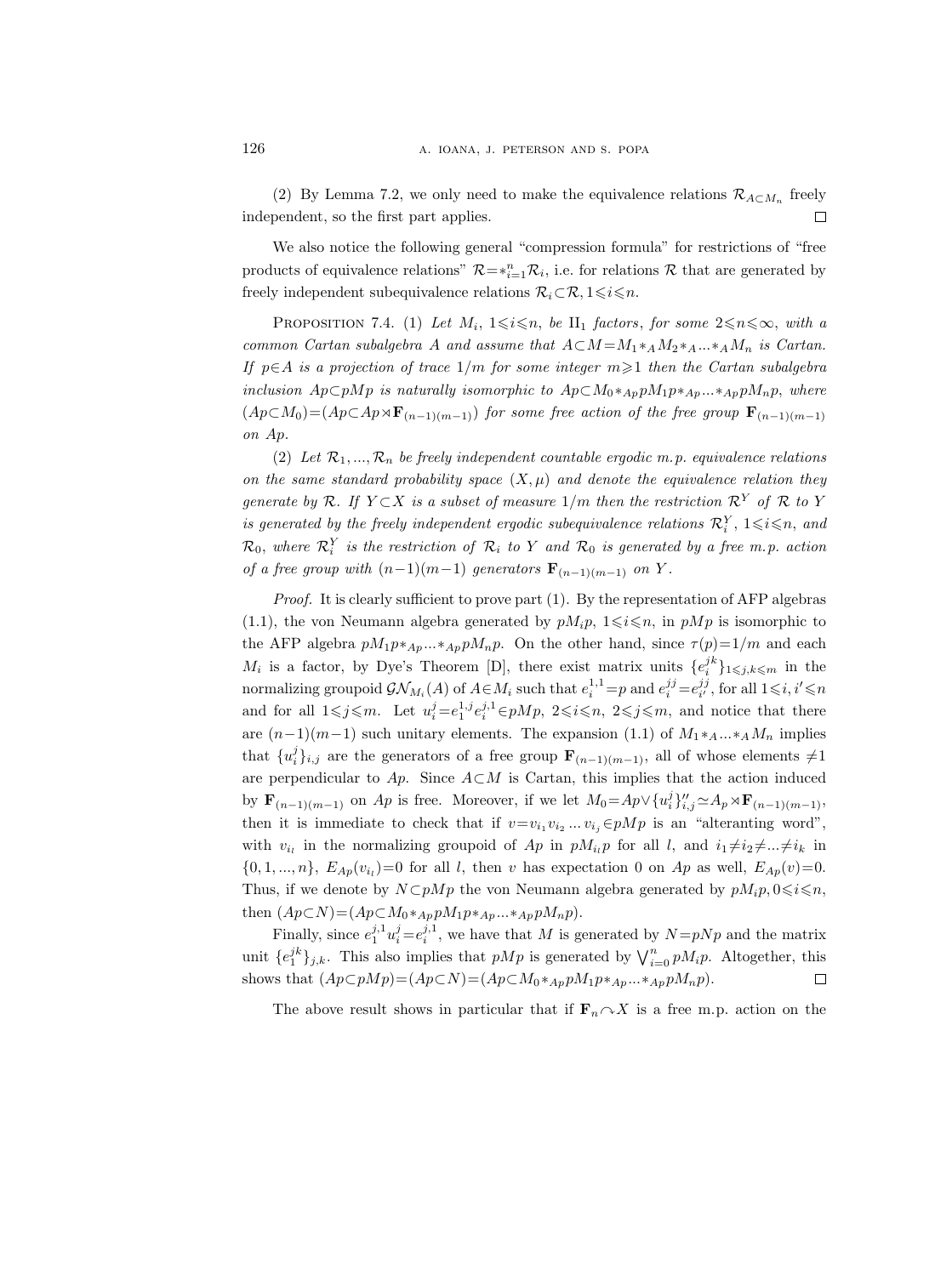(2) By Lemma 7.2, we only need to make the equivalence relations $\mathcal{R}_{A\subset M_n}$ freely independent, so the first part applies. $\square$

We also notice the following general "compression formula" for restrictions of "free products of equivalence relations" $\mathcal{R}=*_{i=1}^n\mathcal{R}_i$, i.e. for relations $\mathcal{R}$ that are generated by freely independent subequivalence relations $\mathcal{R}_i\subset\mathcal{R}$, $1\leqslant i\leqslant n$.

Proposition 7.4. (1) *Let $M_i$, $1\leqslant i\leqslant n$, be $\mathrm{II}_1$ factors, for some $2\leqslant n\leqslant\infty$, with a common Cartan subalgebra $A$ and assume that $A\subset M=M_1*_A M_2*_A...*_A M_n$ is Cartan. If $p\in A$ is a projection of trace $1/m$ for some integer $m\geqslant 1$ then the Cartan subalgebra inclusion $Ap\subset pMp$ is naturally isomorphic to $Ap\subset M_0*_{Ap}pM_1p*_{Ap}...*_{Ap}pM_np$, where $(Ap\subset M_0)=(Ap\subset Ap\rtimes\mathbf{F}_{(n-1)(m-1)})$ for some free action of the free group $\mathbf{F}_{(n-1)(m-1)}$ on $Ap$.*

(2) *Let $\mathcal{R}_1,...,\mathcal{R}_n$ be freely independent countable ergodic m.p. equivalence relations on the same standard probability space $(X,\mu)$ and denote the equivalence relation they generate by $\mathcal{R}$. If $Y\subset X$ is a subset of measure $1/m$ then the restriction $\mathcal{R}^Y$ of $\mathcal{R}$ to $Y$ is generated by the freely independent ergodic subequivalence relations $\mathcal{R}_i^Y$, $1\leqslant i\leqslant n$, and $\mathcal{R}_0$, where $\mathcal{R}_i^Y$ is the restriction of $\mathcal{R}_i$ to $Y$ and $\mathcal{R}_0$ is generated by a free m.p. action of a free group with $(n-1)(m-1)$ generators $\mathbf{F}_{(n-1)(m-1)}$ on $Y$.*

*Proof.* It is clearly sufficient to prove part (1). By the representation of AFP algebras (1.1), the von Neumann algebra generated by $pM_ip$, $1\leqslant i\leqslant n$, in $pMp$ is isomorphic to the AFP algebra $pM_1p*_{Ap}...*_{Ap}pM_np$. On the other hand, since $\tau(p)=1/m$ and each $M_i$ is a factor, by Dye's Theorem [D], there exist matrix units $\{e_i^{jk}\}_{1\leqslant j,k\leqslant m}$ in the normalizing groupoid $\mathcal{GN}_{M_i}(A)$ of $A\in M_i$ such that $e_i^{1,1}=p$ and $e_i^{jj}=e_{i'}^{jj}$, for all $1\leqslant i,i'\leqslant n$ and for all $1\leqslant j\leqslant m$. Let $u_i^j=e_1^{1,j}e_i^{j,1}\in pMp$, $2\leqslant i\leqslant n$, $2\leqslant j\leqslant m$, and notice that there are $(n-1)(m-1)$ such unitary elements. The expansion (1.1) of $M_1*_A...*_AM_n$ implies that $\{u_i^j\}_{i,j}$ are the generators of a free group $\mathbf{F}_{(n-1)(m-1)}$, all of whose elements $\neq 1$ are perpendicular to $Ap$. Since $A\subset M$ is Cartan, this implies that the action induced by $\mathbf{F}_{(n-1)(m-1)}$ on $Ap$ is free. Moreover, if we let $M_0=Ap\vee\{u_i^j\}_{i,j}''\simeq A_p\rtimes\mathbf{F}_{(n-1)(m-1)}$, then it is immediate to check that if $v=v_{i_1}v_{i_2}...v_{i_j}\in pMp$ is an "alteranting word", with $v_{i_l}$ in the normalizing groupoid of $Ap$ in $pM_{i_l}p$ for all $l$, and $i_1\neq i_2\neq...\neq i_k$ in $\{0,1,...,n\}$, $E_{Ap}(v_{i_l})=0$ for all $l$, then $v$ has expectation 0 on $Ap$ as well, $E_{Ap}(v)=0$. Thus, if we denote by $N\subset pMp$ the von Neumann algebra generated by $pM_ip, 0\leqslant i\leqslant n$, then $(Ap\subset N)=(Ap\subset M_0*_{Ap}pM_1p*_{Ap}...*_{Ap}pM_np)$.

Finally, since $e_1^{j,1}u_i^j=e_i^{j,1}$, we have that $M$ is generated by $N=pNp$ and the matrix unit $\{e_1^{jk}\}_{j,k}$. This also implies that $pMp$ is generated by $\bigvee_{i=0}^n pM_ip$. Altogether, this shows that $(Ap\subset pMp)=(Ap\subset N)=(Ap\subset M_0*_{Ap}pM_1p*_{Ap}...*_{Ap}pM_np)$. $\square$

The above result shows in particular that if $\mathbf{F}_n\curvearrowright X$ is a free m.p. action on the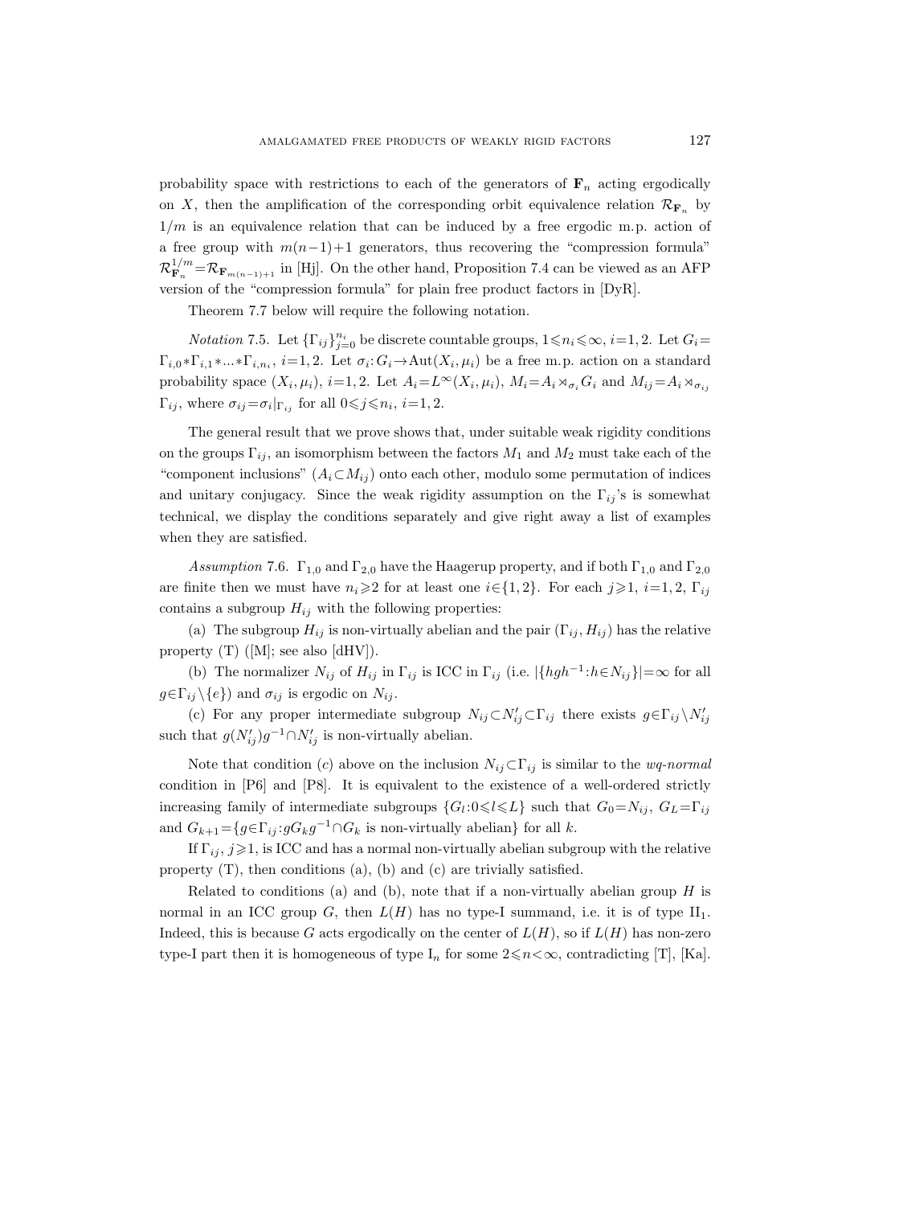probability space with restrictions to each of the generators of $\mathbf{F}_n$ acting ergodically on $X$, then the amplification of the corresponding orbit equivalence relation $\mathcal{R}_{\mathbf{F}_n}$ by $1/m$ is an equivalence relation that can be induced by a free ergodic m.p. action of a free group with $m(n-1)+1$ generators, thus recovering the "compression formula" $\mathcal{R}_{\mathbf{F}_n}^{1/m} = \mathcal{R}_{\mathbf{F}_{m(n-1)+1}}$ in [Hj]. On the other hand, Proposition 7.4 can be viewed as an AFP version of the "compression formula" for plain free product factors in [DyR].

Theorem 7.7 below will require the following notation.

*Notation* 7.5. Let $\{\Gamma_{ij}\}_{j=0}^{n_i}$ be discrete countable groups, $1 \leqslant n_i \leqslant \infty$, $i=1,2$. Let $G_i = \Gamma_{i,0} * \Gamma_{i,1} * ... * \Gamma_{i,n_i}$, $i=1,2$. Let $\sigma_i : G_i \to \mathrm{Aut}(X_i, \mu_i)$ be a free m.p. action on a standard probability space $(X_i, \mu_i)$, $i=1,2$. Let $A_i = L^\infty(X_i, \mu_i)$, $M_i = A_i \rtimes_{\sigma_i} G_i$ and $M_{ij} = A_i \rtimes_{\sigma_{ij}} \Gamma_{ij}$, where $\sigma_{ij} = \sigma_i|_{\Gamma_{ij}}$ for all $0 \leqslant j \leqslant n_i$, $i=1,2$.

The general result that we prove shows that, under suitable weak rigidity conditions on the groups $\Gamma_{ij}$, an isomorphism between the factors $M_1$ and $M_2$ must take each of the "component inclusions" $(A_i \subset M_{ij})$ onto each other, modulo some permutation of indices and unitary conjugacy. Since the weak rigidity assumption on the $\Gamma_{ij}$'s is somewhat technical, we display the conditions separately and give right away a list of examples when they are satisfied.

*Assumption* 7.6. $\Gamma_{1,0}$ and $\Gamma_{2,0}$ have the Haagerup property, and if both $\Gamma_{1,0}$ and $\Gamma_{2,0}$ are finite then we must have $n_i \geqslant 2$ for at least one $i \in \{1,2\}$. For each $j \geqslant 1$, $i=1,2$, $\Gamma_{ij}$ contains a subgroup $H_{ij}$ with the following properties:

(a) The subgroup $H_{ij}$ is non-virtually abelian and the pair $(\Gamma_{ij}, H_{ij})$ has the relative property (T) ([M]; see also [dHV]).

(b) The normalizer $N_{ij}$ of $H_{ij}$ in $\Gamma_{ij}$ is ICC in $\Gamma_{ij}$ (i.e. $|\{hgh^{-1} : h \in N_{ij}\}| = \infty$ for all $g \in \Gamma_{ij} \setminus \{e\}$) and $\sigma_{ij}$ is ergodic on $N_{ij}$.

(c) For any proper intermediate subgroup $N_{ij} \subset N'_{ij} \subset \Gamma_{ij}$ there exists $g \in \Gamma_{ij} \setminus N'_{ij}$ such that $g(N'_{ij})g^{-1} \cap N'_{ij}$ is non-virtually abelian.

Note that condition (*c*) above on the inclusion $N_{ij} \subset \Gamma_{ij}$ is similar to the *wq-normal* condition in [P6] and [P8]. It is equivalent to the existence of a well-ordered strictly increasing family of intermediate subgroups $\{G_l : 0 \leqslant l \leqslant L\}$ such that $G_0 = N_{ij}$, $G_L = \Gamma_{ij}$ and $G_{k+1} = \{g \in \Gamma_{ij} : gG_kg^{-1} \cap G_k \text{ is non-virtually abelian}\}$ for all $k$.

If $\Gamma_{ij}$, $j \geqslant 1$, is ICC and has a normal non-virtually abelian subgroup with the relative property (T), then conditions (a), (b) and (c) are trivially satisfied.

Related to conditions (a) and (b), note that if a non-virtually abelian group $H$ is normal in an ICC group $G$, then $L(H)$ has no type-I summand, i.e. it is of type $\mathrm{II}_1$. Indeed, this is because $G$ acts ergodically on the center of $L(H)$, so if $L(H)$ has non-zero type-I part then it is homogeneous of type $\mathrm{I}_n$ for some $2 \leqslant n < \infty$, contradicting [T], [Ka].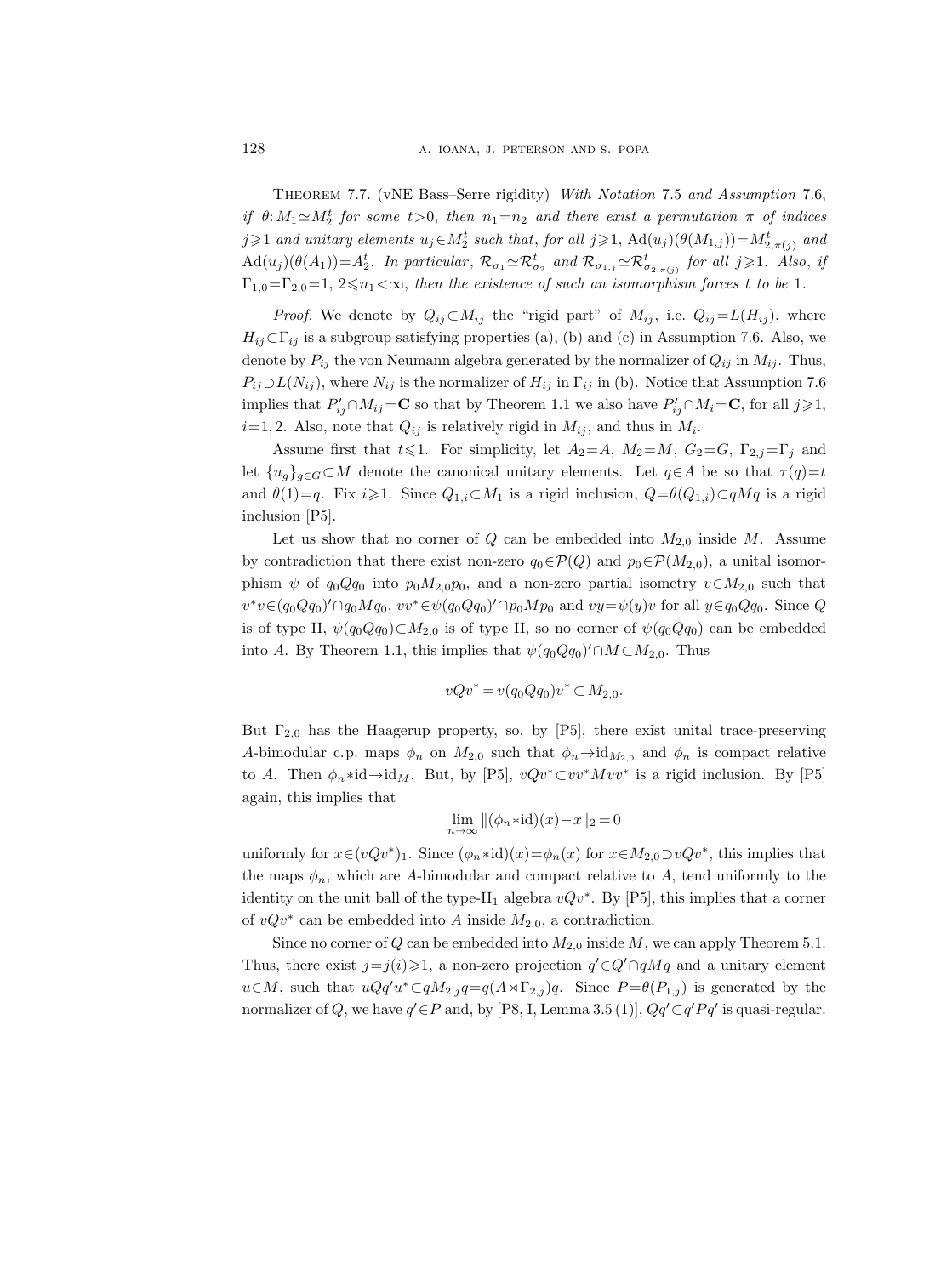Theorem 7.7. (vNE Bass–Serre rigidity) *With Notation* 7.5 *and Assumption* 7.6, *if* $\theta: M_1 \simeq M_2^t$ *for some* $t>0$, *then* $n_1=n_2$ *and there exist a permutation* $\pi$ *of indices* $j\geqslant 1$ *and unitary elements* $u_j \in M_2^t$ *such that, for all* $j\geqslant 1$, $\mathrm{Ad}(u_j)(\theta(M_{1,j}))=M_{2,\pi(j)}^t$ *and* $\mathrm{Ad}(u_j)(\theta(A_1))=A_2^t$. *In particular*, $\mathcal{R}_{\sigma_1}\simeq\mathcal{R}_{\sigma_2}^t$ *and* $\mathcal{R}_{\sigma_{1,j}}\simeq\mathcal{R}_{\sigma_{2,\pi(j)}}^t$ *for all* $j\geqslant 1$. *Also, if* $\Gamma_{1,0}=\Gamma_{2,0}=1$, $2\leqslant n_1<\infty$, *then the existence of such an isomorphism forces* $t$ *to be* 1.

*Proof.* We denote by $Q_{ij}\subset M_{ij}$ the "rigid part" of $M_{ij}$, i.e. $Q_{ij}=L(H_{ij})$, where $H_{ij}\subset\Gamma_{ij}$ is a subgroup satisfying properties (a), (b) and (c) in Assumption 7.6. Also, we denote by $P_{ij}$ the von Neumann algebra generated by the normalizer of $Q_{ij}$ in $M_{ij}$. Thus, $P_{ij}\supset L(N_{ij})$, where $N_{ij}$ is the normalizer of $H_{ij}$ in $\Gamma_{ij}$ in (b). Notice that Assumption 7.6 implies that $P_{ij}'\cap M_{ij}=\mathbf{C}$ so that by Theorem 1.1 we also have $P_{ij}'\cap M_i=\mathbf{C}$, for all $j\geqslant 1$, $i=1,2$. Also, note that $Q_{ij}$ is relatively rigid in $M_{ij}$, and thus in $M_i$.

Assume first that $t\leqslant 1$. For simplicity, let $A_2=A$, $M_2=M$, $G_2=G$, $\Gamma_{2,j}=\Gamma_j$ and let $\{u_g\}_{g\in G}\subset M$ denote the canonical unitary elements. Let $q\in A$ be so that $\tau(q)=t$ and $\theta(1)=q$. Fix $i\geqslant 1$. Since $Q_{1,i}\subset M_1$ is a rigid inclusion, $Q=\theta(Q_{1,i})\subset qMq$ is a rigid inclusion [P5].

Let us show that no corner of $Q$ can be embedded into $M_{2,0}$ inside $M$. Assume by contradiction that there exist non-zero $q_0\in\mathcal{P}(Q)$ and $p_0\in\mathcal{P}(M_{2,0})$, a unital isomorphism $\psi$ of $q_0Qq_0$ into $p_0M_{2,0}p_0$, and a non-zero partial isometry $v\in M_{2,0}$ such that $v^*v\in(q_0Qq_0)'\cap q_0Mq_0$, $vv^*\in\psi(q_0Qq_0)'\cap p_0Mp_0$ and $vy=\psi(y)v$ for all $y\in q_0Qq_0$. Since $Q$ is of type II, $\psi(q_0Qq_0)\subset M_{2,0}$ is of type II, so no corner of $\psi(q_0Qq_0)$ can be embedded into $A$. By Theorem 1.1, this implies that $\psi(q_0Qq_0)'\cap M\subset M_{2,0}$. Thus

$$vQv^*=v(q_0Qq_0)v^*\subset M_{2,0}.$$

But $\Gamma_{2,0}$ has the Haagerup property, so, by [P5], there exist unital trace-preserving $A$-bimodular c.p. maps $\phi_n$ on $M_{2,0}$ such that $\phi_n\to\mathrm{id}_{M_{2,0}}$ and $\phi_n$ is compact relative to $A$. Then $\phi_n*\mathrm{id}\to\mathrm{id}_M$. But, by [P5], $vQv^*\subset vv^*Mvv^*$ is a rigid inclusion. By [P5] again, this implies that

$$\lim_{n\to\infty}\|(\phi_n*\mathrm{id})(x)-x\|_2=0$$

uniformly for $x\in(vQv^*)_1$. Since $(\phi_n*\mathrm{id})(x)=\phi_n(x)$ for $x\in M_{2,0}\supset vQv^*$, this implies that the maps $\phi_n$, which are $A$-bimodular and compact relative to $A$, tend uniformly to the identity on the unit ball of the type-II$_1$ algebra $vQv^*$. By [P5], this implies that a corner of $vQv^*$ can be embedded into $A$ inside $M_{2,0}$, a contradiction.

Since no corner of $Q$ can be embedded into $M_{2,0}$ inside $M$, we can apply Theorem 5.1. Thus, there exist $j=j(i)\geqslant 1$, a non-zero projection $q'\in Q'\cap qMq$ and a unitary element $u\in M$, such that $uQq'u^*\subset qM_{2,j}q=q(A\rtimes\Gamma_{2,j})q$. Since $P=\theta(P_{1,j})$ is generated by the normalizer of $Q$, we have $q'\in P$ and, by [P8, I, Lemma 3.5 (1)], $Qq'\subset q'Pq'$ is quasi-regular.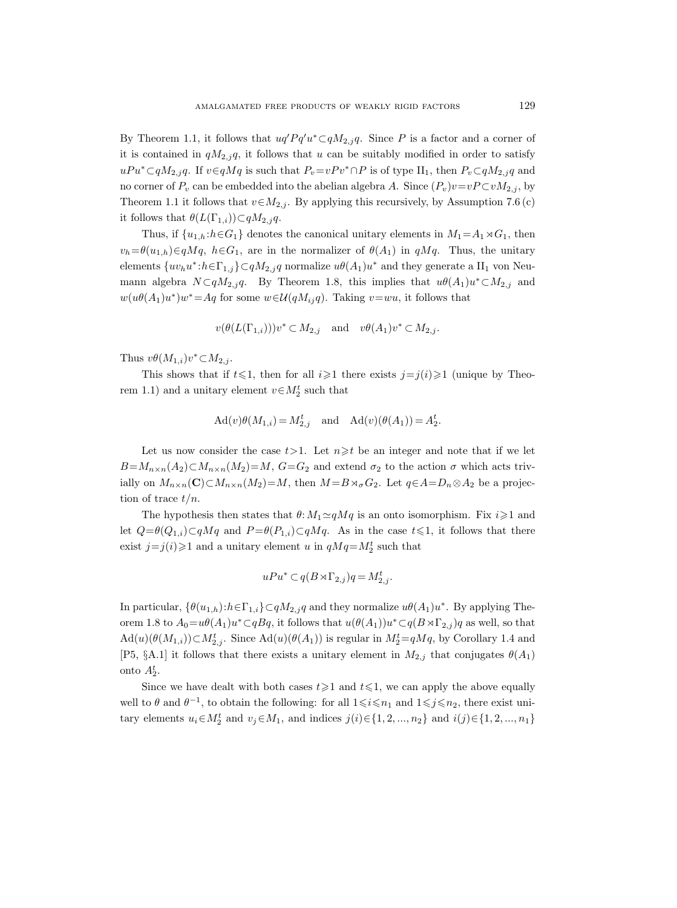By Theorem 1.1, it follows that $uq'Pq'u^* \subset qM_{2,j}q$. Since $P$ is a factor and a corner of it is contained in $qM_{2,j}q$, it follows that $u$ can be suitably modified in order to satisfy $uPu^* \subset qM_{2,j}q$. If $v \in qMq$ is such that $P_v = vPv^* \cap P$ is of type $\mathrm{II}_1$, then $P_v \subset qM_{2,j}q$ and no corner of $P_v$ can be embedded into the abelian algebra $A$. Since $(P_v)v = vP \subset vM_{2,j}$, by Theorem 1.1 it follows that $v \in M_{2,j}$. By applying this recursively, by Assumption 7.6 (c) it follows that $\theta(L(\Gamma_{1,i})) \subset qM_{2,j}q$.

Thus, if $\{u_{1,h} : h \in G_1\}$ denotes the canonical unitary elements in $M_1 = A_1 \rtimes G_1$, then $v_h = \theta(u_{1,h}) \in qMq$, $h \in G_1$, are in the normalizer of $\theta(A_1)$ in $qMq$. Thus, the unitary elements $\{uv_hu^* : h \in \Gamma_{1,j}\} \subset qM_{2,j}q$ normalize $u\theta(A_1)u^*$ and they generate a $\mathrm{II}_1$ von Neumann algebra $N \subset qM_{2,j}q$. By Theorem 1.8, this implies that $u\theta(A_1)u^* \subset M_{2,j}$ and $w(u\theta(A_1)u^*)w^* = Aq$ for some $w \in \mathcal{U}(qM_{ij}q)$. Taking $v = wu$, it follows that

$$v(\theta(L(\Gamma_{1,i})))v^* \subset M_{2,j} \quad \text{and} \quad v\theta(A_1)v^* \subset M_{2,j}.$$

Thus $v\theta(M_{1,i})v^* \subset M_{2,j}$.

This shows that if $t \leqslant 1$, then for all $i \geqslant 1$ there exists $j = j(i) \geqslant 1$ (unique by Theorem 1.1) and a unitary element $v \in M_2^t$ such that

$$\mathrm{Ad}(v)\theta(M_{1,i}) = M_{2,j}^t \quad \text{and} \quad \mathrm{Ad}(v)(\theta(A_1)) = A_2^t.$$

Let us now consider the case $t > 1$. Let $n \geqslant t$ be an integer and note that if we let $B = M_{n\times n}(A_2) \subset M_{n\times n}(M_2) = M$, $G = G_2$ and extend $\sigma_2$ to the action $\sigma$ which acts trivially on $M_{n\times n}(\mathbf{C}) \subset M_{n\times n}(M_2) = M$, then $M = B \rtimes_\sigma G_2$. Let $q \in A = D_n \otimes A_2$ be a projection of trace $t/n$.

The hypothesis then states that $\theta: M_1 \simeq qMq$ is an onto isomorphism. Fix $i \geqslant 1$ and let $Q = \theta(Q_{1,i}) \subset qMq$ and $P = \theta(P_{1,i}) \subset qMq$. As in the case $t \leqslant 1$, it follows that there exist $j = j(i) \geqslant 1$ and a unitary element $u$ in $qMq = M_2^t$ such that

$$uPu^* \subset q(B \rtimes \Gamma_{2,j})q = M_{2,j}^t.$$

In particular, $\{\theta(u_{1,h}) : h \in \Gamma_{1,i}\} \subset qM_{2,j}q$ and they normalize $u\theta(A_1)u^*$. By applying Theorem 1.8 to $A_0 = u\theta(A_1)u^* \subset qBq$, it follows that $u(\theta(A_1))u^* \subset q(B \rtimes \Gamma_{2,j})q$ as well, so that $\mathrm{Ad}(u)(\theta(M_{1,i})) \subset M_{2,j}^t$. Since $\mathrm{Ad}(u)(\theta(A_1))$ is regular in $M_2^t = qMq$, by Corollary 1.4 and [P5, §A.1] it follows that there exists a unitary element in $M_{2,j}$ that conjugates $\theta(A_1)$ onto $A_2^t$.

Since we have dealt with both cases $t \geqslant 1$ and $t \leqslant 1$, we can apply the above equally well to $\theta$ and $\theta^{-1}$, to obtain the following: for all $1 \leqslant i \leqslant n_1$ and $1 \leqslant j \leqslant n_2$, there exist unitary elements $u_i \in M_2^t$ and $v_j \in M_1$, and indices $j(i) \in \{1, 2, ..., n_2\}$ and $i(j) \in \{1, 2, ..., n_1\}$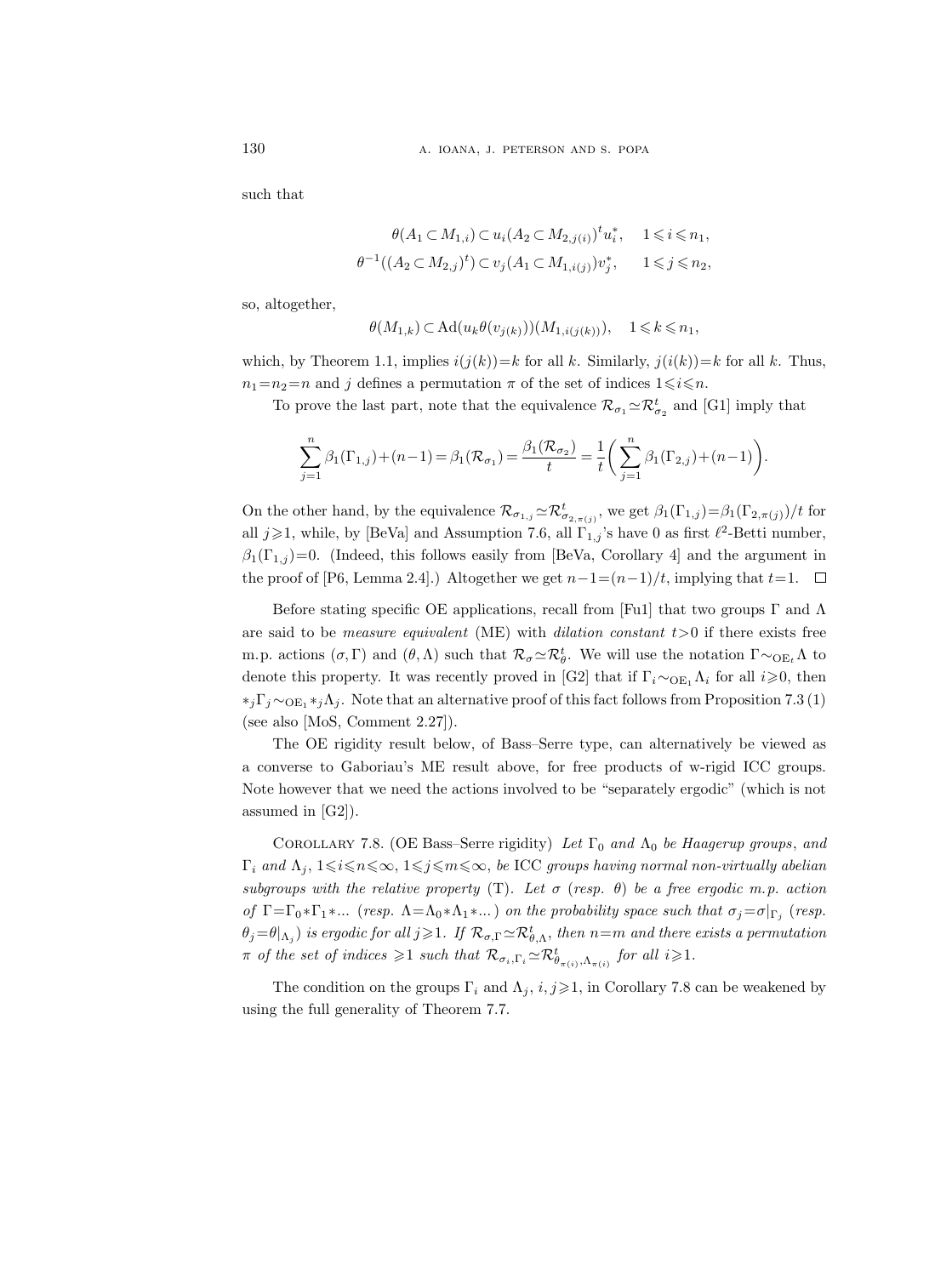such that

$$\theta(A_1 \subset M_{1,i}) \subset u_i(A_2 \subset M_{2,j(i)})^t u_i^*, \quad 1 \leqslant i \leqslant n_1,$$
$$\theta^{-1}((A_2 \subset M_{2,j})^t) \subset v_j(A_1 \subset M_{1,i(j)})v_j^*, \quad 1 \leqslant j \leqslant n_2,$$

so, altogether,

$$\theta(M_{1,k}) \subset \mathrm{Ad}(u_k\theta(v_{j(k)}))(M_{1,i(j(k))}), \quad 1 \leqslant k \leqslant n_1,$$

which, by Theorem 1.1, implies $i(j(k))=k$ for all $k$. Similarly, $j(i(k))=k$ for all $k$. Thus, $n_1=n_2=n$ and $j$ defines a permutation $\pi$ of the set of indices $1 \leqslant i \leqslant n$.

To prove the last part, note that the equivalence $\mathcal{R}_{\sigma_1} \simeq \mathcal{R}_{\sigma_2}^t$ and [G1] imply that

$$\sum_{j=1}^n \beta_1(\Gamma_{1,j})+(n-1)=\beta_1(\mathcal{R}_{\sigma_1})=\frac{\beta_1(\mathcal{R}_{\sigma_2})}{t}=\frac{1}{t}\biggl(\sum_{j=1}^n \beta_1(\Gamma_{2,j})+(n-1)\biggr).$$

On the other hand, by the equivalence $\mathcal{R}_{\sigma_{1,j}} \simeq \mathcal{R}_{\sigma_{2,\pi(j)}}^t$, we get $\beta_1(\Gamma_{1,j})=\beta_1(\Gamma_{2,\pi(j)})/t$ for all $j \geqslant 1$, while, by [BeVa] and Assumption 7.6, all $\Gamma_{1,j}$'s have 0 as first $\ell^2$-Betti number, $\beta_1(\Gamma_{1,j})=0$. (Indeed, this follows easily from [BeVa, Corollary 4] and the argument in the proof of [P6, Lemma 2.4].) Altogether we get $n-1=(n-1)/t$, implying that $t=1$. $\square$

Before stating specific OE applications, recall from [Fu1] that two groups $\Gamma$ and $\Lambda$ are said to be *measure equivalent* (ME) with *dilation constant* $t>0$ if there exists free m.p. actions $(\sigma, \Gamma)$ and $(\theta, \Lambda)$ such that $\mathcal{R}_\sigma \simeq \mathcal{R}_\theta^t$. We will use the notation $\Gamma \sim_{\mathrm{OE}_t} \Lambda$ to denote this property. It was recently proved in [G2] that if $\Gamma_i \sim_{\mathrm{OE}_1} \Lambda_i$ for all $i \geqslant 0$, then $*_j\Gamma_j \sim_{\mathrm{OE}_1} *_j\Lambda_j$. Note that an alternative proof of this fact follows from Proposition 7.3 (1) (see also [MoS, Comment 2.27]).

The OE rigidity result below, of Bass–Serre type, can alternatively be viewed as a converse to Gaboriau's ME result above, for free products of w-rigid ICC groups. Note however that we need the actions involved to be "separately ergodic" (which is not assumed in [G2]).

Corollary 7.8. (OE Bass–Serre rigidity) *Let $\Gamma_0$ and $\Lambda_0$ be Haagerup groups, and $\Gamma_i$ and $\Lambda_j$, $1 \leqslant i \leqslant n \leqslant \infty$, $1 \leqslant j \leqslant m \leqslant \infty$, be* ICC *groups having normal non-virtually abelian subgroups with the relative property* (T). *Let $\sigma$* (*resp. $\theta$*) *be a free ergodic m.p. action of $\Gamma=\Gamma_0*\Gamma_1*...$* (*resp. $\Lambda=\Lambda_0*\Lambda_1*...$*) *on the probability space such that $\sigma_j=\sigma|_{\Gamma_j}$* (*resp. $\theta_j=\theta|_{\Lambda_j}$*) *is ergodic for all $j \geqslant 1$. If $\mathcal{R}_{\sigma,\Gamma} \simeq \mathcal{R}_{\theta,\Lambda}^t$, then $n=m$ and there exists a permutation $\pi$ of the set of indices $\geqslant 1$ such that $\mathcal{R}_{\sigma_i,\Gamma_i} \simeq \mathcal{R}_{\theta_{\pi(i)},\Lambda_{\pi(i)}}^t$ for all $i \geqslant 1$.*

The condition on the groups $\Gamma_i$ and $\Lambda_j$, $i, j \geqslant 1$, in Corollary 7.8 can be weakened by using the full generality of Theorem 7.7.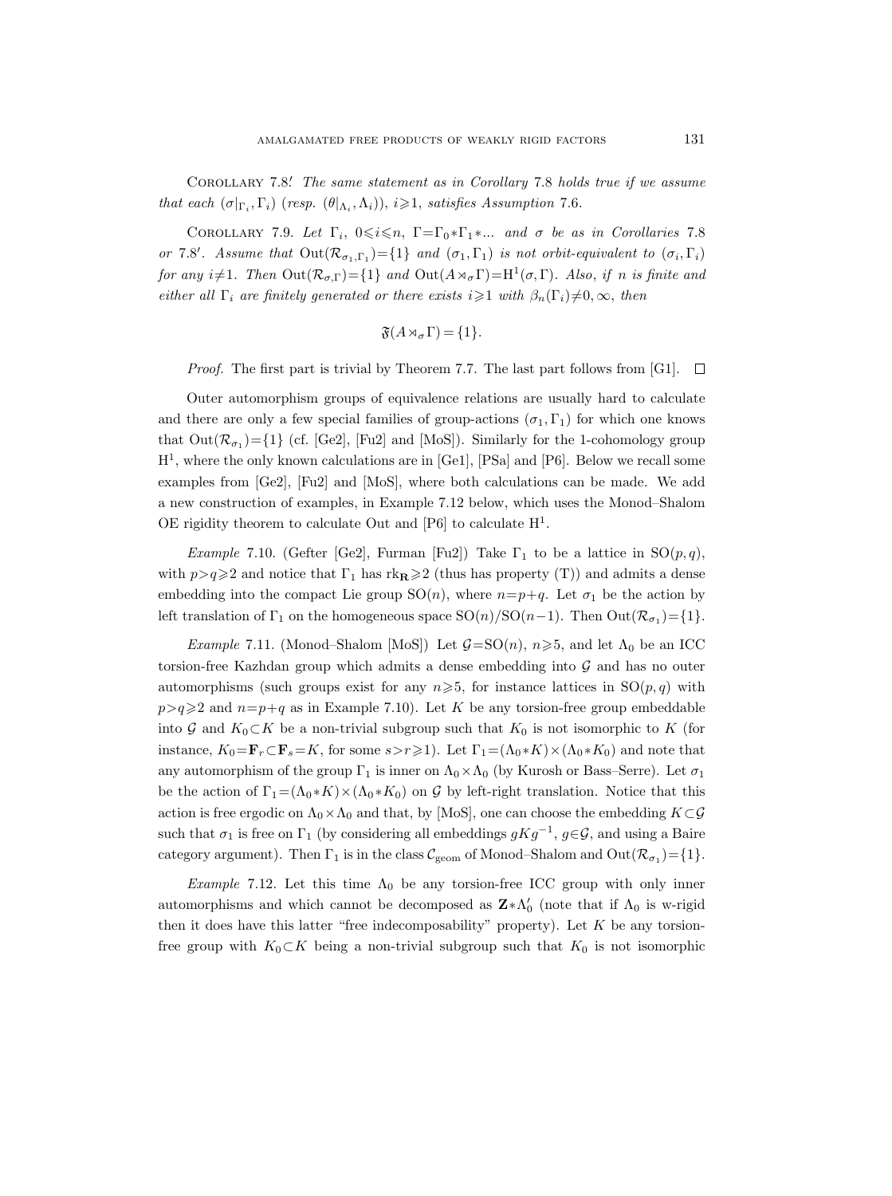Corollary 7.8′. *The same statement as in Corollary* 7.8 *holds true if we assume that each* $(\sigma|_{\Gamma_i}, \Gamma_i)$ (*resp.* $(\theta|_{\Lambda_i}, \Lambda_i)$), $i \geqslant 1$, *satisfies Assumption* 7.6.

Corollary 7.9. *Let* $\Gamma_i$, $0 \leqslant i \leqslant n$, $\Gamma = \Gamma_0 * \Gamma_1 * ...$ *and* $\sigma$ *be as in Corollaries* 7.8 *or* 7.8′. *Assume that* $\mathrm{Out}(\mathcal{R}_{\sigma_1, \Gamma_1}) = \{1\}$ *and* $(\sigma_1, \Gamma_1)$ *is not orbit-equivalent to* $(\sigma_i, \Gamma_i)$ *for any* $i \neq 1$. *Then* $\mathrm{Out}(\mathcal{R}_{\sigma, \Gamma}) = \{1\}$ *and* $\mathrm{Out}(A \rtimes_\sigma \Gamma) = \mathrm{H}^1(\sigma, \Gamma)$. *Also, if* $n$ *is finite and either all* $\Gamma_i$ *are finitely generated or there exists* $i \geqslant 1$ *with* $\beta_n(\Gamma_i) \neq 0, \infty$, *then*

$$\mathfrak{F}(A \rtimes_\sigma \Gamma) = \{1\}.$$

*Proof.* The first part is trivial by Theorem 7.7. The last part follows from [G1]. $\square$

Outer automorphism groups of equivalence relations are usually hard to calculate and there are only a few special families of group-actions $(\sigma_1, \Gamma_1)$ for which one knows that $\mathrm{Out}(\mathcal{R}_{\sigma_1}) = \{1\}$ (cf. [Ge2], [Fu2] and [MoS]). Similarly for the 1-cohomology group $\mathrm{H}^1$, where the only known calculations are in [Ge1], [PSa] and [P6]. Below we recall some examples from [Ge2], [Fu2] and [MoS], where both calculations can be made. We add a new construction of examples, in Example 7.12 below, which uses the Monod–Shalom OE rigidity theorem to calculate Out and [P6] to calculate $\mathrm{H}^1$.

*Example* 7.10. (Gefter [Ge2], Furman [Fu2]) Take $\Gamma_1$ to be a lattice in $\mathrm{SO}(p,q)$, with $p > q \geqslant 2$ and notice that $\Gamma_1$ has $\mathrm{rk}_{\mathbf{R}} \geqslant 2$ (thus has property (T)) and admits a dense embedding into the compact Lie group $\mathrm{SO}(n)$, where $n = p+q$. Let $\sigma_1$ be the action by left translation of $\Gamma_1$ on the homogeneous space $\mathrm{SO}(n)/\mathrm{SO}(n-1)$. Then $\mathrm{Out}(\mathcal{R}_{\sigma_1}) = \{1\}$.

*Example* 7.11. (Monod–Shalom [MoS]) Let $\mathcal{G} = \mathrm{SO}(n)$, $n \geqslant 5$, and let $\Lambda_0$ be an ICC torsion-free Kazhdan group which admits a dense embedding into $\mathcal{G}$ and has no outer automorphisms (such groups exist for any $n \geqslant 5$, for instance lattices in $\mathrm{SO}(p,q)$ with $p > q \geqslant 2$ and $n = p+q$ as in Example 7.10). Let $K$ be any torsion-free group embeddable into $\mathcal{G}$ and $K_0 \subset K$ be a non-trivial subgroup such that $K_0$ is not isomorphic to $K$ (for instance, $K_0 = \mathbf{F}_r \subset \mathbf{F}_s = K$, for some $s > r \geqslant 1$). Let $\Gamma_1 = (\Lambda_0 * K) \times (\Lambda_0 * K_0)$ and note that any automorphism of the group $\Gamma_1$ is inner on $\Lambda_0 \times \Lambda_0$ (by Kurosh or Bass–Serre). Let $\sigma_1$ be the action of $\Gamma_1 = (\Lambda_0 * K) \times (\Lambda_0 * K_0)$ on $\mathcal{G}$ by left-right translation. Notice that this action is free ergodic on $\Lambda_0 \times \Lambda_0$ and that, by [MoS], one can choose the embedding $K \subset \mathcal{G}$ such that $\sigma_1$ is free on $\Gamma_1$ (by considering all embeddings $gKg^{-1}$, $g \in \mathcal{G}$, and using a Baire category argument). Then $\Gamma_1$ is in the class $\mathcal{C}_{\mathrm{geom}}$ of Monod–Shalom and $\mathrm{Out}(\mathcal{R}_{\sigma_1}) = \{1\}$.

*Example* 7.12. Let this time $\Lambda_0$ be any torsion-free ICC group with only inner automorphisms and which cannot be decomposed as $\mathbf{Z} * \Lambda_0'$ (note that if $\Lambda_0$ is w-rigid then it does have this latter "free indecomposability" property). Let $K$ be any torsion-free group with $K_0 \subset K$ being a non-trivial subgroup such that $K_0$ is not isomorphic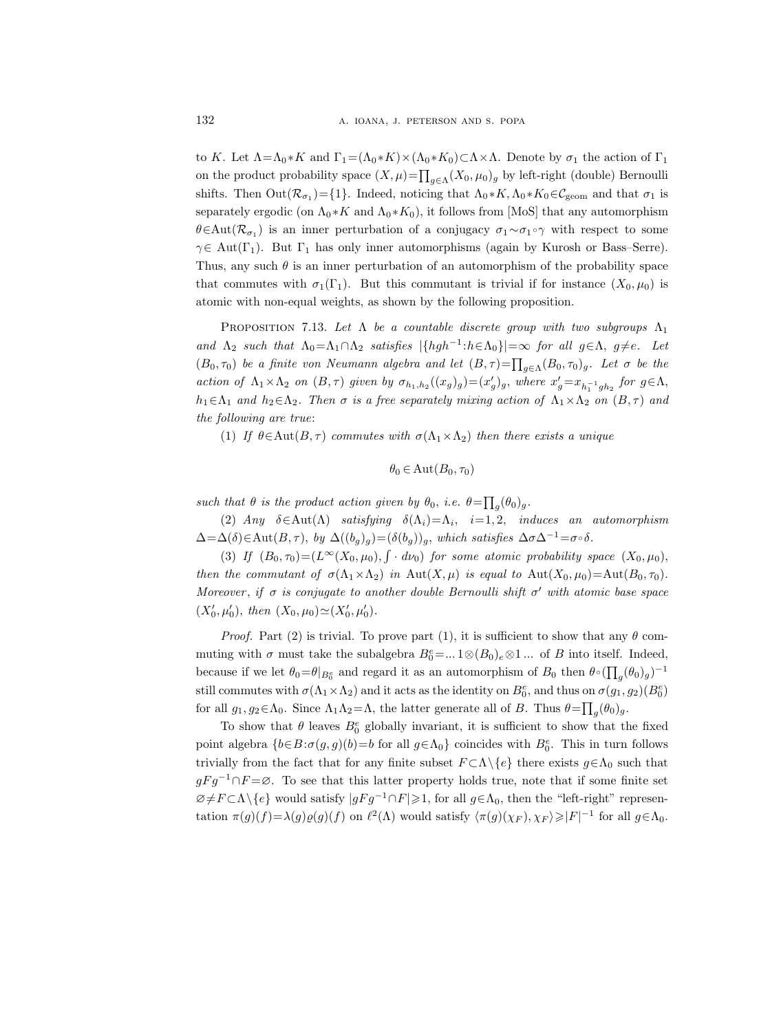to $K$. Let $\Lambda=\Lambda_0 * K$ and $\Gamma_1=(\Lambda_0 * K)\times(\Lambda_0 * K_0)\subset\Lambda\times\Lambda$. Denote by $\sigma_1$ the action of $\Gamma_1$ on the product probability space $(X,\mu)=\prod_{g\in\Lambda}(X_0,\mu_0)_g$ by left-right (double) Bernoulli shifts. Then $\mathrm{Out}(\mathcal{R}_{\sigma_1})=\{1\}$. Indeed, noticing that $\Lambda_0 * K, \Lambda_0 * K_0\in\mathcal{C}_{\mathrm{geom}}$ and that $\sigma_1$ is separately ergodic (on $\Lambda_0 * K$ and $\Lambda_0 * K_0$), it follows from [MoS] that any automorphism $\theta\in\mathrm{Aut}(\mathcal{R}_{\sigma_1})$ is an inner perturbation of a conjugacy $\sigma_1\sim\sigma_1\circ\gamma$ with respect to some $\gamma\in\mathrm{Aut}(\Gamma_1)$. But $\Gamma_1$ has only inner automorphisms (again by Kurosh or Bass–Serre). Thus, any such $\theta$ is an inner perturbation of an automorphism of the probability space that commutes with $\sigma_1(\Gamma_1)$. But this commutant is trivial if for instance $(X_0,\mu_0)$ is atomic with non-equal weights, as shown by the following proposition.

PROPOSITION 7.13. *Let $\Lambda$ be a countable discrete group with two subgroups $\Lambda_1$ and $\Lambda_2$ such that $\Lambda_0=\Lambda_1\cap\Lambda_2$ satisfies $|\{hgh^{-1}:h\in\Lambda_0\}|=\infty$ for all $g\in\Lambda$, $g\neq e$. Let $(B_0,\tau_0)$ be a finite von Neumann algebra and let $(B,\tau)=\prod_{g\in\Lambda}(B_0,\tau_0)_g$. Let $\sigma$ be the action of $\Lambda_1\times\Lambda_2$ on $(B,\tau)$ given by $\sigma_{h_1,h_2}((x_g)_g)=(x'_g)_g$, where $x'_g=x_{h_1^{-1}gh_2}$ for $g\in\Lambda$, $h_1\in\Lambda_1$ and $h_2\in\Lambda_2$. Then $\sigma$ is a free separately mixing action of $\Lambda_1\times\Lambda_2$ on $(B,\tau)$ and the following are true*:

(1) *If $\theta\in\mathrm{Aut}(B,\tau)$ commutes with $\sigma(\Lambda_1\times\Lambda_2)$ then there exists a unique*

$$\theta_0\in\mathrm{Aut}(B_0,\tau_0)$$

*such that $\theta$ is the product action given by $\theta_0$, i.e. $\theta=\prod_g(\theta_0)_g$.*

(2) *Any $\delta\in\mathrm{Aut}(\Lambda)$ satisfying $\delta(\Lambda_i)=\Lambda_i$, $i=1,2$, induces an automorphism $\Delta=\Delta(\delta)\in\mathrm{Aut}(B,\tau)$, by $\Delta((b_g)_g)=(\delta(b_g))_g$, which satisfies $\Delta\sigma\Delta^{-1}=\sigma\circ\delta$.*

(3) *If $(B_0,\tau_0)=(L^\infty(X_0,\mu_0),\int\cdot\,d\nu_0)$ for some atomic probability space $(X_0,\mu_0)$, then the commutant of $\sigma(\Lambda_1\times\Lambda_2)$ in $\mathrm{Aut}(X,\mu)$ is equal to $\mathrm{Aut}(X_0,\mu_0)=\mathrm{Aut}(B_0,\tau_0)$. Moreover, if $\sigma$ is conjugate to another double Bernoulli shift $\sigma'$ with atomic base space $(X'_0,\mu'_0)$, then $(X_0,\mu_0)\simeq(X'_0,\mu'_0)$.*

*Proof.* Part (2) is trivial. To prove part (1), it is sufficient to show that any $\theta$ commuting with $\sigma$ must take the subalgebra $B_0^e=\ldots 1\otimes(B_0)_e\otimes 1\ldots$ of $B$ into itself. Indeed, because if we let $\theta_0=\theta|_{B_0^e}$ and regard it as an automorphism of $B_0$ then $\theta\circ(\prod_g(\theta_0)_g)^{-1}$ still commutes with $\sigma(\Lambda_1\times\Lambda_2)$ and it acts as the identity on $B_0^e$, and thus on $\sigma(g_1,g_2)(B_0^e)$ for all $g_1,g_2\in\Lambda_0$. Since $\Lambda_1\Lambda_2=\Lambda$, the latter generate all of $B$. Thus $\theta=\prod_g(\theta_0)_g$.

To show that $\theta$ leaves $B_0^e$ globally invariant, it is sufficient to show that the fixed point algebra $\{b\in B:\sigma(g,g)(b)=b \text{ for all } g\in\Lambda_0\}$ coincides with $B_0^e$. This in turn follows trivially from the fact that for any finite subset $F\subset\Lambda\setminus\{e\}$ there exists $g\in\Lambda_0$ such that $gFg^{-1}\cap F=\varnothing$. To see that this latter property holds true, note that if some finite set $\varnothing\neq F\subset\Lambda\setminus\{e\}$ would satisfy $|gFg^{-1}\cap F|\geqslant 1$, for all $g\in\Lambda_0$, then the "left-right" representation $\pi(g)(f)=\lambda(g)\varrho(g)(f)$ on $\ell^2(\Lambda)$ would satisfy $\langle\pi(g)(\chi_F),\chi_F\rangle\geqslant|F|^{-1}$ for all $g\in\Lambda_0$.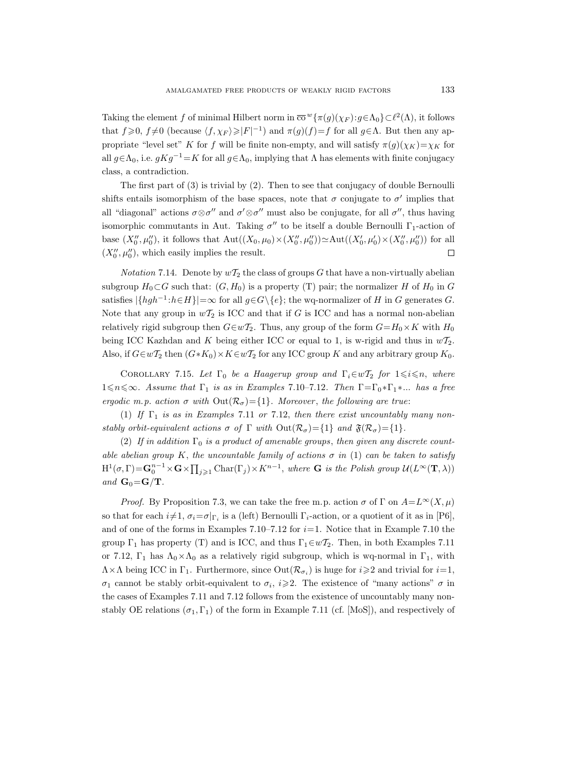Taking the element $f$ of minimal Hilbert norm in $\overline{\text{co}}^w\{\pi(g)(\chi_F):g\in\Lambda_0\}\subset\ell^2(\Lambda)$, it follows that $f\geqslant 0$, $f\neq 0$ (because $\langle f,\chi_F\rangle\geqslant|F|^{-1}$) and $\pi(g)(f)=f$ for all $g\in\Lambda$. But then any appropriate "level set" $K$ for $f$ will be finite non-empty, and will satisfy $\pi(g)(\chi_K)=\chi_K$ for all $g\in\Lambda_0$, i.e. $gKg^{-1}=K$ for all $g\in\Lambda_0$, implying that $\Lambda$ has elements with finite conjugacy class, a contradiction.

The first part of (3) is trivial by (2). Then to see that conjugacy of double Bernoulli shifts entails isomorphism of the base spaces, note that $\sigma$ conjugate to $\sigma'$ implies that all "diagonal" actions $\sigma\otimes\sigma''$ and $\sigma'\otimes\sigma''$ must also be conjugate, for all $\sigma''$, thus having isomorphic commutants in Aut. Taking $\sigma''$ to be itself a double Bernoulli $\Gamma_1$-action of base $(X_0'',\mu_0'')$, it follows that $\text{Aut}((X_0,\mu_0)\times(X_0'',\mu_0''))\simeq\text{Aut}((X_0',\mu_0')\times(X_0'',\mu_0''))$ for all $(X_0'',\mu_0'')$, which easily implies the result. $\square$

*Notation* 7.14. Denote by $w\mathcal{T}_2$ the class of groups $G$ that have a non-virtually abelian subgroup $H_0\subset G$ such that: $(G,H_0)$ is a property (T) pair; the normalizer $H$ of $H_0$ in $G$ satisfies $|\{hgh^{-1}:h\in H\}|=\infty$ for all $g\in G\setminus\{e\}$; the wq-normalizer of $H$ in $G$ generates $G$. Note that any group in $w\mathcal{T}_2$ is ICC and that if $G$ is ICC and has a normal non-abelian relatively rigid subgroup then $G\in w\mathcal{T}_2$. Thus, any group of the form $G=H_0\times K$ with $H_0$ being ICC Kazhdan and $K$ being either ICC or equal to 1, is w-rigid and thus in $w\mathcal{T}_2$. Also, if $G\in w\mathcal{T}_2$ then $(G*K_0)\times K\in w\mathcal{T}_2$ for any ICC group $K$ and any arbitrary group $K_0$.

COROLLARY 7.15. *Let $\Gamma_0$ be a Haagerup group and $\Gamma_i\in w\mathcal{T}_2$ for $1\leqslant i\leqslant n$, where $1\leqslant n\leqslant\infty$. Assume that $\Gamma_1$ is as in Examples* 7.10–7.12. *Then $\Gamma=\Gamma_0*\Gamma_1*...$ has a free ergodic m.p. action $\sigma$ with $\text{Out}(\mathcal{R}_\sigma)=\{1\}$. Moreover, the following are true*:

(1) *If $\Gamma_1$ is as in Examples* 7.11 *or* 7.12, *then there exist uncountably many non-stably orbit-equivalent actions $\sigma$ of $\Gamma$ with $\text{Out}(\mathcal{R}_\sigma)=\{1\}$ and $\mathfrak{F}(\mathcal{R}_\sigma)=\{1\}$.*

(2) *If in addition $\Gamma_0$ is a product of amenable groups, then given any discrete countable abelian group $K$, the uncountable family of actions $\sigma$ in* (1) *can be taken to satisfy $\text{H}^1(\sigma,\Gamma)=\mathbf{G}_0^{n-1}\times\mathbf{G}\times\prod_{j\geqslant 1}\text{Char}(\Gamma_j)\times K^{n-1}$, where $\mathbf{G}$ is the Polish group $\mathcal{U}(L^\infty(\mathbf{T},\lambda))$ and $\mathbf{G}_0=\mathbf{G}/\mathbf{T}$.*

*Proof.* By Proposition 7.3, we can take the free m.p. action $\sigma$ of $\Gamma$ on $A=L^\infty(X,\mu)$ so that for each $i\neq 1$, $\sigma_i=\sigma|_{\Gamma_i}$ is a (left) Bernoulli $\Gamma_i$-action, or a quotient of it as in [P6], and of one of the forms in Examples 7.10–7.12 for $i=1$. Notice that in Example 7.10 the group $\Gamma_1$ has property (T) and is ICC, and thus $\Gamma_1\in w\mathcal{T}_2$. Then, in both Examples 7.11 or 7.12, $\Gamma_1$ has $\Lambda_0\times\Lambda_0$ as a relatively rigid subgroup, which is wq-normal in $\Gamma_1$, with $\Lambda\times\Lambda$ being ICC in $\Gamma_1$. Furthermore, since $\text{Out}(\mathcal{R}_{\sigma_i})$ is huge for $i\geqslant 2$ and trivial for $i=1$, $\sigma_1$ cannot be stably orbit-equivalent to $\sigma_i$, $i\geqslant 2$. The existence of "many actions" $\sigma$ in the cases of Examples 7.11 and 7.12 follows from the existence of uncountably many non-stably OE relations $(\sigma_1,\Gamma_1)$ of the form in Example 7.11 (cf. [MoS]), and respectively of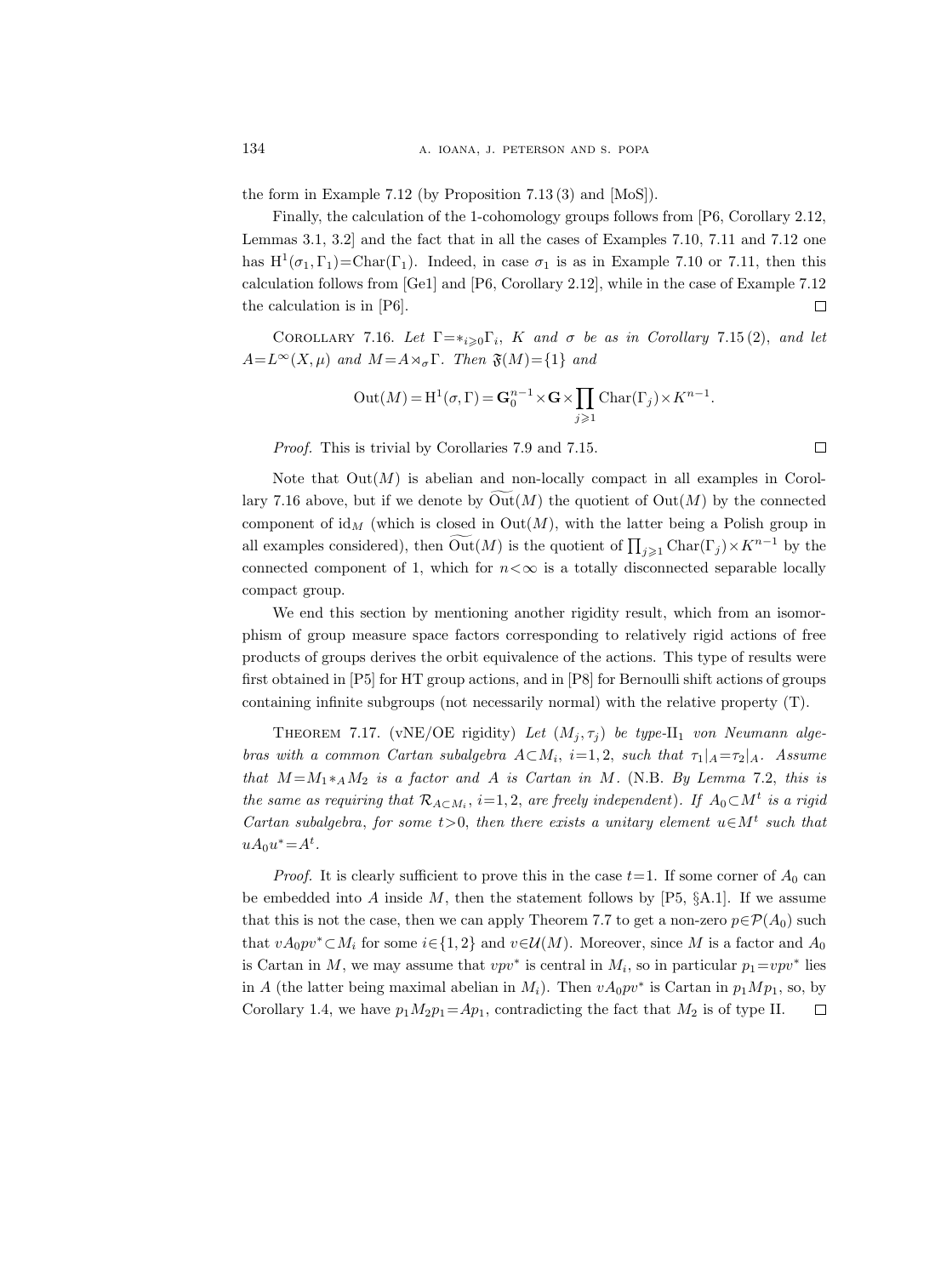the form in Example 7.12 (by Proposition 7.13 (3) and [MoS]).

Finally, the calculation of the 1-cohomology groups follows from [P6, Corollary 2.12, Lemmas 3.1, 3.2] and the fact that in all the cases of Examples 7.10, 7.11 and 7.12 one has $\mathrm{H}^1(\sigma_1, \Gamma_1) = \mathrm{Char}(\Gamma_1)$. Indeed, in case $\sigma_1$ is as in Example 7.10 or 7.11, then this calculation follows from [Ge1] and [P6, Corollary 2.12], while in the case of Example 7.12 the calculation is in [P6]. $\square$

Corollary 7.16. *Let $\Gamma = *_{i \geqslant 0} \Gamma_i$, $K$ and $\sigma$ be as in Corollary 7.15 (2), and let $A = L^\infty(X, \mu)$ and $M = A \rtimes_\sigma \Gamma$. Then $\mathfrak{F}(M) = \{1\}$ and*

$$\mathrm{Out}(M) = \mathrm{H}^1(\sigma, \Gamma) = \mathbf{G}_0^{n-1} \times \mathbf{G} \times \prod_{j \geqslant 1} \mathrm{Char}(\Gamma_j) \times K^{n-1}.$$

*Proof.* This is trivial by Corollaries 7.9 and 7.15. $\square$

Note that $\mathrm{Out}(M)$ is abelian and non-locally compact in all examples in Corollary 7.16 above, but if we denote by $\widetilde{\mathrm{Out}}(M)$ the quotient of $\mathrm{Out}(M)$ by the connected component of $\mathrm{id}_M$ (which is closed in $\mathrm{Out}(M)$, with the latter being a Polish group in all examples considered), then $\widetilde{\mathrm{Out}}(M)$ is the quotient of $\prod_{j \geqslant 1} \mathrm{Char}(\Gamma_j) \times K^{n-1}$ by the connected component of 1, which for $n < \infty$ is a totally disconnected separable locally compact group.

We end this section by mentioning another rigidity result, which from an isomorphism of group measure space factors corresponding to relatively rigid actions of free products of groups derives the orbit equivalence of the actions. This type of results were first obtained in [P5] for HT group actions, and in [P8] for Bernoulli shift actions of groups containing infinite subgroups (not necessarily normal) with the relative property (T).

Theorem 7.17. (vNE/OE rigidity) *Let $(M_j, \tau_j)$ be type-$\mathrm{II}_1$ von Neumann algebras with a common Cartan subalgebra $A \subset M_i$, $i = 1, 2$, such that $\tau_1|_A = \tau_2|_A$. Assume that $M = M_1 *_A M_2$ is a factor and $A$ is Cartan in $M$. (N.B. By Lemma 7.2, this is the same as requiring that $\mathcal{R}_{A \subset M_i}$, $i = 1, 2$, are freely independent). If $A_0 \subset M^t$ is a rigid Cartan subalgebra, for some $t > 0$, then there exists a unitary element $u \in M^t$ such that $uA_0u^* = A^t$.*

*Proof.* It is clearly sufficient to prove this in the case $t = 1$. If some corner of $A_0$ can be embedded into $A$ inside $M$, then the statement follows by [P5, §A.1]. If we assume that this is not the case, then we can apply Theorem 7.7 to get a non-zero $p \in \mathcal{P}(A_0)$ such that $vA_0pv^* \subset M_i$ for some $i \in \{1, 2\}$ and $v \in \mathcal{U}(M)$. Moreover, since $M$ is a factor and $A_0$ is Cartan in $M$, we may assume that $vpv^*$ is central in $M_i$, so in particular $p_1 = vpv^*$ lies in $A$ (the latter being maximal abelian in $M_i$). Then $vA_0pv^*$ is Cartan in $p_1Mp_1$, so, by Corollary 1.4, we have $p_1M_2p_1 = Ap_1$, contradicting the fact that $M_2$ is of type II. $\square$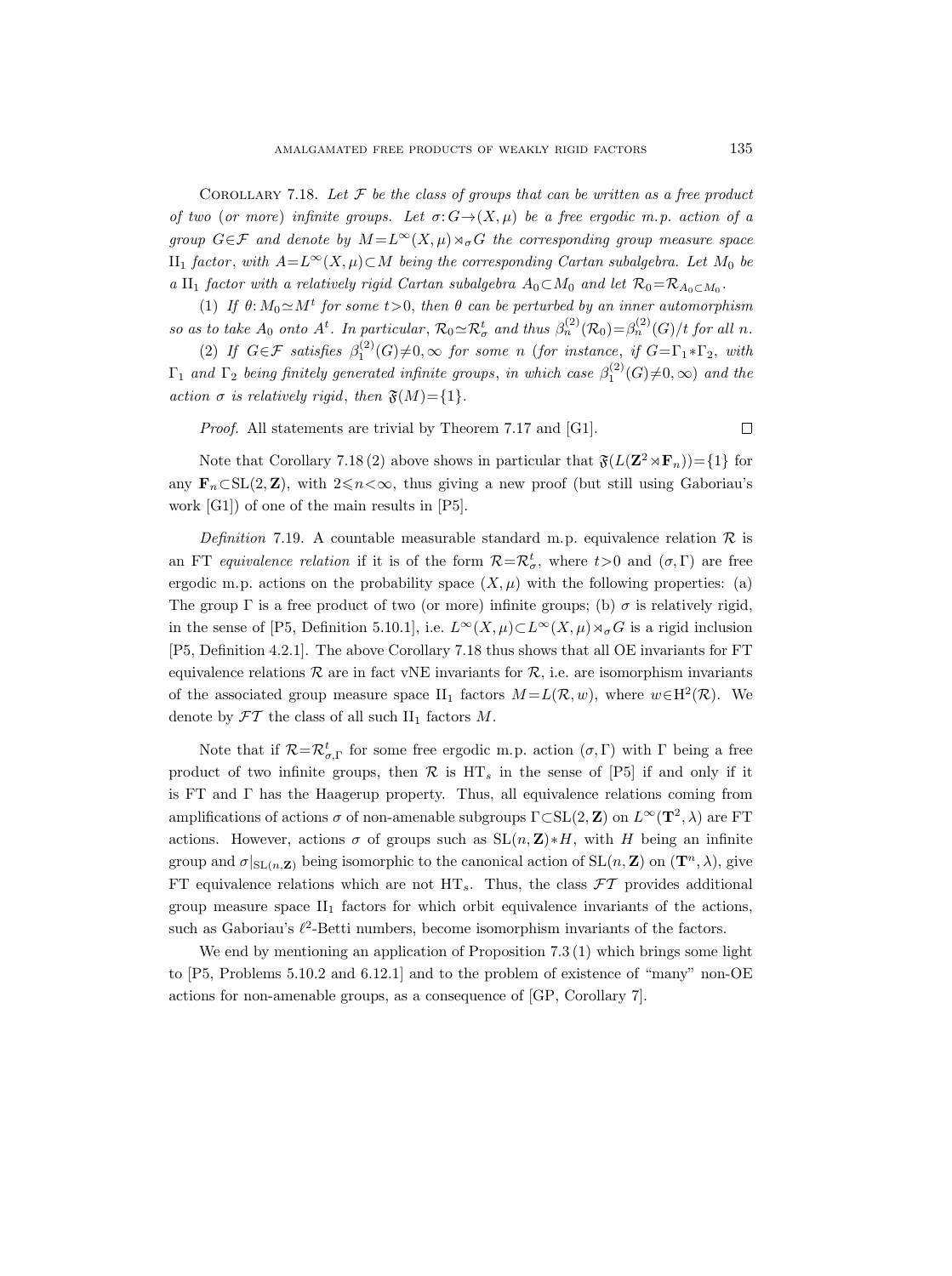Corollary 7.18. *Let $\mathcal{F}$ be the class of groups that can be written as a free product of two (or more) infinite groups. Let $\sigma: G \to (X, \mu)$ be a free ergodic m.p. action of a group $G \in \mathcal{F}$ and denote by $M = L^\infty(X, \mu) \rtimes_\sigma G$ the corresponding group measure space $\mathrm{II}_1$ factor, with $A = L^\infty(X, \mu) \subset M$ being the corresponding Cartan subalgebra. Let $M_0$ be a $\mathrm{II}_1$ factor with a relatively rigid Cartan subalgebra $A_0 \subset M_0$ and let $\mathcal{R}_0 = \mathcal{R}_{A_0 \subset M_0}$.*

*(1) If $\theta: M_0 \simeq M^t$ for some $t > 0$, then $\theta$ can be perturbed by an inner automorphism so as to take $A_0$ onto $A^t$. In particular, $\mathcal{R}_0 \simeq \mathcal{R}_\sigma^t$ and thus $\beta_n^{(2)}(\mathcal{R}_0) = \beta_n^{(2)}(G)/t$ for all $n$.*

*(2) If $G \in \mathcal{F}$ satisfies $\beta_1^{(2)}(G) \neq 0, \infty$ for some $n$ (for instance, if $G = \Gamma_1 * \Gamma_2$, with $\Gamma_1$ and $\Gamma_2$ being finitely generated infinite groups, in which case $\beta_1^{(2)}(G) \neq 0, \infty$) and the action $\sigma$ is relatively rigid, then $\mathfrak{F}(M) = \{1\}$.*

*Proof.* All statements are trivial by Theorem 7.17 and [G1]. $\square$

Note that Corollary 7.18 (2) above shows in particular that $\mathfrak{F}(L(\mathbf{Z}^2 \rtimes \mathbf{F}_n)) = \{1\}$ for any $\mathbf{F}_n \subset \mathrm{SL}(2, \mathbf{Z})$, with $2 \leqslant n < \infty$, thus giving a new proof (but still using Gaboriau's work [G1]) of one of the main results in [P5].

*Definition* 7.19. A countable measurable standard m.p. equivalence relation $\mathcal{R}$ is an FT *equivalence relation* if it is of the form $\mathcal{R} = \mathcal{R}_\sigma^t$, where $t > 0$ and $(\sigma, \Gamma)$ are free ergodic m.p. actions on the probability space $(X, \mu)$ with the following properties: (a) The group $\Gamma$ is a free product of two (or more) infinite groups; (b) $\sigma$ is relatively rigid, in the sense of [P5, Definition 5.10.1], i.e. $L^\infty(X, \mu) \subset L^\infty(X, \mu) \rtimes_\sigma G$ is a rigid inclusion [P5, Definition 4.2.1]. The above Corollary 7.18 thus shows that all OE invariants for FT equivalence relations $\mathcal{R}$ are in fact vNE invariants for $\mathcal{R}$, i.e. are isomorphism invariants of the associated group measure space $\mathrm{II}_1$ factors $M = L(\mathcal{R}, w)$, where $w \in \mathrm{H}^2(\mathcal{R})$. We denote by $\mathcal{FT}$ the class of all such $\mathrm{II}_1$ factors $M$.

Note that if $\mathcal{R} = \mathcal{R}_{\sigma,\Gamma}^t$ for some free ergodic m.p. action $(\sigma, \Gamma)$ with $\Gamma$ being a free product of two infinite groups, then $\mathcal{R}$ is $\mathrm{HT}_s$ in the sense of [P5] if and only if it is FT and $\Gamma$ has the Haagerup property. Thus, all equivalence relations coming from amplifications of actions $\sigma$ of non-amenable subgroups $\Gamma \subset \mathrm{SL}(2, \mathbf{Z})$ on $L^\infty(\mathbf{T}^2, \lambda)$ are FT actions. However, actions $\sigma$ of groups such as $\mathrm{SL}(n, \mathbf{Z}) * H$, with $H$ being an infinite group and $\sigma|_{\mathrm{SL}(n,\mathbf{Z})}$ being isomorphic to the canonical action of $\mathrm{SL}(n, \mathbf{Z})$ on $(\mathbf{T}^n, \lambda)$, give FT equivalence relations which are not $\mathrm{HT}_s$. Thus, the class $\mathcal{FT}$ provides additional group measure space $\mathrm{II}_1$ factors for which orbit equivalence invariants of the actions, such as Gaboriau's $\ell^2$-Betti numbers, become isomorphism invariants of the factors.

We end by mentioning an application of Proposition 7.3 (1) which brings some light to [P5, Problems 5.10.2 and 6.12.1] and to the problem of existence of "many" non-OE actions for non-amenable groups, as a consequence of [GP, Corollary 7].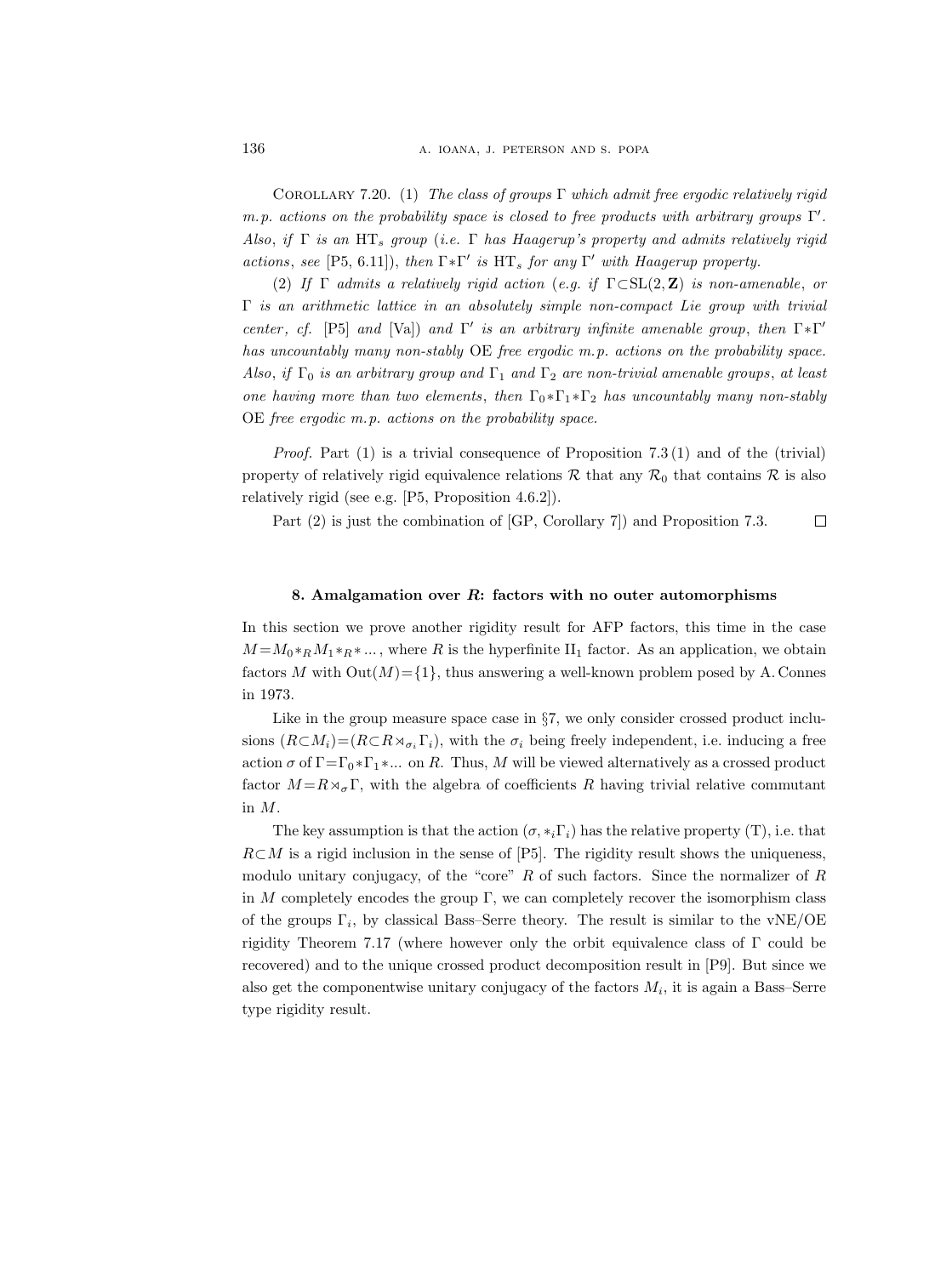Corollary 7.20. (1) *The class of groups* $\Gamma$ *which admit free ergodic relatively rigid m.p. actions on the probability space is closed to free products with arbitrary groups* $\Gamma'$. *Also*, *if* $\Gamma$ *is an* $\mathrm{HT}_s$ *group* (*i.e.* $\Gamma$ *has Haagerup's property and admits relatively rigid actions*, *see* [P5, 6.11]), *then* $\Gamma * \Gamma'$ *is* $\mathrm{HT}_s$ *for any* $\Gamma'$ *with Haagerup property.*

(2) *If* $\Gamma$ *admits a relatively rigid action* (*e.g. if* $\Gamma \subset \mathrm{SL}(2, \mathbf{Z})$ *is non-amenable*, *or* $\Gamma$ *is an arithmetic lattice in an absolutely simple non-compact Lie group with trivial center*, *cf.* [P5] *and* [Va]) *and* $\Gamma'$ *is an arbitrary infinite amenable group*, *then* $\Gamma * \Gamma'$ *has uncountably many non-stably* OE *free ergodic m.p. actions on the probability space. Also*, *if* $\Gamma_0$ *is an arbitrary group and* $\Gamma_1$ *and* $\Gamma_2$ *are non-trivial amenable groups*, *at least one having more than two elements*, *then* $\Gamma_0 * \Gamma_1 * \Gamma_2$ *has uncountably many non-stably* OE *free ergodic m.p. actions on the probability space.*

*Proof.* Part (1) is a trivial consequence of Proposition 7.3 (1) and of the (trivial) property of relatively rigid equivalence relations $\mathcal{R}$ that any $\mathcal{R}_0$ that contains $\mathcal{R}$ is also relatively rigid (see e.g. [P5, Proposition 4.6.2]).

Part (2) is just the combination of [GP, Corollary 7]) and Proposition 7.3. □

## 8. Amalgamation over $R$: factors with no outer automorphisms

In this section we prove another rigidity result for AFP factors, this time in the case $M = M_0 *_R M_1 *_R * \dots$, where $R$ is the hyperfinite $\mathrm{II}_1$ factor. As an application, we obtain factors $M$ with $\mathrm{Out}(M) = \{1\}$, thus answering a well-known problem posed by A. Connes in 1973.

Like in the group measure space case in §7, we only consider crossed product inclusions $(R \subset M_i) = (R \subset R \rtimes_{\sigma_i} \Gamma_i)$, with the $\sigma_i$ being freely independent, i.e. inducing a free action $\sigma$ of $\Gamma = \Gamma_0 * \Gamma_1 * \dots$ on $R$. Thus, $M$ will be viewed alternatively as a crossed product factor $M = R \rtimes_\sigma \Gamma$, with the algebra of coefficients $R$ having trivial relative commutant in $M$.

The key assumption is that the action $(\sigma, *_i \Gamma_i)$ has the relative property (T), i.e. that $R \subset M$ is a rigid inclusion in the sense of [P5]. The rigidity result shows the uniqueness, modulo unitary conjugacy, of the "core" $R$ of such factors. Since the normalizer of $R$ in $M$ completely encodes the group $\Gamma$, we can completely recover the isomorphism class of the groups $\Gamma_i$, by classical Bass–Serre theory. The result is similar to the vNE/OE rigidity Theorem 7.17 (where however only the orbit equivalence class of $\Gamma$ could be recovered) and to the unique crossed product decomposition result in [P9]. But since we also get the componentwise unitary conjugacy of the factors $M_i$, it is again a Bass–Serre type rigidity result.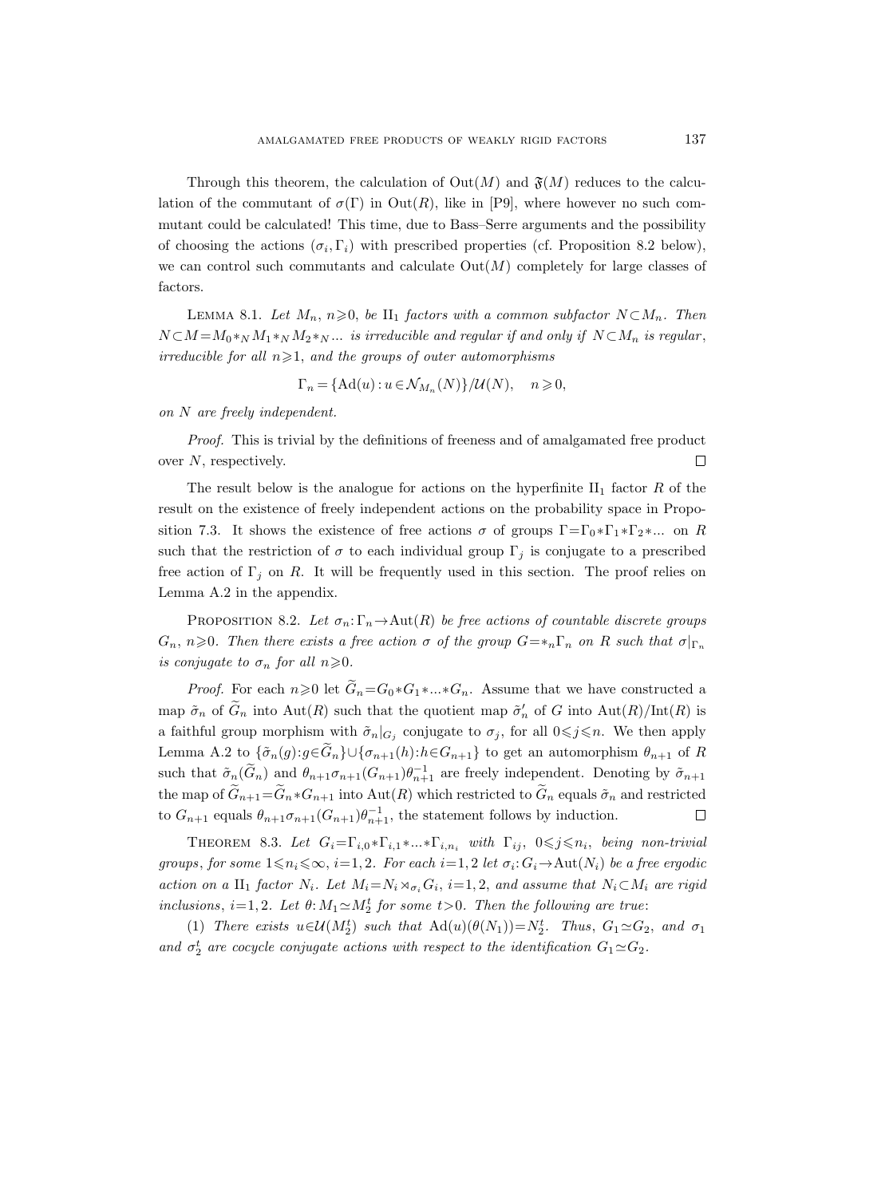Through this theorem, the calculation of $\mathrm{Out}(M)$ and $\mathfrak{F}(M)$ reduces to the calculation of the commutant of $\sigma(\Gamma)$ in $\mathrm{Out}(R)$, like in [P9], where however no such commutant could be calculated! This time, due to Bass–Serre arguments and the possibility of choosing the actions $(\sigma_i, \Gamma_i)$ with prescribed properties (cf. Proposition 8.2 below), we can control such commutants and calculate $\mathrm{Out}(M)$ completely for large classes of factors.

Lemma 8.1. *Let $M_n$, $n \geqslant 0$, be $\mathrm{II}_1$ factors with a common subfactor $N \subset M_n$. Then $N \subset M = M_0 *_N M_1 *_N M_2 *_N \ldots$ is irreducible and regular if and only if $N \subset M_n$ is regular, irreducible for all $n \geqslant 1$, and the groups of outer automorphisms*

$$\Gamma_n = \{\mathrm{Ad}(u) : u \in \mathcal{N}_{M_n}(N)\}/\mathcal{U}(N), \quad n \geqslant 0,$$

*on $N$ are freely independent.*

*Proof.* This is trivial by the definitions of freeness and of amalgamated free product over $N$, respectively. $\square$

The result below is the analogue for actions on the hyperfinite $\mathrm{II}_1$ factor $R$ of the result on the existence of freely independent actions on the probability space in Proposition 7.3. It shows the existence of free actions $\sigma$ of groups $\Gamma = \Gamma_0 * \Gamma_1 * \Gamma_2 * \ldots$ on $R$ such that the restriction of $\sigma$ to each individual group $\Gamma_j$ is conjugate to a prescribed free action of $\Gamma_j$ on $R$. It will be frequently used in this section. The proof relies on Lemma A.2 in the appendix.

Proposition 8.2. *Let $\sigma_n : \Gamma_n \to \mathrm{Aut}(R)$ be free actions of countable discrete groups $G_n$, $n \geqslant 0$. Then there exists a free action $\sigma$ of the group $G = *_n \Gamma_n$ on $R$ such that $\sigma|_{\Gamma_n}$ is conjugate to $\sigma_n$ for all $n \geqslant 0$.*

*Proof.* For each $n \geqslant 0$ let $\widetilde{G}_n = G_0 * G_1 * \ldots * G_n$. Assume that we have constructed a map $\tilde{\sigma}_n$ of $\widetilde{G}_n$ into $\mathrm{Aut}(R)$ such that the quotient map $\tilde{\sigma}'_n$ of $G$ into $\mathrm{Aut}(R)/\mathrm{Int}(R)$ is a faithful group morphism with $\tilde{\sigma}_n|_{G_j}$ conjugate to $\sigma_j$, for all $0 \leqslant j \leqslant n$. We then apply Lemma A.2 to $\{\tilde{\sigma}_n(g) : g \in \widetilde{G}_n\} \cup \{\sigma_{n+1}(h) : h \in G_{n+1}\}$ to get an automorphism $\theta_{n+1}$ of $R$ such that $\tilde{\sigma}_n(\widetilde{G}_n)$ and $\theta_{n+1}\sigma_{n+1}(G_{n+1})\theta_{n+1}^{-1}$ are freely independent. Denoting by $\tilde{\sigma}_{n+1}$ the map of $\widetilde{G}_{n+1} = \widetilde{G}_n * G_{n+1}$ into $\mathrm{Aut}(R)$ which restricted to $\widetilde{G}_n$ equals $\tilde{\sigma}_n$ and restricted to $G_{n+1}$ equals $\theta_{n+1}\sigma_{n+1}(G_{n+1})\theta_{n+1}^{-1}$, the statement follows by induction. $\square$

Theorem 8.3. *Let $G_i = \Gamma_{i,0} * \Gamma_{i,1} * \ldots * \Gamma_{i,n_i}$ with $\Gamma_{ij}$, $0 \leqslant j \leqslant n_i$, being non-trivial groups, for some $1 \leqslant n_i \leqslant \infty$, $i = 1, 2$. For each $i = 1, 2$ let $\sigma_i : G_i \to \mathrm{Aut}(N_i)$ be a free ergodic action on a $\mathrm{II}_1$ factor $N_i$. Let $M_i = N_i \rtimes_{\sigma_i} G_i$, $i = 1, 2$, and assume that $N_i \subset M_i$ are rigid inclusions, $i = 1, 2$. Let $\theta : M_1 \simeq M_2^t$ for some $t > 0$. Then the following are true*:

(1) *There exists $u \in \mathcal{U}(M_2^t)$ such that $\mathrm{Ad}(u)(\theta(N_1)) = N_2^t$. Thus, $G_1 \simeq G_2$, and $\sigma_1$ and $\sigma_2^t$ are cocycle conjugate actions with respect to the identification $G_1 \simeq G_2$.*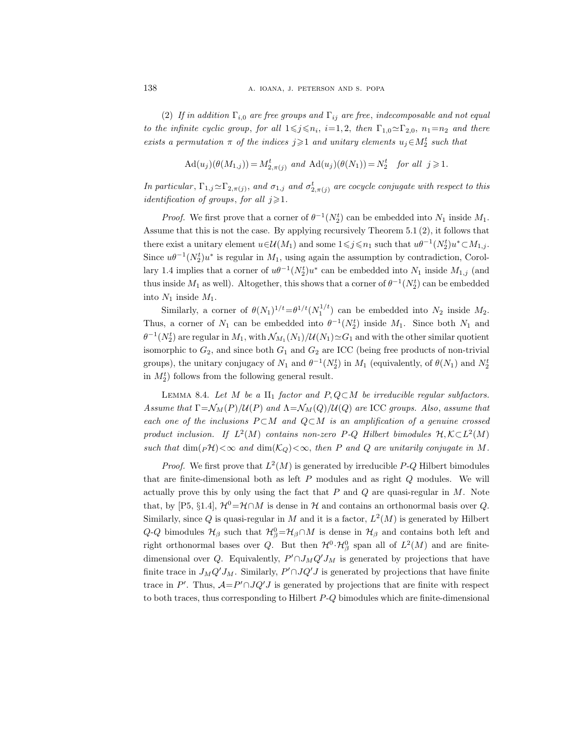(2) *If in addition $\Gamma_{i,0}$ are free groups and $\Gamma_{ij}$ are free, indecomposable and not equal to the infinite cyclic group, for all $1\leqslant j\leqslant n_i$, $i=1,2$, then $\Gamma_{1,0}\simeq\Gamma_{2,0}$, $n_1=n_2$ and there exists a permutation $\pi$ of the indices $j\geqslant 1$ and unitary elements $u_j\in M_2^t$ such that*

$$\operatorname{Ad}(u_j)(\theta(M_{1,j}))=M_{2,\pi(j)}^t \text{ and } \operatorname{Ad}(u_j)(\theta(N_1))=N_2^t \quad \text{for all } j\geqslant 1.$$

*In particular, $\Gamma_{1,j}\simeq\Gamma_{2,\pi(j)}$, and $\sigma_{1,j}$ and $\sigma_{2,\pi(j)}^t$ are cocycle conjugate with respect to this identification of groups, for all $j\geqslant 1$.*

*Proof.* We first prove that a corner of $\theta^{-1}(N_2^t)$ can be embedded into $N_1$ inside $M_1$. Assume that this is not the case. By applying recursively Theorem 5.1 (2), it follows that there exist a unitary element $u\in\mathcal{U}(M_1)$ and some $1\leqslant j\leqslant n_1$ such that $u\theta^{-1}(N_2^t)u^*\subset M_{1,j}$. Since $u\theta^{-1}(N_2^t)u^*$ is regular in $M_1$, using again the assumption by contradiction, Corollary 1.4 implies that a corner of $u\theta^{-1}(N_2^t)u^*$ can be embedded into $N_1$ inside $M_{1,j}$ (and thus inside $M_1$ as well). Altogether, this shows that a corner of $\theta^{-1}(N_2^t)$ can be embedded into $N_1$ inside $M_1$.

Similarly, a corner of $\theta(N_1)^{1/t}=\theta^{1/t}(N_1^{1/t})$ can be embedded into $N_2$ inside $M_2$. Thus, a corner of $N_1$ can be embedded into $\theta^{-1}(N_2^t)$ inside $M_1$. Since both $N_1$ and $\theta^{-1}(N_2^t)$ are regular in $M_1$, with $\mathcal{N}_{M_1}(N_1)/\mathcal{U}(N_1)\simeq G_1$ and with the other similar quotient isomorphic to $G_2$, and since both $G_1$ and $G_2$ are ICC (being free products of non-trivial groups), the unitary conjugacy of $N_1$ and $\theta^{-1}(N_2^t)$ in $M_1$ (equivalently, of $\theta(N_1)$ and $N_2^t$ in $M_2^t$) follows from the following general result.

LEMMA 8.4. *Let $M$ be a $\mathrm{II}_1$ factor and $P,Q\subset M$ be irreducible regular subfactors. Assume that $\Gamma=\mathcal{N}_M(P)/\mathcal{U}(P)$ and $\Lambda=\mathcal{N}_M(Q)/\mathcal{U}(Q)$ are* ICC *groups. Also, assume that each one of the inclusions $P\subset M$ and $Q\subset M$ is an amplification of a genuine crossed product inclusion. If $L^2(M)$ contains non-zero $P$-$Q$ Hilbert bimodules $\mathcal{H},\mathcal{K}\subset L^2(M)$ such that $\dim({}_P\mathcal{H})<\infty$ and $\dim(\mathcal{K}_Q)<\infty$, then $P$ and $Q$ are unitarily conjugate in $M$.*

*Proof.* We first prove that $L^2(M)$ is generated by irreducible $P$-$Q$ Hilbert bimodules that are finite-dimensional both as left $P$ modules and as right $Q$ modules. We will actually prove this by only using the fact that $P$ and $Q$ are quasi-regular in $M$. Note that, by [P5, §1.4], $\mathcal{H}^0=\mathcal{H}\cap M$ is dense in $\mathcal{H}$ and contains an orthonormal basis over $Q$. Similarly, since $Q$ is quasi-regular in $M$ and it is a factor, $L^2(M)$ is generated by Hilbert $Q$-$Q$ bimodules $\mathcal{H}_\beta$ such that $\mathcal{H}_\beta^0=\mathcal{H}_\beta\cap M$ is dense in $\mathcal{H}_\beta$ and contains both left and right orthonormal bases over $Q$. But then $\mathcal{H}^0\cdot\mathcal{H}_\beta^0$ span all of $L^2(M)$ and are finite-dimensional over $Q$. Equivalently, $P'\cap J_MQ'J_M$ is generated by projections that have finite trace in $J_MQ'J_M$. Similarly, $P'\cap JQ'J$ is generated by projections that have finite trace in $P'$. Thus, $\mathcal{A}=P'\cap JQ'J$ is generated by projections that are finite with respect to both traces, thus corresponding to Hilbert $P$-$Q$ bimodules which are finite-dimensional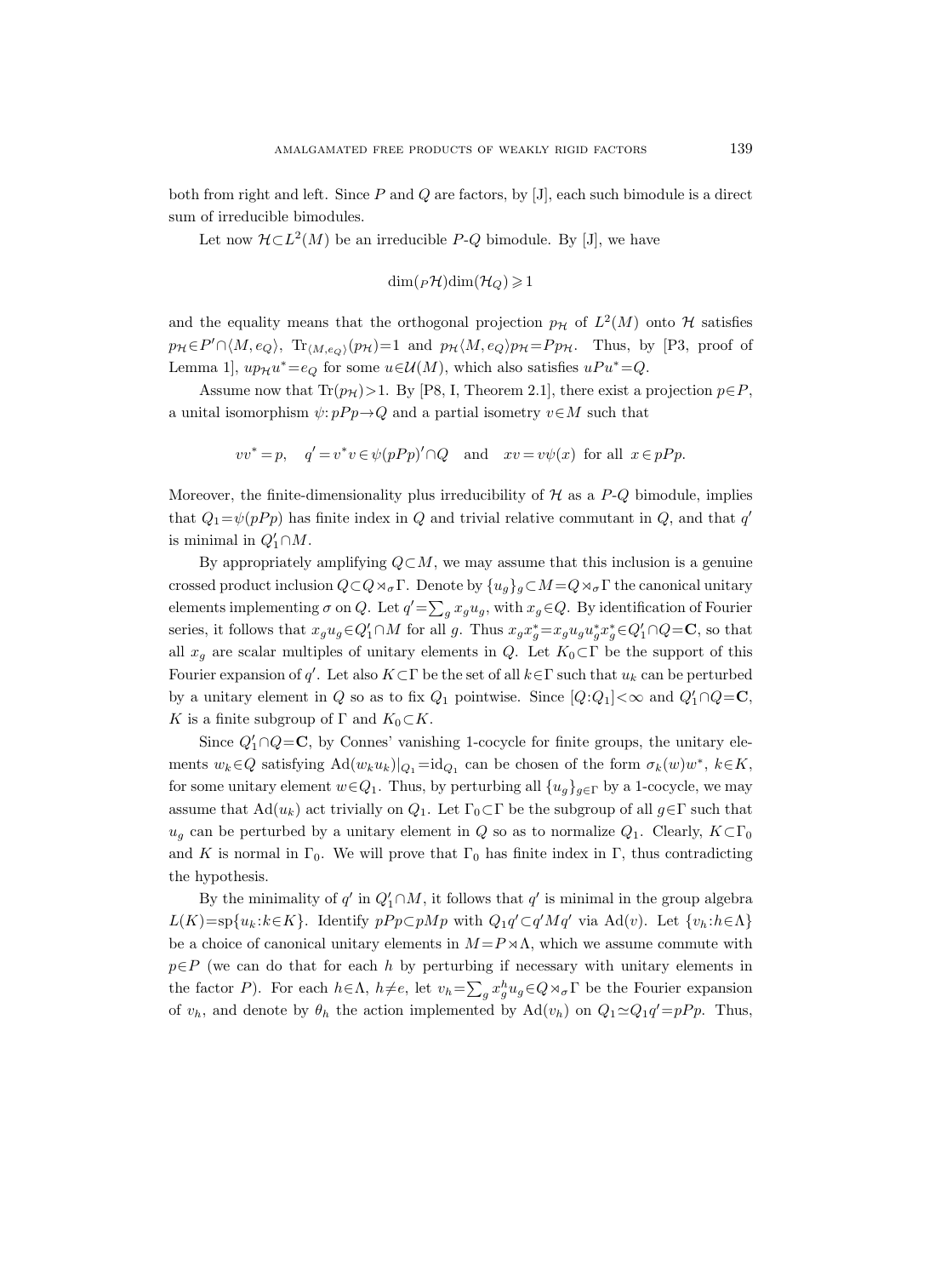both from right and left. Since $P$ and $Q$ are factors, by [J], each such bimodule is a direct sum of irreducible bimodules.

Let now $\mathcal{H}\subset L^2(M)$ be an irreducible $P$-$Q$ bimodule. By [J], we have

$$\dim({}_P\mathcal{H})\dim(\mathcal{H}_Q)\geqslant 1$$

and the equality means that the orthogonal projection $p_{\mathcal{H}}$ of $L^2(M)$ onto $\mathcal{H}$ satisfies $p_{\mathcal{H}}\in P'\cap\langle M,e_Q\rangle$, $\mathrm{Tr}_{\langle M,e_Q\rangle}(p_{\mathcal{H}})=1$ and $p_{\mathcal{H}}\langle M,e_Q\rangle p_{\mathcal{H}}=Pp_{\mathcal{H}}$. Thus, by [P3, proof of Lemma 1], $up_{\mathcal{H}}u^*=e_Q$ for some $u\in\mathcal{U}(M)$, which also satisfies $uPu^*=Q$.

Assume now that $\mathrm{Tr}(p_{\mathcal{H}})>1$. By [P8, I, Theorem 2.1], there exist a projection $p\in P$, a unital isomorphism $\psi\colon pPp\to Q$ and a partial isometry $v\in M$ such that

$$vv^*=p,\quad q'=v^*v\in\psi(pPp)'\cap Q\quad\text{and}\quad xv=v\psi(x)\ \text{for all}\ x\in pPp.$$

Moreover, the finite-dimensionality plus irreducibility of $\mathcal{H}$ as a $P$-$Q$ bimodule, implies that $Q_1=\psi(pPp)$ has finite index in $Q$ and trivial relative commutant in $Q$, and that $q'$ is minimal in $Q_1'\cap M$.

By appropriately amplifying $Q\subset M$, we may assume that this inclusion is a genuine crossed product inclusion $Q\subset Q\rtimes_\sigma\Gamma$. Denote by $\{u_g\}_g\subset M=Q\rtimes_\sigma\Gamma$ the canonical unitary elements implementing $\sigma$ on $Q$. Let $q'=\sum_g x_gu_g$, with $x_g\in Q$. By identification of Fourier series, it follows that $x_gu_g\in Q_1'\cap M$ for all $g$. Thus $x_gx_g^*=x_gu_gu_g^*x_g^*\in Q_1'\cap Q=\mathbf{C}$, so that all $x_g$ are scalar multiples of unitary elements in $Q$. Let $K_0\subset\Gamma$ be the support of this Fourier expansion of $q'$. Let also $K\subset\Gamma$ be the set of all $k\in\Gamma$ such that $u_k$ can be perturbed by a unitary element in $Q$ so as to fix $Q_1$ pointwise. Since $[Q:Q_1]<\infty$ and $Q_1'\cap Q=\mathbf{C}$, $K$ is a finite subgroup of $\Gamma$ and $K_0\subset K$.

Since $Q_1'\cap Q=\mathbf{C}$, by Connes' vanishing 1-cocycle for finite groups, the unitary elements $w_k\in Q$ satisfying $\mathrm{Ad}(w_ku_k)|_{Q_1}=\mathrm{id}_{Q_1}$ can be chosen of the form $\sigma_k(w)w^*$, $k\in K$, for some unitary element $w\in Q_1$. Thus, by perturbing all $\{u_g\}_{g\in\Gamma}$ by a 1-cocycle, we may assume that $\mathrm{Ad}(u_k)$ act trivially on $Q_1$. Let $\Gamma_0\subset\Gamma$ be the subgroup of all $g\in\Gamma$ such that $u_g$ can be perturbed by a unitary element in $Q$ so as to normalize $Q_1$. Clearly, $K\subset\Gamma_0$ and $K$ is normal in $\Gamma_0$. We will prove that $\Gamma_0$ has finite index in $\Gamma$, thus contradicting the hypothesis.

By the minimality of $q'$ in $Q_1'\cap M$, it follows that $q'$ is minimal in the group algebra $L(K)=\mathrm{sp}\{u_k:k\in K\}$. Identify $pPp\subset pMp$ with $Q_1q'\subset q'Mq'$ via $\mathrm{Ad}(v)$. Let $\{v_h:h\in\Lambda\}$ be a choice of canonical unitary elements in $M=P\rtimes\Lambda$, which we assume commute with $p\in P$ (we can do that for each $h$ by perturbing if necessary with unitary elements in the factor $P$). For each $h\in\Lambda$, $h\neq e$, let $v_h=\sum_g x_g^hu_g\in Q\rtimes_\sigma\Gamma$ be the Fourier expansion of $v_h$, and denote by $\theta_h$ the action implemented by $\mathrm{Ad}(v_h)$ on $Q_1\simeq Q_1q'=pPp$. Thus,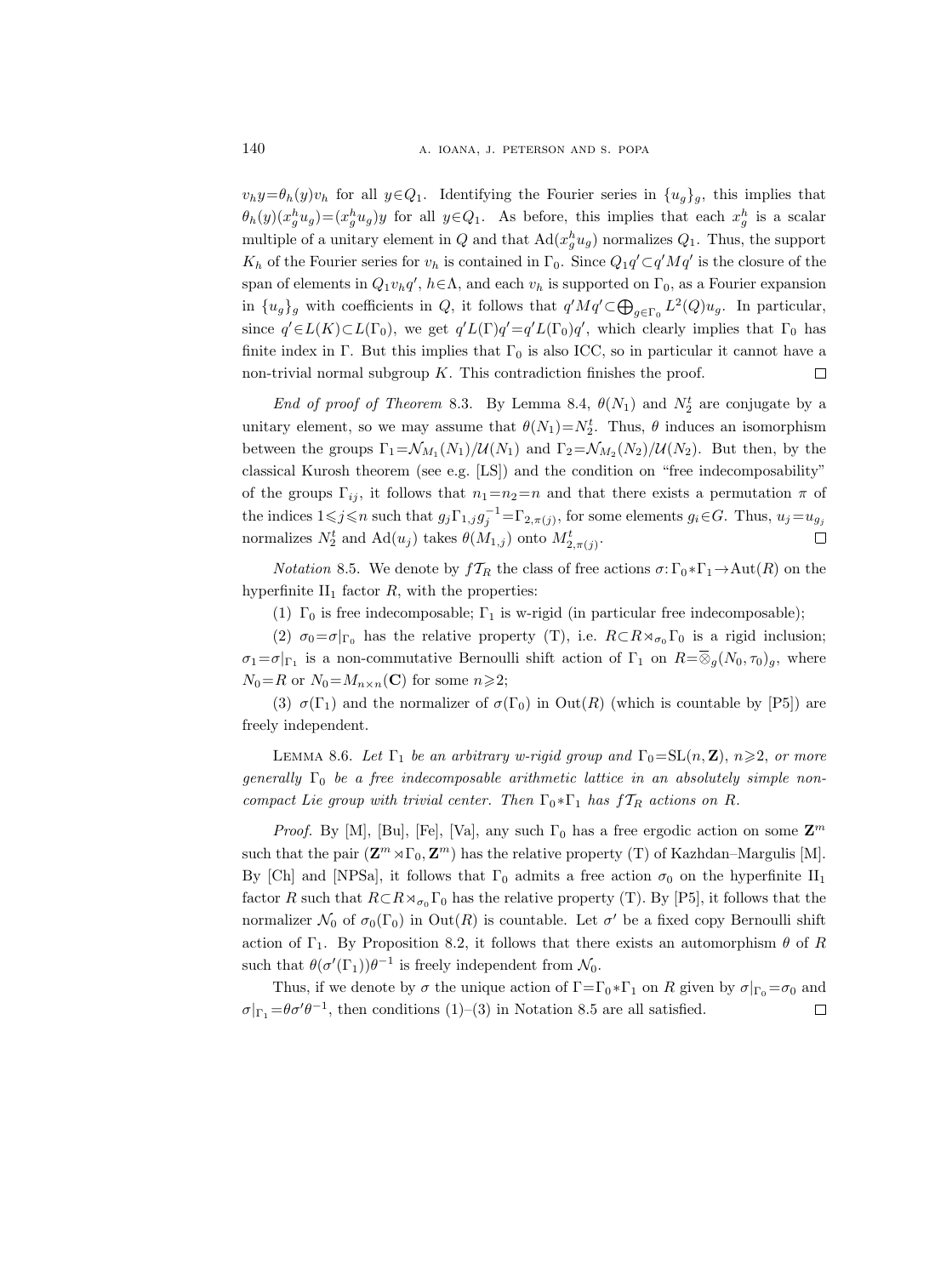$v_h y = \theta_h(y) v_h$ for all $y \in Q_1$. Identifying the Fourier series in $\{u_g\}_g$, this implies that $\theta_h(y)(x_g^h u_g) = (x_g^h u_g) y$ for all $y \in Q_1$. As before, this implies that each $x_g^h$ is a scalar multiple of a unitary element in $Q$ and that $\mathrm{Ad}(x_g^h u_g)$ normalizes $Q_1$. Thus, the support $K_h$ of the Fourier series for $v_h$ is contained in $\Gamma_0$. Since $Q_1 q' \subset q' M q'$ is the closure of the span of elements in $Q_1 v_h q'$, $h \in \Lambda$, and each $v_h$ is supported on $\Gamma_0$, as a Fourier expansion in $\{u_g\}_g$ with coefficients in $Q$, it follows that $q' M q' \subset \bigoplus_{g \in \Gamma_0} L^2(Q) u_g$. In particular, since $q' \in L(K) \subset L(\Gamma_0)$, we get $q' L(\Gamma) q' = q' L(\Gamma_0) q'$, which clearly implies that $\Gamma_0$ has finite index in $\Gamma$. But this implies that $\Gamma_0$ is also ICC, so in particular it cannot have a non-trivial normal subgroup $K$. This contradiction finishes the proof. $\square$

*End of proof of Theorem* 8.3. By Lemma 8.4, $\theta(N_1)$ and $N_2^t$ are conjugate by a unitary element, so we may assume that $\theta(N_1) = N_2^t$. Thus, $\theta$ induces an isomorphism between the groups $\Gamma_1 = \mathcal{N}_{M_1}(N_1)/\mathcal{U}(N_1)$ and $\Gamma_2 = \mathcal{N}_{M_2}(N_2)/\mathcal{U}(N_2)$. But then, by the classical Kurosh theorem (see e.g. [LS]) and the condition on "free indecomposability" of the groups $\Gamma_{ij}$, it follows that $n_1 = n_2 = n$ and that there exists a permutation $\pi$ of the indices $1 \leqslant j \leqslant n$ such that $g_j \Gamma_{1,j} g_j^{-1} = \Gamma_{2,\pi(j)}$, for some elements $g_i \in G$. Thus, $u_j = u_{g_j}$ normalizes $N_2^t$ and $\mathrm{Ad}(u_j)$ takes $\theta(M_{1,j})$ onto $M_{2,\pi(j)}^t$. $\square$

*Notation* 8.5. We denote by $f\mathcal{T}_R$ the class of free actions $\sigma: \Gamma_0 * \Gamma_1 \to \mathrm{Aut}(R)$ on the hyperfinite $\mathrm{II}_1$ factor $R$, with the properties:

(1) $\Gamma_0$ is free indecomposable; $\Gamma_1$ is w-rigid (in particular free indecomposable);

(2) $\sigma_0 = \sigma|_{\Gamma_0}$ has the relative property (T), i.e. $R \subset R \rtimes_{\sigma_0} \Gamma_0$ is a rigid inclusion; $\sigma_1 = \sigma|_{\Gamma_1}$ is a non-commutative Bernoulli shift action of $\Gamma_1$ on $R = \overline{\otimes}_g (N_0, \tau_0)_g$, where $N_0 = R$ or $N_0 = M_{n \times n}(\mathbf{C})$ for some $n \geqslant 2$;

(3) $\sigma(\Gamma_1)$ and the normalizer of $\sigma(\Gamma_0)$ in $\mathrm{Out}(R)$ (which is countable by [P5]) are freely independent.

LEMMA 8.6. *Let $\Gamma_1$ be an arbitrary w-rigid group and $\Gamma_0 = \mathrm{SL}(n, \mathbf{Z})$, $n \geqslant 2$, or more generally $\Gamma_0$ be a free indecomposable arithmetic lattice in an absolutely simple non-compact Lie group with trivial center. Then $\Gamma_0 * \Gamma_1$ has $f\mathcal{T}_R$ actions on $R$.*

*Proof.* By [M], [Bu], [Fe], [Va], any such $\Gamma_0$ has a free ergodic action on some $\mathbf{Z}^m$ such that the pair $(\mathbf{Z}^m \rtimes \Gamma_0, \mathbf{Z}^m)$ has the relative property (T) of Kazhdan–Margulis [M]. By [Ch] and [NPSa], it follows that $\Gamma_0$ admits a free action $\sigma_0$ on the hyperfinite $\mathrm{II}_1$ factor $R$ such that $R \subset R \rtimes_{\sigma_0} \Gamma_0$ has the relative property (T). By [P5], it follows that the normalizer $\mathcal{N}_0$ of $\sigma_0(\Gamma_0)$ in $\mathrm{Out}(R)$ is countable. Let $\sigma'$ be a fixed copy Bernoulli shift action of $\Gamma_1$. By Proposition 8.2, it follows that there exists an automorphism $\theta$ of $R$ such that $\theta(\sigma'(\Gamma_1))\theta^{-1}$ is freely independent from $\mathcal{N}_0$.

Thus, if we denote by $\sigma$ the unique action of $\Gamma = \Gamma_0 * \Gamma_1$ on $R$ given by $\sigma|_{\Gamma_0} = \sigma_0$ and $\sigma|_{\Gamma_1} = \theta \sigma' \theta^{-1}$, then conditions (1)–(3) in Notation 8.5 are all satisfied. $\square$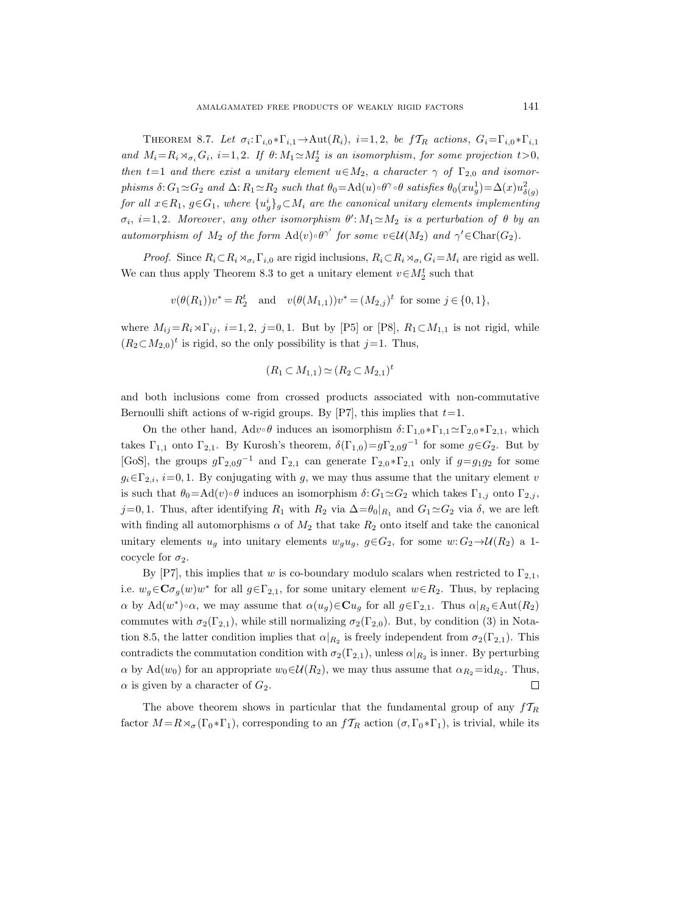**Theorem 8.7.** *Let $\sigma_i:\Gamma_{i,0}*\Gamma_{i,1}\to\operatorname{Aut}(R_i)$, $i=1,2$, be $f\mathcal{T}_R$ actions, $G_i=\Gamma_{i,0}*\Gamma_{i,1}$ and $M_i=R_i\rtimes_{\sigma_i}G_i$, $i=1,2$. If $\theta:M_1\simeq M_2^t$ is an isomorphism, for some projection $t>0$, then $t=1$ and there exist a unitary element $u\in M_2$, a character $\gamma$ of $\Gamma_{2,0}$ and isomorphisms $\delta:G_1\simeq G_2$ and $\Delta:R_1\simeq R_2$ such that $\theta_0=\operatorname{Ad}(u)\circ\theta^\gamma\circ\theta$ satisfies $\theta_0(xu_g^1)=\Delta(x)u^2_{\delta(g)}$ for all $x\in R_1$, $g\in G_1$, where $\{u_g^i\}_g\subset M_i$ are the canonical unitary elements implementing $\sigma_i$, $i=1,2$. Moreover, any other isomorphism $\theta':M_1\simeq M_2$ is a perturbation of $\theta$ by an automorphism of $M_2$ of the form $\operatorname{Ad}(v)\circ\theta^{\gamma'}$ for some $v\in\mathcal{U}(M_2)$ and $\gamma'\in\operatorname{Char}(G_2)$.*

*Proof.* Since $R_i\subset R_i\rtimes_{\sigma_i}\Gamma_{i,0}$ are rigid inclusions, $R_i\subset R_i\rtimes_{\sigma_i}G_i=M_i$ are rigid as well. We can thus apply Theorem 8.3 to get a unitary element $v\in M_2^t$ such that

$$v(\theta(R_1))v^*=R_2^t \quad\text{and}\quad v(\theta(M_{1,1}))v^*=(M_{2,j})^t \text{ for some } j\in\{0,1\},$$

where $M_{ij}=R_i\rtimes\Gamma_{ij}$, $i=1,2$, $j=0,1$. But by [P5] or [P8], $R_1\subset M_{1,1}$ is not rigid, while $(R_2\subset M_{2,0})^t$ is rigid, so the only possibility is that $j=1$. Thus,

$$(R_1\subset M_{1,1})\simeq(R_2\subset M_{2,1})^t$$

and both inclusions come from crossed products associated with non-commutative Bernoulli shift actions of w-rigid groups. By [P7], this implies that $t=1$.

On the other hand, $\operatorname{Ad}v\circ\theta$ induces an isomorphism $\delta:\Gamma_{1,0}*\Gamma_{1,1}\simeq\Gamma_{2,0}*\Gamma_{2,1}$, which takes $\Gamma_{1,1}$ onto $\Gamma_{2,1}$. By Kurosh's theorem, $\delta(\Gamma_{1,0})=g\Gamma_{2,0}g^{-1}$ for some $g\in G_2$. But by [GoS], the groups $g\Gamma_{2,0}g^{-1}$ and $\Gamma_{2,1}$ can generate $\Gamma_{2,0}*\Gamma_{2,1}$ only if $g=g_1g_2$ for some $g_i\in\Gamma_{2,i}$, $i=0,1$. By conjugating with $g$, we may thus assume that the unitary element $v$ is such that $\theta_0=\operatorname{Ad}(v)\circ\theta$ induces an isomorphism $\delta:G_1\simeq G_2$ which takes $\Gamma_{1,j}$ onto $\Gamma_{2,j}$, $j=0,1$. Thus, after identifying $R_1$ with $R_2$ via $\Delta=\theta_0|_{R_1}$ and $G_1\simeq G_2$ via $\delta$, we are left with finding all automorphisms $\alpha$ of $M_2$ that take $R_2$ onto itself and take the canonical unitary elements $u_g$ into unitary elements $w_gu_g$, $g\in G_2$, for some $w:G_2\to\mathcal{U}(R_2)$ a 1-cocycle for $\sigma_2$.

By [P7], this implies that $w$ is co-boundary modulo scalars when restricted to $\Gamma_{2,1}$, i.e. $w_g\in\mathbf{C}\sigma_g(w)w^*$ for all $g\in\Gamma_{2,1}$, for some unitary element $w\in R_2$. Thus, by replacing $\alpha$ by $\operatorname{Ad}(w^*)\circ\alpha$, we may assume that $\alpha(u_g)\in\mathbf{C}u_g$ for all $g\in\Gamma_{2,1}$. Thus $\alpha|_{R_2}\in\operatorname{Aut}(R_2)$ commutes with $\sigma_2(\Gamma_{2,1})$, while still normalizing $\sigma_2(\Gamma_{2,0})$. But, by condition (3) in Notation 8.5, the latter condition implies that $\alpha|_{R_2}$ is freely independent from $\sigma_2(\Gamma_{2,1})$. This contradicts the commutation condition with $\sigma_2(\Gamma_{2,1})$, unless $\alpha|_{R_2}$ is inner. By perturbing $\alpha$ by $\operatorname{Ad}(w_0)$ for an appropriate $w_0\in\mathcal{U}(R_2)$, we may thus assume that $\alpha_{R_2}=\operatorname{id}_{R_2}$. Thus, $\alpha$ is given by a character of $G_2$. $\square$

The above theorem shows in particular that the fundamental group of any $f\mathcal{T}_R$ factor $M=R\rtimes_\sigma(\Gamma_0*\Gamma_1)$, corresponding to an $f\mathcal{T}_R$ action $(\sigma,\Gamma_0*\Gamma_1)$, is trivial, while its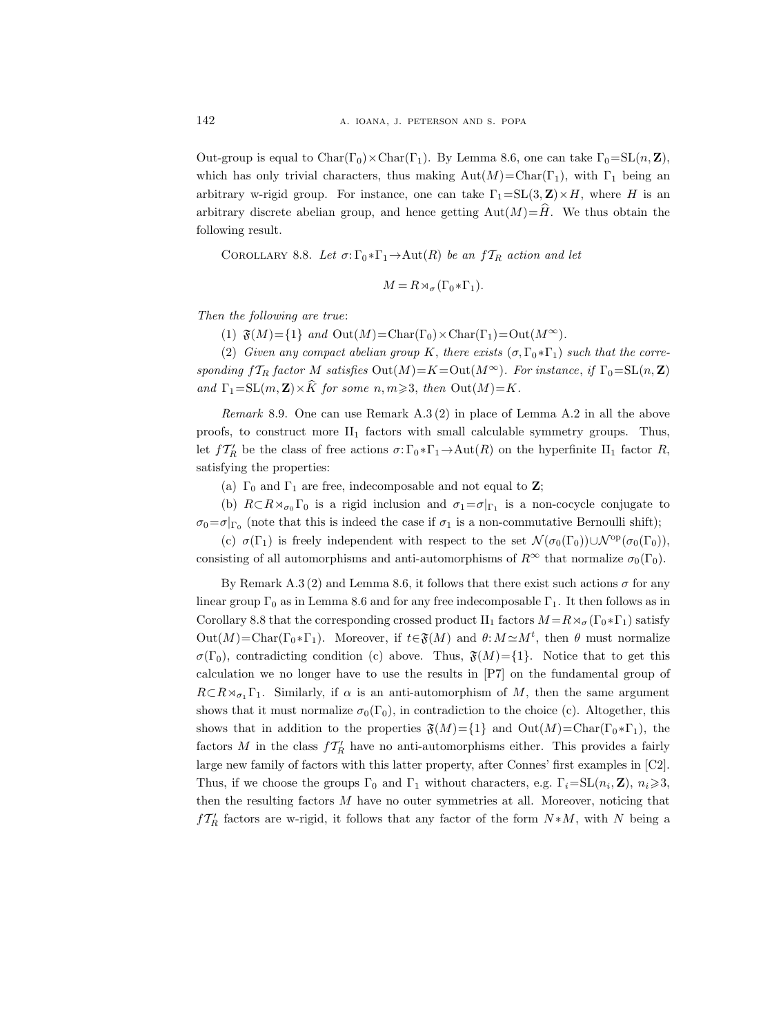Out-group is equal to $\mathrm{Char}(\Gamma_0)\times\mathrm{Char}(\Gamma_1)$. By Lemma 8.6, one can take $\Gamma_0=\mathrm{SL}(n,\mathbf{Z})$, which has only trivial characters, thus making $\mathrm{Aut}(M)=\mathrm{Char}(\Gamma_1)$, with $\Gamma_1$ being an arbitrary w-rigid group. For instance, one can take $\Gamma_1=\mathrm{SL}(3,\mathbf{Z})\times H$, where $H$ is an arbitrary discrete abelian group, and hence getting $\mathrm{Aut}(M)=\widehat{H}$. We thus obtain the following result.

Corollary 8.8. *Let $\sigma\colon\Gamma_0*\Gamma_1\to\mathrm{Aut}(R)$ be an $f\mathcal{T}_R$ action and let*

$$M=R\rtimes_\sigma(\Gamma_0*\Gamma_1).$$

*Then the following are true*:

(1) $\mathfrak{F}(M)=\{1\}$ *and* $\mathrm{Out}(M)=\mathrm{Char}(\Gamma_0)\times\mathrm{Char}(\Gamma_1)=\mathrm{Out}(M^\infty)$.

(2) *Given any compact abelian group $K$, there exists $(\sigma,\Gamma_0*\Gamma_1)$ such that the corresponding $f\mathcal{T}_R$ factor $M$ satisfies $\mathrm{Out}(M)=K=\mathrm{Out}(M^\infty)$. For instance, if $\Gamma_0=\mathrm{SL}(n,\mathbf{Z})$ and $\Gamma_1=\mathrm{SL}(m,\mathbf{Z})\times\widehat{K}$ for some $n,m\geqslant 3$, then $\mathrm{Out}(M)=K$.*

*Remark* 8.9. One can use Remark A.3 (2) in place of Lemma A.2 in all the above proofs, to construct more $\mathrm{II}_1$ factors with small calculable symmetry groups. Thus, let $f\mathcal{T}'_R$ be the class of free actions $\sigma\colon\Gamma_0*\Gamma_1\to\mathrm{Aut}(R)$ on the hyperfinite $\mathrm{II}_1$ factor $R$, satisfying the properties:

(a) $\Gamma_0$ and $\Gamma_1$ are free, indecomposable and not equal to $\mathbf{Z}$;

(b) $R\subset R\rtimes_{\sigma_0}\Gamma_0$ is a rigid inclusion and $\sigma_1=\sigma|_{\Gamma_1}$ is a non-cocycle conjugate to $\sigma_0=\sigma|_{\Gamma_0}$ (note that this is indeed the case if $\sigma_1$ is a non-commutative Bernoulli shift);

(c) $\sigma(\Gamma_1)$ is freely independent with respect to the set $\mathcal{N}(\sigma_0(\Gamma_0))\cup\mathcal{N}^{\mathrm{op}}(\sigma_0(\Gamma_0))$, consisting of all automorphisms and anti-automorphisms of $R^\infty$ that normalize $\sigma_0(\Gamma_0)$.

By Remark A.3 (2) and Lemma 8.6, it follows that there exist such actions $\sigma$ for any linear group $\Gamma_0$ as in Lemma 8.6 and for any free indecomposable $\Gamma_1$. It then follows as in Corollary 8.8 that the corresponding crossed product $\mathrm{II}_1$ factors $M=R\rtimes_\sigma(\Gamma_0*\Gamma_1)$ satisfy $\mathrm{Out}(M)=\mathrm{Char}(\Gamma_0*\Gamma_1)$. Moreover, if $t\in\mathfrak{F}(M)$ and $\theta\colon M\simeq M^t$, then $\theta$ must normalize $\sigma(\Gamma_0)$, contradicting condition (c) above. Thus, $\mathfrak{F}(M)=\{1\}$. Notice that to get this calculation we no longer have to use the results in [P7] on the fundamental group of $R\subset R\rtimes_{\sigma_1}\Gamma_1$. Similarly, if $\alpha$ is an anti-automorphism of $M$, then the same argument shows that it must normalize $\sigma_0(\Gamma_0)$, in contradiction to the choice (c). Altogether, this shows that in addition to the properties $\mathfrak{F}(M)=\{1\}$ and $\mathrm{Out}(M)=\mathrm{Char}(\Gamma_0*\Gamma_1)$, the factors $M$ in the class $f\mathcal{T}'_R$ have no anti-automorphisms either. This provides a fairly large new family of factors with this latter property, after Connes' first examples in [C2]. Thus, if we choose the groups $\Gamma_0$ and $\Gamma_1$ without characters, e.g. $\Gamma_i=\mathrm{SL}(n_i,\mathbf{Z})$, $n_i\geqslant 3$, then the resulting factors $M$ have no outer symmetries at all. Moreover, noticing that $f\mathcal{T}'_R$ factors are w-rigid, it follows that any factor of the form $N*M$, with $N$ being a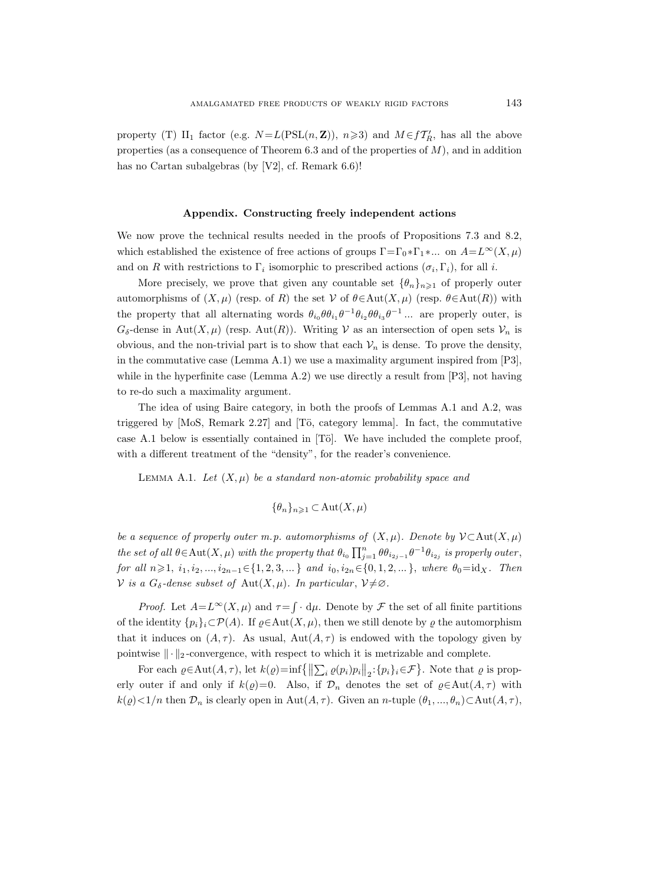property (T) $\mathrm{II}_1$ factor (e.g. $N=L(\mathrm{PSL}(n,\mathbf{Z}))$, $n\geqslant 3$) and $M\in f\mathcal{T}'_R$, has all the above properties (as a consequence of Theorem 6.3 and of the properties of $M$), and in addition has no Cartan subalgebras (by [V2], cf. Remark 6.6)!

## Appendix. Constructing freely independent actions

We now prove the technical results needed in the proofs of Propositions 7.3 and 8.2, which established the existence of free actions of groups $\Gamma=\Gamma_0*\Gamma_1*...$ on $A=L^\infty(X,\mu)$ and on $R$ with restrictions to $\Gamma_i$ isomorphic to prescribed actions $(\sigma_i,\Gamma_i)$, for all $i$.

More precisely, we prove that given any countable set $\{\theta_n\}_{n\geqslant 1}$ of properly outer automorphisms of $(X,\mu)$ (resp. of $R$) the set $\mathcal{V}$ of $\theta\in\mathrm{Aut}(X,\mu)$ (resp. $\theta\in\mathrm{Aut}(R)$) with the property that all alternating words $\theta_{i_0}\theta\theta_{i_1}\theta^{-1}\theta_{i_2}\theta\theta_{i_3}\theta^{-1}...$ are properly outer, is $G_\delta$-dense in $\mathrm{Aut}(X,\mu)$ (resp. $\mathrm{Aut}(R)$). Writing $\mathcal{V}$ as an intersection of open sets $\mathcal{V}_n$ is obvious, and the non-trivial part is to show that each $\mathcal{V}_n$ is dense. To prove the density, in the commutative case (Lemma A.1) we use a maximality argument inspired from [P3], while in the hyperfinite case (Lemma A.2) we use directly a result from [P3], not having to re-do such a maximality argument.

The idea of using Baire category, in both the proofs of Lemmas A.1 and A.2, was triggered by [MoS, Remark 2.27] and [Tö, category lemma]. In fact, the commutative case A.1 below is essentially contained in [Tö]. We have included the complete proof, with a different treatment of the "density", for the reader's convenience.

Lemma A.1. *Let $(X,\mu)$ be a standard non-atomic probability space and*

$$\{\theta_n\}_{n\geqslant 1}\subset\mathrm{Aut}(X,\mu)$$

*be a sequence of properly outer m.p. automorphisms of $(X,\mu)$. Denote by $\mathcal{V}\subset\mathrm{Aut}(X,\mu)$ the set of all $\theta\in\mathrm{Aut}(X,\mu)$ with the property that $\theta_{i_0}\prod_{j=1}^n\theta\theta_{i_{2j-1}}\theta^{-1}\theta_{i_{2j}}$ is properly outer, for all $n\geqslant 1$, $i_1,i_2,...,i_{2n-1}\in\{1,2,3,...\}$ and $i_0,i_{2n}\in\{0,1,2,...\}$, where $\theta_0=\mathrm{id}_X$. Then $\mathcal{V}$ is a $G_\delta$-dense subset of $\mathrm{Aut}(X,\mu)$. In particular, $\mathcal{V}\neq\varnothing$.*

*Proof.* Let $A=L^\infty(X,\mu)$ and $\tau=\int\cdot\,d\mu$. Denote by $\mathcal{F}$ the set of all finite partitions of the identity $\{p_i\}_i\subset\mathcal{P}(A)$. If $\varrho\in\mathrm{Aut}(X,\mu)$, then we still denote by $\varrho$ the automorphism that it induces on $(A,\tau)$. As usual, $\mathrm{Aut}(A,\tau)$ is endowed with the topology given by pointwise $\|\cdot\|_2$-convergence, with respect to which it is metrizable and complete.

For each $\varrho\in\mathrm{Aut}(A,\tau)$, let $k(\varrho)=\inf\{\|\sum_i\varrho(p_i)p_i\|_2:\{p_i\}_i\in\mathcal{F}\}$. Note that $\varrho$ is properly outer if and only if $k(\varrho)=0$. Also, if $\mathcal{D}_n$ denotes the set of $\varrho\in\mathrm{Aut}(A,\tau)$ with $k(\varrho)<1/n$ then $\mathcal{D}_n$ is clearly open in $\mathrm{Aut}(A,\tau)$. Given an $n$-tuple $(\theta_1,...,\theta_n)\subset\mathrm{Aut}(A,\tau)$,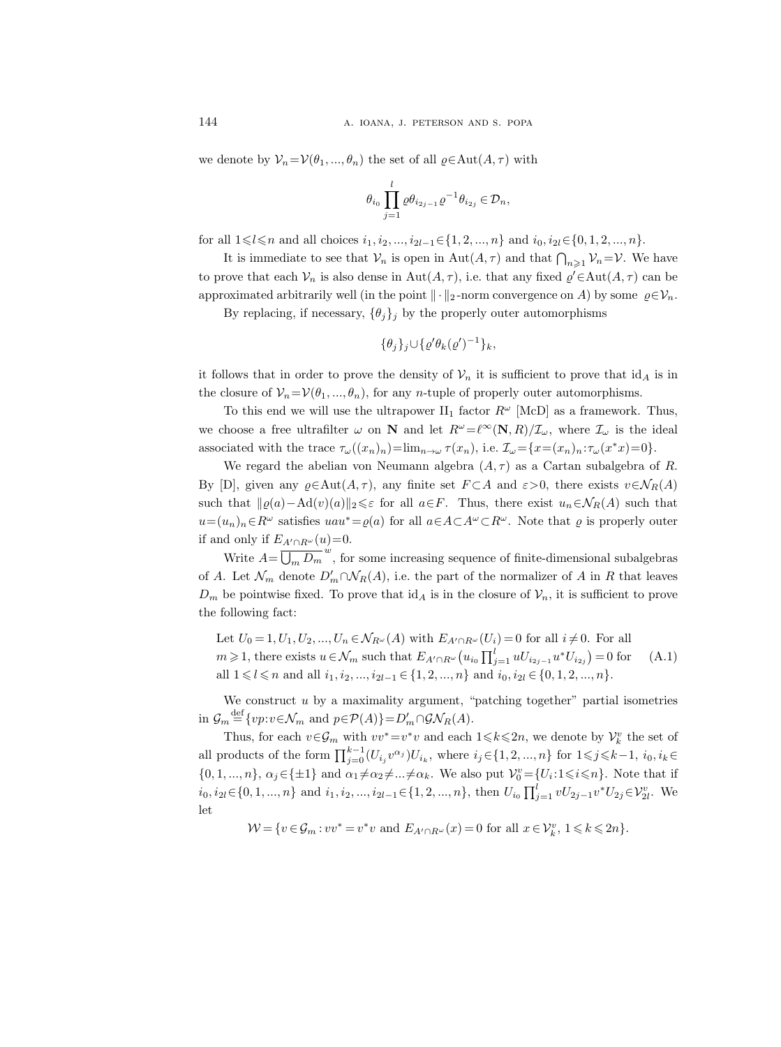we denote by $\mathcal{V}_n = \mathcal{V}(\theta_1, ..., \theta_n)$ the set of all $\varrho \in \mathrm{Aut}(A, \tau)$ with

$$\theta_{i_0} \prod_{j=1}^{l} \varrho \theta_{i_{2j-1}} \varrho^{-1} \theta_{i_{2j}} \in \mathcal{D}_n,$$

for all $1 \leqslant l \leqslant n$ and all choices $i_1, i_2, ..., i_{2l-1} \in \{1, 2, ..., n\}$ and $i_0, i_{2l} \in \{0, 1, 2, ..., n\}$.

It is immediate to see that $\mathcal{V}_n$ is open in $\mathrm{Aut}(A, \tau)$ and that $\bigcap_{n \geqslant 1} \mathcal{V}_n = \mathcal{V}$. We have to prove that each $\mathcal{V}_n$ is also dense in $\mathrm{Aut}(A, \tau)$, i.e. that any fixed $\varrho' \in \mathrm{Aut}(A, \tau)$ can be approximated arbitrarily well (in the point $\|\cdot\|_2$-norm convergence on $A$) by some $\varrho \in \mathcal{V}_n$.

By replacing, if necessary, $\{\theta_j\}_j$ by the properly outer automorphisms

$$\{\theta_j\}_j \cup \{\varrho' \theta_k (\varrho')^{-1}\}_k,$$

it follows that in order to prove the density of $\mathcal{V}_n$ it is sufficient to prove that $\mathrm{id}_A$ is in the closure of $\mathcal{V}_n = \mathcal{V}(\theta_1, ..., \theta_n)$, for any $n$-tuple of properly outer automorphisms.

To this end we will use the ultrapower II$_1$ factor $R^\omega$ [McD] as a framework. Thus, we choose a free ultrafilter $\omega$ on $\mathbf{N}$ and let $R^\omega = \ell^\infty(\mathbf{N}, R)/\mathcal{I}_\omega$, where $\mathcal{I}_\omega$ is the ideal associated with the trace $\tau_\omega((x_n)_n) = \lim_{n \to \omega} \tau(x_n)$, i.e. $\mathcal{I}_\omega = \{x = (x_n)_n : \tau_\omega(x^* x) = 0\}$.

We regard the abelian von Neumann algebra $(A, \tau)$ as a Cartan subalgebra of $R$. By [D], given any $\varrho \in \mathrm{Aut}(A, \tau)$, any finite set $F \subset A$ and $\varepsilon > 0$, there exists $v \in \mathcal{N}_R(A)$ such that $\|\varrho(a) - \mathrm{Ad}(v)(a)\|_2 \leqslant \varepsilon$ for all $a \in F$. Thus, there exist $u_n \in \mathcal{N}_R(A)$ such that $u = (u_n)_n \in R^\omega$ satisfies $u a u^* = \varrho(a)$ for all $a \in A \subset A^\omega \subset R^\omega$. Note that $\varrho$ is properly outer if and only if $E_{A' \cap R^\omega}(u) = 0$.

Write $A = \overline{\bigcup_m D_m}^{\,w}$, for some increasing sequence of finite-dimensional subalgebras of $A$. Let $\mathcal{N}_m$ denote $D_m' \cap \mathcal{N}_R(A)$, i.e. the part of the normalizer of $A$ in $R$ that leaves $D_m$ be pointwise fixed. To prove that $\mathrm{id}_A$ is in the closure of $\mathcal{V}_n$, it is sufficient to prove the following fact:

Let $U_0 = 1, U_1, U_2, ..., U_n \in \mathcal{N}_{R^\omega}(A)$ with $E_{A' \cap R^\omega}(U_i) = 0$ for all $i \neq 0$. For all $m \geqslant 1$, there exists $u \in \mathcal{N}_m$ such that $E_{A' \cap R^\omega}\big(u_{i_0} \prod_{j=1}^{l} u U_{i_{2j-1}} u^* U_{i_{2j}}\big) = 0$ for all $1 \leqslant l \leqslant n$ and all $i_1, i_2, ..., i_{2l-1} \in \{1, 2, ..., n\}$ and $i_0, i_{2l} \in \{0, 1, 2, ..., n\}$. (A.1)

We construct $u$ by a maximality argument, "patching together" partial isometries in $\mathcal{G}_m \stackrel{\text{def}}{=} \{vp : v \in \mathcal{N}_m \text{ and } p \in \mathcal{P}(A)\} = D_m' \cap \mathcal{GN}_R(A)$.

Thus, for each $v \in \mathcal{G}_m$ with $vv^* = v^* v$ and each $1 \leqslant k \leqslant 2n$, we denote by $\mathcal{V}_k^v$ the set of all products of the form $\prod_{j=0}^{k-1} (U_{i_j} v^{\alpha_j}) U_{i_k}$, where $i_j \in \{1, 2, ..., n\}$ for $1 \leqslant j \leqslant k-1$, $i_0, i_k \in \{0, 1, ..., n\}$, $\alpha_j \in \{\pm 1\}$ and $\alpha_1 \neq \alpha_2 \neq ... \neq \alpha_k$. We also put $\mathcal{V}_0^v = \{U_i : 1 \leqslant i \leqslant n\}$. Note that if $i_0, i_{2l} \in \{0, 1, ..., n\}$ and $i_1, i_2, ..., i_{2l-1} \in \{1, 2, ..., n\}$, then $U_{i_0} \prod_{j=1}^{l} v U_{2j-1} v^* U_{2j} \in \mathcal{V}_{2l}^v$. We let

$$\mathcal{W} = \{v \in \mathcal{G}_m : vv^* = v^* v \text{ and } E_{A' \cap R^\omega}(x) = 0 \text{ for all } x \in \mathcal{V}_k^v,\ 1 \leqslant k \leqslant 2n\}.$$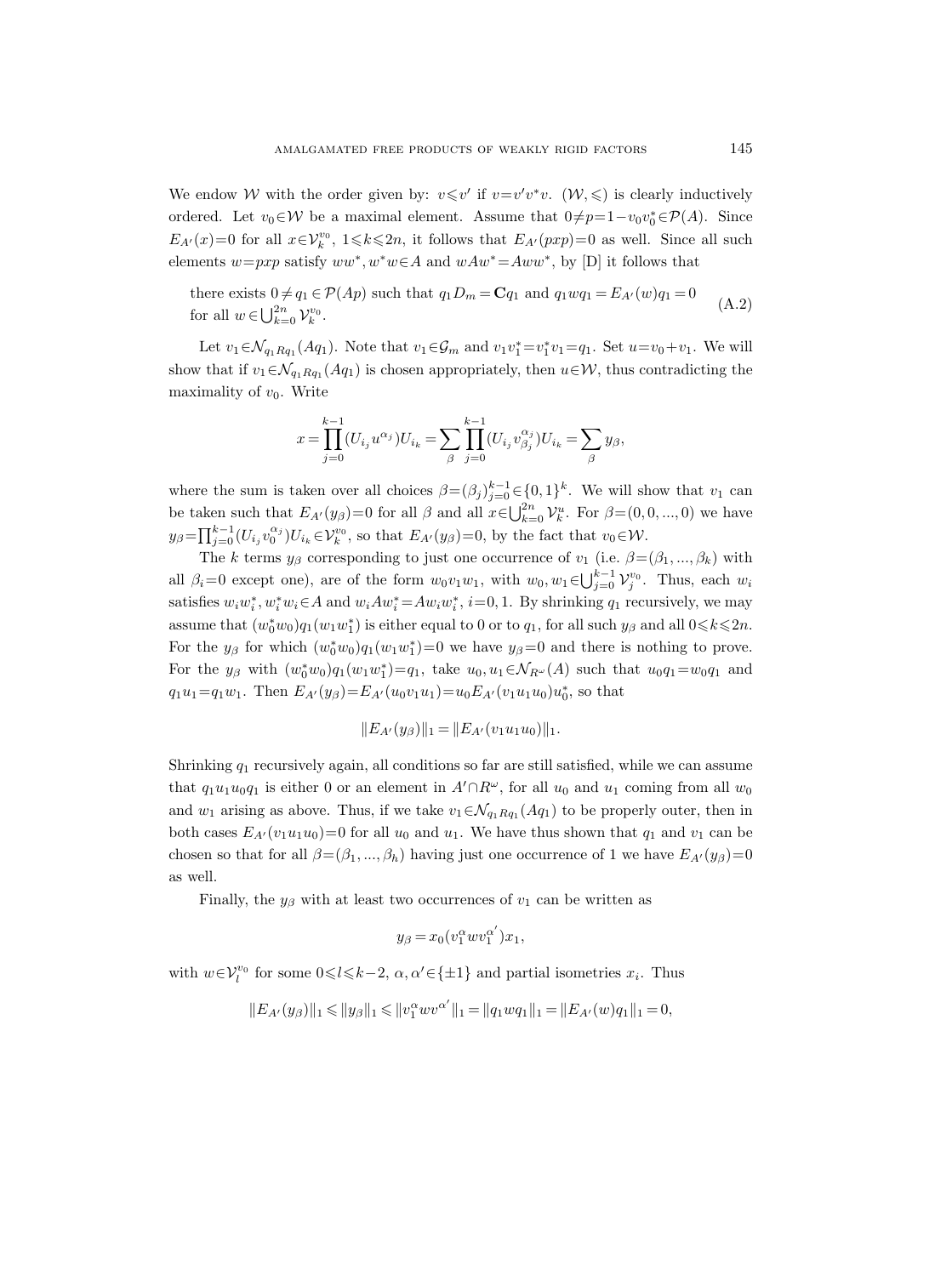We endow $\mathcal{W}$ with the order given by: $v \leqslant v'$ if $v = v'v^*v$. $(\mathcal{W}, \leqslant)$ is clearly inductively ordered. Let $v_0 \in \mathcal{W}$ be a maximal element. Assume that $0 \neq p = 1 - v_0 v_0^* \in \mathcal{P}(A)$. Since $E_{A'}(x) = 0$ for all $x \in \mathcal{V}_k^{v_0}$, $1 \leqslant k \leqslant 2n$, it follows that $E_{A'}(pxp) = 0$ as well. Since all such elements $w = pxp$ satisfy $ww^*, w^*w \in A$ and $wAw^* = Aww^*$, by [D] it follows that

$$\text{there exists } 0 \neq q_1 \in \mathcal{P}(Ap) \text{ such that } q_1 D_m = \mathbf{C} q_1 \text{ and } q_1 w q_1 = E_{A'}(w) q_1 = 0 \text{ for all } w \in \bigcup_{k=0}^{2n} \mathcal{V}_k^{v_0}. \tag{A.2}$$

Let $v_1 \in \mathcal{N}_{q_1 R q_1}(Aq_1)$. Note that $v_1 \in \mathcal{G}_m$ and $v_1 v_1^* = v_1^* v_1 = q_1$. Set $u = v_0 + v_1$. We will show that if $v_1 \in \mathcal{N}_{q_1 R q_1}(Aq_1)$ is chosen appropriately, then $u \in \mathcal{W}$, thus contradicting the maximality of $v_0$. Write

$$x = \prod_{j=0}^{k-1} (U_{i_j} u^{\alpha_j}) U_{i_k} = \sum_\beta \prod_{j=0}^{k-1} (U_{i_j} v_{\beta_j}^{\alpha_j}) U_{i_k} = \sum_\beta y_\beta,$$

where the sum is taken over all choices $\beta = (\beta_j)_{j=0}^{k-1} \in \{0,1\}^k$. We will show that $v_1$ can be taken such that $E_{A'}(y_\beta) = 0$ for all $\beta$ and all $x \in \bigcup_{k=0}^{2n} \mathcal{V}_k^u$. For $\beta = (0, 0, ..., 0)$ we have $y_\beta = \prod_{j=0}^{k-1} (U_{i_j} v_0^{\alpha_j}) U_{i_k} \in \mathcal{V}_k^{v_0}$, so that $E_{A'}(y_\beta) = 0$, by the fact that $v_0 \in \mathcal{W}$.

The $k$ terms $y_\beta$ corresponding to just one occurrence of $v_1$ (i.e. $\beta = (\beta_1, ..., \beta_k)$ with all $\beta_i = 0$ except one), are of the form $w_0 v_1 w_1$, with $w_0, w_1 \in \bigcup_{j=0}^{k-1} \mathcal{V}_j^{v_0}$. Thus, each $w_i$ satisfies $w_i w_i^*, w_i^* w_i \in A$ and $w_i A w_i^* = A w_i w_i^*$, $i = 0, 1$. By shrinking $q_1$ recursively, we may assume that $(w_0^* w_0) q_1 (w_1 w_1^*)$ is either equal to 0 or to $q_1$, for all such $y_\beta$ and all $0 \leqslant k \leqslant 2n$. For the $y_\beta$ for which $(w_0^* w_0) q_1 (w_1 w_1^*) = 0$ we have $y_\beta = 0$ and there is nothing to prove. For the $y_\beta$ with $(w_0^* w_0) q_1 (w_1 w_1^*) = q_1$, take $u_0, u_1 \in \mathcal{N}_{R^\omega}(A)$ such that $u_0 q_1 = w_0 q_1$ and $q_1 u_1 = q_1 w_1$. Then $E_{A'}(y_\beta) = E_{A'}(u_0 v_1 u_1) = u_0 E_{A'}(v_1 u_1 u_0) u_0^*$, so that

$$\|E_{A'}(y_\beta)\|_1 = \|E_{A'}(v_1 u_1 u_0)\|_1.$$

Shrinking $q_1$ recursively again, all conditions so far are still satisfied, while we can assume that $q_1 u_1 u_0 q_1$ is either 0 or an element in $A' \cap R^\omega$, for all $u_0$ and $u_1$ coming from all $w_0$ and $w_1$ arising as above. Thus, if we take $v_1 \in \mathcal{N}_{q_1 R q_1}(Aq_1)$ to be properly outer, then in both cases $E_{A'}(v_1 u_1 u_0) = 0$ for all $u_0$ and $u_1$. We have thus shown that $q_1$ and $v_1$ can be chosen so that for all $\beta = (\beta_1, ..., \beta_h)$ having just one occurrence of 1 we have $E_{A'}(y_\beta) = 0$ as well.

Finally, the $y_\beta$ with at least two occurrences of $v_1$ can be written as

$$y_\beta = x_0 (v_1^\alpha w v_1^{\alpha'}) x_1,$$

with $w \in \mathcal{V}_l^{v_0}$ for some $0 \leqslant l \leqslant k-2$, $\alpha, \alpha' \in \{\pm 1\}$ and partial isometries $x_i$. Thus

$$\|E_{A'}(y_\beta)\|_1 \leqslant \|y_\beta\|_1 \leqslant \|v_1^\alpha w v^{\alpha'}\|_1 = \|q_1 w q_1\|_1 = \|E_{A'}(w) q_1\|_1 = 0,$$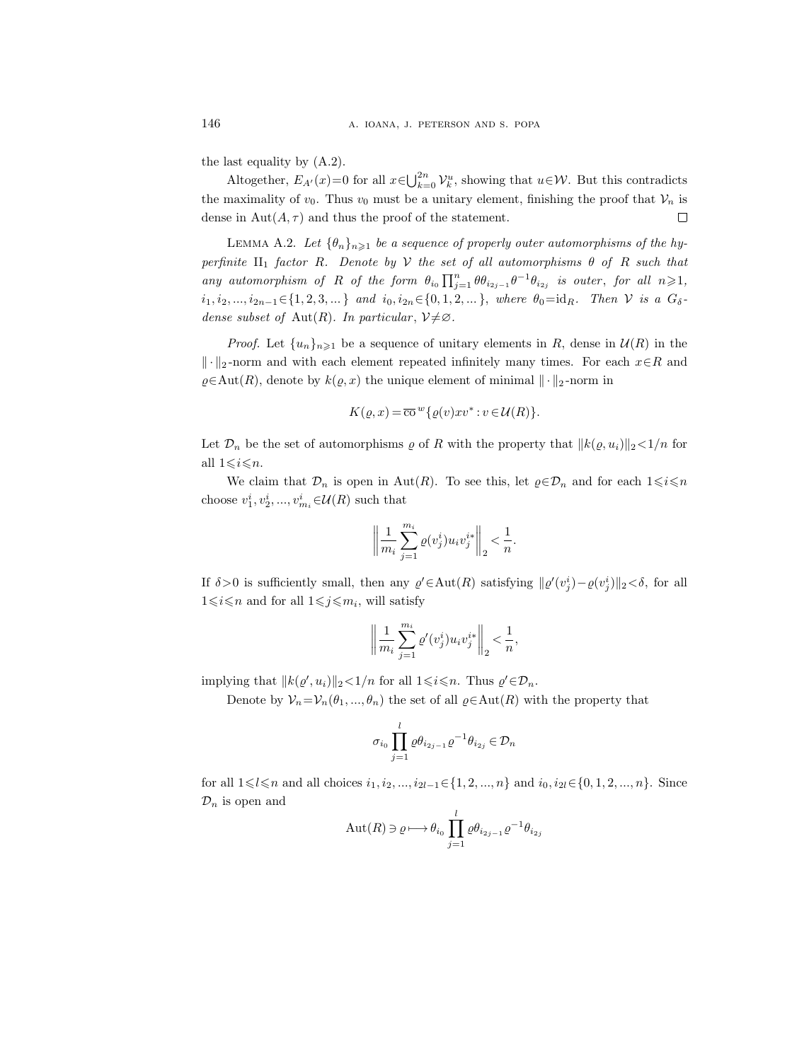the last equality by (A.2).

Altogether, $E_{A'}(x)=0$ for all $x\in\bigcup_{k=0}^{2n}\mathcal{V}_k^u$, showing that $u\in\mathcal{W}$. But this contradicts the maximality of $v_0$. Thus $v_0$ must be a unitary element, finishing the proof that $\mathcal{V}_n$ is dense in $\operatorname{Aut}(A,\tau)$ and thus the proof of the statement. $\square$

LEMMA A.2. *Let $\{\theta_n\}_{n\geqslant 1}$ be a sequence of properly outer automorphisms of the hyperfinite* $\mathrm{II}_1$ *factor $R$. Denote by $\mathcal{V}$ the set of all automorphisms $\theta$ of $R$ such that any automorphism of $R$ of the form $\theta_{i_0}\prod_{j=1}^{n}\theta\theta_{i_{2j-1}}\theta^{-1}\theta_{i_{2j}}$ is outer, for all $n\geqslant 1$, $i_1,i_2,\dots,i_{2n-1}\in\{1,2,3,\dots\}$ and $i_0,i_{2n}\in\{0,1,2,\dots\}$, where $\theta_0=\mathrm{id}_R$. Then $\mathcal{V}$ is a $G_\delta$-dense subset of* $\operatorname{Aut}(R)$. *In particular*, $\mathcal{V}\neq\varnothing$.

*Proof.* Let $\{u_n\}_{n\geqslant 1}$ be a sequence of unitary elements in $R$, dense in $\mathcal{U}(R)$ in the $\|\cdot\|_2$-norm and with each element repeated infinitely many times. For each $x\in R$ and $\varrho\in\operatorname{Aut}(R)$, denote by $k(\varrho,x)$ the unique element of minimal $\|\cdot\|_2$-norm in

$$K(\varrho,x)=\overline{\operatorname{co}}^{\,w}\{\varrho(v)xv^*:v\in\mathcal{U}(R)\}.$$

Let $\mathcal{D}_n$ be the set of automorphisms $\varrho$ of $R$ with the property that $\|k(\varrho,u_i)\|_2<1/n$ for all $1\leqslant i\leqslant n$.

We claim that $\mathcal{D}_n$ is open in $\operatorname{Aut}(R)$. To see this, let $\varrho\in\mathcal{D}_n$ and for each $1\leqslant i\leqslant n$ choose $v_1^i,v_2^i,\dots,v_{m_i}^i\in\mathcal{U}(R)$ such that

$$\biggl\|\frac{1}{m_i}\sum_{j=1}^{m_i}\varrho(v_j^i)u_iv_j^{i*}\biggr\|_2<\frac{1}{n}.$$

If $\delta>0$ is sufficiently small, then any $\varrho'\in\operatorname{Aut}(R)$ satisfying $\|\varrho'(v_j^i)-\varrho(v_j^i)\|_2<\delta$, for all $1\leqslant i\leqslant n$ and for all $1\leqslant j\leqslant m_i$, will satisfy

$$\biggl\|\frac{1}{m_i}\sum_{j=1}^{m_i}\varrho'(v_j^i)u_iv_j^{i*}\biggr\|_2<\frac{1}{n},$$

implying that $\|k(\varrho',u_i)\|_2<1/n$ for all $1\leqslant i\leqslant n$. Thus $\varrho'\in\mathcal{D}_n$.

Denote by $\mathcal{V}_n=\mathcal{V}_n(\theta_1,\dots,\theta_n)$ the set of all $\varrho\in\operatorname{Aut}(R)$ with the property that

$$\sigma_{i_0}\prod_{j=1}^{l}\varrho\theta_{i_{2j-1}}\varrho^{-1}\theta_{i_{2j}}\in\mathcal{D}_n$$

for all $1\leqslant l\leqslant n$ and all choices $i_1,i_2,\dots,i_{2l-1}\in\{1,2,\dots,n\}$ and $i_0,i_{2l}\in\{0,1,2,\dots,n\}$. Since $\mathcal{D}_n$ is open and

$$\operatorname{Aut}(R)\ni\varrho\longmapsto\theta_{i_0}\prod_{j=1}^{l}\varrho\theta_{i_{2j-1}}\varrho^{-1}\theta_{i_{2j}}$$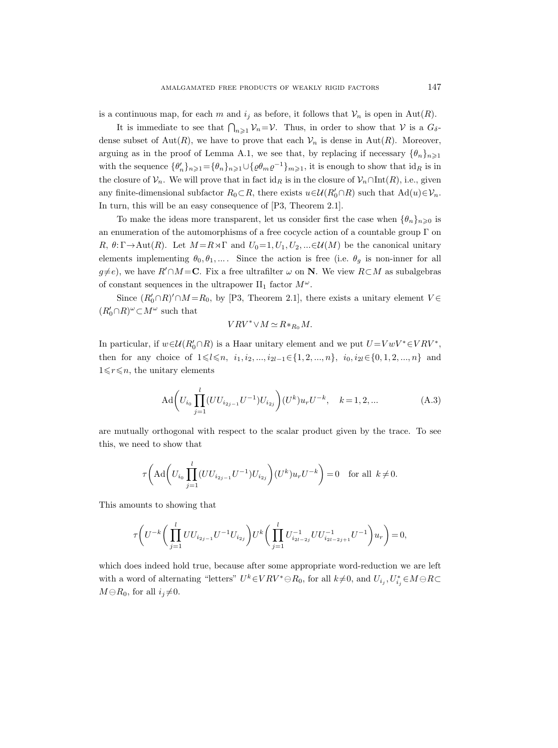is a continuous map, for each $m$ and $i_j$ as before, it follows that $\mathcal{V}_n$ is open in $\mathrm{Aut}(R)$.

It is immediate to see that $\bigcap_{n\geqslant 1}\mathcal{V}_n=\mathcal{V}$. Thus, in order to show that $\mathcal{V}$ is a $G_\delta$-dense subset of $\mathrm{Aut}(R)$, we have to prove that each $\mathcal{V}_n$ is dense in $\mathrm{Aut}(R)$. Moreover, arguing as in the proof of Lemma A.1, we see that, by replacing if necessary $\{\theta_n\}_{n\geqslant 1}$ with the sequence $\{\theta'_n\}_{n\geqslant 1}=\{\theta_n\}_{n\geqslant 1}\cup\{\varrho\theta_m\varrho^{-1}\}_{m\geqslant 1}$, it is enough to show that $\mathrm{id}_R$ is in the closure of $\mathcal{V}_n$. We will prove that in fact $\mathrm{id}_R$ is in the closure of $\mathcal{V}_n\cap\mathrm{Int}(R)$, i.e., given any finite-dimensional subfactor $R_0\subset R$, there exists $u\in\mathcal{U}(R'_0\cap R)$ such that $\mathrm{Ad}(u)\in\mathcal{V}_n$. In turn, this will be an easy consequence of [P3, Theorem 2.1].

To make the ideas more transparent, let us consider first the case when $\{\theta_n\}_{n\geqslant 0}$ is an enumeration of the automorphisms of a free cocycle action of a countable group $\Gamma$ on $R$, $\theta\colon\Gamma\to\mathrm{Aut}(R)$. Let $M=R\rtimes\Gamma$ and $U_0=1, U_1, U_2, \ldots\in\mathcal{U}(M)$ be the canonical unitary elements implementing $\theta_0, \theta_1, \ldots$. Since the action is free (i.e. $\theta_g$ is non-inner for all $g\neq e$), we have $R'\cap M=\mathbf{C}$. Fix a free ultrafilter $\omega$ on $\mathbf{N}$. We view $R\subset M$ as subalgebras of constant sequences in the ultrapower $\mathrm{II}_1$ factor $M^\omega$.

Since $(R'_0\cap R)'\cap M=R_0$, by [P3, Theorem 2.1], there exists a unitary element $V\in(R'_0\cap R)^\omega\subset M^\omega$ such that

$$VRV^*\vee M\simeq R*_{R_0}M.$$

In particular, if $w\in\mathcal{U}(R'_0\cap R)$ is a Haar unitary element and we put $U=VwV^*\in VRV^*$, then for any choice of $1\leqslant l\leqslant n$, $i_1, i_2, \ldots, i_{2l-1}\in\{1,2,\ldots,n\}$, $i_0, i_{2l}\in\{0,1,2,\ldots,n\}$ and $1\leqslant r\leqslant n$, the unitary elements

$$\mathrm{Ad}\biggl(U_{i_0}\prod_{j=1}^{l}(UU_{i_{2j-1}}U^{-1})U_{i_{2j}}\biggr)(U^k)u_rU^{-k},\quad k=1,2,\ldots \tag{A.3}$$

are mutually orthogonal with respect to the scalar product given by the trace. To see this, we need to show that

$$\tau\biggl(\mathrm{Ad}\biggl(U_{i_0}\prod_{j=1}^{l}(UU_{i_{2j-1}}U^{-1})U_{i_{2j}}\biggr)(U^k)u_rU^{-k}\biggr)=0\quad\text{for all } k\neq 0.$$

This amounts to showing that

$$\tau\biggl(U^{-k}\biggl(\prod_{j=1}^{l}UU_{i_{2j-1}}U^{-1}U_{i_{2j}}\biggr)U^k\biggl(\prod_{j=1}^{l}U_{i_{2l-2j}}^{-1}UU_{i_{2l-2j+1}}^{-1}U^{-1}\biggr)u_r\biggr)=0,$$

which does indeed hold true, because after some appropriate word-reduction we are left with a word of alternating "letters" $U^k\in VRV^*\ominus R_0$, for all $k\neq 0$, and $U_{i_j}, U_{i_j}^*\in M\ominus R\subset M\ominus R_0$, for all $i_j\neq 0$.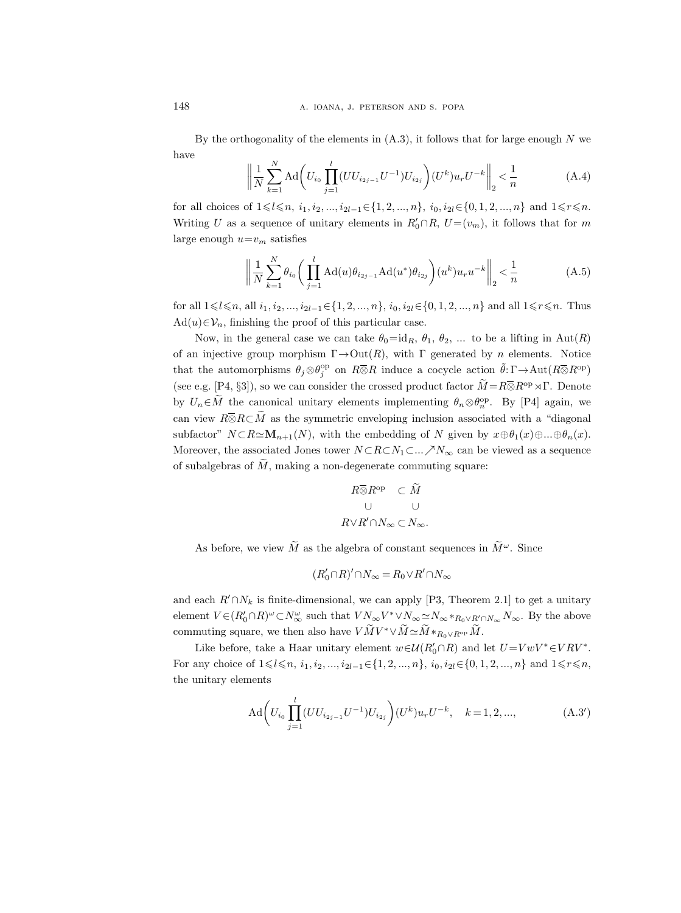By the orthogonality of the elements in (A.3), it follows that for large enough $N$ we have

$$\left\| \frac{1}{N} \sum_{k=1}^{N} \operatorname{Ad}\biggl( U_{i_0} \prod_{j=1}^{l} (U U_{i_{2j-1}} U^{-1}) U_{i_{2j}} \biggr) (U^k) u_r U^{-k} \right\|_2 < \frac{1}{n} \tag{A.4}$$

for all choices of $1 \leqslant l \leqslant n$, $i_1, i_2, ..., i_{2l-1} \in \{1, 2, ..., n\}$, $i_0, i_{2l} \in \{0, 1, 2, ..., n\}$ and $1 \leqslant r \leqslant n$. Writing $U$ as a sequence of unitary elements in $R_0' \cap R$, $U = (v_m)$, it follows that for $m$ large enough $u = v_m$ satisfies

$$\left\| \frac{1}{N} \sum_{k=1}^{N} \theta_{i_0} \biggl( \prod_{j=1}^{l} \operatorname{Ad}(u) \theta_{i_{2j-1}} \operatorname{Ad}(u^*) \theta_{i_{2j}} \biggr) (u^k) u_r u^{-k} \right\|_2 < \frac{1}{n} \tag{A.5}$$

for all $1 \leqslant l \leqslant n$, all $i_1, i_2, ..., i_{2l-1} \in \{1, 2, ..., n\}$, $i_0, i_{2l} \in \{0, 1, 2, ..., n\}$ and all $1 \leqslant r \leqslant n$. Thus $\operatorname{Ad}(u) \in \mathcal{V}_n$, finishing the proof of this particular case.

Now, in the general case we can take $\theta_0 = \mathrm{id}_R$, $\theta_1$, $\theta_2$, ... to be a lifting in $\operatorname{Aut}(R)$ of an injective group morphism $\Gamma \to \operatorname{Out}(R)$, with $\Gamma$ generated by $n$ elements. Notice that the automorphisms $\theta_j \otimes \theta_j^{\mathrm{op}}$ on $R \overline{\otimes} R$ induce a cocycle action $\tilde{\theta}\colon \Gamma \to \operatorname{Aut}(R \overline{\otimes} R^{\mathrm{op}})$ (see e.g. [P4, §3]), so we can consider the crossed product factor $\widetilde{M} = R \overline{\otimes} R^{\mathrm{op}} \rtimes \Gamma$. Denote by $U_n \in \widetilde{M}$ the canonical unitary elements implementing $\theta_n \otimes \theta_n^{\mathrm{op}}$. By [P4] again, we can view $R \overline{\otimes} R \subset \widetilde{M}$ as the symmetric enveloping inclusion associated with a "diagonal subfactor" $N \subset R \simeq \mathbf{M}_{n+1}(N)$, with the embedding of $N$ given by $x \oplus \theta_1(x) \oplus ... \oplus \theta_n(x)$. Moreover, the associated Jones tower $N \subset R \subset N_1 \subset ... \nearrow N_\infty$ can be viewed as a sequence of subalgebras of $\widetilde{M}$, making a non-degenerate commuting square:

$$\begin{array}{ccc} R \overline{\otimes} R^{\mathrm{op}} & \subset & \widetilde{M} \\ \cup & & \cup \\ R \vee R' \cap N_\infty & \subset & N_\infty. \end{array}$$

As before, we view $\widetilde{M}$ as the algebra of constant sequences in $\widetilde{M}^\omega$. Since

$$(R_0' \cap R)' \cap N_\infty = R_0 \vee R' \cap N_\infty$$

and each $R' \cap N_k$ is finite-dimensional, we can apply [P3, Theorem 2.1] to get a unitary element $V \in (R_0' \cap R)^\omega \subset N_\infty^\omega$ such that $V N_\infty V^* \vee N_\infty \simeq N_\infty *_{R_0 \vee R' \cap N_\infty} N_\infty$. By the above commuting square, we then also have $V \widetilde{M} V^* \vee \widetilde{M} \simeq \widetilde{M} *_{R_0 \vee R^{\mathrm{op}}} \widetilde{M}$.

Like before, take a Haar unitary element $w \in \mathcal{U}(R_0' \cap R)$ and let $U = V w V^* \in V R V^*$. For any choice of $1 \leqslant l \leqslant n$, $i_1, i_2, ..., i_{2l-1} \in \{1, 2, ..., n\}$, $i_0, i_{2l} \in \{0, 1, 2, ..., n\}$ and $1 \leqslant r \leqslant n$, the unitary elements

$$\operatorname{Ad}\biggl( U_{i_0} \prod_{j=1}^{l} (U U_{i_{2j-1}} U^{-1}) U_{i_{2j}} \biggr) (U^k) u_r U^{-k}, \quad k = 1, 2, ..., \tag{A.3$'$}$$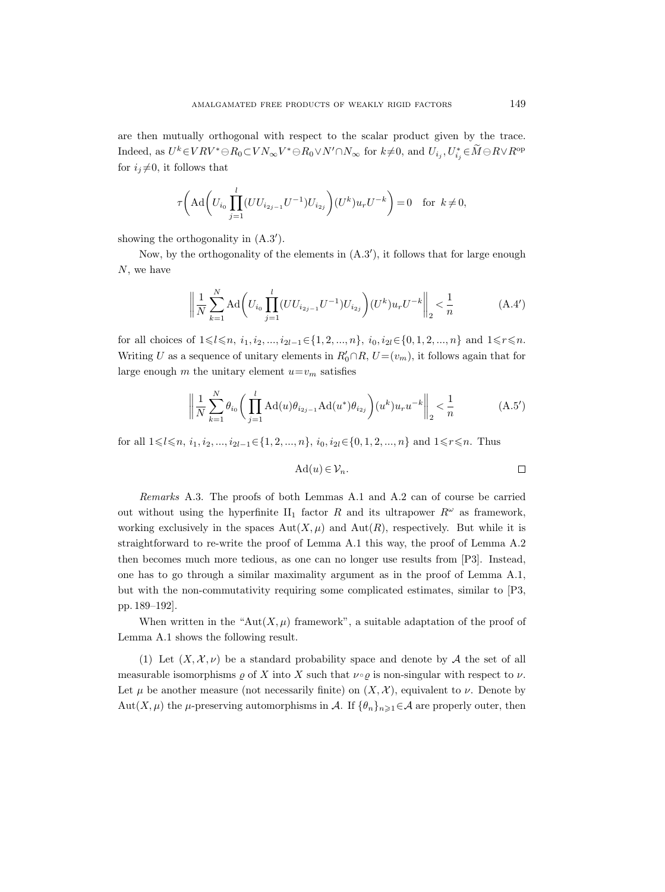are then mutually orthogonal with respect to the scalar product given by the trace. Indeed, as $U^k \in VRV^* \ominus R_0 \subset VN_\infty V^* \ominus R_0 \vee N' \cap N_\infty$ for $k \neq 0$, and $U_{i_j}, U_{i_j}^* \in \widetilde{M} \ominus R \vee R^{\mathrm{op}}$ for $i_j \neq 0$, it follows that

$$\tau\biggl(\mathrm{Ad}\biggl(U_{i_0} \prod_{j=1}^{l} (UU_{i_{2j-1}}U^{-1})U_{i_{2j}}\biggr)(U^k)u_r U^{-k}\biggr) = 0 \quad \text{for } k \neq 0,$$

showing the orthogonality in (A.3′).

Now, by the orthogonality of the elements in (A.3′), it follows that for large enough $N$, we have

$$\biggl\| \frac{1}{N} \sum_{k=1}^{N} \mathrm{Ad}\biggl(U_{i_0} \prod_{j=1}^{l} (UU_{i_{2j-1}}U^{-1})U_{i_{2j}}\biggr)(U^k)u_r U^{-k} \biggr\|_2 < \frac{1}{n} \tag{A.4′}$$

for all choices of $1 \leqslant l \leqslant n$, $i_1, i_2, ..., i_{2l-1} \in \{1, 2, ..., n\}$, $i_0, i_{2l} \in \{0, 1, 2, ..., n\}$ and $1 \leqslant r \leqslant n$. Writing $U$ as a sequence of unitary elements in $R_0' \cap R$, $U = (v_m)$, it follows again that for large enough $m$ the unitary element $u = v_m$ satisfies

$$\biggl\| \frac{1}{N} \sum_{k=1}^{N} \theta_{i_0}\biggl(\prod_{j=1}^{l} \mathrm{Ad}(u)\theta_{i_{2j-1}}\mathrm{Ad}(u^*)\theta_{i_{2j}}\biggr)(u^k)u_r u^{-k} \biggr\|_2 < \frac{1}{n} \tag{A.5′}$$

for all $1 \leqslant l \leqslant n$, $i_1, i_2, ..., i_{2l-1} \in \{1, 2, ..., n\}$, $i_0, i_{2l} \in \{0, 1, 2, ..., n\}$ and $1 \leqslant r \leqslant n$. Thus

$$\mathrm{Ad}(u) \in \mathcal{V}_n. \qquad \square$$

*Remarks* A.3. The proofs of both Lemmas A.1 and A.2 can of course be carried out without using the hyperfinite II$_1$ factor $R$ and its ultrapower $R^\omega$ as framework, working exclusively in the spaces $\mathrm{Aut}(X, \mu)$ and $\mathrm{Aut}(R)$, respectively. But while it is straightforward to re-write the proof of Lemma A.1 this way, the proof of Lemma A.2 then becomes much more tedious, as one can no longer use results from [P3]. Instead, one has to go through a similar maximality argument as in the proof of Lemma A.1, but with the non-commutativity requiring some complicated estimates, similar to [P3, pp. 189–192].

When written in the "$\mathrm{Aut}(X, \mu)$ framework", a suitable adaptation of the proof of Lemma A.1 shows the following result.

(1) Let $(X, \mathcal{X}, \nu)$ be a standard probability space and denote by $\mathcal{A}$ the set of all measurable isomorphisms $\varrho$ of $X$ into $X$ such that $\nu \circ \varrho$ is non-singular with respect to $\nu$. Let $\mu$ be another measure (not necessarily finite) on $(X, \mathcal{X})$, equivalent to $\nu$. Denote by $\mathrm{Aut}(X, \mu)$ the $\mu$-preserving automorphisms in $\mathcal{A}$. If $\{\theta_n\}_{n \geqslant 1} \in \mathcal{A}$ are properly outer, then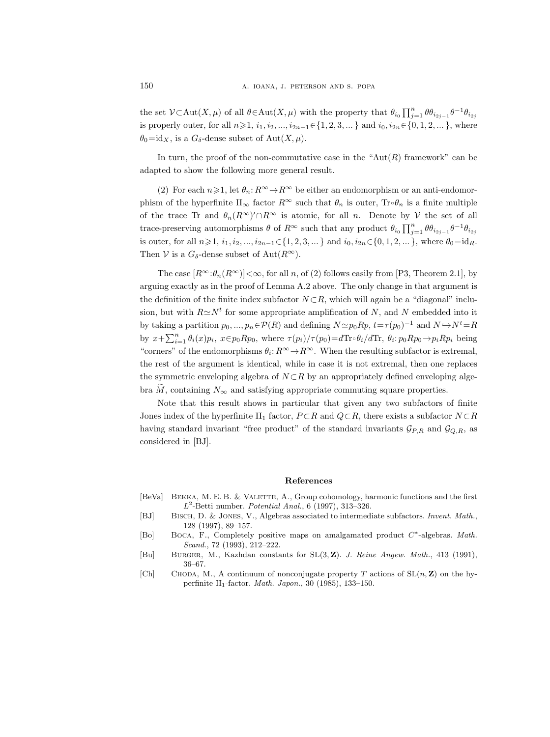the set $\mathcal{V}\subset\operatorname{Aut}(X,\mu)$ of all $\theta\in\operatorname{Aut}(X,\mu)$ with the property that $\theta_{i_0}\prod_{j=1}^n \theta\theta_{i_{2j-1}}\theta^{-1}\theta_{i_{2j}}$ is properly outer, for all $n\geqslant 1$, $i_1, i_2, ..., i_{2n-1}\in\{1,2,3,...\}$ and $i_0, i_{2n}\in\{0,1,2,...\}$, where $\theta_0=\operatorname{id}_X$, is a $G_\delta$-dense subset of $\operatorname{Aut}(X,\mu)$.

In turn, the proof of the non-commutative case in the "$\operatorname{Aut}(R)$ framework" can be adapted to show the following more general result.

(2) For each $n\geqslant 1$, let $\theta_n: R^\infty\to R^\infty$ be either an endomorphism or an anti-endomorphism of the hyperfinite $\mathrm{II}_\infty$ factor $R^\infty$ such that $\theta_n$ is outer, $\operatorname{Tr}\circ\theta_n$ is a finite multiple of the trace $\operatorname{Tr}$ and $\theta_n(R^\infty)'\cap R^\infty$ is atomic, for all $n$. Denote by $\mathcal{V}$ the set of all trace-preserving automorphisms $\theta$ of $R^\infty$ such that any product $\theta_{i_0}\prod_{j=1}^n \theta\theta_{i_{2j-1}}\theta^{-1}\theta_{i_{2j}}$ is outer, for all $n\geqslant 1$, $i_1, i_2, ..., i_{2n-1}\in\{1,2,3,...\}$ and $i_0, i_{2n}\in\{0,1,2,...\}$, where $\theta_0=\operatorname{id}_R$. Then $\mathcal{V}$ is a $G_\delta$-dense subset of $\operatorname{Aut}(R^\infty)$.

The case $[R^\infty:\theta_n(R^\infty)]<\infty$, for all $n$, of (2) follows easily from [P3, Theorem 2.1], by arguing exactly as in the proof of Lemma A.2 above. The only change in that argument is the definition of the finite index subfactor $N\subset R$, which will again be a "diagonal" inclusion, but with $R\simeq N^t$ for some appropriate amplification of $N$, and $N$ embedded into it by taking a partition $p_0, ..., p_n\in\mathcal{P}(R)$ and defining $N\simeq p_0Rp$, $t=\tau(p_0)^{-1}$ and $N\hookrightarrow N^t=R$ by $x+\sum_{i=1}^n \theta_i(x)p_i$, $x\in p_0Rp_0$, where $\tau(p_i)/\tau(p_0)=d\operatorname{Tr}\circ\theta_i/d\operatorname{Tr}$, $\theta_i: p_0Rp_0\to p_iRp_i$ being "corners" of the endomorphisms $\theta_i: R^\infty\to R^\infty$. When the resulting subfactor is extremal, the rest of the argument is identical, while in case it is not extremal, then one replaces the symmetric enveloping algebra of $N\subset R$ by an appropriately defined enveloping algebra $\widetilde{M}$, containing $N_\infty$ and satisfying appropriate commuting square properties.

Note that this result shows in particular that given any two subfactors of finite Jones index of the hyperfinite $\mathrm{II}_1$ factor, $P\subset R$ and $Q\subset R$, there exists a subfactor $N\subset R$ having standard invariant "free product" of the standard invariants $\mathcal{G}_{P,R}$ and $\mathcal{G}_{Q,R}$, as considered in [BJ].

## References

[BeVa] Bekka, M. E. B. & Valette, A., Group cohomology, harmonic functions and the first $L^2$-Betti number. *Potential Anal.*, 6 (1997), 313–326.

[BJ] Bisch, D. & Jones, V., Algebras associated to intermediate subfactors. *Invent. Math.*, 128 (1997), 89–157.

[Bo] Boca, F., Completely positive maps on amalgamated product $C^*$-algebras. *Math. Scand.*, 72 (1993), 212–222.

[Bu] Burger, M., Kazhdan constants for $\mathrm{SL}(3,\mathbf{Z})$. *J. Reine Angew. Math.*, 413 (1991), 36–67.

[Ch] Choda, M., A continuum of nonconjugate property T actions of $\mathrm{SL}(n,\mathbf{Z})$ on the hyperfinite $\mathrm{II}_1$-factor. *Math. Japon.*, 30 (1985), 133–150.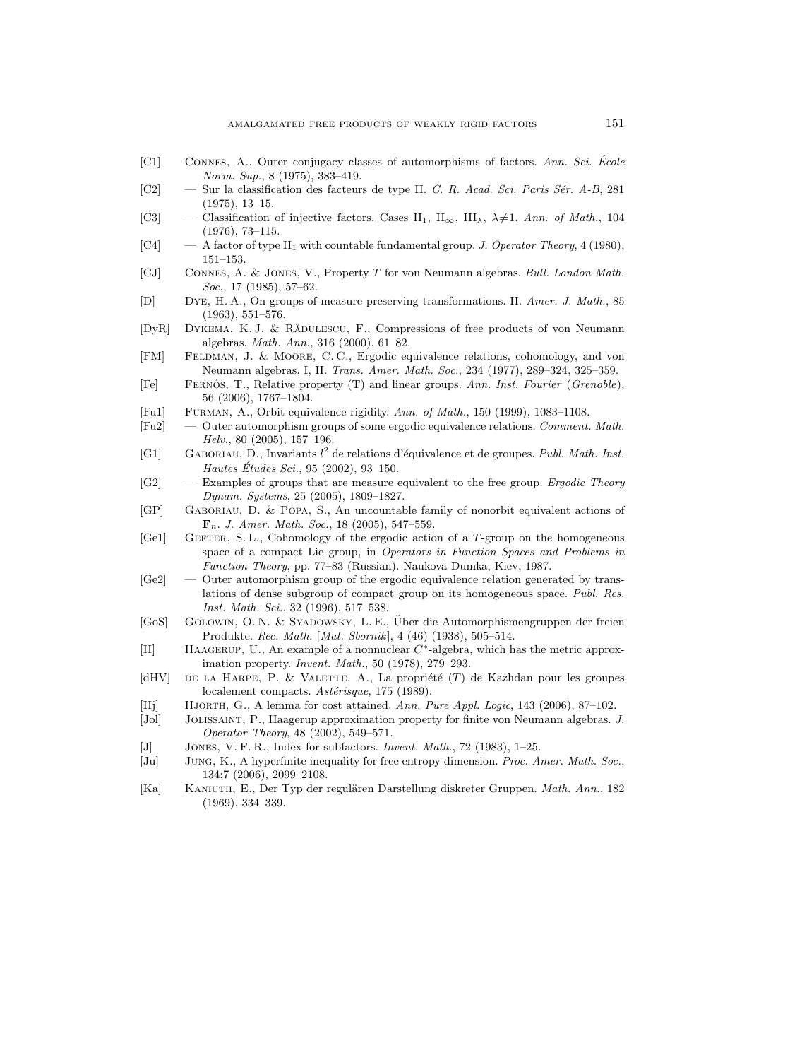[C1] Connes, A., Outer conjugacy classes of automorphisms of factors. *Ann. Sci. École Norm. Sup.*, 8 (1975), 383–419.

[C2] — Sur la classification des facteurs de type II. *C. R. Acad. Sci. Paris Sér. A-B*, 281 (1975), 13–15.

[C3] — Classification of injective factors. Cases $\mathrm{II}_1$, $\mathrm{II}_\infty$, $\mathrm{III}_\lambda$, $\lambda \neq 1$. *Ann. of Math.*, 104 (1976), 73–115.

[C4] — A factor of type $\mathrm{II}_1$ with countable fundamental group. *J. Operator Theory*, 4 (1980), 151–153.

[CJ] Connes, A. & Jones, V., Property $T$ for von Neumann algebras. *Bull. London Math. Soc.*, 17 (1985), 57–62.

[D] Dye, H. A., On groups of measure preserving transformations. II. *Amer. J. Math.*, 85 (1963), 551–576.

[DyR] Dykema, K. J. & Rădulescu, F., Compressions of free products of von Neumann algebras. *Math. Ann.*, 316 (2000), 61–82.

[FM] Feldman, J. & Moore, C. C., Ergodic equivalence relations, cohomology, and von Neumann algebras. I, II. *Trans. Amer. Math. Soc.*, 234 (1977), 289–324, 325–359.

[Fe] Fernós, T., Relative property (T) and linear groups. *Ann. Inst. Fourier* (*Grenoble*), 56 (2006), 1767–1804.

[Fu1] Furman, A., Orbit equivalence rigidity. *Ann. of Math.*, 150 (1999), 1083–1108.

[Fu2] — Outer automorphism groups of some ergodic equivalence relations. *Comment. Math. Helv.*, 80 (2005), 157–196.

[G1] Gaboriau, D., Invariants $l^2$ de relations d'équivalence et de groupes. *Publ. Math. Inst. Hautes Études Sci.*, 95 (2002), 93–150.

[G2] — Examples of groups that are measure equivalent to the free group. *Ergodic Theory Dynam. Systems*, 25 (2005), 1809–1827.

[GP] Gaboriau, D. & Popa, S., An uncountable family of nonorbit equivalent actions of $\mathbf{F}_n$. *J. Amer. Math. Soc.*, 18 (2005), 547–559.

[Ge1] Gefter, S. L., Cohomology of the ergodic action of a $T$-group on the homogeneous space of a compact Lie group, in *Operators in Function Spaces and Problems in Function Theory*, pp. 77–83 (Russian). Naukova Dumka, Kiev, 1987.

[Ge2] — Outer automorphism group of the ergodic equivalence relation generated by translations of dense subgroup of compact group on its homogeneous space. *Publ. Res. Inst. Math. Sci.*, 32 (1996), 517–538.

[GoS] Golowin, O. N. & Syadowsky, L. E., Über die Automorphismengruppen der freien Produkte. *Rec. Math.* [*Mat. Sbornik*], 4 (46) (1938), 505–514.

[H] Haagerup, U., An example of a nonnuclear $C^*$-algebra, which has the metric approximation property. *Invent. Math.*, 50 (1978), 279–293.

[dHV] de la Harpe, P. & Valette, A., La propriété ($T$) de Kazhdan pour les groupes localement compacts. *Astérisque*, 175 (1989).

[Hj] Hjorth, G., A lemma for cost attained. *Ann. Pure Appl. Logic*, 143 (2006), 87–102.

[Jol] Jolissaint, P., Haagerup approximation property for finite von Neumann algebras. *J. Operator Theory*, 48 (2002), 549–571.

[J] Jones, V. F. R., Index for subfactors. *Invent. Math.*, 72 (1983), 1–25.

[Ju] Jung, K., A hyperfinite inequality for free entropy dimension. *Proc. Amer. Math. Soc.*, 134:7 (2006), 2099–2108.

[Ka] Kaniuth, E., Der Typ der regulären Darstellung diskreter Gruppen. *Math. Ann.*, 182 (1969), 334–339.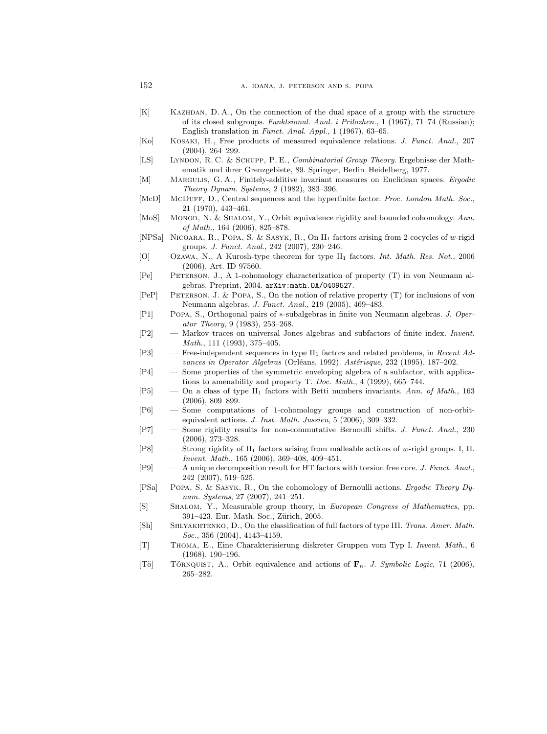[K] Kazhdan, D. A., On the connection of the dual space of a group with the structure of its closed subgroups. *Funktsional. Anal. i Prilozhen.*, 1 (1967), 71–74 (Russian); English translation in *Funct. Anal. Appl.*, 1 (1967), 63–65.

[Ko] Kosaki, H., Free products of measured equivalence relations. *J. Funct. Anal.*, 207 (2004), 264–299.

[LS] Lyndon, R. C. & Schupp, P. E., *Combinatorial Group Theory*. Ergebnisse der Mathematik und ihrer Grenzgebiete, 89. Springer, Berlin–Heidelberg, 1977.

[M] Margulis, G. A., Finitely-additive invariant measures on Euclidean spaces. *Ergodic Theory Dynam. Systems*, 2 (1982), 383–396.

[McD] McDuff, D., Central sequences and the hyperfinite factor. *Proc. London Math. Soc.*, 21 (1970), 443–461.

[MoS] Monod, N. & Shalom, Y., Orbit equivalence rigidity and bounded cohomology. *Ann. of Math.*, 164 (2006), 825–878.

[NPSa] Nicoara, R., Popa, S. & Sasyk, R., On $\mathrm{II}_1$ factors arising from 2-cocycles of $w$-rigid groups. *J. Funct. Anal.*, 242 (2007), 230–246.

[O] Ozawa, N., A Kurosh-type theorem for type $\mathrm{II}_1$ factors. *Int. Math. Res. Not.*, 2006 (2006), Art. ID 97560.

[Pe] Peterson, J., A 1-cohomology characterization of property (T) in von Neumann algebras. Preprint, 2004. arXiv:math.OA/0409527.

[PeP] Peterson, J. & Popa, S., On the notion of relative property (T) for inclusions of von Neumann algebras. *J. Funct. Anal.*, 219 (2005), 469–483.

[P1] Popa, S., Orthogonal pairs of $*$-subalgebras in finite von Neumann algebras. *J. Operator Theory*, 9 (1983), 253–268.

[P2] — Markov traces on universal Jones algebras and subfactors of finite index. *Invent. Math.*, 111 (1993), 375–405.

[P3] — Free-independent sequences in type $\mathrm{II}_1$ factors and related problems, in *Recent Advances in Operator Algebras* (Orléans, 1992). *Astérisque*, 232 (1995), 187–202.

[P4] — Some properties of the symmetric enveloping algebra of a subfactor, with applications to amenability and property T. *Doc. Math.*, 4 (1999), 665–744.

[P5] — On a class of type $\mathrm{II}_1$ factors with Betti numbers invariants. *Ann. of Math.*, 163 (2006), 809–899.

[P6] — Some computations of 1-cohomology groups and construction of non-orbit-equivalent actions. *J. Inst. Math. Jussieu*, 5 (2006), 309–332.

[P7] — Some rigidity results for non-commutative Bernoulli shifts. *J. Funct. Anal.*, 230 (2006), 273–328.

[P8] — Strong rigidity of $\mathrm{II}_1$ factors arising from malleable actions of $w$-rigid groups. I, II. *Invent. Math.*, 165 (2006), 369–408, 409–451.

[P9] — A unique decomposition result for HT factors with torsion free core. *J. Funct. Anal.*, 242 (2007), 519–525.

[PSa] Popa, S. & Sasyk, R., On the cohomology of Bernoulli actions. *Ergodic Theory Dynam. Systems*, 27 (2007), 241–251.

[S] Shalom, Y., Measurable group theory, in *European Congress of Mathematics*, pp. 391–423. Eur. Math. Soc., Zürich, 2005.

[Sh] Shlyakhtenko, D., On the classification of full factors of type III. *Trans. Amer. Math. Soc.*, 356 (2004), 4143–4159.

[T] Thoma, E., Eine Charakterisierung diskreter Gruppen vom Typ I. *Invent. Math.*, 6 (1968), 190–196.

[Tö] Törnquist, A., Orbit equivalence and actions of $\mathbf{F}_n$. *J. Symbolic Logic*, 71 (2006), 265–282.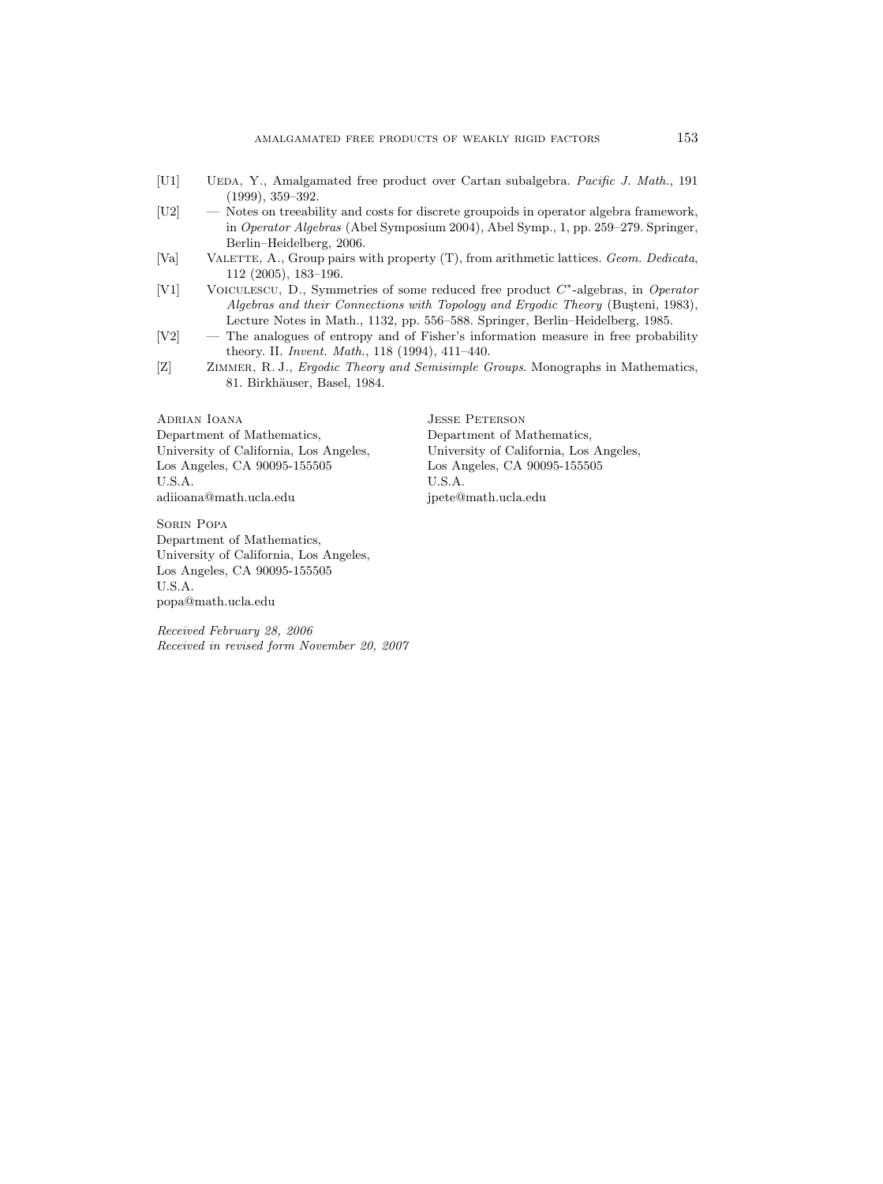[U1] Ueda, Y., Amalgamated free product over Cartan subalgebra. *Pacific J. Math.*, 191 (1999), 359–392.

[U2] — Notes on treeability and costs for discrete groupoids in operator algebra framework, in *Operator Algebras* (Abel Symposium 2004), Abel Symp., 1, pp. 259–279. Springer, Berlin–Heidelberg, 2006.

[Va] Valette, A., Group pairs with property (T), from arithmetic lattices. *Geom. Dedicata*, 112 (2005), 183–196.

[V1] Voiculescu, D., Symmetries of some reduced free product $C^*$-algebras, in *Operator Algebras and their Connections with Topology and Ergodic Theory* (Buşteni, 1983), Lecture Notes in Math., 1132, pp. 556–588. Springer, Berlin–Heidelberg, 1985.

[V2] — The analogues of entropy and of Fisher's information measure in free probability theory. II. *Invent. Math.*, 118 (1994), 411–440.

[Z] Zimmer, R. J., *Ergodic Theory and Semisimple Groups*. Monographs in Mathematics, 81. Birkhäuser, Basel, 1984.

Adrian Ioana
Department of Mathematics,
University of California, Los Angeles,
Los Angeles, CA 90095-155505
U.S.A.
adiioana@math.ucla.edu

Jesse Peterson
Department of Mathematics,
University of California, Los Angeles,
Los Angeles, CA 90095-155505
U.S.A.
jpete@math.ucla.edu

Sorin Popa
Department of Mathematics,
University of California, Los Angeles,
Los Angeles, CA 90095-155505
U.S.A.
popa@math.ucla.edu

*Received February 28, 2006*
*Received in revised form November 20, 2007*